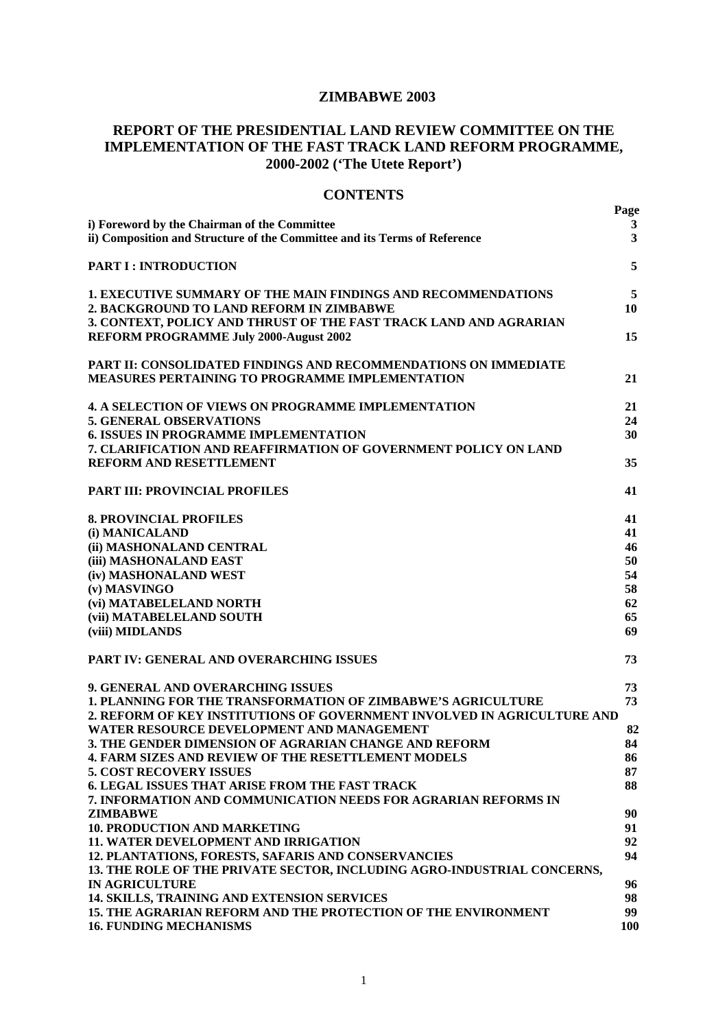# ZIMBABWE 2003

## REPORT OF THE PRESIDENTIAL LAND REVIEW COMMITTEE ON THE IMPLEMENTATION OF THE FAST TRACK LAND REFORM PROGRAMME, 2000-2002 ('The Utete Report')

## CONTENTS

| | Page |
|---|---|
| **i) Foreword by the Chairman of the Committee** | **3** |
| **ii) Composition and Structure of the Committee and its Terms of Reference** | **3** |
| **PART I : INTRODUCTION** | **5** |
| **1. EXECUTIVE SUMMARY OF THE MAIN FINDINGS AND RECOMMENDATIONS** | **5** |
| **2. BACKGROUND TO LAND REFORM IN ZIMBABWE** | **10** |
| **3. CONTEXT, POLICY AND THRUST OF THE FAST TRACK LAND AND AGRARIAN REFORM PROGRAMME July 2000-August 2002** | **15** |
| **PART II: CONSOLIDATED FINDINGS AND RECOMMENDATIONS ON IMMEDIATE MEASURES PERTAINING TO PROGRAMME IMPLEMENTATION** | **21** |
| **4. A SELECTION OF VIEWS ON PROGRAMME IMPLEMENTATION** | **21** |
| **5. GENERAL OBSERVATIONS** | **24** |
| **6. ISSUES IN PROGRAMME IMPLEMENTATION** | **30** |
| **7. CLARIFICATION AND REAFFIRMATION OF GOVERNMENT POLICY ON LAND REFORM AND RESETTLEMENT** | **35** |
| **PART III: PROVINCIAL PROFILES** | **41** |
| **8. PROVINCIAL PROFILES** | **41** |
| **(i) MANICALAND** | **41** |
| **(ii) MASHONALAND CENTRAL** | **46** |
| **(iii) MASHONALAND EAST** | **50** |
| **(iv) MASHONALAND WEST** | **54** |
| **(v) MASVINGO** | **58** |
| **(vi) MATABELELAND NORTH** | **62** |
| **(vii) MATABELELAND SOUTH** | **65** |
| **(viii) MIDLANDS** | **69** |
| **PART IV: GENERAL AND OVERARCHING ISSUES** | **73** |
| **9. GENERAL AND OVERARCHING ISSUES** | **73** |
| **1. PLANNING FOR THE TRANSFORMATION OF ZIMBABWE'S AGRICULTURE** | **73** |
| **2. REFORM OF KEY INSTITUTIONS OF GOVERNMENT INVOLVED IN AGRICULTURE AND WATER RESOURCE DEVELOPMENT AND MANAGEMENT** | **82** |
| **3. THE GENDER DIMENSION OF AGRARIAN CHANGE AND REFORM** | **84** |
| **4. FARM SIZES AND REVIEW OF THE RESETTLEMENT MODELS** | **86** |
| **5. COST RECOVERY ISSUES** | **87** |
| **6. LEGAL ISSUES THAT ARISE FROM THE FAST TRACK** | **88** |
| **7. INFORMATION AND COMMUNICATION NEEDS FOR AGRARIAN REFORMS IN ZIMBABWE** | **90** |
| **10. PRODUCTION AND MARKETING** | **91** |
| **11. WATER DEVELOPMENT AND IRRIGATION** | **92** |
| **12. PLANTATIONS, FORESTS, SAFARIS AND CONSERVANCIES** | **94** |
| **13. THE ROLE OF THE PRIVATE SECTOR, INCLUDING AGRO-INDUSTRIAL CONCERNS, IN AGRICULTURE** | **96** |
| **14. SKILLS, TRAINING AND EXTENSION SERVICES** | **98** |
| **15. THE AGRARIAN REFORM AND THE PROTECTION OF THE ENVIRONMENT** | **99** |
| **16. FUNDING MECHANISMS** | **100** |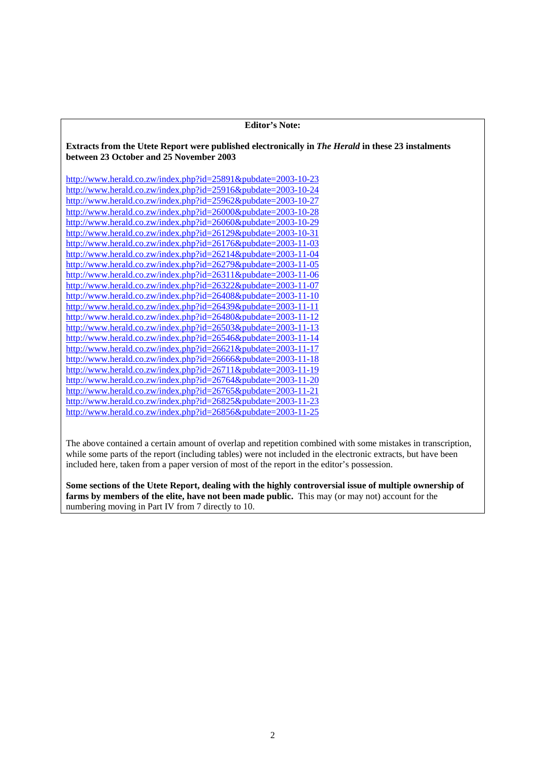**Editor's Note:**

**Extracts from the Utete Report were published electronically in *The Herald* in these 23 instalments between 23 October and 25 November 2003**

http://www.herald.co.zw/index.php?id=25891&pubdate=2003-10-23
http://www.herald.co.zw/index.php?id=25916&pubdate=2003-10-24
http://www.herald.co.zw/index.php?id=25962&pubdate=2003-10-27
http://www.herald.co.zw/index.php?id=26000&pubdate=2003-10-28
http://www.herald.co.zw/index.php?id=26060&pubdate=2003-10-29
http://www.herald.co.zw/index.php?id=26129&pubdate=2003-10-31
http://www.herald.co.zw/index.php?id=26176&pubdate=2003-11-03
http://www.herald.co.zw/index.php?id=26214&pubdate=2003-11-04
http://www.herald.co.zw/index.php?id=26279&pubdate=2003-11-05
http://www.herald.co.zw/index.php?id=26311&pubdate=2003-11-06
http://www.herald.co.zw/index.php?id=26322&pubdate=2003-11-07
http://www.herald.co.zw/index.php?id=26408&pubdate=2003-11-10
http://www.herald.co.zw/index.php?id=26439&pubdate=2003-11-11
http://www.herald.co.zw/index.php?id=26480&pubdate=2003-11-12
http://www.herald.co.zw/index.php?id=26503&pubdate=2003-11-13
http://www.herald.co.zw/index.php?id=26546&pubdate=2003-11-14
http://www.herald.co.zw/index.php?id=26621&pubdate=2003-11-17
http://www.herald.co.zw/index.php?id=26666&pubdate=2003-11-18
http://www.herald.co.zw/index.php?id=26711&pubdate=2003-11-19
http://www.herald.co.zw/index.php?id=26764&pubdate=2003-11-20
http://www.herald.co.zw/index.php?id=26765&pubdate=2003-11-21
http://www.herald.co.zw/index.php?id=26825&pubdate=2003-11-23
http://www.herald.co.zw/index.php?id=26856&pubdate=2003-11-25

The above contained a certain amount of overlap and repetition combined with some mistakes in transcription, while some parts of the report (including tables) were not included in the electronic extracts, but have been included here, taken from a paper version of most of the report in the editor's possession.

**Some sections of the Utete Report, dealing with the highly controversial issue of multiple ownership of farms by members of the elite, have not been made public.** This may (or may not) account for the numbering moving in Part IV from 7 directly to 10.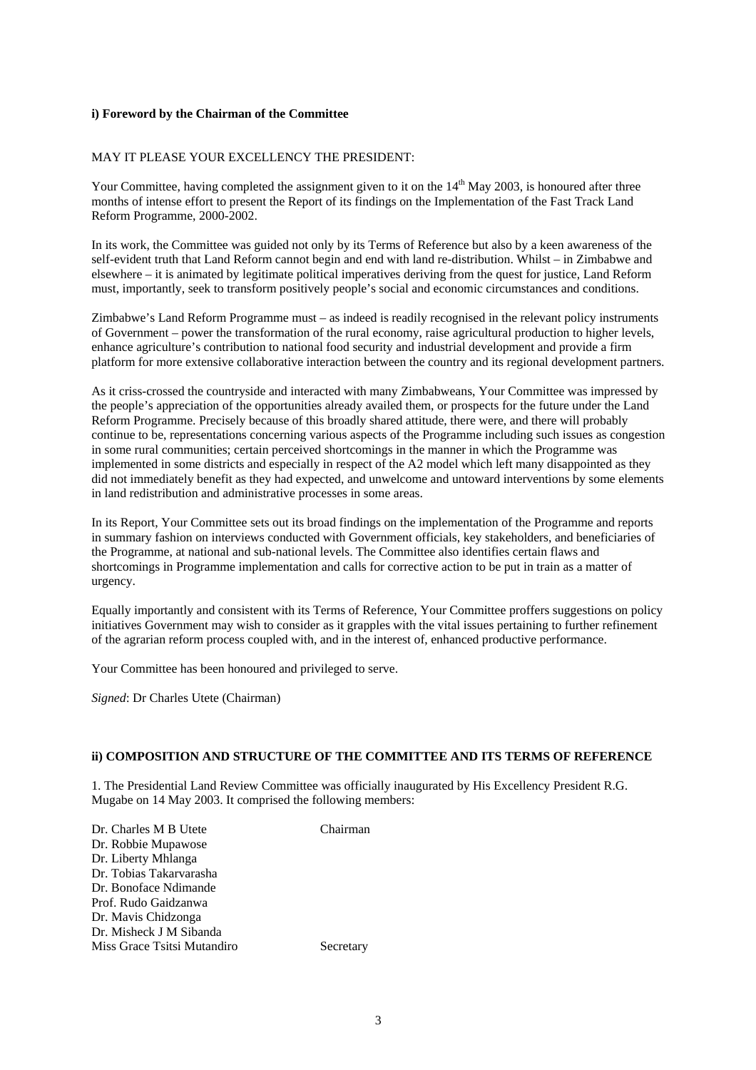**i) Foreword by the Chairman of the Committee**

MAY IT PLEASE YOUR EXCELLENCY THE PRESIDENT:

Your Committee, having completed the assignment given to it on the 14th May 2003, is honoured after three months of intense effort to present the Report of its findings on the Implementation of the Fast Track Land Reform Programme, 2000-2002.

In its work, the Committee was guided not only by its Terms of Reference but also by a keen awareness of the self-evident truth that Land Reform cannot begin and end with land re-distribution. Whilst – in Zimbabwe and elsewhere – it is animated by legitimate political imperatives deriving from the quest for justice, Land Reform must, importantly, seek to transform positively people's social and economic circumstances and conditions.

Zimbabwe's Land Reform Programme must – as indeed is readily recognised in the relevant policy instruments of Government – power the transformation of the rural economy, raise agricultural production to higher levels, enhance agriculture's contribution to national food security and industrial development and provide a firm platform for more extensive collaborative interaction between the country and its regional development partners.

As it criss-crossed the countryside and interacted with many Zimbabweans, Your Committee was impressed by the people's appreciation of the opportunities already availed them, or prospects for the future under the Land Reform Programme. Precisely because of this broadly shared attitude, there were, and there will probably continue to be, representations concerning various aspects of the Programme including such issues as congestion in some rural communities; certain perceived shortcomings in the manner in which the Programme was implemented in some districts and especially in respect of the A2 model which left many disappointed as they did not immediately benefit as they had expected, and unwelcome and untoward interventions by some elements in land redistribution and administrative processes in some areas.

In its Report, Your Committee sets out its broad findings on the implementation of the Programme and reports in summary fashion on interviews conducted with Government officials, key stakeholders, and beneficiaries of the Programme, at national and sub-national levels. The Committee also identifies certain flaws and shortcomings in Programme implementation and calls for corrective action to be put in train as a matter of urgency.

Equally importantly and consistent with its Terms of Reference, Your Committee proffers suggestions on policy initiatives Government may wish to consider as it grapples with the vital issues pertaining to further refinement of the agrarian reform process coupled with, and in the interest of, enhanced productive performance.

Your Committee has been honoured and privileged to serve.

*Signed*: Dr Charles Utete (Chairman)

**ii) COMPOSITION AND STRUCTURE OF THE COMMITTEE AND ITS TERMS OF REFERENCE**

1. The Presidential Land Review Committee was officially inaugurated by His Excellency President R.G. Mugabe on 14 May 2003. It comprised the following members:

| | |
|---|---|
| Dr. Charles M B Utete | Chairman |
| Dr. Robbie Mupawose | |
| Dr. Liberty Mhlanga | |
| Dr. Tobias Takarvarasha | |
| Dr. Bonoface Ndimande | |
| Prof. Rudo Gaidzanwa | |
| Dr. Mavis Chidzonga | |
| Dr. Misheck J M Sibanda | |
| Miss Grace Tsitsi Mutandiro | Secretary |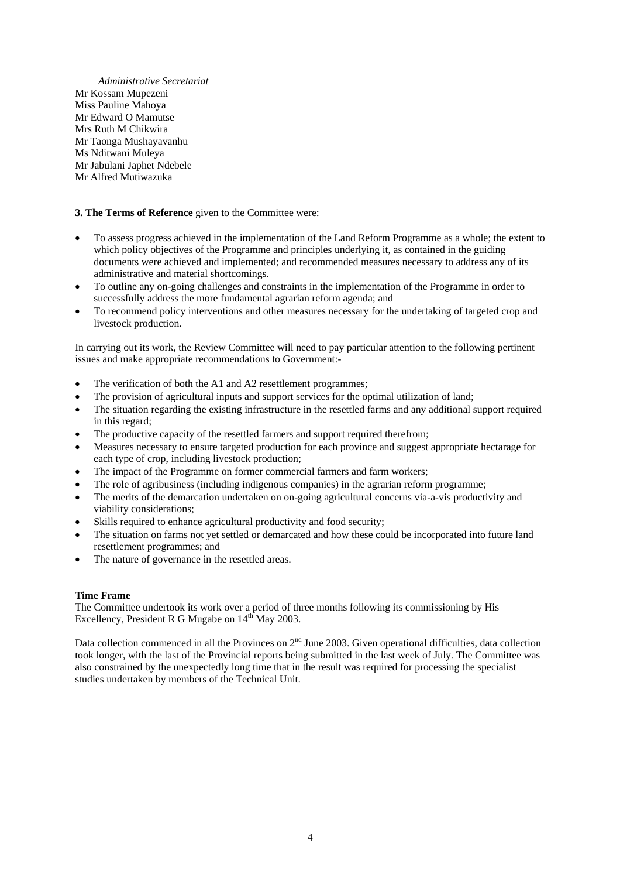*Administrative Secretariat*

Mr Kossam Mupezeni
Miss Pauline Mahoya
Mr Edward O Mamutse
Mrs Ruth M Chikwira
Mr Taonga Mushayavanhu
Ms Nditwani Muleya
Mr Jabulani Japhet Ndebele
Mr Alfred Mutiwazuka

**3. The Terms of Reference** given to the Committee were:

- To assess progress achieved in the implementation of the Land Reform Programme as a whole; the extent to which policy objectives of the Programme and principles underlying it, as contained in the guiding documents were achieved and implemented; and recommended measures necessary to address any of its administrative and material shortcomings.
- To outline any on-going challenges and constraints in the implementation of the Programme in order to successfully address the more fundamental agrarian reform agenda; and
- To recommend policy interventions and other measures necessary for the undertaking of targeted crop and livestock production.

In carrying out its work, the Review Committee will need to pay particular attention to the following pertinent issues and make appropriate recommendations to Government:-

- The verification of both the A1 and A2 resettlement programmes;
- The provision of agricultural inputs and support services for the optimal utilization of land;
- The situation regarding the existing infrastructure in the resettled farms and any additional support required in this regard;
- The productive capacity of the resettled farmers and support required therefrom;
- Measures necessary to ensure targeted production for each province and suggest appropriate hectarage for each type of crop, including livestock production;
- The impact of the Programme on former commercial farmers and farm workers;
- The role of agribusiness (including indigenous companies) in the agrarian reform programme;
- The merits of the demarcation undertaken on on-going agricultural concerns via-a-vis productivity and viability considerations;
- Skills required to enhance agricultural productivity and food security;
- The situation on farms not yet settled or demarcated and how these could be incorporated into future land resettlement programmes; and
- The nature of governance in the resettled areas.

**Time Frame**

The Committee undertook its work over a period of three months following its commissioning by His Excellency, President R G Mugabe on 14th May 2003.

Data collection commenced in all the Provinces on 2nd June 2003. Given operational difficulties, data collection took longer, with the last of the Provincial reports being submitted in the last week of July. The Committee was also constrained by the unexpectedly long time that in the result was required for processing the specialist studies undertaken by members of the Technical Unit.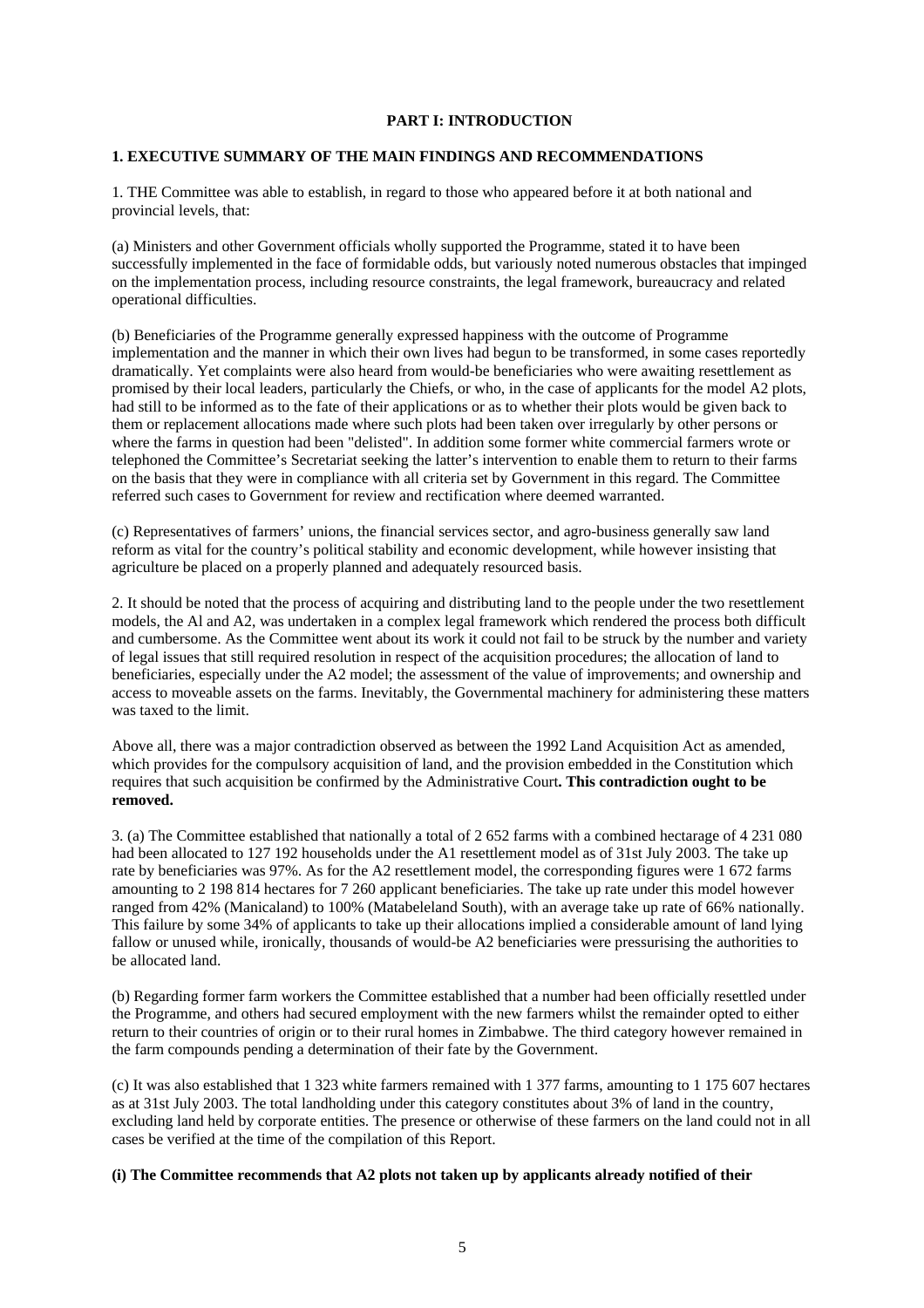## PART I: INTRODUCTION

### 1. EXECUTIVE SUMMARY OF THE MAIN FINDINGS AND RECOMMENDATIONS

1. THE Committee was able to establish, in regard to those who appeared before it at both national and provincial levels, that:

(a) Ministers and other Government officials wholly supported the Programme, stated it to have been successfully implemented in the face of formidable odds, but variously noted numerous obstacles that impinged on the implementation process, including resource constraints, the legal framework, bureaucracy and related operational difficulties.

(b) Beneficiaries of the Programme generally expressed happiness with the outcome of Programme implementation and the manner in which their own lives had begun to be transformed, in some cases reportedly dramatically. Yet complaints were also heard from would-be beneficiaries who were awaiting resettlement as promised by their local leaders, particularly the Chiefs, or who, in the case of applicants for the model A2 plots, had still to be informed as to the fate of their applications or as to whether their plots would be given back to them or replacement allocations made where such plots had been taken over irregularly by other persons or where the farms in question had been "delisted". In addition some former white commercial farmers wrote or telephoned the Committee's Secretariat seeking the latter's intervention to enable them to return to their farms on the basis that they were in compliance with all criteria set by Government in this regard. The Committee referred such cases to Government for review and rectification where deemed warranted.

(c) Representatives of farmers' unions, the financial services sector, and agro-business generally saw land reform as vital for the country's political stability and economic development, while however insisting that agriculture be placed on a properly planned and adequately resourced basis.

2. It should be noted that the process of acquiring and distributing land to the people under the two resettlement models, the Al and A2, was undertaken in a complex legal framework which rendered the process both difficult and cumbersome. As the Committee went about its work it could not fail to be struck by the number and variety of legal issues that still required resolution in respect of the acquisition procedures; the allocation of land to beneficiaries, especially under the A2 model; the assessment of the value of improvements; and ownership and access to moveable assets on the farms. Inevitably, the Governmental machinery for administering these matters was taxed to the limit.

Above all, there was a major contradiction observed as between the 1992 Land Acquisition Act as amended, which provides for the compulsory acquisition of land, and the provision embedded in the Constitution which requires that such acquisition be confirmed by the Administrative Court**. This contradiction ought to be removed.**

3. (a) The Committee established that nationally a total of 2 652 farms with a combined hectarage of 4 231 080 had been allocated to 127 192 households under the A1 resettlement model as of 31st July 2003. The take up rate by beneficiaries was 97%. As for the A2 resettlement model, the corresponding figures were 1 672 farms amounting to 2 198 814 hectares for 7 260 applicant beneficiaries. The take up rate under this model however ranged from 42% (Manicaland) to 100% (Matabeleland South), with an average take up rate of 66% nationally. This failure by some 34% of applicants to take up their allocations implied a considerable amount of land lying fallow or unused while, ironically, thousands of would-be A2 beneficiaries were pressurising the authorities to be allocated land.

(b) Regarding former farm workers the Committee established that a number had been officially resettled under the Programme, and others had secured employment with the new farmers whilst the remainder opted to either return to their countries of origin or to their rural homes in Zimbabwe. The third category however remained in the farm compounds pending a determination of their fate by the Government.

(c) It was also established that 1 323 white farmers remained with 1 377 farms, amounting to 1 175 607 hectares as at 31st July 2003. The total landholding under this category constitutes about 3% of land in the country, excluding land held by corporate entities. The presence or otherwise of these farmers on the land could not in all cases be verified at the time of the compilation of this Report.

**(i) The Committee recommends that A2 plots not taken up by applicants already notified of their**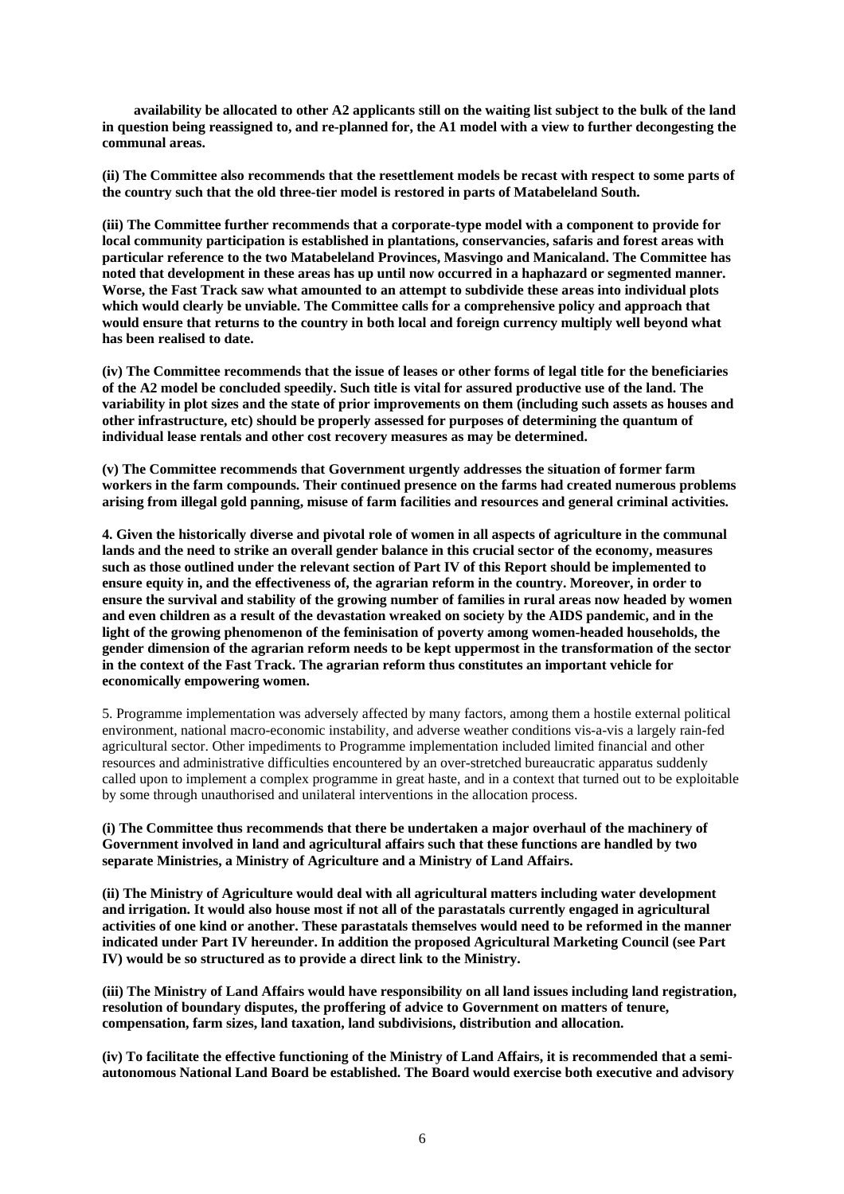**availability be allocated to other A2 applicants still on the waiting list subject to the bulk of the land in question being reassigned to, and re-planned for, the A1 model with a view to further decongesting the communal areas.**

**(ii) The Committee also recommends that the resettlement models be recast with respect to some parts of the country such that the old three-tier model is restored in parts of Matabeleland South.**

**(iii) The Committee further recommends that a corporate-type model with a component to provide for local community participation is established in plantations, conservancies, safaris and forest areas with particular reference to the two Matabeleland Provinces, Masvingo and Manicaland. The Committee has noted that development in these areas has up until now occurred in a haphazard or segmented manner. Worse, the Fast Track saw what amounted to an attempt to subdivide these areas into individual plots which would clearly be unviable. The Committee calls for a comprehensive policy and approach that would ensure that returns to the country in both local and foreign currency multiply well beyond what has been realised to date.**

**(iv) The Committee recommends that the issue of leases or other forms of legal title for the beneficiaries of the A2 model be concluded speedily. Such title is vital for assured productive use of the land. The variability in plot sizes and the state of prior improvements on them (including such assets as houses and other infrastructure, etc) should be properly assessed for purposes of determining the quantum of individual lease rentals and other cost recovery measures as may be determined.**

**(v) The Committee recommends that Government urgently addresses the situation of former farm workers in the farm compounds. Their continued presence on the farms had created numerous problems arising from illegal gold panning, misuse of farm facilities and resources and general criminal activities.**

**4. Given the historically diverse and pivotal role of women in all aspects of agriculture in the communal lands and the need to strike an overall gender balance in this crucial sector of the economy, measures such as those outlined under the relevant section of Part IV of this Report should be implemented to ensure equity in, and the effectiveness of, the agrarian reform in the country. Moreover, in order to ensure the survival and stability of the growing number of families in rural areas now headed by women and even children as a result of the devastation wreaked on society by the AIDS pandemic, and in the light of the growing phenomenon of the feminisation of poverty among women-headed households, the gender dimension of the agrarian reform needs to be kept uppermost in the transformation of the sector in the context of the Fast Track. The agrarian reform thus constitutes an important vehicle for economically empowering women.**

5. Programme implementation was adversely affected by many factors, among them a hostile external political environment, national macro-economic instability, and adverse weather conditions vis-a-vis a largely rain-fed agricultural sector. Other impediments to Programme implementation included limited financial and other resources and administrative difficulties encountered by an over-stretched bureaucratic apparatus suddenly called upon to implement a complex programme in great haste, and in a context that turned out to be exploitable by some through unauthorised and unilateral interventions in the allocation process.

**(i) The Committee thus recommends that there be undertaken a major overhaul of the machinery of Government involved in land and agricultural affairs such that these functions are handled by two separate Ministries, a Ministry of Agriculture and a Ministry of Land Affairs.**

**(ii) The Ministry of Agriculture would deal with all agricultural matters including water development and irrigation. It would also house most if not all of the parastatals currently engaged in agricultural activities of one kind or another. These parastatals themselves would need to be reformed in the manner indicated under Part IV hereunder. In addition the proposed Agricultural Marketing Council (see Part IV) would be so structured as to provide a direct link to the Ministry.**

**(iii) The Ministry of Land Affairs would have responsibility on all land issues including land registration, resolution of boundary disputes, the proffering of advice to Government on matters of tenure, compensation, farm sizes, land taxation, land subdivisions, distribution and allocation.**

**(iv) To facilitate the effective functioning of the Ministry of Land Affairs, it is recommended that a semi-autonomous National Land Board be established. The Board would exercise both executive and advisory**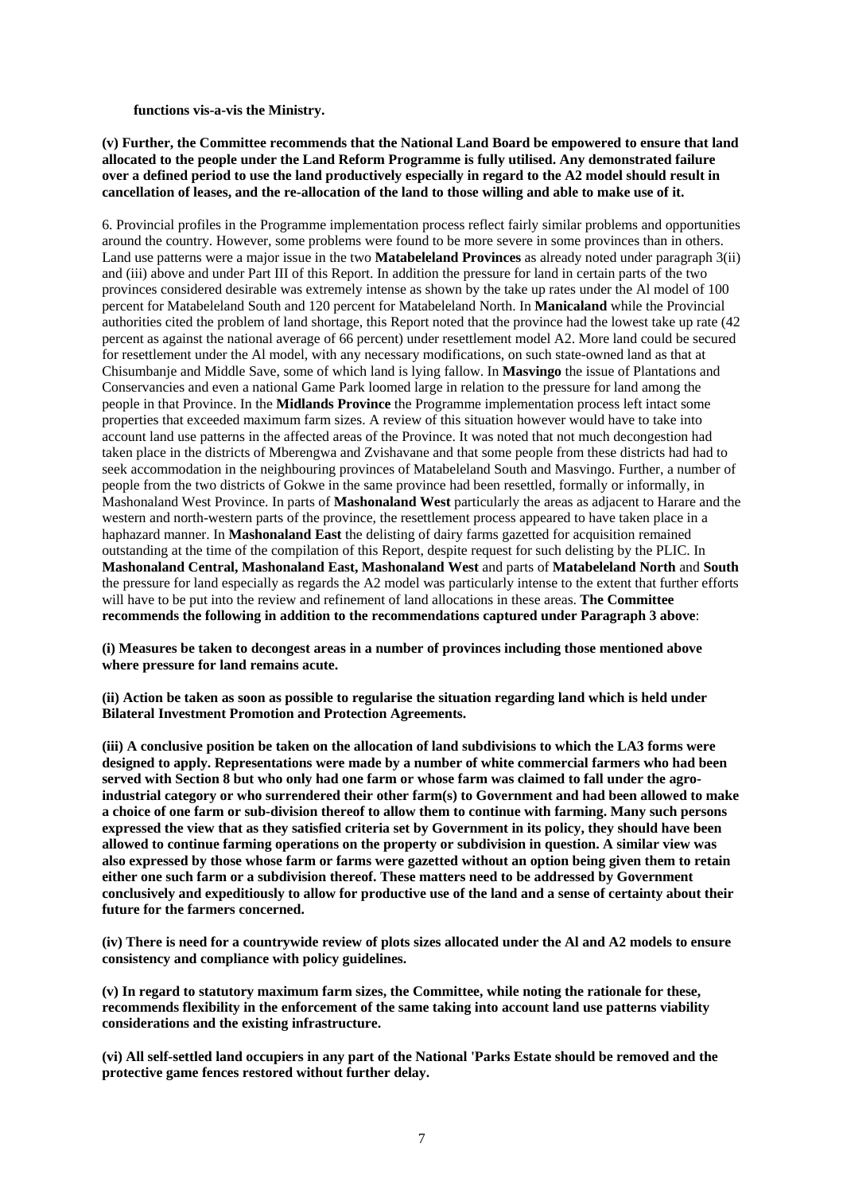**functions vis-a-vis the Ministry.**

**(v) Further, the Committee recommends that the National Land Board be empowered to ensure that land allocated to the people under the Land Reform Programme is fully utilised. Any demonstrated failure over a defined period to use the land productively especially in regard to the A2 model should result in cancellation of leases, and the re-allocation of the land to those willing and able to make use of it.**

6. Provincial profiles in the Programme implementation process reflect fairly similar problems and opportunities around the country. However, some problems were found to be more severe in some provinces than in others. Land use patterns were a major issue in the two **Matabeleland Provinces** as already noted under paragraph 3(ii) and (iii) above and under Part III of this Report. In addition the pressure for land in certain parts of the two provinces considered desirable was extremely intense as shown by the take up rates under the Al model of 100 percent for Matabeleland South and 120 percent for Matabeleland North. In **Manicaland** while the Provincial authorities cited the problem of land shortage, this Report noted that the province had the lowest take up rate (42 percent as against the national average of 66 percent) under resettlement model A2. More land could be secured for resettlement under the Al model, with any necessary modifications, on such state-owned land as that at Chisumbanje and Middle Save, some of which land is lying fallow. In **Masvingo** the issue of Plantations and Conservancies and even a national Game Park loomed large in relation to the pressure for land among the people in that Province. In the **Midlands Province** the Programme implementation process left intact some properties that exceeded maximum farm sizes. A review of this situation however would have to take into account land use patterns in the affected areas of the Province. It was noted that not much decongestion had taken place in the districts of Mberengwa and Zvishavane and that some people from these districts had had to seek accommodation in the neighbouring provinces of Matabeleland South and Masvingo. Further, a number of people from the two districts of Gokwe in the same province had been resettled, formally or informally, in Mashonaland West Province. In parts of **Mashonaland West** particularly the areas as adjacent to Harare and the western and north-western parts of the province, the resettlement process appeared to have taken place in a haphazard manner. In **Mashonaland East** the delisting of dairy farms gazetted for acquisition remained outstanding at the time of the compilation of this Report, despite request for such delisting by the PLIC. In **Mashonaland Central, Mashonaland East, Mashonaland West** and parts of **Matabeleland North** and **South** the pressure for land especially as regards the A2 model was particularly intense to the extent that further efforts will have to be put into the review and refinement of land allocations in these areas. **The Committee recommends the following in addition to the recommendations captured under Paragraph 3 above**:

**(i) Measures be taken to decongest areas in a number of provinces including those mentioned above where pressure for land remains acute.**

**(ii) Action be taken as soon as possible to regularise the situation regarding land which is held under Bilateral Investment Promotion and Protection Agreements.**

**(iii) A conclusive position be taken on the allocation of land subdivisions to which the LA3 forms were designed to apply. Representations were made by a number of white commercial farmers who had been served with Section 8 but who only had one farm or whose farm was claimed to fall under the agro-industrial category or who surrendered their other farm(s) to Government and had been allowed to make a choice of one farm or sub-division thereof to allow them to continue with farming. Many such persons expressed the view that as they satisfied criteria set by Government in its policy, they should have been allowed to continue farming operations on the property or subdivision in question. A similar view was also expressed by those whose farm or farms were gazetted without an option being given them to retain either one such farm or a subdivision thereof. These matters need to be addressed by Government conclusively and expeditiously to allow for productive use of the land and a sense of certainty about their future for the farmers concerned.**

**(iv) There is need for a countrywide review of plots sizes allocated under the Al and A2 models to ensure consistency and compliance with policy guidelines.**

**(v) In regard to statutory maximum farm sizes, the Committee, while noting the rationale for these, recommends flexibility in the enforcement of the same taking into account land use patterns viability considerations and the existing infrastructure.**

**(vi) All self-settled land occupiers in any part of the National 'Parks Estate should be removed and the protective game fences restored without further delay.**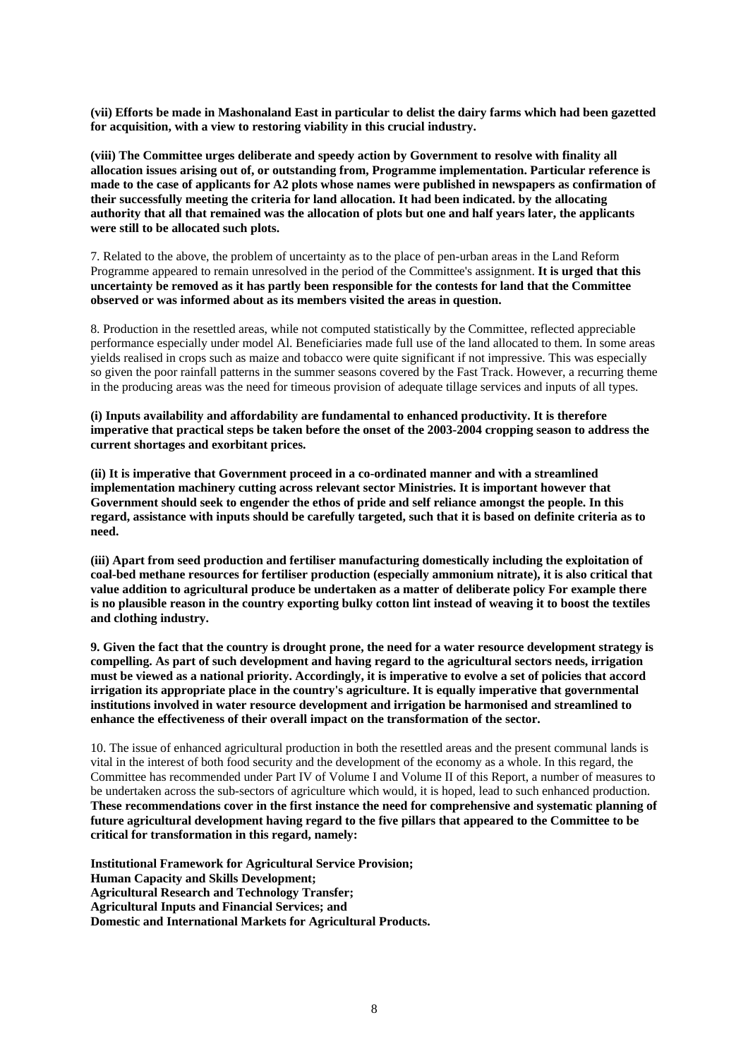**(vii) Efforts be made in Mashonaland East in particular to delist the dairy farms which had been gazetted for acquisition, with a view to restoring viability in this crucial industry.**

**(viii) The Committee urges deliberate and speedy action by Government to resolve with finality all allocation issues arising out of, or outstanding from, Programme implementation. Particular reference is made to the case of applicants for A2 plots whose names were published in newspapers as confirmation of their successfully meeting the criteria for land allocation. It had been indicated. by the allocating authority that all that remained was the allocation of plots but one and half years later, the applicants were still to be allocated such plots.**

7. Related to the above, the problem of uncertainty as to the place of pen-urban areas in the Land Reform Programme appeared to remain unresolved in the period of the Committee's assignment. **It is urged that this uncertainty be removed as it has partly been responsible for the contests for land that the Committee observed or was informed about as its members visited the areas in question.**

8. Production in the resettled areas, while not computed statistically by the Committee, reflected appreciable performance especially under model Al. Beneficiaries made full use of the land allocated to them. In some areas yields realised in crops such as maize and tobacco were quite significant if not impressive. This was especially so given the poor rainfall patterns in the summer seasons covered by the Fast Track. However, a recurring theme in the producing areas was the need for timeous provision of adequate tillage services and inputs of all types.

**(i) Inputs availability and affordability are fundamental to enhanced productivity. It is therefore imperative that practical steps be taken before the onset of the 2003-2004 cropping season to address the current shortages and exorbitant prices.**

**(ii) It is imperative that Government proceed in a co-ordinated manner and with a streamlined implementation machinery cutting across relevant sector Ministries. It is important however that Government should seek to engender the ethos of pride and self reliance amongst the people. In this regard, assistance with inputs should be carefully targeted, such that it is based on definite criteria as to need.**

**(iii) Apart from seed production and fertiliser manufacturing domestically including the exploitation of coal-bed methane resources for fertiliser production (especially ammonium nitrate), it is also critical that value addition to agricultural produce be undertaken as a matter of deliberate policy For example there is no plausible reason in the country exporting bulky cotton lint instead of weaving it to boost the textiles and clothing industry.**

**9. Given the fact that the country is drought prone, the need for a water resource development strategy is compelling. As part of such development and having regard to the agricultural sectors needs, irrigation must be viewed as a national priority. Accordingly, it is imperative to evolve a set of policies that accord irrigation its appropriate place in the country's agriculture. It is equally imperative that governmental institutions involved in water resource development and irrigation be harmonised and streamlined to enhance the effectiveness of their overall impact on the transformation of the sector.**

10. The issue of enhanced agricultural production in both the resettled areas and the present communal lands is vital in the interest of both food security and the development of the economy as a whole. In this regard, the Committee has recommended under Part IV of Volume I and Volume II of this Report, a number of measures to be undertaken across the sub-sectors of agriculture which would, it is hoped, lead to such enhanced production. **These recommendations cover in the first instance the need for comprehensive and systematic planning of future agricultural development having regard to the five pillars that appeared to the Committee to be critical for transformation in this regard, namely:**

**Institutional Framework for Agricultural Service Provision;**
**Human Capacity and Skills Development;**
**Agricultural Research and Technology Transfer;**
**Agricultural Inputs and Financial Services; and**
**Domestic and International Markets for Agricultural Products.**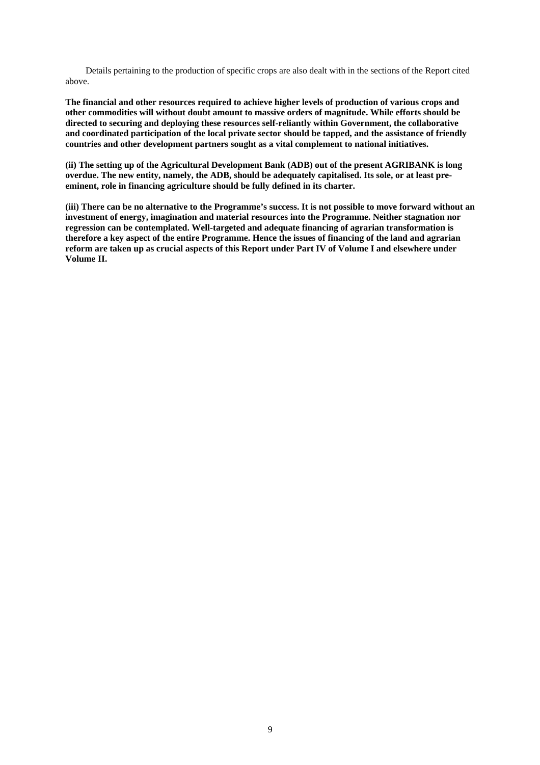Details pertaining to the production of specific crops are also dealt with in the sections of the Report cited above.

**The financial and other resources required to achieve higher levels of production of various crops and other commodities will without doubt amount to massive orders of magnitude. While efforts should be directed to securing and deploying these resources self-reliantly within Government, the collaborative and coordinated participation of the local private sector should be tapped, and the assistance of friendly countries and other development partners sought as a vital complement to national initiatives.**

**(ii) The setting up of the Agricultural Development Bank (ADB) out of the present AGRIBANK is long overdue. The new entity, namely, the ADB, should be adequately capitalised. Its sole, or at least pre-eminent, role in financing agriculture should be fully defined in its charter.**

**(iii) There can be no alternative to the Programme's success. It is not possible to move forward without an investment of energy, imagination and material resources into the Programme. Neither stagnation nor regression can be contemplated. Well-targeted and adequate financing of agrarian transformation is therefore a key aspect of the entire Programme. Hence the issues of financing of the land and agrarian reform are taken up as crucial aspects of this Report under Part IV of Volume I and elsewhere under Volume II.**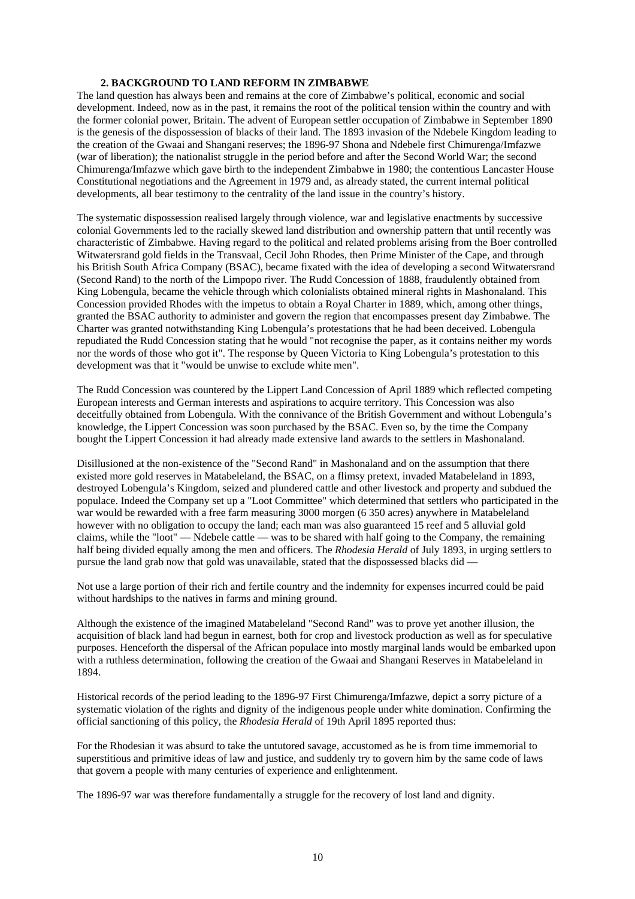## 2. BACKGROUND TO LAND REFORM IN ZIMBABWE

The land question has always been and remains at the core of Zimbabwe's political, economic and social development. Indeed, now as in the past, it remains the root of the political tension within the country and with the former colonial power, Britain. The advent of European settler occupation of Zimbabwe in September 1890 is the genesis of the dispossession of blacks of their land. The 1893 invasion of the Ndebele Kingdom leading to the creation of the Gwaai and Shangani reserves; the 1896-97 Shona and Ndebele first Chimurenga/Imfazwe (war of liberation); the nationalist struggle in the period before and after the Second World War; the second Chimurenga/Imfazwe which gave birth to the independent Zimbabwe in 1980; the contentious Lancaster House Constitutional negotiations and the Agreement in 1979 and, as already stated, the current internal political developments, all bear testimony to the centrality of the land issue in the country's history.

The systematic dispossession realised largely through violence, war and legislative enactments by successive colonial Governments led to the racially skewed land distribution and ownership pattern that until recently was characteristic of Zimbabwe. Having regard to the political and related problems arising from the Boer controlled Witwatersrand gold fields in the Transvaal, Cecil John Rhodes, then Prime Minister of the Cape, and through his British South Africa Company (BSAC), became fixated with the idea of developing a second Witwatersrand (Second Rand) to the north of the Limpopo river. The Rudd Concession of 1888, fraudulently obtained from King Lobengula, became the vehicle through which colonialists obtained mineral rights in Mashonaland. This Concession provided Rhodes with the impetus to obtain a Royal Charter in 1889, which, among other things, granted the BSAC authority to administer and govern the region that encompasses present day Zimbabwe. The Charter was granted notwithstanding King Lobengula's protestations that he had been deceived. Lobengula repudiated the Rudd Concession stating that he would "not recognise the paper, as it contains neither my words nor the words of those who got it". The response by Queen Victoria to King Lobengula's protestation to this development was that it "would be unwise to exclude white men".

The Rudd Concession was countered by the Lippert Land Concession of April 1889 which reflected competing European interests and German interests and aspirations to acquire territory. This Concession was also deceitfully obtained from Lobengula. With the connivance of the British Government and without Lobengula's knowledge, the Lippert Concession was soon purchased by the BSAC. Even so, by the time the Company bought the Lippert Concession it had already made extensive land awards to the settlers in Mashonaland.

Disillusioned at the non-existence of the "Second Rand" in Mashonaland and on the assumption that there existed more gold reserves in Matabeleland, the BSAC, on a flimsy pretext, invaded Matabeleland in 1893, destroyed Lobengula's Kingdom, seized and plundered cattle and other livestock and property and subdued the populace. Indeed the Company set up a "Loot Committee" which determined that settlers who participated in the war would be rewarded with a free farm measuring 3000 morgen (6 350 acres) anywhere in Matabeleland however with no obligation to occupy the land; each man was also guaranteed 15 reef and 5 alluvial gold claims, while the "loot" — Ndebele cattle — was to be shared with half going to the Company, the remaining half being divided equally among the men and officers. The *Rhodesia Herald* of July 1893, in urging settlers to pursue the land grab now that gold was unavailable, stated that the dispossessed blacks did —

Not use a large portion of their rich and fertile country and the indemnity for expenses incurred could be paid without hardships to the natives in farms and mining ground.

Although the existence of the imagined Matabeleland "Second Rand" was to prove yet another illusion, the acquisition of black land had begun in earnest, both for crop and livestock production as well as for speculative purposes. Henceforth the dispersal of the African populace into mostly marginal lands would be embarked upon with a ruthless determination, following the creation of the Gwaai and Shangani Reserves in Matabeleland in 1894.

Historical records of the period leading to the 1896-97 First Chimurenga/Imfazwe, depict a sorry picture of a systematic violation of the rights and dignity of the indigenous people under white domination. Confirming the official sanctioning of this policy, the *Rhodesia Herald* of 19th April 1895 reported thus:

For the Rhodesian it was absurd to take the untutored savage, accustomed as he is from time immemorial to superstitious and primitive ideas of law and justice, and suddenly try to govern him by the same code of laws that govern a people with many centuries of experience and enlightenment.

The 1896-97 war was therefore fundamentally a struggle for the recovery of lost land and dignity.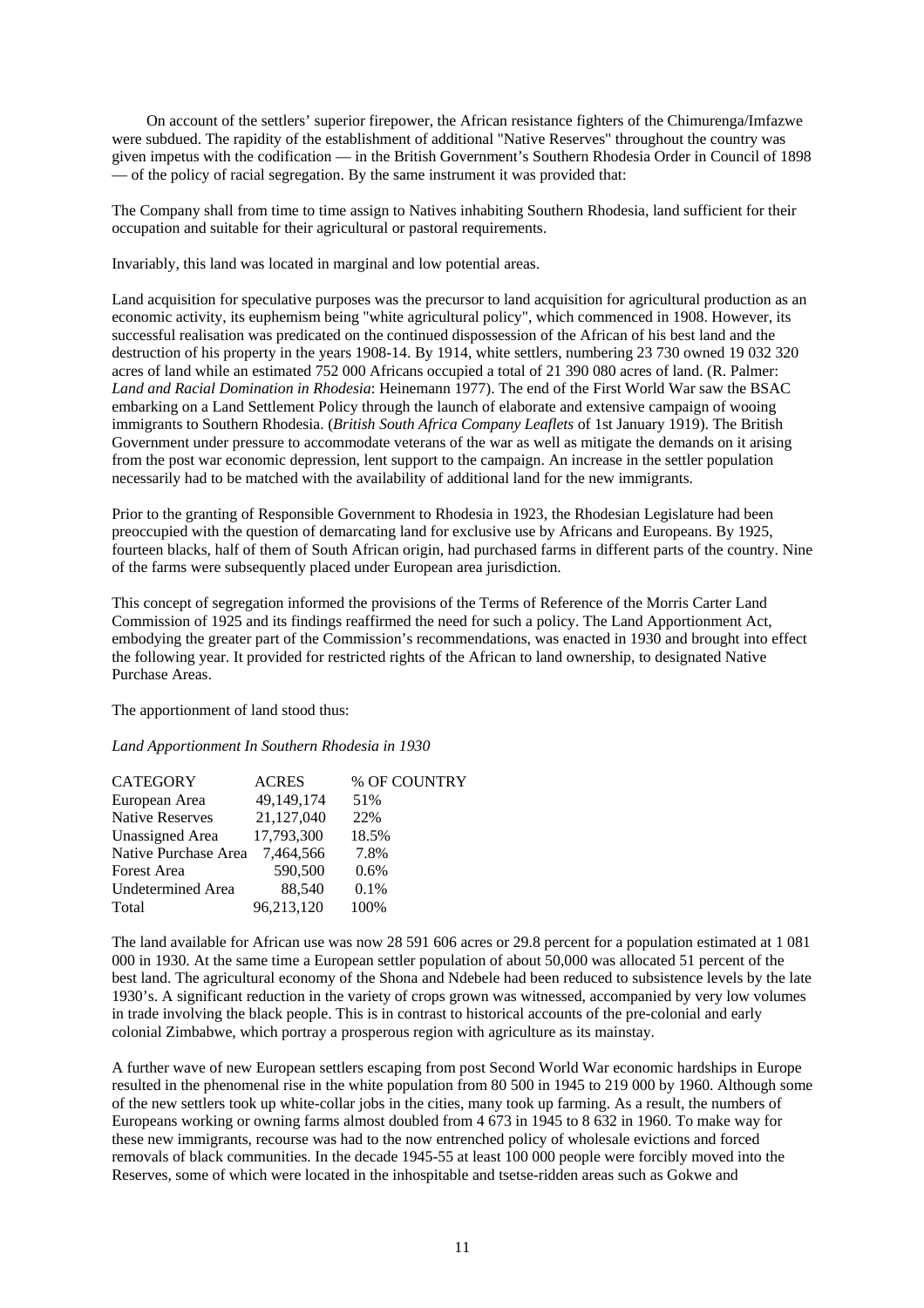On account of the settlers' superior firepower, the African resistance fighters of the Chimurenga/Imfazwe were subdued. The rapidity of the establishment of additional "Native Reserves" throughout the country was given impetus with the codification — in the British Government's Southern Rhodesia Order in Council of 1898 — of the policy of racial segregation. By the same instrument it was provided that:

The Company shall from time to time assign to Natives inhabiting Southern Rhodesia, land sufficient for their occupation and suitable for their agricultural or pastoral requirements.

Invariably, this land was located in marginal and low potential areas.

Land acquisition for speculative purposes was the precursor to land acquisition for agricultural production as an economic activity, its euphemism being "white agricultural policy", which commenced in 1908. However, its successful realisation was predicated on the continued dispossession of the African of his best land and the destruction of his property in the years 1908-14. By 1914, white settlers, numbering 23 730 owned 19 032 320 acres of land while an estimated 752 000 Africans occupied a total of 21 390 080 acres of land. (R. Palmer: *Land and Racial Domination in Rhodesia*: Heinemann 1977). The end of the First World War saw the BSAC embarking on a Land Settlement Policy through the launch of elaborate and extensive campaign of wooing immigrants to Southern Rhodesia. (*British South Africa Company Leaflets* of 1st January 1919). The British Government under pressure to accommodate veterans of the war as well as mitigate the demands on it arising from the post war economic depression, lent support to the campaign. An increase in the settler population necessarily had to be matched with the availability of additional land for the new immigrants.

Prior to the granting of Responsible Government to Rhodesia in 1923, the Rhodesian Legislature had been preoccupied with the question of demarcating land for exclusive use by Africans and Europeans. By 1925, fourteen blacks, half of them of South African origin, had purchased farms in different parts of the country. Nine of the farms were subsequently placed under European area jurisdiction.

This concept of segregation informed the provisions of the Terms of Reference of the Morris Carter Land Commission of 1925 and its findings reaffirmed the need for such a policy. The Land Apportionment Act, embodying the greater part of the Commission's recommendations, was enacted in 1930 and brought into effect the following year. It provided for restricted rights of the African to land ownership, to designated Native Purchase Areas.

The apportionment of land stood thus:

*Land Apportionment In Southern Rhodesia in 1930*

| CATEGORY | ACRES | % OF COUNTRY |
|---|---|---|
| European Area | 49,149,174 | 51% |
| Native Reserves | 21,127,040 | 22% |
| Unassigned Area | 17,793,300 | 18.5% |
| Native Purchase Area | 7,464,566 | 7.8% |
| Forest Area | 590,500 | 0.6% |
| Undetermined Area | 88,540 | 0.1% |
| Total | 96,213,120 | 100% |

The land available for African use was now 28 591 606 acres or 29.8 percent for a population estimated at 1 081 000 in 1930. At the same time a European settler population of about 50,000 was allocated 51 percent of the best land. The agricultural economy of the Shona and Ndebele had been reduced to subsistence levels by the late 1930's. A significant reduction in the variety of crops grown was witnessed, accompanied by very low volumes in trade involving the black people. This is in contrast to historical accounts of the pre-colonial and early colonial Zimbabwe, which portray a prosperous region with agriculture as its mainstay.

A further wave of new European settlers escaping from post Second World War economic hardships in Europe resulted in the phenomenal rise in the white population from 80 500 in 1945 to 219 000 by 1960. Although some of the new settlers took up white-collar jobs in the cities, many took up farming. As a result, the numbers of Europeans working or owning farms almost doubled from 4 673 in 1945 to 8 632 in 1960. To make way for these new immigrants, recourse was had to the now entrenched policy of wholesale evictions and forced removals of black communities. In the decade 1945-55 at least 100 000 people were forcibly moved into the Reserves, some of which were located in the inhospitable and tsetse-ridden areas such as Gokwe and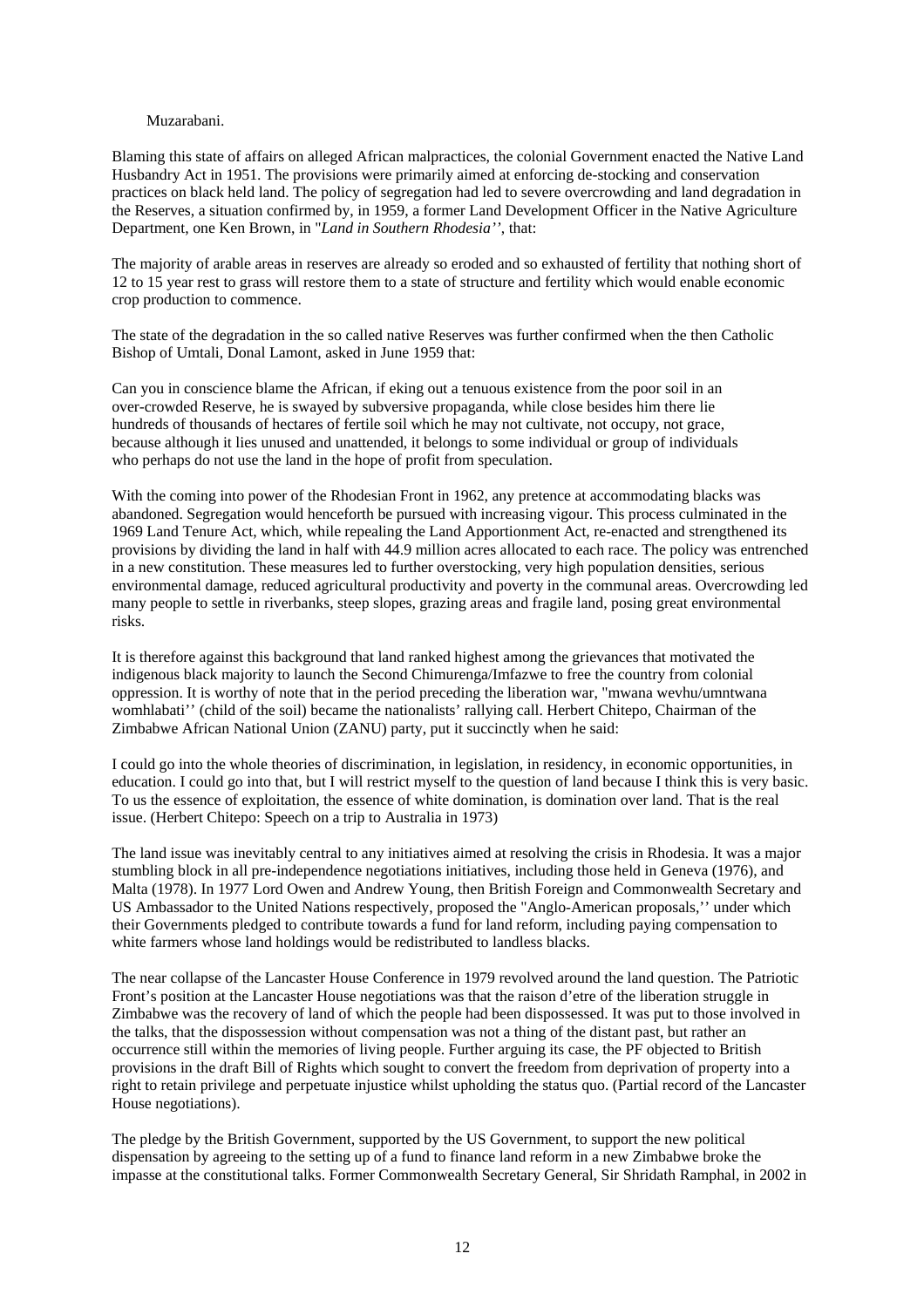Muzarabani.

Blaming this state of affairs on alleged African malpractices, the colonial Government enacted the Native Land Husbandry Act in 1951. The provisions were primarily aimed at enforcing de-stocking and conservation practices on black held land. The policy of segregation had led to severe overcrowding and land degradation in the Reserves, a situation confirmed by, in 1959, a former Land Development Officer in the Native Agriculture Department, one Ken Brown, in "*Land in Southern Rhodesia*'', that:

The majority of arable areas in reserves are already so eroded and so exhausted of fertility that nothing short of 12 to 15 year rest to grass will restore them to a state of structure and fertility which would enable economic crop production to commence.

The state of the degradation in the so called native Reserves was further confirmed when the then Catholic Bishop of Umtali, Donal Lamont, asked in June 1959 that:

Can you in conscience blame the African, if eking out a tenuous existence from the poor soil in an over-crowded Reserve, he is swayed by subversive propaganda, while close besides him there lie hundreds of thousands of hectares of fertile soil which he may not cultivate, not occupy, not grace, because although it lies unused and unattended, it belongs to some individual or group of individuals who perhaps do not use the land in the hope of profit from speculation.

With the coming into power of the Rhodesian Front in 1962, any pretence at accommodating blacks was abandoned. Segregation would henceforth be pursued with increasing vigour. This process culminated in the 1969 Land Tenure Act, which, while repealing the Land Apportionment Act, re-enacted and strengthened its provisions by dividing the land in half with 44.9 million acres allocated to each race. The policy was entrenched in a new constitution. These measures led to further overstocking, very high population densities, serious environmental damage, reduced agricultural productivity and poverty in the communal areas. Overcrowding led many people to settle in riverbanks, steep slopes, grazing areas and fragile land, posing great environmental risks.

It is therefore against this background that land ranked highest among the grievances that motivated the indigenous black majority to launch the Second Chimurenga/Imfazwe to free the country from colonial oppression. It is worthy of note that in the period preceding the liberation war, "mwana wevhu/umntwana womhlabati'' (child of the soil) became the nationalists' rallying call. Herbert Chitepo, Chairman of the Zimbabwe African National Union (ZANU) party, put it succinctly when he said:

I could go into the whole theories of discrimination, in legislation, in residency, in economic opportunities, in education. I could go into that, but I will restrict myself to the question of land because I think this is very basic. To us the essence of exploitation, the essence of white domination, is domination over land. That is the real issue. (Herbert Chitepo: Speech on a trip to Australia in 1973)

The land issue was inevitably central to any initiatives aimed at resolving the crisis in Rhodesia. It was a major stumbling block in all pre-independence negotiations initiatives, including those held in Geneva (1976), and Malta (1978). In 1977 Lord Owen and Andrew Young, then British Foreign and Commonwealth Secretary and US Ambassador to the United Nations respectively, proposed the "Anglo-American proposals,'' under which their Governments pledged to contribute towards a fund for land reform, including paying compensation to white farmers whose land holdings would be redistributed to landless blacks.

The near collapse of the Lancaster House Conference in 1979 revolved around the land question. The Patriotic Front's position at the Lancaster House negotiations was that the raison d'etre of the liberation struggle in Zimbabwe was the recovery of land of which the people had been dispossessed. It was put to those involved in the talks, that the dispossession without compensation was not a thing of the distant past, but rather an occurrence still within the memories of living people. Further arguing its case, the PF objected to British provisions in the draft Bill of Rights which sought to convert the freedom from deprivation of property into a right to retain privilege and perpetuate injustice whilst upholding the status quo. (Partial record of the Lancaster House negotiations).

The pledge by the British Government, supported by the US Government, to support the new political dispensation by agreeing to the setting up of a fund to finance land reform in a new Zimbabwe broke the impasse at the constitutional talks. Former Commonwealth Secretary General, Sir Shridath Ramphal, in 2002 in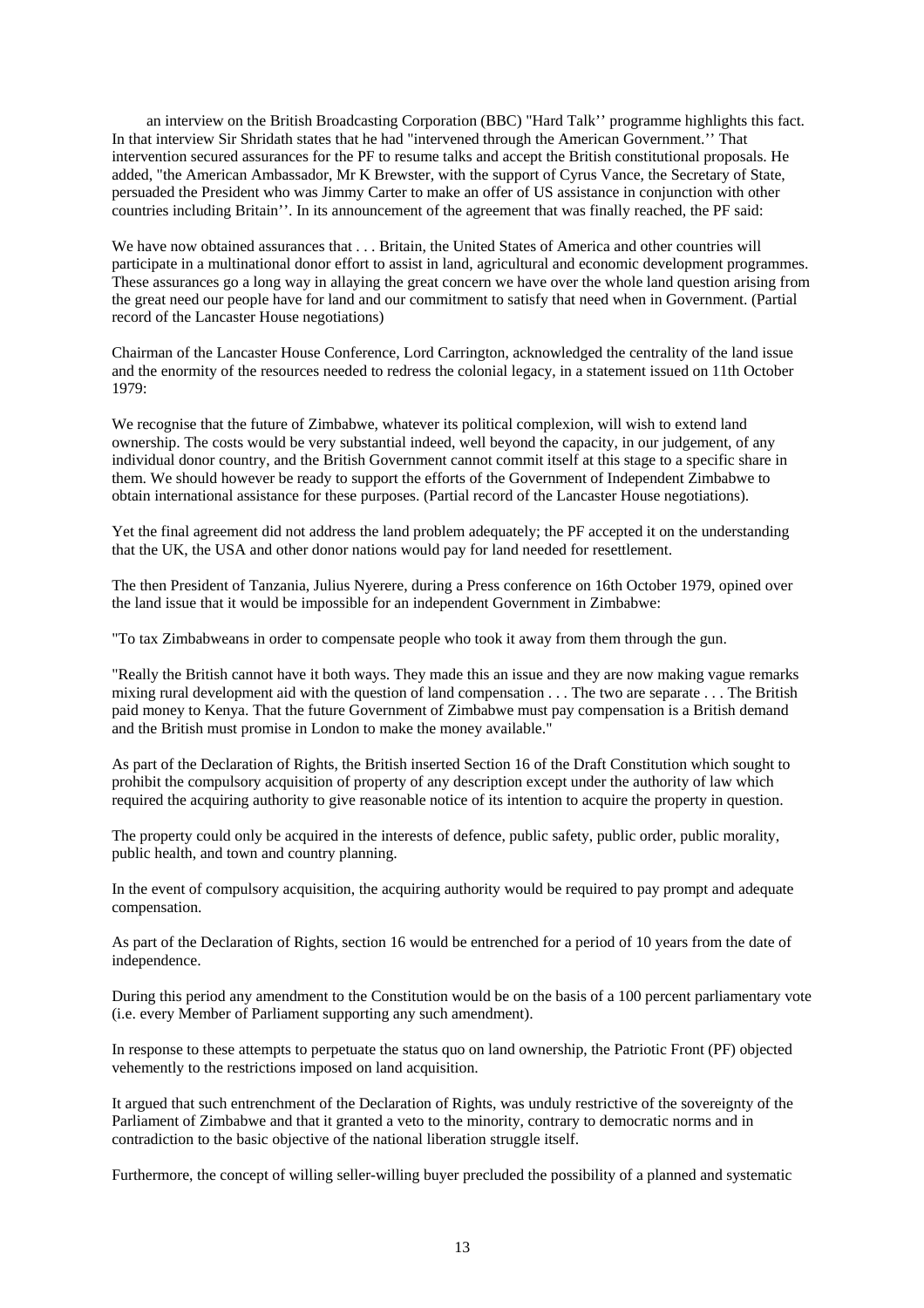an interview on the British Broadcasting Corporation (BBC) "Hard Talk'' programme highlights this fact. In that interview Sir Shridath states that he had "intervened through the American Government.'' That intervention secured assurances for the PF to resume talks and accept the British constitutional proposals. He added, "the American Ambassador, Mr K Brewster, with the support of Cyrus Vance, the Secretary of State, persuaded the President who was Jimmy Carter to make an offer of US assistance in conjunction with other countries including Britain''. In its announcement of the agreement that was finally reached, the PF said:

We have now obtained assurances that . . . Britain, the United States of America and other countries will participate in a multinational donor effort to assist in land, agricultural and economic development programmes. These assurances go a long way in allaying the great concern we have over the whole land question arising from the great need our people have for land and our commitment to satisfy that need when in Government. (Partial record of the Lancaster House negotiations)

Chairman of the Lancaster House Conference, Lord Carrington, acknowledged the centrality of the land issue and the enormity of the resources needed to redress the colonial legacy, in a statement issued on 11th October 1979:

We recognise that the future of Zimbabwe, whatever its political complexion, will wish to extend land ownership. The costs would be very substantial indeed, well beyond the capacity, in our judgement, of any individual donor country, and the British Government cannot commit itself at this stage to a specific share in them. We should however be ready to support the efforts of the Government of Independent Zimbabwe to obtain international assistance for these purposes. (Partial record of the Lancaster House negotiations).

Yet the final agreement did not address the land problem adequately; the PF accepted it on the understanding that the UK, the USA and other donor nations would pay for land needed for resettlement.

The then President of Tanzania, Julius Nyerere, during a Press conference on 16th October 1979, opined over the land issue that it would be impossible for an independent Government in Zimbabwe:

"To tax Zimbabweans in order to compensate people who took it away from them through the gun.

"Really the British cannot have it both ways. They made this an issue and they are now making vague remarks mixing rural development aid with the question of land compensation . . . The two are separate . . . The British paid money to Kenya. That the future Government of Zimbabwe must pay compensation is a British demand and the British must promise in London to make the money available."

As part of the Declaration of Rights, the British inserted Section 16 of the Draft Constitution which sought to prohibit the compulsory acquisition of property of any description except under the authority of law which required the acquiring authority to give reasonable notice of its intention to acquire the property in question.

The property could only be acquired in the interests of defence, public safety, public order, public morality, public health, and town and country planning.

In the event of compulsory acquisition, the acquiring authority would be required to pay prompt and adequate compensation.

As part of the Declaration of Rights, section 16 would be entrenched for a period of 10 years from the date of independence.

During this period any amendment to the Constitution would be on the basis of a 100 percent parliamentary vote (i.e. every Member of Parliament supporting any such amendment).

In response to these attempts to perpetuate the status quo on land ownership, the Patriotic Front (PF) objected vehemently to the restrictions imposed on land acquisition.

It argued that such entrenchment of the Declaration of Rights, was unduly restrictive of the sovereignty of the Parliament of Zimbabwe and that it granted a veto to the minority, contrary to democratic norms and in contradiction to the basic objective of the national liberation struggle itself.

Furthermore, the concept of willing seller-willing buyer precluded the possibility of a planned and systematic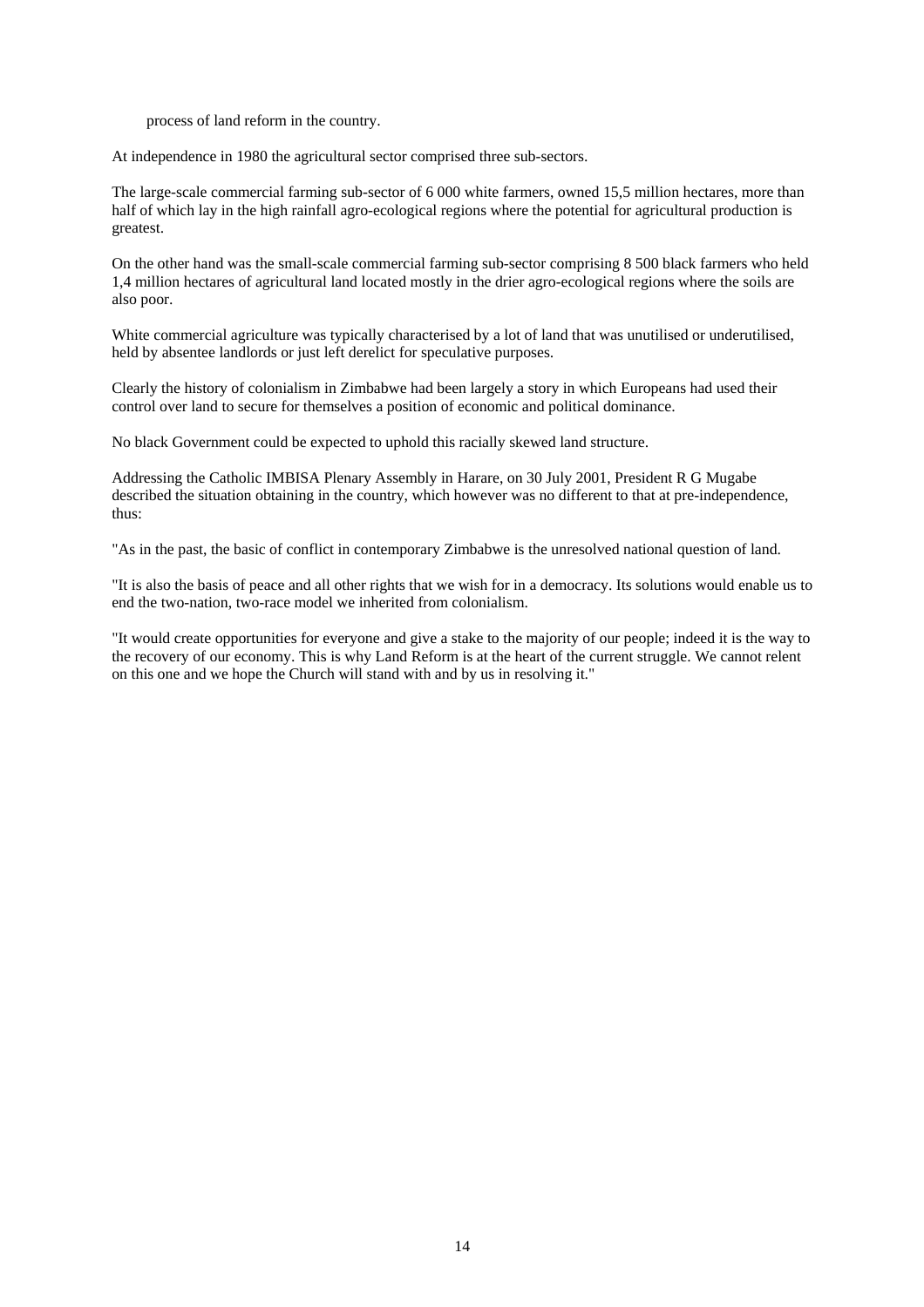process of land reform in the country.

At independence in 1980 the agricultural sector comprised three sub-sectors.

The large-scale commercial farming sub-sector of 6 000 white farmers, owned 15,5 million hectares, more than half of which lay in the high rainfall agro-ecological regions where the potential for agricultural production is greatest.

On the other hand was the small-scale commercial farming sub-sector comprising 8 500 black farmers who held 1,4 million hectares of agricultural land located mostly in the drier agro-ecological regions where the soils are also poor.

White commercial agriculture was typically characterised by a lot of land that was unutilised or underutilised, held by absentee landlords or just left derelict for speculative purposes.

Clearly the history of colonialism in Zimbabwe had been largely a story in which Europeans had used their control over land to secure for themselves a position of economic and political dominance.

No black Government could be expected to uphold this racially skewed land structure.

Addressing the Catholic IMBISA Plenary Assembly in Harare, on 30 July 2001, President R G Mugabe described the situation obtaining in the country, which however was no different to that at pre-independence, thus:

"As in the past, the basic of conflict in contemporary Zimbabwe is the unresolved national question of land.

"It is also the basis of peace and all other rights that we wish for in a democracy. Its solutions would enable us to end the two-nation, two-race model we inherited from colonialism.

"It would create opportunities for everyone and give a stake to the majority of our people; indeed it is the way to the recovery of our economy. This is why Land Reform is at the heart of the current struggle. We cannot relent on this one and we hope the Church will stand with and by us in resolving it."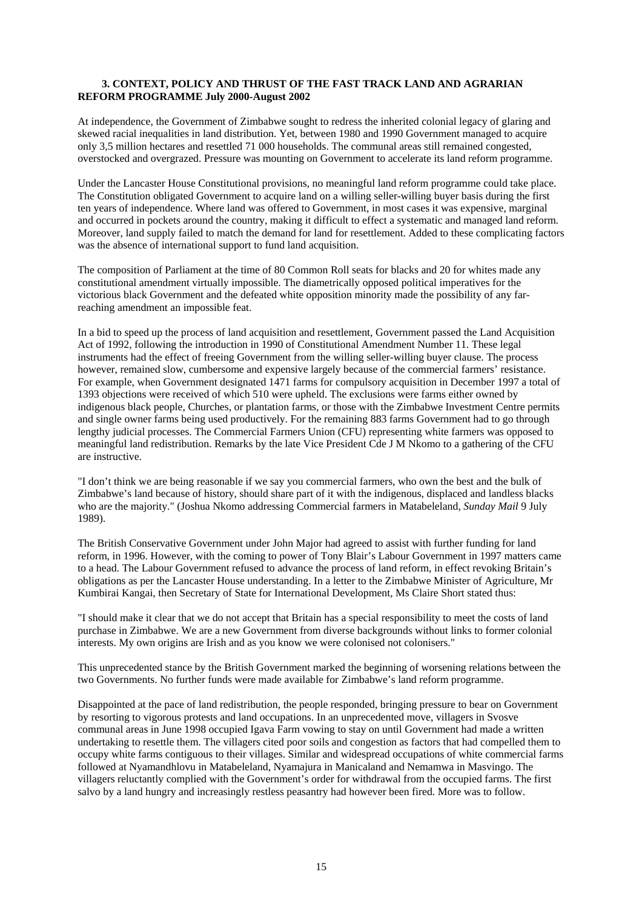### 3. CONTEXT, POLICY AND THRUST OF THE FAST TRACK LAND AND AGRARIAN REFORM PROGRAMME July 2000-August 2002

At independence, the Government of Zimbabwe sought to redress the inherited colonial legacy of glaring and skewed racial inequalities in land distribution. Yet, between 1980 and 1990 Government managed to acquire only 3,5 million hectares and resettled 71 000 households. The communal areas still remained congested, overstocked and overgrazed. Pressure was mounting on Government to accelerate its land reform programme.

Under the Lancaster House Constitutional provisions, no meaningful land reform programme could take place. The Constitution obligated Government to acquire land on a willing seller-willing buyer basis during the first ten years of independence. Where land was offered to Government, in most cases it was expensive, marginal and occurred in pockets around the country, making it difficult to effect a systematic and managed land reform. Moreover, land supply failed to match the demand for land for resettlement. Added to these complicating factors was the absence of international support to fund land acquisition.

The composition of Parliament at the time of 80 Common Roll seats for blacks and 20 for whites made any constitutional amendment virtually impossible. The diametrically opposed political imperatives for the victorious black Government and the defeated white opposition minority made the possibility of any far-reaching amendment an impossible feat.

In a bid to speed up the process of land acquisition and resettlement, Government passed the Land Acquisition Act of 1992, following the introduction in 1990 of Constitutional Amendment Number 11. These legal instruments had the effect of freeing Government from the willing seller-willing buyer clause. The process however, remained slow, cumbersome and expensive largely because of the commercial farmers' resistance. For example, when Government designated 1471 farms for compulsory acquisition in December 1997 a total of 1393 objections were received of which 510 were upheld. The exclusions were farms either owned by indigenous black people, Churches, or plantation farms, or those with the Zimbabwe Investment Centre permits and single owner farms being used productively. For the remaining 883 farms Government had to go through lengthy judicial processes. The Commercial Farmers Union (CFU) representing white farmers was opposed to meaningful land redistribution. Remarks by the late Vice President Cde J M Nkomo to a gathering of the CFU are instructive.

"I don't think we are being reasonable if we say you commercial farmers, who own the best and the bulk of Zimbabwe's land because of history, should share part of it with the indigenous, displaced and landless blacks who are the majority." (Joshua Nkomo addressing Commercial farmers in Matabeleland, *Sunday Mail* 9 July 1989).

The British Conservative Government under John Major had agreed to assist with further funding for land reform, in 1996. However, with the coming to power of Tony Blair's Labour Government in 1997 matters came to a head. The Labour Government refused to advance the process of land reform, in effect revoking Britain's obligations as per the Lancaster House understanding. In a letter to the Zimbabwe Minister of Agriculture, Mr Kumbirai Kangai, then Secretary of State for International Development, Ms Claire Short stated thus:

"I should make it clear that we do not accept that Britain has a special responsibility to meet the costs of land purchase in Zimbabwe. We are a new Government from diverse backgrounds without links to former colonial interests. My own origins are Irish and as you know we were colonised not colonisers."

This unprecedented stance by the British Government marked the beginning of worsening relations between the two Governments. No further funds were made available for Zimbabwe's land reform programme.

Disappointed at the pace of land redistribution, the people responded, bringing pressure to bear on Government by resorting to vigorous protests and land occupations. In an unprecedented move, villagers in Svosve communal areas in June 1998 occupied Igava Farm vowing to stay on until Government had made a written undertaking to resettle them. The villagers cited poor soils and congestion as factors that had compelled them to occupy white farms contiguous to their villages. Similar and widespread occupations of white commercial farms followed at Nyamandhlovu in Matabeleland, Nyamajura in Manicaland and Nemamwa in Masvingo. The villagers reluctantly complied with the Government's order for withdrawal from the occupied farms. The first salvo by a land hungry and increasingly restless peasantry had however been fired. More was to follow.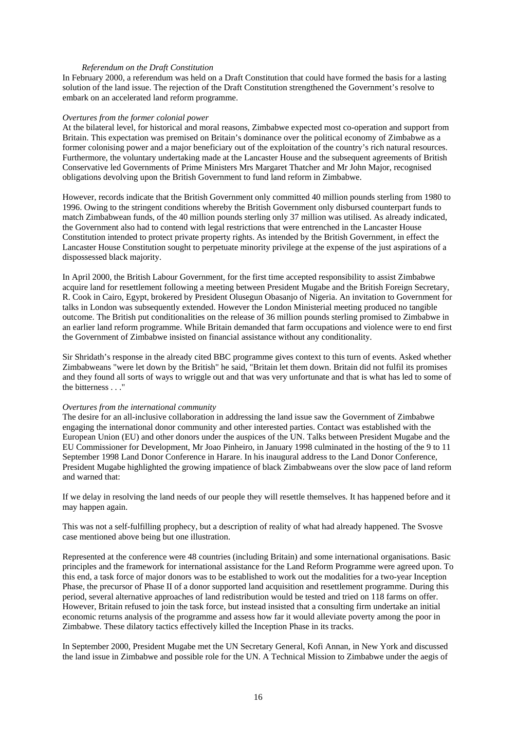*Referendum on the Draft Constitution*

In February 2000, a referendum was held on a Draft Constitution that could have formed the basis for a lasting solution of the land issue. The rejection of the Draft Constitution strengthened the Government's resolve to embark on an accelerated land reform programme.

*Overtures from the former colonial power*

At the bilateral level, for historical and moral reasons, Zimbabwe expected most co-operation and support from Britain. This expectation was premised on Britain's dominance over the political economy of Zimbabwe as a former colonising power and a major beneficiary out of the exploitation of the country's rich natural resources. Furthermore, the voluntary undertaking made at the Lancaster House and the subsequent agreements of British Conservative led Governments of Prime Ministers Mrs Margaret Thatcher and Mr John Major, recognised obligations devolving upon the British Government to fund land reform in Zimbabwe.

However, records indicate that the British Government only committed 40 million pounds sterling from 1980 to 1996. Owing to the stringent conditions whereby the British Government only disbursed counterpart funds to match Zimbabwean funds, of the 40 million pounds sterling only 37 million was utilised. As already indicated, the Government also had to contend with legal restrictions that were entrenched in the Lancaster House Constitution intended to protect private property rights. As intended by the British Government, in effect the Lancaster House Constitution sought to perpetuate minority privilege at the expense of the just aspirations of a dispossessed black majority.

In April 2000, the British Labour Government, for the first time accepted responsibility to assist Zimbabwe acquire land for resettlement following a meeting between President Mugabe and the British Foreign Secretary, R. Cook in Cairo, Egypt, brokered by President Olusegun Obasanjo of Nigeria. An invitation to Government for talks in London was subsequently extended. However the London Ministerial meeting produced no tangible outcome. The British put conditionalities on the release of 36 million pounds sterling promised to Zimbabwe in an earlier land reform programme. While Britain demanded that farm occupations and violence were to end first the Government of Zimbabwe insisted on financial assistance without any conditionality.

Sir Shridath's response in the already cited BBC programme gives context to this turn of events. Asked whether Zimbabweans "were let down by the British" he said, "Britain let them down. Britain did not fulfil its promises and they found all sorts of ways to wriggle out and that was very unfortunate and that is what has led to some of the bitterness . . ."

*Overtures from the international community*

The desire for an all-inclusive collaboration in addressing the land issue saw the Government of Zimbabwe engaging the international donor community and other interested parties. Contact was established with the European Union (EU) and other donors under the auspices of the UN. Talks between President Mugabe and the EU Commissioner for Development, Mr Joao Pinheiro, in January 1998 culminated in the hosting of the 9 to 11 September 1998 Land Donor Conference in Harare. In his inaugural address to the Land Donor Conference, President Mugabe highlighted the growing impatience of black Zimbabweans over the slow pace of land reform and warned that:

If we delay in resolving the land needs of our people they will resettle themselves. It has happened before and it may happen again.

This was not a self-fulfilling prophecy, but a description of reality of what had already happened. The Svosve case mentioned above being but one illustration.

Represented at the conference were 48 countries (including Britain) and some international organisations. Basic principles and the framework for international assistance for the Land Reform Programme were agreed upon. To this end, a task force of major donors was to be established to work out the modalities for a two-year Inception Phase, the precursor of Phase II of a donor supported land acquisition and resettlement programme. During this period, several alternative approaches of land redistribution would be tested and tried on 118 farms on offer. However, Britain refused to join the task force, but instead insisted that a consulting firm undertake an initial economic returns analysis of the programme and assess how far it would alleviate poverty among the poor in Zimbabwe. These dilatory tactics effectively killed the Inception Phase in its tracks.

In September 2000, President Mugabe met the UN Secretary General, Kofi Annan, in New York and discussed the land issue in Zimbabwe and possible role for the UN. A Technical Mission to Zimbabwe under the aegis of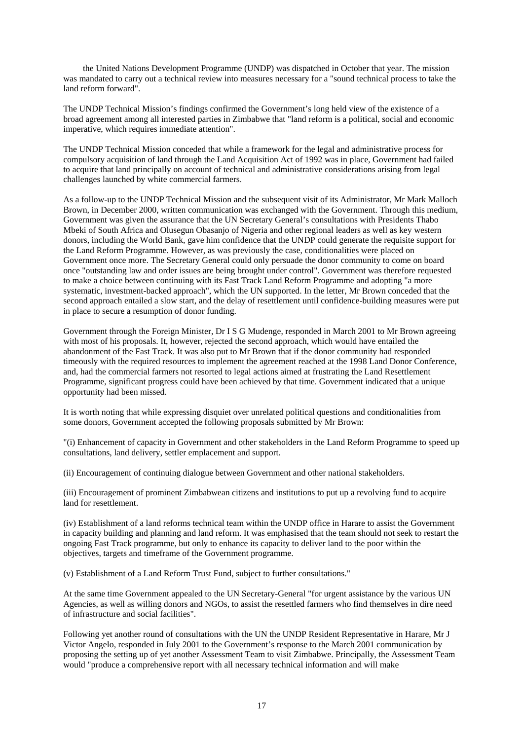the United Nations Development Programme (UNDP) was dispatched in October that year. The mission was mandated to carry out a technical review into measures necessary for a "sound technical process to take the land reform forward".

The UNDP Technical Mission's findings confirmed the Government's long held view of the existence of a broad agreement among all interested parties in Zimbabwe that "land reform is a political, social and economic imperative, which requires immediate attention".

The UNDP Technical Mission conceded that while a framework for the legal and administrative process for compulsory acquisition of land through the Land Acquisition Act of 1992 was in place, Government had failed to acquire that land principally on account of technical and administrative considerations arising from legal challenges launched by white commercial farmers.

As a follow-up to the UNDP Technical Mission and the subsequent visit of its Administrator, Mr Mark Malloch Brown, in December 2000, written communication was exchanged with the Government. Through this medium, Government was given the assurance that the UN Secretary General's consultations with Presidents Thabo Mbeki of South Africa and Olusegun Obasanjo of Nigeria and other regional leaders as well as key western donors, including the World Bank, gave him confidence that the UNDP could generate the requisite support for the Land Reform Programme. However, as was previously the case, conditionalities were placed on Government once more. The Secretary General could only persuade the donor community to come on board once "outstanding law and order issues are being brought under control". Government was therefore requested to make a choice between continuing with its Fast Track Land Reform Programme and adopting "a more systematic, investment-backed approach", which the UN supported. In the letter, Mr Brown conceded that the second approach entailed a slow start, and the delay of resettlement until confidence-building measures were put in place to secure a resumption of donor funding.

Government through the Foreign Minister, Dr I S G Mudenge, responded in March 2001 to Mr Brown agreeing with most of his proposals. It, however, rejected the second approach, which would have entailed the abandonment of the Fast Track. It was also put to Mr Brown that if the donor community had responded timeously with the required resources to implement the agreement reached at the 1998 Land Donor Conference, and, had the commercial farmers not resorted to legal actions aimed at frustrating the Land Resettlement Programme, significant progress could have been achieved by that time. Government indicated that a unique opportunity had been missed.

It is worth noting that while expressing disquiet over unrelated political questions and conditionalities from some donors, Government accepted the following proposals submitted by Mr Brown:

"(i) Enhancement of capacity in Government and other stakeholders in the Land Reform Programme to speed up consultations, land delivery, settler emplacement and support.

(ii) Encouragement of continuing dialogue between Government and other national stakeholders.

(iii) Encouragement of prominent Zimbabwean citizens and institutions to put up a revolving fund to acquire land for resettlement.

(iv) Establishment of a land reforms technical team within the UNDP office in Harare to assist the Government in capacity building and planning and land reform. It was emphasised that the team should not seek to restart the ongoing Fast Track programme, but only to enhance its capacity to deliver land to the poor within the objectives, targets and timeframe of the Government programme.

(v) Establishment of a Land Reform Trust Fund, subject to further consultations."

At the same time Government appealed to the UN Secretary-General "for urgent assistance by the various UN Agencies, as well as willing donors and NGOs, to assist the resettled farmers who find themselves in dire need of infrastructure and social facilities".

Following yet another round of consultations with the UN the UNDP Resident Representative in Harare, Mr J Victor Angelo, responded in July 2001 to the Government's response to the March 2001 communication by proposing the setting up of yet another Assessment Team to visit Zimbabwe. Principally, the Assessment Team would "produce a comprehensive report with all necessary technical information and will make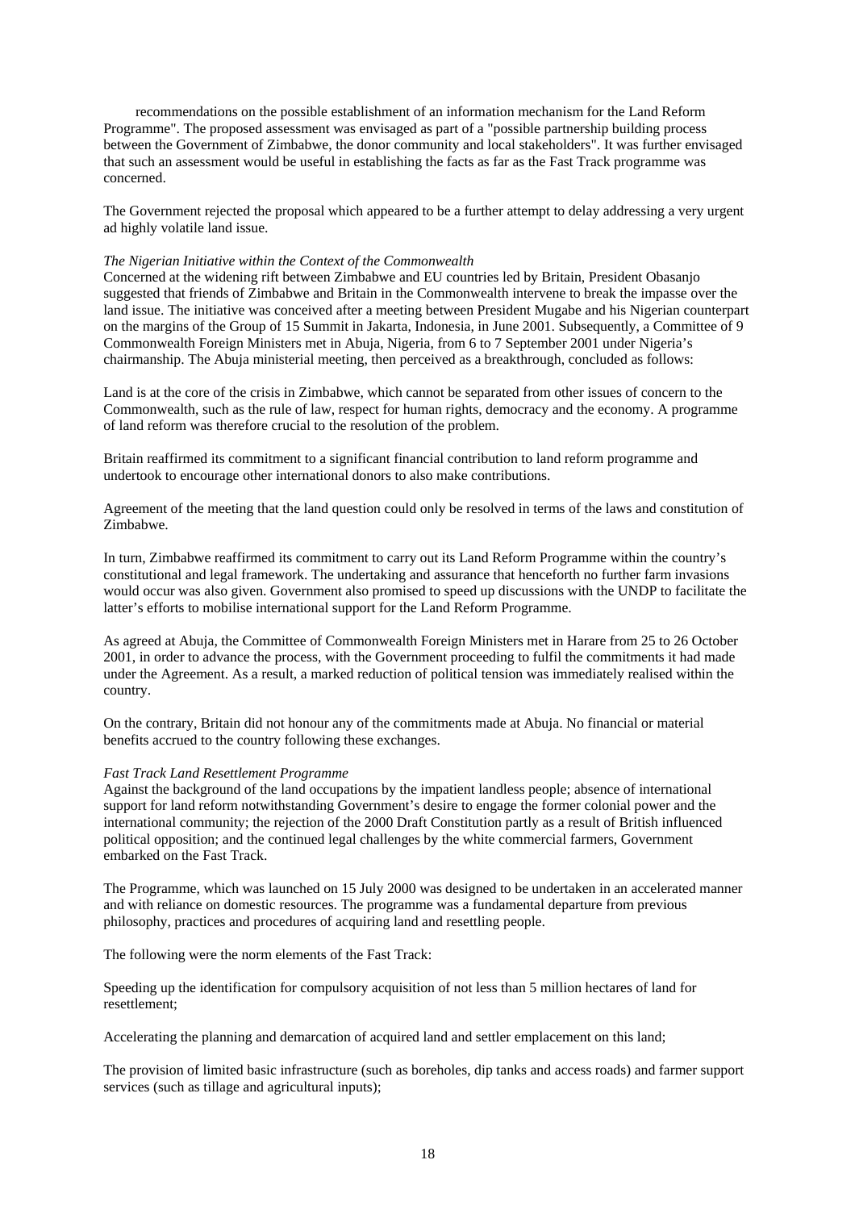recommendations on the possible establishment of an information mechanism for the Land Reform Programme". The proposed assessment was envisaged as part of a "possible partnership building process between the Government of Zimbabwe, the donor community and local stakeholders". It was further envisaged that such an assessment would be useful in establishing the facts as far as the Fast Track programme was concerned.

The Government rejected the proposal which appeared to be a further attempt to delay addressing a very urgent ad highly volatile land issue.

*The Nigerian Initiative within the Context of the Commonwealth*

Concerned at the widening rift between Zimbabwe and EU countries led by Britain, President Obasanjo suggested that friends of Zimbabwe and Britain in the Commonwealth intervene to break the impasse over the land issue. The initiative was conceived after a meeting between President Mugabe and his Nigerian counterpart on the margins of the Group of 15 Summit in Jakarta, Indonesia, in June 2001. Subsequently, a Committee of 9 Commonwealth Foreign Ministers met in Abuja, Nigeria, from 6 to 7 September 2001 under Nigeria's chairmanship. The Abuja ministerial meeting, then perceived as a breakthrough, concluded as follows:

Land is at the core of the crisis in Zimbabwe, which cannot be separated from other issues of concern to the Commonwealth, such as the rule of law, respect for human rights, democracy and the economy. A programme of land reform was therefore crucial to the resolution of the problem.

Britain reaffirmed its commitment to a significant financial contribution to land reform programme and undertook to encourage other international donors to also make contributions.

Agreement of the meeting that the land question could only be resolved in terms of the laws and constitution of Zimbabwe.

In turn, Zimbabwe reaffirmed its commitment to carry out its Land Reform Programme within the country's constitutional and legal framework. The undertaking and assurance that henceforth no further farm invasions would occur was also given. Government also promised to speed up discussions with the UNDP to facilitate the latter's efforts to mobilise international support for the Land Reform Programme.

As agreed at Abuja, the Committee of Commonwealth Foreign Ministers met in Harare from 25 to 26 October 2001, in order to advance the process, with the Government proceeding to fulfil the commitments it had made under the Agreement. As a result, a marked reduction of political tension was immediately realised within the country.

On the contrary, Britain did not honour any of the commitments made at Abuja. No financial or material benefits accrued to the country following these exchanges.

*Fast Track Land Resettlement Programme*

Against the background of the land occupations by the impatient landless people; absence of international support for land reform notwithstanding Government's desire to engage the former colonial power and the international community; the rejection of the 2000 Draft Constitution partly as a result of British influenced political opposition; and the continued legal challenges by the white commercial farmers, Government embarked on the Fast Track.

The Programme, which was launched on 15 July 2000 was designed to be undertaken in an accelerated manner and with reliance on domestic resources. The programme was a fundamental departure from previous philosophy, practices and procedures of acquiring land and resettling people.

The following were the norm elements of the Fast Track:

Speeding up the identification for compulsory acquisition of not less than 5 million hectares of land for resettlement;

Accelerating the planning and demarcation of acquired land and settler emplacement on this land;

The provision of limited basic infrastructure (such as boreholes, dip tanks and access roads) and farmer support services (such as tillage and agricultural inputs);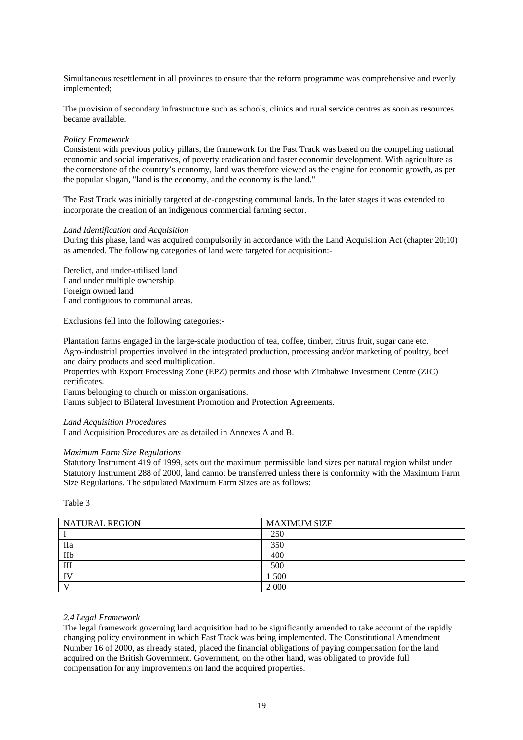Simultaneous resettlement in all provinces to ensure that the reform programme was comprehensive and evenly implemented;

The provision of secondary infrastructure such as schools, clinics and rural service centres as soon as resources became available.

*Policy Framework*

Consistent with previous policy pillars, the framework for the Fast Track was based on the compelling national economic and social imperatives, of poverty eradication and faster economic development. With agriculture as the cornerstone of the country's economy, land was therefore viewed as the engine for economic growth, as per the popular slogan, "land is the economy, and the economy is the land."

The Fast Track was initially targeted at de-congesting communal lands. In the later stages it was extended to incorporate the creation of an indigenous commercial farming sector.

*Land Identification and Acquisition*

During this phase, land was acquired compulsorily in accordance with the Land Acquisition Act (chapter 20;10) as amended. The following categories of land were targeted for acquisition:-

Derelict, and under-utilised land
Land under multiple ownership
Foreign owned land
Land contiguous to communal areas.

Exclusions fell into the following categories:-

Plantation farms engaged in the large-scale production of tea, coffee, timber, citrus fruit, sugar cane etc.
Agro-industrial properties involved in the integrated production, processing and/or marketing of poultry, beef and dairy products and seed multiplication.
Properties with Export Processing Zone (EPZ) permits and those with Zimbabwe Investment Centre (ZIC) certificates.
Farms belonging to church or mission organisations.
Farms subject to Bilateral Investment Promotion and Protection Agreements.

*Land Acquisition Procedures*

Land Acquisition Procedures are as detailed in Annexes A and B.

*Maximum Farm Size Regulations*

Statutory Instrument 419 of 1999, sets out the maximum permissible land sizes per natural region whilst under Statutory Instrument 288 of 2000, land cannot be transferred unless there is conformity with the Maximum Farm Size Regulations. The stipulated Maximum Farm Sizes are as follows:

Table 3

| NATURAL REGION | MAXIMUM SIZE |
|---|---|
| I | 250 |
| IIa | 350 |
| IIb | 400 |
| III | 500 |
| IV | 1 500 |
| V | 2 000 |

*2.4 Legal Framework*

The legal framework governing land acquisition had to be significantly amended to take account of the rapidly changing policy environment in which Fast Track was being implemented. The Constitutional Amendment Number 16 of 2000, as already stated, placed the financial obligations of paying compensation for the land acquired on the British Government. Government, on the other hand, was obligated to provide full compensation for any improvements on land the acquired properties.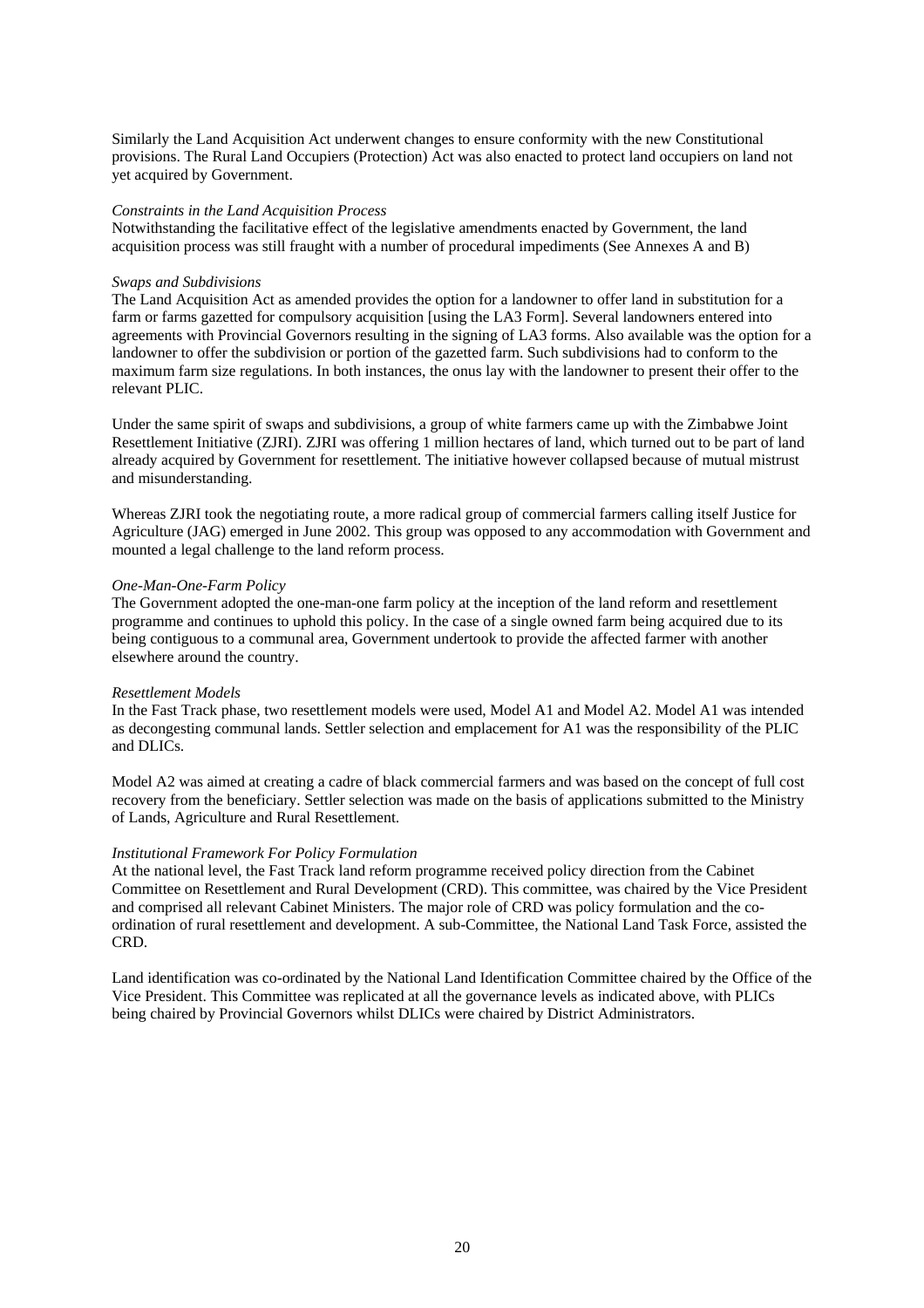Similarly the Land Acquisition Act underwent changes to ensure conformity with the new Constitutional provisions. The Rural Land Occupiers (Protection) Act was also enacted to protect land occupiers on land not yet acquired by Government.

*Constraints in the Land Acquisition Process*
Notwithstanding the facilitative effect of the legislative amendments enacted by Government, the land acquisition process was still fraught with a number of procedural impediments (See Annexes A and B)

*Swaps and Subdivisions*
The Land Acquisition Act as amended provides the option for a landowner to offer land in substitution for a farm or farms gazetted for compulsory acquisition [using the LA3 Form]. Several landowners entered into agreements with Provincial Governors resulting in the signing of LA3 forms. Also available was the option for a landowner to offer the subdivision or portion of the gazetted farm. Such subdivisions had to conform to the maximum farm size regulations. In both instances, the onus lay with the landowner to present their offer to the relevant PLIC.

Under the same spirit of swaps and subdivisions, a group of white farmers came up with the Zimbabwe Joint Resettlement Initiative (ZJRI). ZJRI was offering 1 million hectares of land, which turned out to be part of land already acquired by Government for resettlement. The initiative however collapsed because of mutual mistrust and misunderstanding.

Whereas ZJRI took the negotiating route, a more radical group of commercial farmers calling itself Justice for Agriculture (JAG) emerged in June 2002. This group was opposed to any accommodation with Government and mounted a legal challenge to the land reform process.

*One-Man-One-Farm Policy*
The Government adopted the one-man-one farm policy at the inception of the land reform and resettlement programme and continues to uphold this policy. In the case of a single owned farm being acquired due to its being contiguous to a communal area, Government undertook to provide the affected farmer with another elsewhere around the country.

*Resettlement Models*
In the Fast Track phase, two resettlement models were used, Model A1 and Model A2. Model A1 was intended as decongesting communal lands. Settler selection and emplacement for A1 was the responsibility of the PLIC and DLICs.

Model A2 was aimed at creating a cadre of black commercial farmers and was based on the concept of full cost recovery from the beneficiary. Settler selection was made on the basis of applications submitted to the Ministry of Lands, Agriculture and Rural Resettlement.

*Institutional Framework For Policy Formulation*
At the national level, the Fast Track land reform programme received policy direction from the Cabinet Committee on Resettlement and Rural Development (CRD). This committee, was chaired by the Vice President and comprised all relevant Cabinet Ministers. The major role of CRD was policy formulation and the co-ordination of rural resettlement and development. A sub-Committee, the National Land Task Force, assisted the CRD.

Land identification was co-ordinated by the National Land Identification Committee chaired by the Office of the Vice President. This Committee was replicated at all the governance levels as indicated above, with PLICs being chaired by Provincial Governors whilst DLICs were chaired by District Administrators.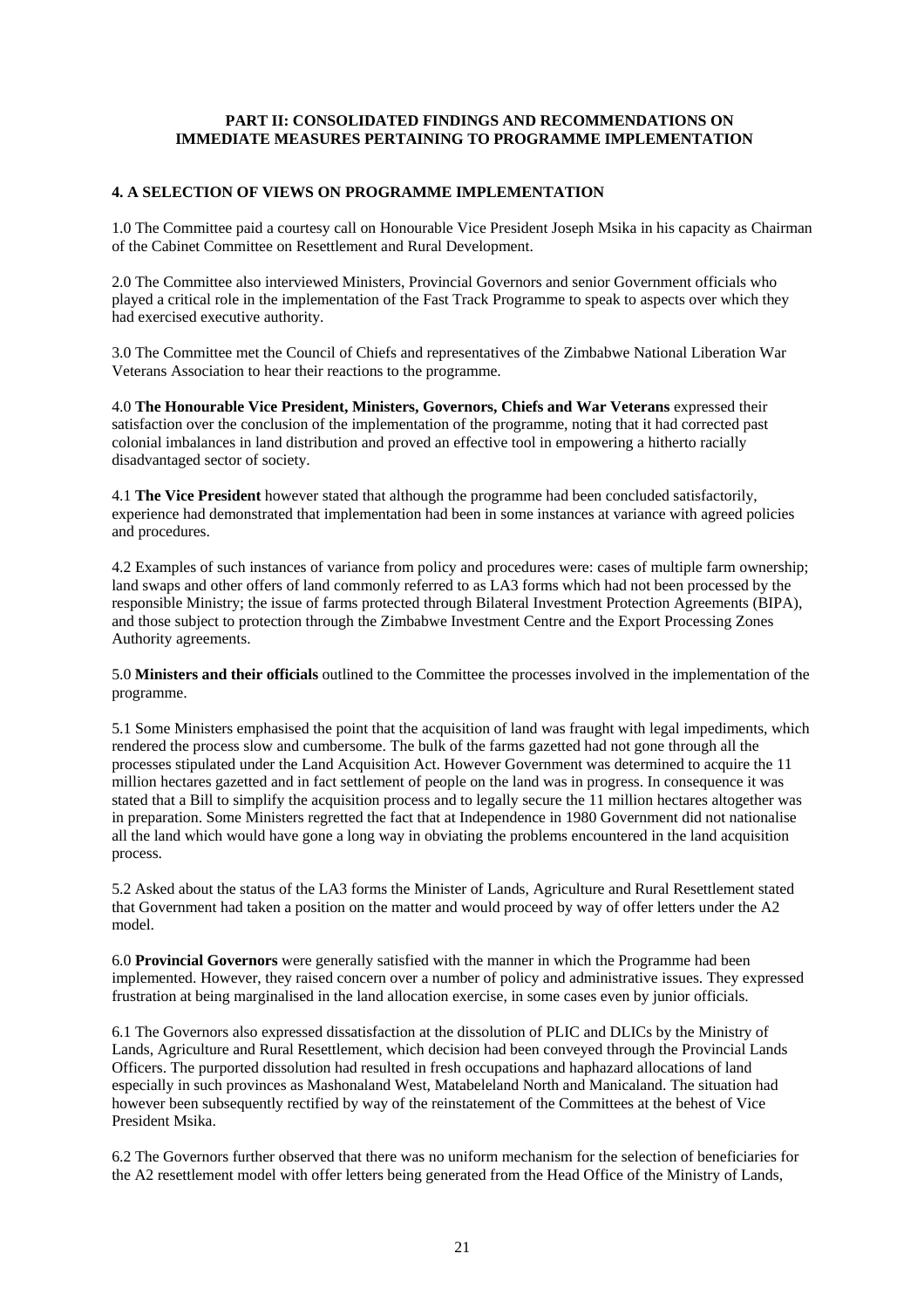## PART II: CONSOLIDATED FINDINGS AND RECOMMENDATIONS ON IMMEDIATE MEASURES PERTAINING TO PROGRAMME IMPLEMENTATION

### 4. A SELECTION OF VIEWS ON PROGRAMME IMPLEMENTATION

1.0 The Committee paid a courtesy call on Honourable Vice President Joseph Msika in his capacity as Chairman of the Cabinet Committee on Resettlement and Rural Development.

2.0 The Committee also interviewed Ministers, Provincial Governors and senior Government officials who played a critical role in the implementation of the Fast Track Programme to speak to aspects over which they had exercised executive authority.

3.0 The Committee met the Council of Chiefs and representatives of the Zimbabwe National Liberation War Veterans Association to hear their reactions to the programme.

4.0 **The Honourable Vice President, Ministers, Governors, Chiefs and War Veterans** expressed their satisfaction over the conclusion of the implementation of the programme, noting that it had corrected past colonial imbalances in land distribution and proved an effective tool in empowering a hitherto racially disadvantaged sector of society.

4.1 **The Vice President** however stated that although the programme had been concluded satisfactorily, experience had demonstrated that implementation had been in some instances at variance with agreed policies and procedures.

4.2 Examples of such instances of variance from policy and procedures were: cases of multiple farm ownership; land swaps and other offers of land commonly referred to as LA3 forms which had not been processed by the responsible Ministry; the issue of farms protected through Bilateral Investment Protection Agreements (BIPA), and those subject to protection through the Zimbabwe Investment Centre and the Export Processing Zones Authority agreements.

5.0 **Ministers and their officials** outlined to the Committee the processes involved in the implementation of the programme.

5.1 Some Ministers emphasised the point that the acquisition of land was fraught with legal impediments, which rendered the process slow and cumbersome. The bulk of the farms gazetted had not gone through all the processes stipulated under the Land Acquisition Act. However Government was determined to acquire the 11 million hectares gazetted and in fact settlement of people on the land was in progress. In consequence it was stated that a Bill to simplify the acquisition process and to legally secure the 11 million hectares altogether was in preparation. Some Ministers regretted the fact that at Independence in 1980 Government did not nationalise all the land which would have gone a long way in obviating the problems encountered in the land acquisition process.

5.2 Asked about the status of the LA3 forms the Minister of Lands, Agriculture and Rural Resettlement stated that Government had taken a position on the matter and would proceed by way of offer letters under the A2 model.

6.0 **Provincial Governors** were generally satisfied with the manner in which the Programme had been implemented. However, they raised concern over a number of policy and administrative issues. They expressed frustration at being marginalised in the land allocation exercise, in some cases even by junior officials.

6.1 The Governors also expressed dissatisfaction at the dissolution of PLIC and DLICs by the Ministry of Lands, Agriculture and Rural Resettlement, which decision had been conveyed through the Provincial Lands Officers. The purported dissolution had resulted in fresh occupations and haphazard allocations of land especially in such provinces as Mashonaland West, Matabeleland North and Manicaland. The situation had however been subsequently rectified by way of the reinstatement of the Committees at the behest of Vice President Msika.

6.2 The Governors further observed that there was no uniform mechanism for the selection of beneficiaries for the A2 resettlement model with offer letters being generated from the Head Office of the Ministry of Lands,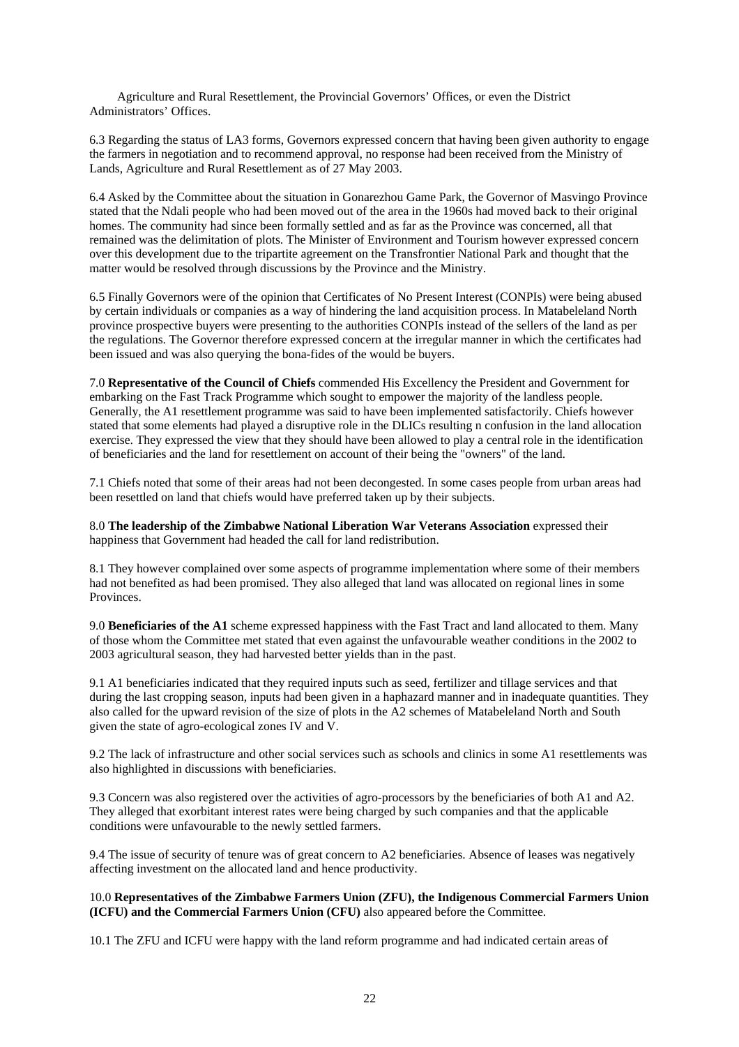Agriculture and Rural Resettlement, the Provincial Governors' Offices, or even the District Administrators' Offices.

6.3 Regarding the status of LA3 forms, Governors expressed concern that having been given authority to engage the farmers in negotiation and to recommend approval, no response had been received from the Ministry of Lands, Agriculture and Rural Resettlement as of 27 May 2003.

6.4 Asked by the Committee about the situation in Gonarezhou Game Park, the Governor of Masvingo Province stated that the Ndali people who had been moved out of the area in the 1960s had moved back to their original homes. The community had since been formally settled and as far as the Province was concerned, all that remained was the delimitation of plots. The Minister of Environment and Tourism however expressed concern over this development due to the tripartite agreement on the Transfrontier National Park and thought that the matter would be resolved through discussions by the Province and the Ministry.

6.5 Finally Governors were of the opinion that Certificates of No Present Interest (CONPIs) were being abused by certain individuals or companies as a way of hindering the land acquisition process. In Matabeleland North province prospective buyers were presenting to the authorities CONPIs instead of the sellers of the land as per the regulations. The Governor therefore expressed concern at the irregular manner in which the certificates had been issued and was also querying the bona-fides of the would be buyers.

7.0 **Representative of the Council of Chiefs** commended His Excellency the President and Government for embarking on the Fast Track Programme which sought to empower the majority of the landless people. Generally, the A1 resettlement programme was said to have been implemented satisfactorily. Chiefs however stated that some elements had played a disruptive role in the DLICs resulting n confusion in the land allocation exercise. They expressed the view that they should have been allowed to play a central role in the identification of beneficiaries and the land for resettlement on account of their being the "owners" of the land.

7.1 Chiefs noted that some of their areas had not been decongested. In some cases people from urban areas had been resettled on land that chiefs would have preferred taken up by their subjects.

8.0 **The leadership of the Zimbabwe National Liberation War Veterans Association** expressed their happiness that Government had headed the call for land redistribution.

8.1 They however complained over some aspects of programme implementation where some of their members had not benefited as had been promised. They also alleged that land was allocated on regional lines in some Provinces.

9.0 **Beneficiaries of the A1** scheme expressed happiness with the Fast Tract and land allocated to them. Many of those whom the Committee met stated that even against the unfavourable weather conditions in the 2002 to 2003 agricultural season, they had harvested better yields than in the past.

9.1 A1 beneficiaries indicated that they required inputs such as seed, fertilizer and tillage services and that during the last cropping season, inputs had been given in a haphazard manner and in inadequate quantities. They also called for the upward revision of the size of plots in the A2 schemes of Matabeleland North and South given the state of agro-ecological zones IV and V.

9.2 The lack of infrastructure and other social services such as schools and clinics in some A1 resettlements was also highlighted in discussions with beneficiaries.

9.3 Concern was also registered over the activities of agro-processors by the beneficiaries of both A1 and A2. They alleged that exorbitant interest rates were being charged by such companies and that the applicable conditions were unfavourable to the newly settled farmers.

9.4 The issue of security of tenure was of great concern to A2 beneficiaries. Absence of leases was negatively affecting investment on the allocated land and hence productivity.

10.0 **Representatives of the Zimbabwe Farmers Union (ZFU), the Indigenous Commercial Farmers Union (ICFU) and the Commercial Farmers Union (CFU)** also appeared before the Committee.

10.1 The ZFU and ICFU were happy with the land reform programme and had indicated certain areas of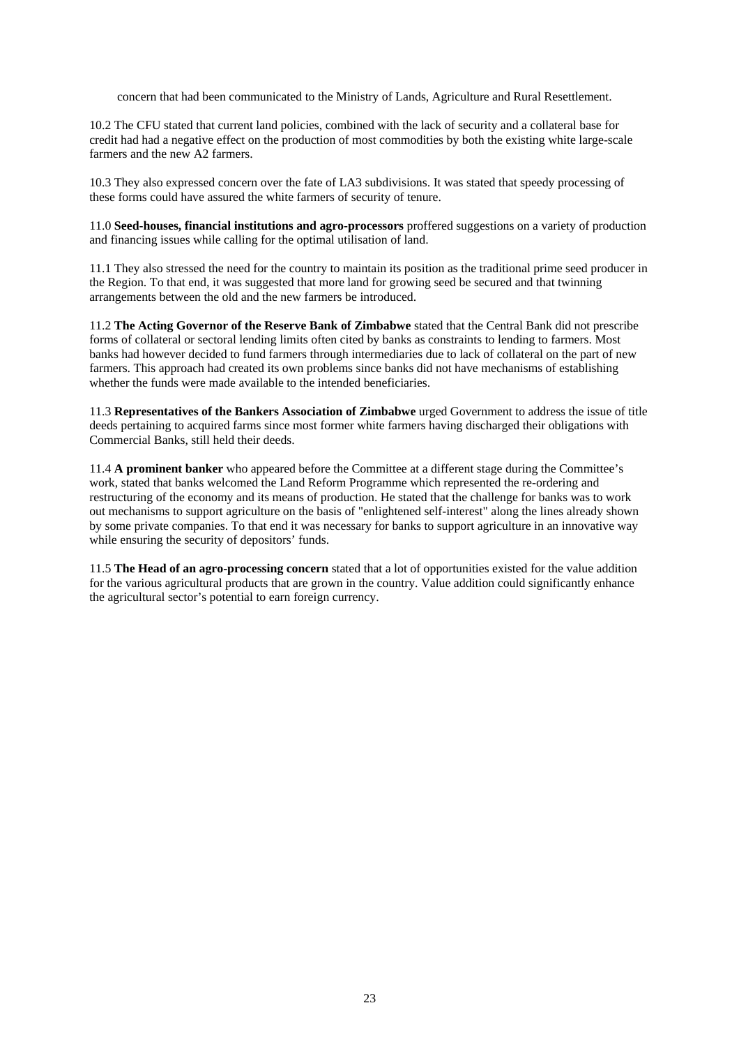concern that had been communicated to the Ministry of Lands, Agriculture and Rural Resettlement.

10.2 The CFU stated that current land policies, combined with the lack of security and a collateral base for credit had had a negative effect on the production of most commodities by both the existing white large-scale farmers and the new A2 farmers.

10.3 They also expressed concern over the fate of LA3 subdivisions. It was stated that speedy processing of these forms could have assured the white farmers of security of tenure.

11.0 **Seed-houses, financial institutions and agro-processors** proffered suggestions on a variety of production and financing issues while calling for the optimal utilisation of land.

11.1 They also stressed the need for the country to maintain its position as the traditional prime seed producer in the Region. To that end, it was suggested that more land for growing seed be secured and that twinning arrangements between the old and the new farmers be introduced.

11.2 **The Acting Governor of the Reserve Bank of Zimbabwe** stated that the Central Bank did not prescribe forms of collateral or sectoral lending limits often cited by banks as constraints to lending to farmers. Most banks had however decided to fund farmers through intermediaries due to lack of collateral on the part of new farmers. This approach had created its own problems since banks did not have mechanisms of establishing whether the funds were made available to the intended beneficiaries.

11.3 **Representatives of the Bankers Association of Zimbabwe** urged Government to address the issue of title deeds pertaining to acquired farms since most former white farmers having discharged their obligations with Commercial Banks, still held their deeds.

11.4 **A prominent banker** who appeared before the Committee at a different stage during the Committee's work, stated that banks welcomed the Land Reform Programme which represented the re-ordering and restructuring of the economy and its means of production. He stated that the challenge for banks was to work out mechanisms to support agriculture on the basis of "enlightened self-interest" along the lines already shown by some private companies. To that end it was necessary for banks to support agriculture in an innovative way while ensuring the security of depositors' funds.

11.5 **The Head of an agro-processing concern** stated that a lot of opportunities existed for the value addition for the various agricultural products that are grown in the country. Value addition could significantly enhance the agricultural sector's potential to earn foreign currency.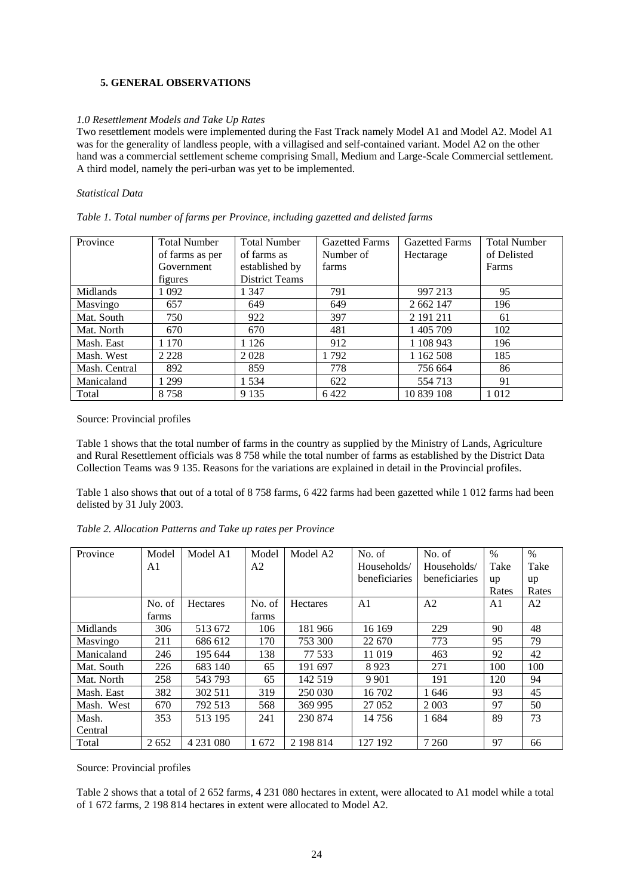## 5. GENERAL OBSERVATIONS

*1.0 Resettlement Models and Take Up Rates*

Two resettlement models were implemented during the Fast Track namely Model A1 and Model A2. Model A1 was for the generality of landless people, with a villagised and self-contained variant. Model A2 on the other hand was a commercial settlement scheme comprising Small, Medium and Large-Scale Commercial settlement. A third model, namely the peri-urban was yet to be implemented.

*Statistical Data*

*Table 1. Total number of farms per Province, including gazetted and delisted farms*

| Province | Total Number of farms as per Government figures | Total Number of farms as established by District Teams | Gazetted Farms Number of farms | Gazetted Farms Hectarage | Total Number of Delisted Farms |
|---|---|---|---|---|---|
| Midlands | 1 092 | 1 347 | 791 | 997 213 | 95 |
| Masvingo | 657 | 649 | 649 | 2 662 147 | 196 |
| Mat. South | 750 | 922 | 397 | 2 191 211 | 61 |
| Mat. North | 670 | 670 | 481 | 1 405 709 | 102 |
| Mash. East | 1 170 | 1 126 | 912 | 1 108 943 | 196 |
| Mash. West | 2 228 | 2 028 | 1 792 | 1 162 508 | 185 |
| Mash. Central | 892 | 859 | 778 | 756 664 | 86 |
| Manicaland | 1 299 | 1 534 | 622 | 554 713 | 91 |
| Total | 8 758 | 9 135 | 6 422 | 10 839 108 | 1 012 |

Source: Provincial profiles

Table 1 shows that the total number of farms in the country as supplied by the Ministry of Lands, Agriculture and Rural Resettlement officials was 8 758 while the total number of farms as established by the District Data Collection Teams was 9 135. Reasons for the variations are explained in detail in the Provincial profiles.

Table 1 also shows that out of a total of 8 758 farms, 6 422 farms had been gazetted while 1 012 farms had been delisted by 31 July 2003.

*Table 2. Allocation Patterns and Take up rates per Province*

| Province | Model A1 | Model A1 | Model A2 | Model A2 | No. of Households/ beneficiaries | No. of Households/ beneficiaries | % Take up Rates | % Take up Rates |
|---|---|---|---|---|---|---|---|---|
| | No. of farms | Hectares | No. of farms | Hectares | A1 | A2 | A1 | A2 |
| Midlands | 306 | 513 672 | 106 | 181 966 | 16 169 | 229 | 90 | 48 |
| Masvingo | 211 | 686 612 | 170 | 753 300 | 22 670 | 773 | 95 | 79 |
| Manicaland | 246 | 195 644 | 138 | 77 533 | 11 019 | 463 | 92 | 42 |
| Mat. South | 226 | 683 140 | 65 | 191 697 | 8 923 | 271 | 100 | 100 |
| Mat. North | 258 | 543 793 | 65 | 142 519 | 9 901 | 191 | 120 | 94 |
| Mash. East | 382 | 302 511 | 319 | 250 030 | 16 702 | 1 646 | 93 | 45 |
| Mash. West | 670 | 792 513 | 568 | 369 995 | 27 052 | 2 003 | 97 | 50 |
| Mash. Central | 353 | 513 195 | 241 | 230 874 | 14 756 | 1 684 | 89 | 73 |
| Total | 2 652 | 4 231 080 | 1 672 | 2 198 814 | 127 192 | 7 260 | 97 | 66 |

Source: Provincial profiles

Table 2 shows that a total of 2 652 farms, 4 231 080 hectares in extent, were allocated to A1 model while a total of 1 672 farms, 2 198 814 hectares in extent were allocated to Model A2.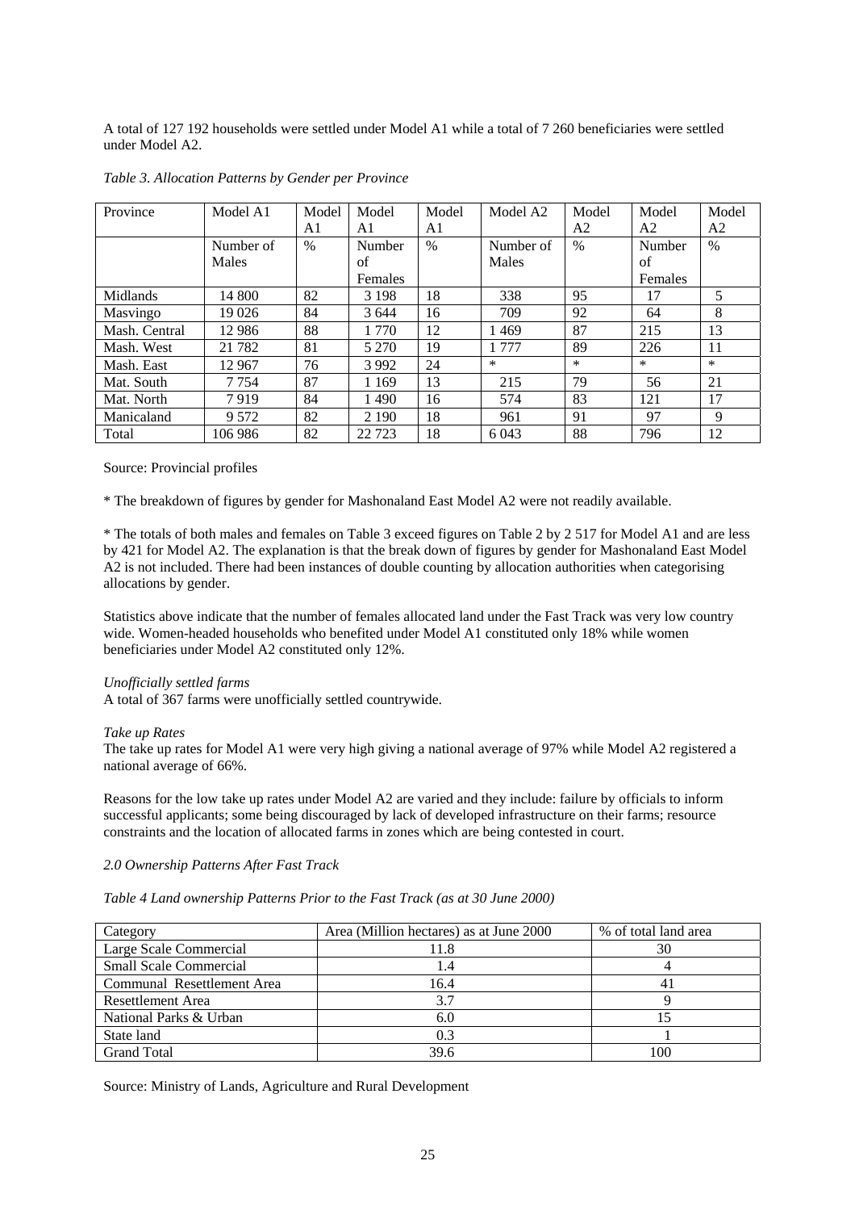A total of 127 192 households were settled under Model A1 while a total of 7 260 beneficiaries were settled under Model A2.

*Table 3. Allocation Patterns by Gender per Province*

| Province | Model A1 | Model A1 | Model A1 | Model A1 | Model A2 | Model A2 | Model A2 | Model A2 |
|---|---|---|---|---|---|---|---|---|
| | Number of Males | % | Number of Females | % | Number of Males | % | Number of Females | % |
| Midlands | 14 800 | 82 | 3 198 | 18 | 338 | 95 | 17 | 5 |
| Masvingo | 19 026 | 84 | 3 644 | 16 | 709 | 92 | 64 | 8 |
| Mash. Central | 12 986 | 88 | 1 770 | 12 | 1 469 | 87 | 215 | 13 |
| Mash. West | 21 782 | 81 | 5 270 | 19 | 1 777 | 89 | 226 | 11 |
| Mash. East | 12 967 | 76 | 3 992 | 24 | * | * | * | * |
| Mat. South | 7 754 | 87 | 1 169 | 13 | 215 | 79 | 56 | 21 |
| Mat. North | 7 919 | 84 | 1 490 | 16 | 574 | 83 | 121 | 17 |
| Manicaland | 9 572 | 82 | 2 190 | 18 | 961 | 91 | 97 | 9 |
| Total | 106 986 | 82 | 22 723 | 18 | 6 043 | 88 | 796 | 12 |

Source: Provincial profiles

* The breakdown of figures by gender for Mashonaland East Model A2 were not readily available.

* The totals of both males and females on Table 3 exceed figures on Table 2 by 2 517 for Model A1 and are less by 421 for Model A2. The explanation is that the break down of figures by gender for Mashonaland East Model A2 is not included. There had been instances of double counting by allocation authorities when categorising allocations by gender.

Statistics above indicate that the number of females allocated land under the Fast Track was very low country wide. Women-headed households who benefited under Model A1 constituted only 18% while women beneficiaries under Model A2 constituted only 12%.

*Unofficially settled farms*

A total of 367 farms were unofficially settled countrywide.

*Take up Rates*

The take up rates for Model A1 were very high giving a national average of 97% while Model A2 registered a national average of 66%.

Reasons for the low take up rates under Model A2 are varied and they include: failure by officials to inform successful applicants; some being discouraged by lack of developed infrastructure on their farms; resource constraints and the location of allocated farms in zones which are being contested in court.

*2.0 Ownership Patterns After Fast Track*

*Table 4 Land ownership Patterns Prior to the Fast Track (as at 30 June 2000)*

| Category | Area (Million hectares) as at June 2000 | % of total land area |
|---|---|---|
| Large Scale Commercial | 11.8 | 30 |
| Small Scale Commercial | 1.4 | 4 |
| Communal Resettlement Area | 16.4 | 41 |
| Resettlement Area | 3.7 | 9 |
| National Parks & Urban | 6.0 | 15 |
| State land | 0.3 | 1 |
| Grand Total | 39.6 | 100 |

Source: Ministry of Lands, Agriculture and Rural Development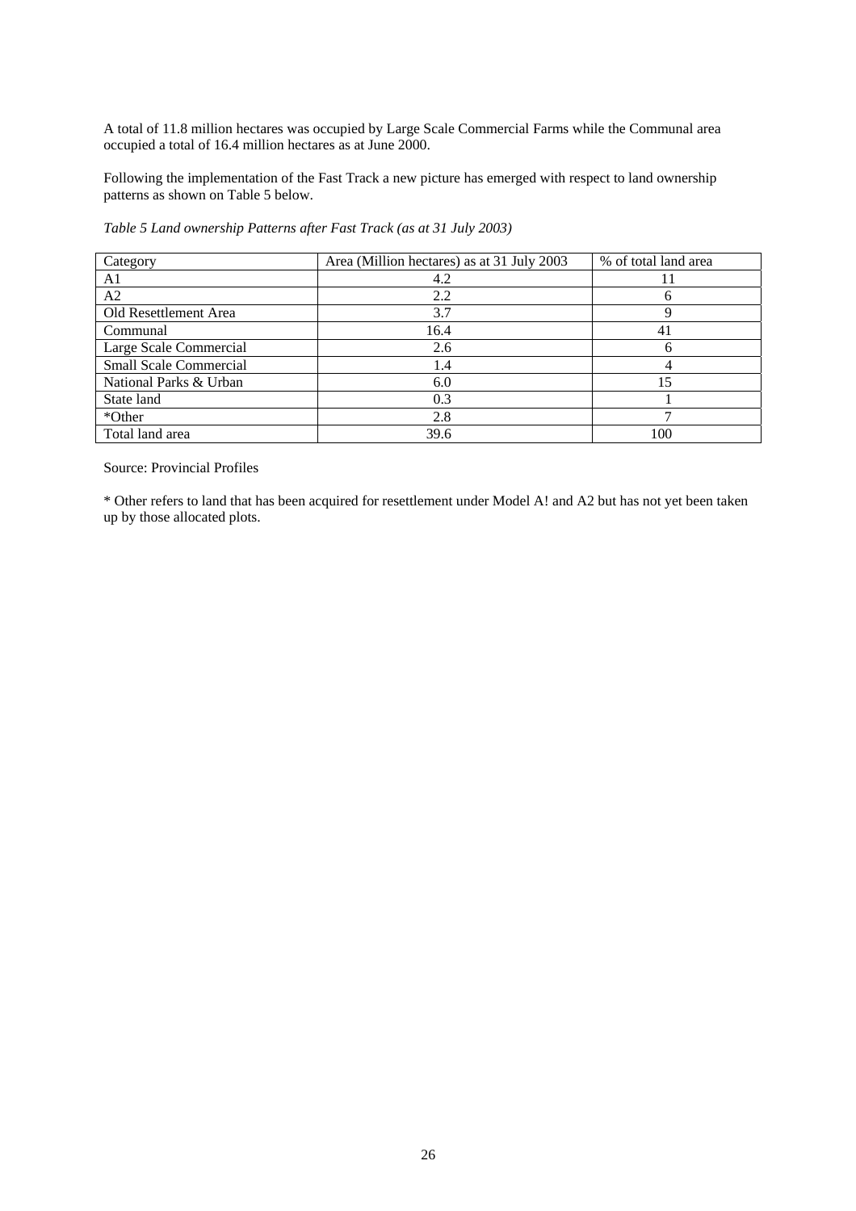A total of 11.8 million hectares was occupied by Large Scale Commercial Farms while the Communal area occupied a total of 16.4 million hectares as at June 2000.

Following the implementation of the Fast Track a new picture has emerged with respect to land ownership patterns as shown on Table 5 below.

*Table 5 Land ownership Patterns after Fast Track (as at 31 July 2003)*

| Category | Area (Million hectares) as at 31 July 2003 | % of total land area |
|---|---|---|
| A1 | 4.2 | 11 |
| A2 | 2.2 | 6 |
| Old Resettlement Area | 3.7 | 9 |
| Communal | 16.4 | 41 |
| Large Scale Commercial | 2.6 | 6 |
| Small Scale Commercial | 1.4 | 4 |
| National Parks & Urban | 6.0 | 15 |
| State land | 0.3 | 1 |
| *Other | 2.8 | 7 |
| Total land area | 39.6 | 100 |

Source: Provincial Profiles

* Other refers to land that has been acquired for resettlement under Model A! and A2 but has not yet been taken up by those allocated plots.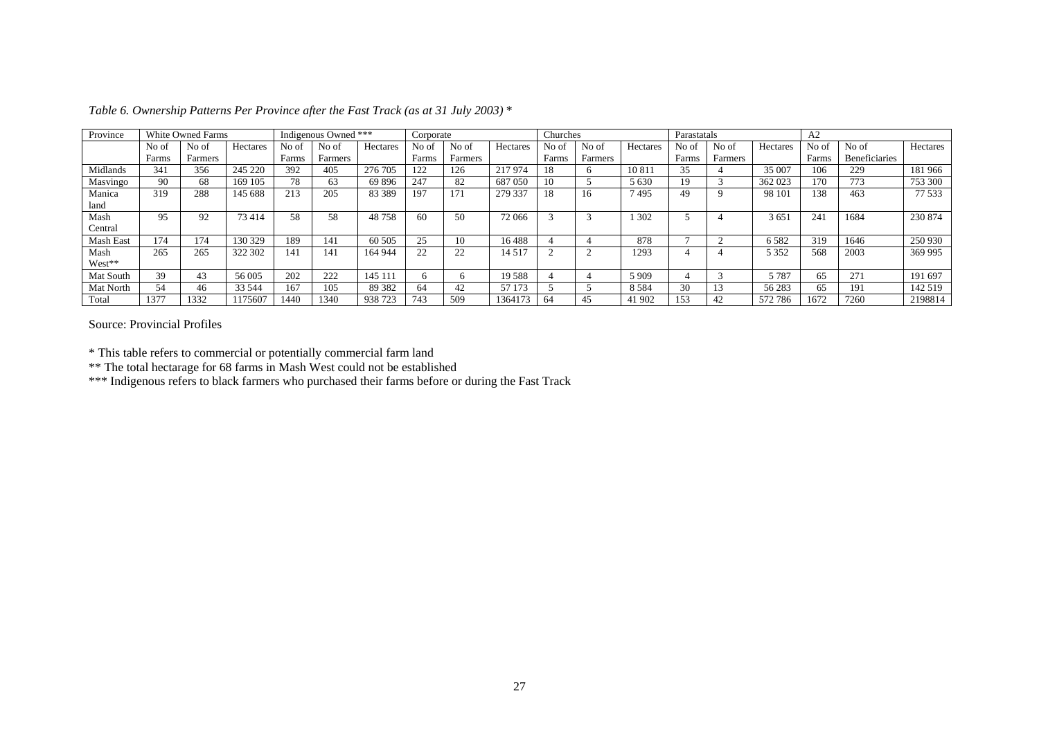*Table 6. Ownership Patterns Per Province after the Fast Track (as at 31 July 2003) \**

| Province | White Owned Farms | | | Indigenous Owned *** | | | Corporate | | | Churches | | | Parastatals | | | A2 | | |
|---|---|---|---|---|---|---|---|---|---|---|---|---|---|---|---|---|---|---|
| | No of Farms | No of Farmers | Hectares | No of Farms | No of Farmers | Hectares | No of Farms | No of Farmers | Hectares | No of Farms | No of Farmers | Hectares | No of Farms | No of Farmers | Hectares | No of Farms | No of Beneficiaries | Hectares |
| Midlands | 341 | 356 | 245 220 | 392 | 405 | 276 705 | 122 | 126 | 217 974 | 18 | 6 | 10 811 | 35 | 4 | 35 007 | 106 | 229 | 181 966 |
| Masvingo | 90 | 68 | 169 105 | 78 | 63 | 69 896 | 247 | 82 | 687 050 | 10 | 5 | 5 630 | 19 | 3 | 362 023 | 170 | 773 | 753 300 |
| Manicaland | 319 | 288 | 145 688 | 213 | 205 | 83 389 | 197 | 171 | 279 337 | 18 | 16 | 7 495 | 49 | 9 | 98 101 | 138 | 463 | 77 533 |
| Mash Central | 95 | 92 | 73 414 | 58 | 58 | 48 758 | 60 | 50 | 72 066 | 3 | 3 | 1 302 | 5 | 4 | 3 651 | 241 | 1684 | 230 874 |
| Mash East | 174 | 174 | 130 329 | 189 | 141 | 60 505 | 25 | 10 | 16 488 | 4 | 4 | 878 | 7 | 2 | 6 582 | 319 | 1646 | 250 930 |
| Mash West** | 265 | 265 | 322 302 | 141 | 141 | 164 944 | 22 | 22 | 14 517 | 2 | 2 | 1293 | 4 | 4 | 5 352 | 568 | 2003 | 369 995 |
| Mat South | 39 | 43 | 56 005 | 202 | 222 | 145 111 | 6 | 6 | 19 588 | 4 | 4 | 5 909 | 4 | 3 | 5 787 | 65 | 271 | 191 697 |
| Mat North | 54 | 46 | 33 544 | 167 | 105 | 89 382 | 64 | 42 | 57 173 | 5 | 5 | 8 584 | 30 | 13 | 56 283 | 65 | 191 | 142 519 |
| Total | 1377 | 1332 | 1175607 | 1440 | 1340 | 938 723 | 743 | 509 | 1364173 | 64 | 45 | 41 902 | 153 | 42 | 572 786 | 1672 | 7260 | 2198814 |

Source: Provincial Profiles

\* This table refers to commercial or potentially commercial farm land

\*\* The total hectarage for 68 farms in Mash West could not be established

\*\*\* Indigenous refers to black farmers who purchased their farms before or during the Fast Track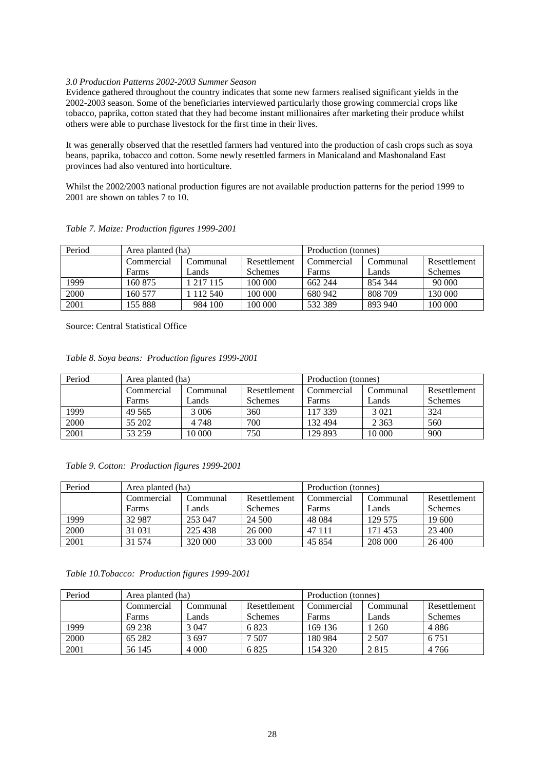*3.0 Production Patterns 2002-2003 Summer Season*

Evidence gathered throughout the country indicates that some new farmers realised significant yields in the 2002-2003 season. Some of the beneficiaries interviewed particularly those growing commercial crops like tobacco, paprika, cotton stated that they had become instant millionaires after marketing their produce whilst others were able to purchase livestock for the first time in their lives.

It was generally observed that the resettled farmers had ventured into the production of cash crops such as soya beans, paprika, tobacco and cotton. Some newly resettled farmers in Manicaland and Mashonaland East provinces had also ventured into horticulture.

Whilst the 2002/2003 national production figures are not available production patterns for the period 1999 to 2001 are shown on tables 7 to 10.

*Table 7. Maize: Production figures 1999-2001*

| Period | Area planted (ha) | | | Production (tonnes) | | |
|---|---|---|---|---|---|---|
| | Commercial Farms | Communal Lands | Resettlement Schemes | Commercial Farms | Communal Lands | Resettlement Schemes |
| 1999 | 160 875 | 1 217 115 | 100 000 | 662 244 | 854 344 | 90 000 |
| 2000 | 160 577 | 1 112 540 | 100 000 | 680 942 | 808 709 | 130 000 |
| 2001 | 155 888 | 984 100 | 100 000 | 532 389 | 893 940 | 100 000 |

Source: Central Statistical Office

*Table 8. Soya beans: Production figures 1999-2001*

| Period | Area planted (ha) | | | Production (tonnes) | | |
|---|---|---|---|---|---|---|
| | Commercial Farms | Communal Lands | Resettlement Schemes | Commercial Farms | Communal Lands | Resettlement Schemes |
| 1999 | 49 565 | 3 006 | 360 | 117 339 | 3 021 | 324 |
| 2000 | 55 202 | 4 748 | 700 | 132 494 | 2 363 | 560 |
| 2001 | 53 259 | 10 000 | 750 | 129 893 | 10 000 | 900 |

*Table 9. Cotton: Production figures 1999-2001*

| Period | Area planted (ha) | | | Production (tonnes) | | |
|---|---|---|---|---|---|---|
| | Commercial Farms | Communal Lands | Resettlement Schemes | Commercial Farms | Communal Lands | Resettlement Schemes |
| 1999 | 32 987 | 253 047 | 24 500 | 48 084 | 129 575 | 19 600 |
| 2000 | 31 031 | 225 438 | 26 000 | 47 111 | 171 453 | 23 400 |
| 2001 | 31 574 | 320 000 | 33 000 | 45 854 | 208 000 | 26 400 |

*Table 10.Tobacco: Production figures 1999-2001*

| Period | Area planted (ha) | | | Production (tonnes) | | |
|---|---|---|---|---|---|---|
| | Commercial Farms | Communal Lands | Resettlement Schemes | Commercial Farms | Communal Lands | Resettlement Schemes |
| 1999 | 69 238 | 3 047 | 6 823 | 169 136 | 1 260 | 4 886 |
| 2000 | 65 282 | 3 697 | 7 507 | 180 984 | 2 507 | 6 751 |
| 2001 | 56 145 | 4 000 | 6 825 | 154 320 | 2 815 | 4 766 |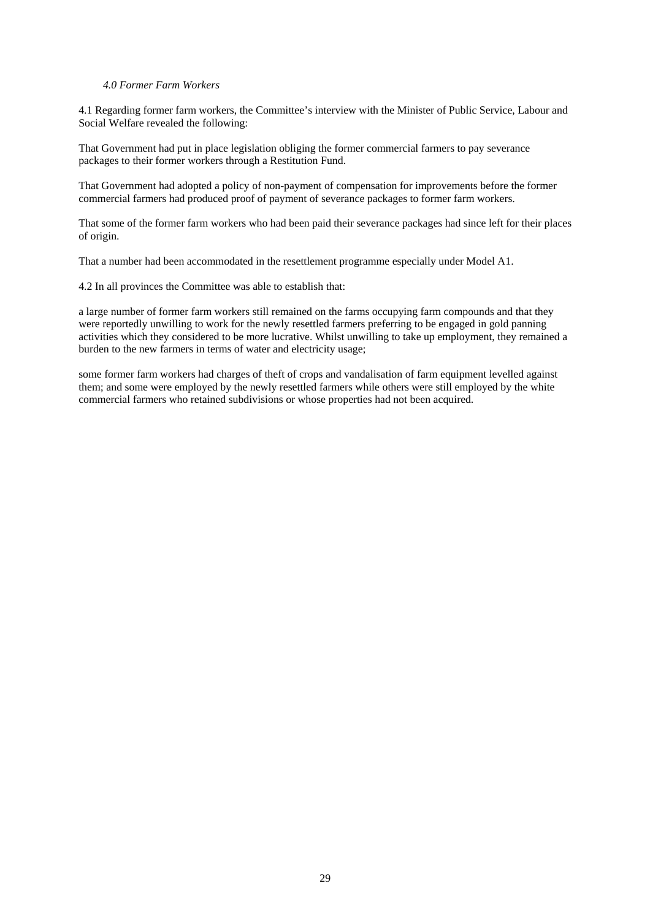### *4.0 Former Farm Workers*

4.1 Regarding former farm workers, the Committee's interview with the Minister of Public Service, Labour and Social Welfare revealed the following:

That Government had put in place legislation obliging the former commercial farmers to pay severance packages to their former workers through a Restitution Fund.

That Government had adopted a policy of non-payment of compensation for improvements before the former commercial farmers had produced proof of payment of severance packages to former farm workers.

That some of the former farm workers who had been paid their severance packages had since left for their places of origin.

That a number had been accommodated in the resettlement programme especially under Model A1.

4.2 In all provinces the Committee was able to establish that:

a large number of former farm workers still remained on the farms occupying farm compounds and that they were reportedly unwilling to work for the newly resettled farmers preferring to be engaged in gold panning activities which they considered to be more lucrative. Whilst unwilling to take up employment, they remained a burden to the new farmers in terms of water and electricity usage;

some former farm workers had charges of theft of crops and vandalisation of farm equipment levelled against them; and some were employed by the newly resettled farmers while others were still employed by the white commercial farmers who retained subdivisions or whose properties had not been acquired.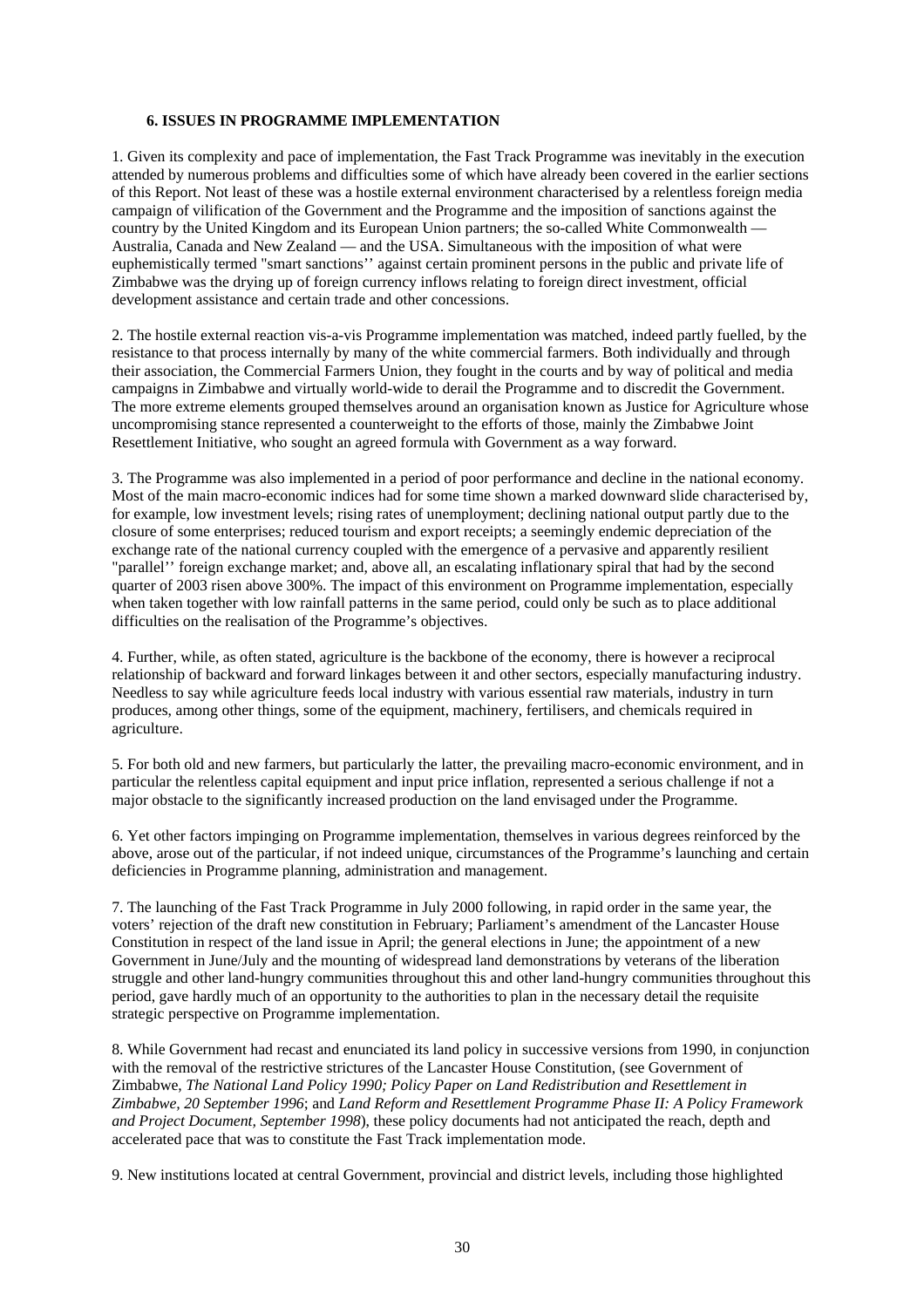### 6. ISSUES IN PROGRAMME IMPLEMENTATION

1. Given its complexity and pace of implementation, the Fast Track Programme was inevitably in the execution attended by numerous problems and difficulties some of which have already been covered in the earlier sections of this Report. Not least of these was a hostile external environment characterised by a relentless foreign media campaign of vilification of the Government and the Programme and the imposition of sanctions against the country by the United Kingdom and its European Union partners; the so-called White Commonwealth — Australia, Canada and New Zealand — and the USA. Simultaneous with the imposition of what were euphemistically termed "smart sanctions'' against certain prominent persons in the public and private life of Zimbabwe was the drying up of foreign currency inflows relating to foreign direct investment, official development assistance and certain trade and other concessions.

2. The hostile external reaction vis-a-vis Programme implementation was matched, indeed partly fuelled, by the resistance to that process internally by many of the white commercial farmers. Both individually and through their association, the Commercial Farmers Union, they fought in the courts and by way of political and media campaigns in Zimbabwe and virtually world-wide to derail the Programme and to discredit the Government. The more extreme elements grouped themselves around an organisation known as Justice for Agriculture whose uncompromising stance represented a counterweight to the efforts of those, mainly the Zimbabwe Joint Resettlement Initiative, who sought an agreed formula with Government as a way forward.

3. The Programme was also implemented in a period of poor performance and decline in the national economy. Most of the main macro-economic indices had for some time shown a marked downward slide characterised by, for example, low investment levels; rising rates of unemployment; declining national output partly due to the closure of some enterprises; reduced tourism and export receipts; a seemingly endemic depreciation of the exchange rate of the national currency coupled with the emergence of a pervasive and apparently resilient "parallel'' foreign exchange market; and, above all, an escalating inflationary spiral that had by the second quarter of 2003 risen above 300%. The impact of this environment on Programme implementation, especially when taken together with low rainfall patterns in the same period, could only be such as to place additional difficulties on the realisation of the Programme's objectives.

4. Further, while, as often stated, agriculture is the backbone of the economy, there is however a reciprocal relationship of backward and forward linkages between it and other sectors, especially manufacturing industry. Needless to say while agriculture feeds local industry with various essential raw materials, industry in turn produces, among other things, some of the equipment, machinery, fertilisers, and chemicals required in agriculture.

5. For both old and new farmers, but particularly the latter, the prevailing macro-economic environment, and in particular the relentless capital equipment and input price inflation, represented a serious challenge if not a major obstacle to the significantly increased production on the land envisaged under the Programme.

6. Yet other factors impinging on Programme implementation, themselves in various degrees reinforced by the above, arose out of the particular, if not indeed unique, circumstances of the Programme's launching and certain deficiencies in Programme planning, administration and management.

7. The launching of the Fast Track Programme in July 2000 following, in rapid order in the same year, the voters' rejection of the draft new constitution in February; Parliament's amendment of the Lancaster House Constitution in respect of the land issue in April; the general elections in June; the appointment of a new Government in June/July and the mounting of widespread land demonstrations by veterans of the liberation struggle and other land-hungry communities throughout this and other land-hungry communities throughout this period, gave hardly much of an opportunity to the authorities to plan in the necessary detail the requisite strategic perspective on Programme implementation.

8. While Government had recast and enunciated its land policy in successive versions from 1990, in conjunction with the removal of the restrictive strictures of the Lancaster House Constitution, (see Government of Zimbabwe, *The National Land Policy 1990; Policy Paper on Land Redistribution and Resettlement in Zimbabwe, 20 September 1996*; and *Land Reform and Resettlement Programme Phase II: A Policy Framework and Project Document, September 1998*), these policy documents had not anticipated the reach, depth and accelerated pace that was to constitute the Fast Track implementation mode.

9. New institutions located at central Government, provincial and district levels, including those highlighted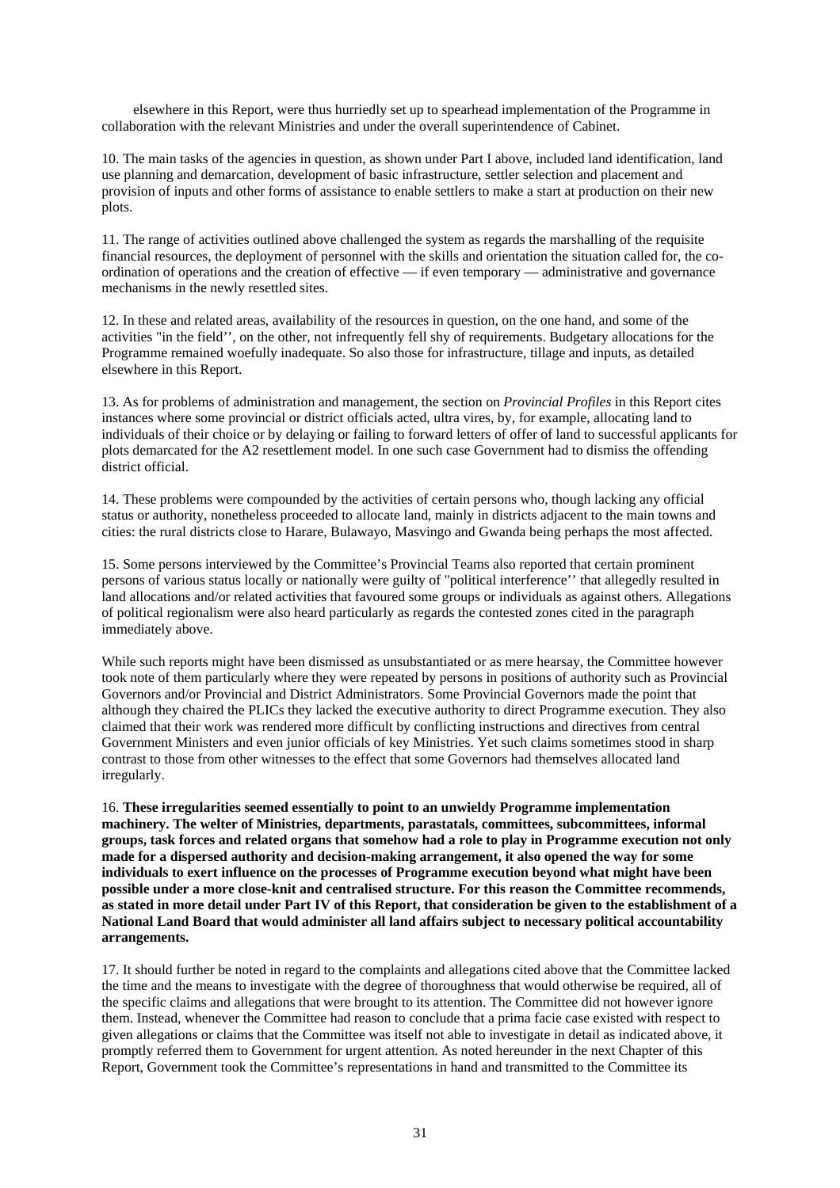elsewhere in this Report, were thus hurriedly set up to spearhead implementation of the Programme in collaboration with the relevant Ministries and under the overall superintendence of Cabinet.

10. The main tasks of the agencies in question, as shown under Part I above, included land identification, land use planning and demarcation, development of basic infrastructure, settler selection and placement and provision of inputs and other forms of assistance to enable settlers to make a start at production on their new plots.

11. The range of activities outlined above challenged the system as regards the marshalling of the requisite financial resources, the deployment of personnel with the skills and orientation the situation called for, the co-ordination of operations and the creation of effective — if even temporary — administrative and governance mechanisms in the newly resettled sites.

12. In these and related areas, availability of the resources in question, on the one hand, and some of the activities "in the field'', on the other, not infrequently fell shy of requirements. Budgetary allocations for the Programme remained woefully inadequate. So also those for infrastructure, tillage and inputs, as detailed elsewhere in this Report.

13. As for problems of administration and management, the section on *Provincial Profiles* in this Report cites instances where some provincial or district officials acted, ultra vires, by, for example, allocating land to individuals of their choice or by delaying or failing to forward letters of offer of land to successful applicants for plots demarcated for the A2 resettlement model. In one such case Government had to dismiss the offending district official.

14. These problems were compounded by the activities of certain persons who, though lacking any official status or authority, nonetheless proceeded to allocate land, mainly in districts adjacent to the main towns and cities: the rural districts close to Harare, Bulawayo, Masvingo and Gwanda being perhaps the most affected.

15. Some persons interviewed by the Committee's Provincial Teams also reported that certain prominent persons of various status locally or nationally were guilty of "political interference'' that allegedly resulted in land allocations and/or related activities that favoured some groups or individuals as against others. Allegations of political regionalism were also heard particularly as regards the contested zones cited in the paragraph immediately above.

While such reports might have been dismissed as unsubstantiated or as mere hearsay, the Committee however took note of them particularly where they were repeated by persons in positions of authority such as Provincial Governors and/or Provincial and District Administrators. Some Provincial Governors made the point that although they chaired the PLICs they lacked the executive authority to direct Programme execution. They also claimed that their work was rendered more difficult by conflicting instructions and directives from central Government Ministers and even junior officials of key Ministries. Yet such claims sometimes stood in sharp contrast to those from other witnesses to the effect that some Governors had themselves allocated land irregularly.

16. **These irregularities seemed essentially to point to an unwieldy Programme implementation machinery. The welter of Ministries, departments, parastatals, committees, subcommittees, informal groups, task forces and related organs that somehow had a role to play in Programme execution not only made for a dispersed authority and decision-making arrangement, it also opened the way for some individuals to exert influence on the processes of Programme execution beyond what might have been possible under a more close-knit and centralised structure. For this reason the Committee recommends, as stated in more detail under Part IV of this Report, that consideration be given to the establishment of a National Land Board that would administer all land affairs subject to necessary political accountability arrangements.**

17. It should further be noted in regard to the complaints and allegations cited above that the Committee lacked the time and the means to investigate with the degree of thoroughness that would otherwise be required, all of the specific claims and allegations that were brought to its attention. The Committee did not however ignore them. Instead, whenever the Committee had reason to conclude that a prima facie case existed with respect to given allegations or claims that the Committee was itself not able to investigate in detail as indicated above, it promptly referred them to Government for urgent attention. As noted hereunder in the next Chapter of this Report, Government took the Committee's representations in hand and transmitted to the Committee its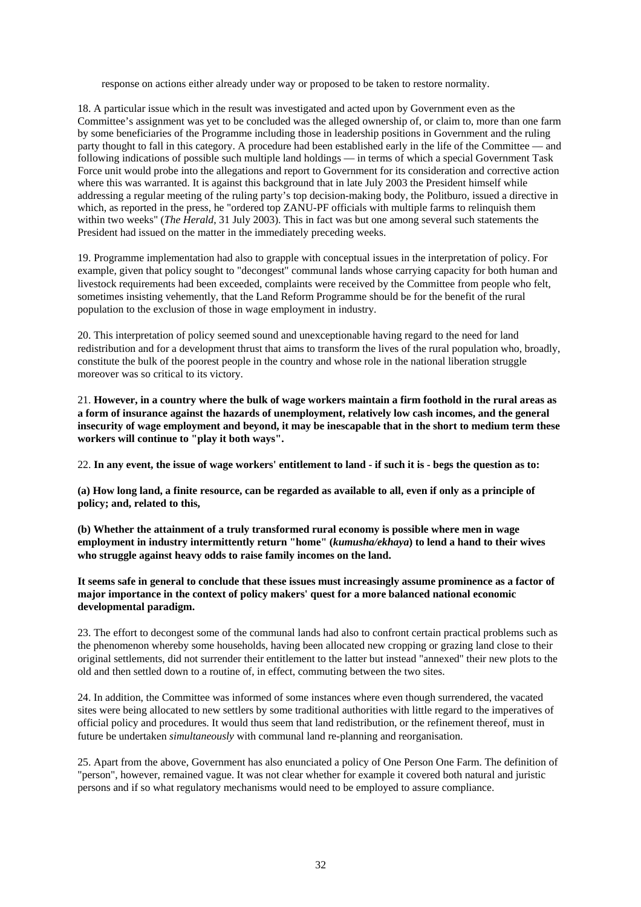response on actions either already under way or proposed to be taken to restore normality.

18. A particular issue which in the result was investigated and acted upon by Government even as the Committee's assignment was yet to be concluded was the alleged ownership of, or claim to, more than one farm by some beneficiaries of the Programme including those in leadership positions in Government and the ruling party thought to fall in this category. A procedure had been established early in the life of the Committee — and following indications of possible such multiple land holdings — in terms of which a special Government Task Force unit would probe into the allegations and report to Government for its consideration and corrective action where this was warranted. It is against this background that in late July 2003 the President himself while addressing a regular meeting of the ruling party's top decision-making body, the Politburo, issued a directive in which, as reported in the press, he "ordered top ZANU-PF officials with multiple farms to relinquish them within two weeks" (*The Herald*, 31 July 2003). This in fact was but one among several such statements the President had issued on the matter in the immediately preceding weeks.

19. Programme implementation had also to grapple with conceptual issues in the interpretation of policy. For example, given that policy sought to "decongest" communal lands whose carrying capacity for both human and livestock requirements had been exceeded, complaints were received by the Committee from people who felt, sometimes insisting vehemently, that the Land Reform Programme should be for the benefit of the rural population to the exclusion of those in wage employment in industry.

20. This interpretation of policy seemed sound and unexceptionable having regard to the need for land redistribution and for a development thrust that aims to transform the lives of the rural population who, broadly, constitute the bulk of the poorest people in the country and whose role in the national liberation struggle moreover was so critical to its victory.

21. **However, in a country where the bulk of wage workers maintain a firm foothold in the rural areas as a form of insurance against the hazards of unemployment, relatively low cash incomes, and the general insecurity of wage employment and beyond, it may be inescapable that in the short to medium term these workers will continue to "play it both ways".**

22. **In any event, the issue of wage workers' entitlement to land - if such it is - begs the question as to:**

**(a) How long land, a finite resource, can be regarded as available to all, even if only as a principle of policy; and, related to this,**

**(b) Whether the attainment of a truly transformed rural economy is possible where men in wage employment in industry intermittently return "home" (*kumusha/ekhaya*) to lend a hand to their wives who struggle against heavy odds to raise family incomes on the land.**

**It seems safe in general to conclude that these issues must increasingly assume prominence as a factor of major importance in the context of policy makers' quest for a more balanced national economic developmental paradigm.**

23. The effort to decongest some of the communal lands had also to confront certain practical problems such as the phenomenon whereby some households, having been allocated new cropping or grazing land close to their original settlements, did not surrender their entitlement to the latter but instead "annexed" their new plots to the old and then settled down to a routine of, in effect, commuting between the two sites.

24. In addition, the Committee was informed of some instances where even though surrendered, the vacated sites were being allocated to new settlers by some traditional authorities with little regard to the imperatives of official policy and procedures. It would thus seem that land redistribution, or the refinement thereof, must in future be undertaken *simultaneously* with communal land re-planning and reorganisation.

25. Apart from the above, Government has also enunciated a policy of One Person One Farm. The definition of "person", however, remained vague. It was not clear whether for example it covered both natural and juristic persons and if so what regulatory mechanisms would need to be employed to assure compliance.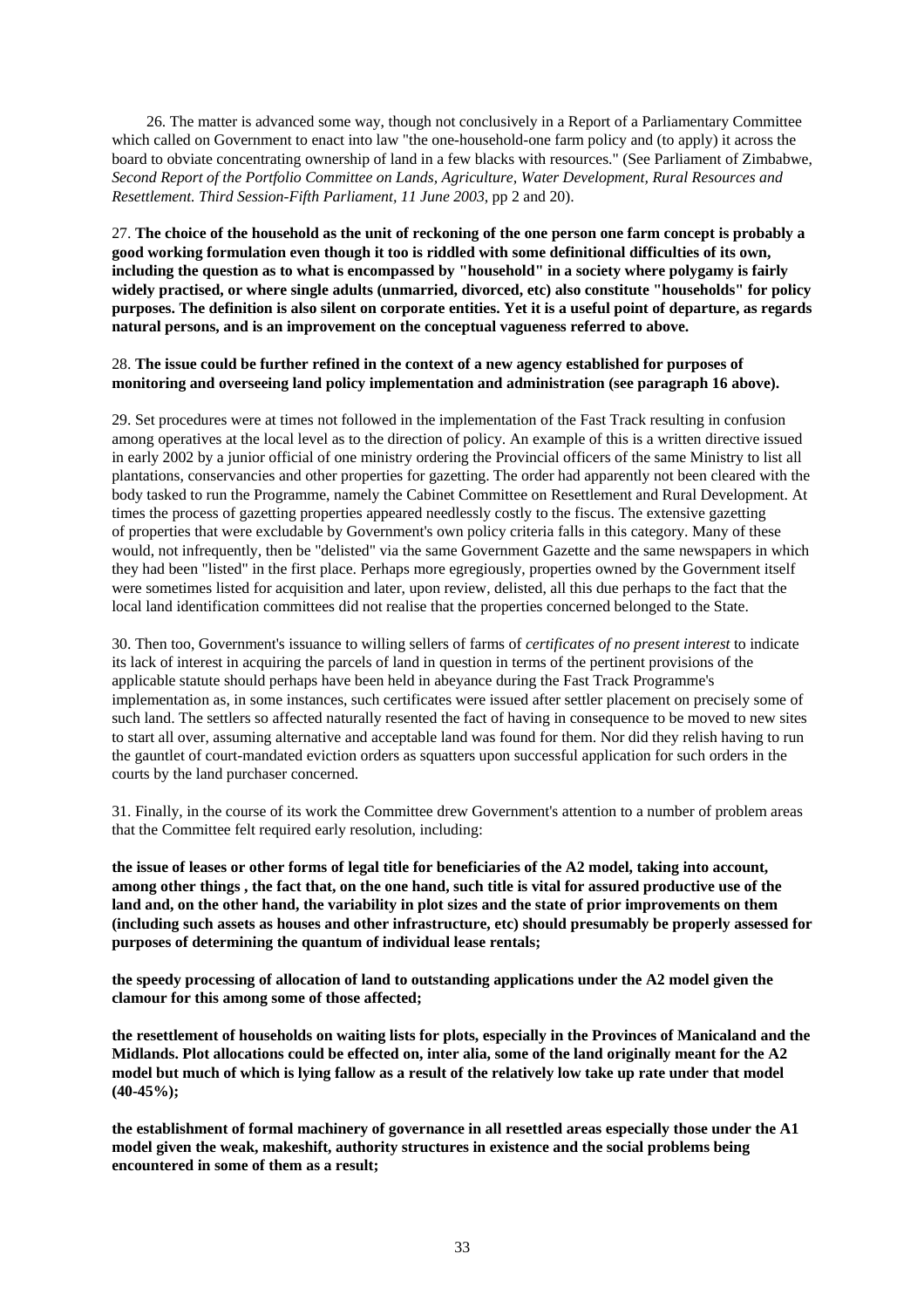26. The matter is advanced some way, though not conclusively in a Report of a Parliamentary Committee which called on Government to enact into law "the one-household-one farm policy and (to apply) it across the board to obviate concentrating ownership of land in a few blacks with resources." (See Parliament of Zimbabwe, *Second Report of the Portfolio Committee on Lands, Agriculture, Water Development, Rural Resources and Resettlement. Third Session-Fifth Parliament, 11 June 2003*, pp 2 and 20).

27. **The choice of the household as the unit of reckoning of the one person one farm concept is probably a good working formulation even though it too is riddled with some definitional difficulties of its own, including the question as to what is encompassed by "household" in a society where polygamy is fairly widely practised, or where single adults (unmarried, divorced, etc) also constitute "households" for policy purposes. The definition is also silent on corporate entities. Yet it is a useful point of departure, as regards natural persons, and is an improvement on the conceptual vagueness referred to above.**

28. **The issue could be further refined in the context of a new agency established for purposes of monitoring and overseeing land policy implementation and administration (see paragraph 16 above).**

29. Set procedures were at times not followed in the implementation of the Fast Track resulting in confusion among operatives at the local level as to the direction of policy. An example of this is a written directive issued in early 2002 by a junior official of one ministry ordering the Provincial officers of the same Ministry to list all plantations, conservancies and other properties for gazetting. The order had apparently not been cleared with the body tasked to run the Programme, namely the Cabinet Committee on Resettlement and Rural Development. At times the process of gazetting properties appeared needlessly costly to the fiscus. The extensive gazetting of properties that were excludable by Government's own policy criteria falls in this category. Many of these would, not infrequently, then be "delisted" via the same Government Gazette and the same newspapers in which they had been "listed" in the first place. Perhaps more egregiously, properties owned by the Government itself were sometimes listed for acquisition and later, upon review, delisted, all this due perhaps to the fact that the local land identification committees did not realise that the properties concerned belonged to the State.

30. Then too, Government's issuance to willing sellers of farms of *certificates of no present interest* to indicate its lack of interest in acquiring the parcels of land in question in terms of the pertinent provisions of the applicable statute should perhaps have been held in abeyance during the Fast Track Programme's implementation as, in some instances, such certificates were issued after settler placement on precisely some of such land. The settlers so affected naturally resented the fact of having in consequence to be moved to new sites to start all over, assuming alternative and acceptable land was found for them. Nor did they relish having to run the gauntlet of court-mandated eviction orders as squatters upon successful application for such orders in the courts by the land purchaser concerned.

31. Finally, in the course of its work the Committee drew Government's attention to a number of problem areas that the Committee felt required early resolution, including:

**the issue of leases or other forms of legal title for beneficiaries of the A2 model, taking into account, among other things , the fact that, on the one hand, such title is vital for assured productive use of the land and, on the other hand, the variability in plot sizes and the state of prior improvements on them (including such assets as houses and other infrastructure, etc) should presumably be properly assessed for purposes of determining the quantum of individual lease rentals;**

**the speedy processing of allocation of land to outstanding applications under the A2 model given the clamour for this among some of those affected;**

**the resettlement of households on waiting lists for plots, especially in the Provinces of Manicaland and the Midlands. Plot allocations could be effected on, inter alia, some of the land originally meant for the A2 model but much of which is lying fallow as a result of the relatively low take up rate under that model (40-45%);**

**the establishment of formal machinery of governance in all resettled areas especially those under the A1 model given the weak, makeshift, authority structures in existence and the social problems being encountered in some of them as a result;**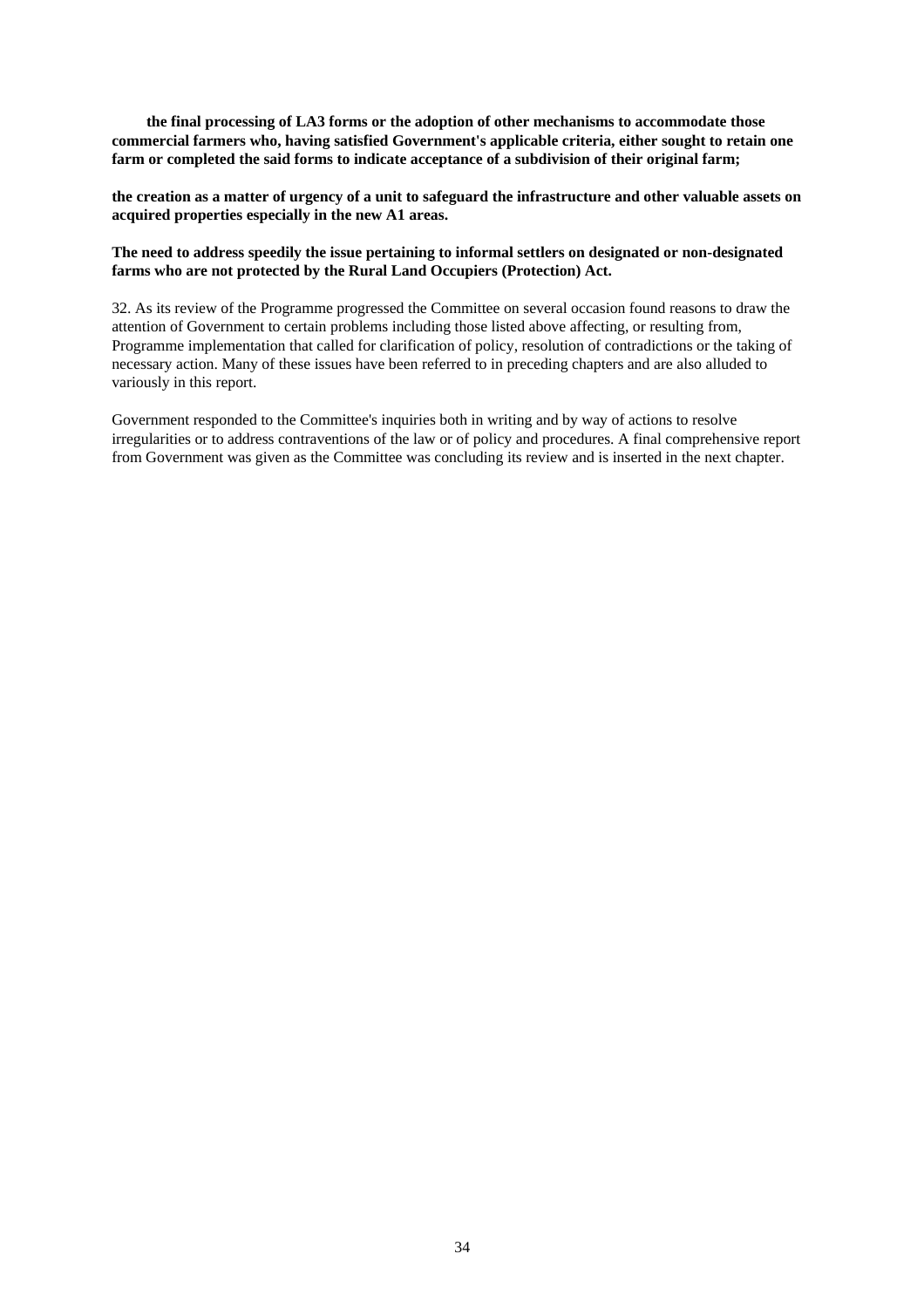**the final processing of LA3 forms or the adoption of other mechanisms to accommodate those commercial farmers who, having satisfied Government's applicable criteria, either sought to retain one farm or completed the said forms to indicate acceptance of a subdivision of their original farm;**

**the creation as a matter of urgency of a unit to safeguard the infrastructure and other valuable assets on acquired properties especially in the new A1 areas.**

**The need to address speedily the issue pertaining to informal settlers on designated or non-designated farms who are not protected by the Rural Land Occupiers (Protection) Act.**

32. As its review of the Programme progressed the Committee on several occasion found reasons to draw the attention of Government to certain problems including those listed above affecting, or resulting from, Programme implementation that called for clarification of policy, resolution of contradictions or the taking of necessary action. Many of these issues have been referred to in preceding chapters and are also alluded to variously in this report.

Government responded to the Committee's inquiries both in writing and by way of actions to resolve irregularities or to address contraventions of the law or of policy and procedures. A final comprehensive report from Government was given as the Committee was concluding its review and is inserted in the next chapter.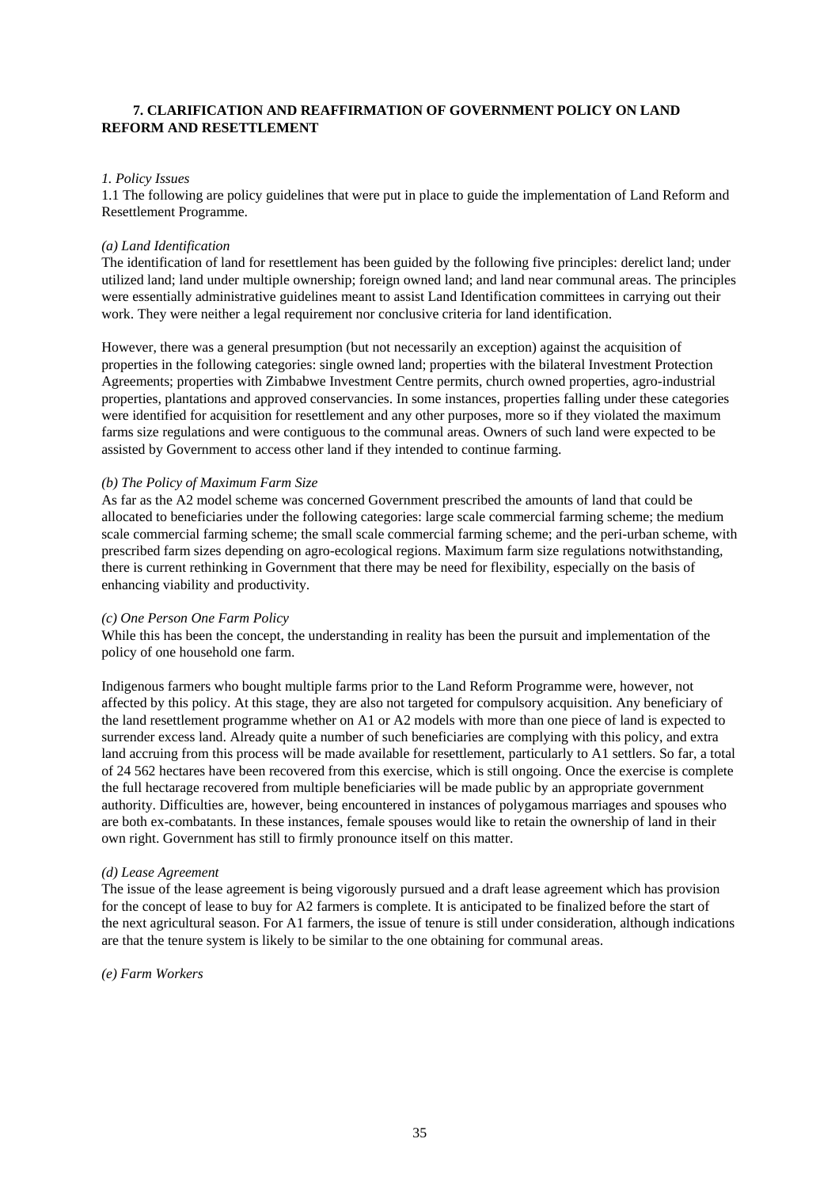## 7. CLARIFICATION AND REAFFIRMATION OF GOVERNMENT POLICY ON LAND REFORM AND RESETTLEMENT

### *1. Policy Issues*

1.1 The following are policy guidelines that were put in place to guide the implementation of Land Reform and Resettlement Programme.

#### *(a) Land Identification*

The identification of land for resettlement has been guided by the following five principles: derelict land; under utilized land; land under multiple ownership; foreign owned land; and land near communal areas. The principles were essentially administrative guidelines meant to assist Land Identification committees in carrying out their work. They were neither a legal requirement nor conclusive criteria for land identification.

However, there was a general presumption (but not necessarily an exception) against the acquisition of properties in the following categories: single owned land; properties with the bilateral Investment Protection Agreements; properties with Zimbabwe Investment Centre permits, church owned properties, agro-industrial properties, plantations and approved conservancies. In some instances, properties falling under these categories were identified for acquisition for resettlement and any other purposes, more so if they violated the maximum farms size regulations and were contiguous to the communal areas. Owners of such land were expected to be assisted by Government to access other land if they intended to continue farming.

#### *(b) The Policy of Maximum Farm Size*

As far as the A2 model scheme was concerned Government prescribed the amounts of land that could be allocated to beneficiaries under the following categories: large scale commercial farming scheme; the medium scale commercial farming scheme; the small scale commercial farming scheme; and the peri-urban scheme, with prescribed farm sizes depending on agro-ecological regions. Maximum farm size regulations notwithstanding, there is current rethinking in Government that there may be need for flexibility, especially on the basis of enhancing viability and productivity.

#### *(c) One Person One Farm Policy*

While this has been the concept, the understanding in reality has been the pursuit and implementation of the policy of one household one farm.

Indigenous farmers who bought multiple farms prior to the Land Reform Programme were, however, not affected by this policy. At this stage, they are also not targeted for compulsory acquisition. Any beneficiary of the land resettlement programme whether on A1 or A2 models with more than one piece of land is expected to surrender excess land. Already quite a number of such beneficiaries are complying with this policy, and extra land accruing from this process will be made available for resettlement, particularly to A1 settlers. So far, a total of 24 562 hectares have been recovered from this exercise, which is still ongoing. Once the exercise is complete the full hectarage recovered from multiple beneficiaries will be made public by an appropriate government authority. Difficulties are, however, being encountered in instances of polygamous marriages and spouses who are both ex-combatants. In these instances, female spouses would like to retain the ownership of land in their own right. Government has still to firmly pronounce itself on this matter.

#### *(d) Lease Agreement*

The issue of the lease agreement is being vigorously pursued and a draft lease agreement which has provision for the concept of lease to buy for A2 farmers is complete. It is anticipated to be finalized before the start of the next agricultural season. For A1 farmers, the issue of tenure is still under consideration, although indications are that the tenure system is likely to be similar to the one obtaining for communal areas.

#### *(e) Farm Workers*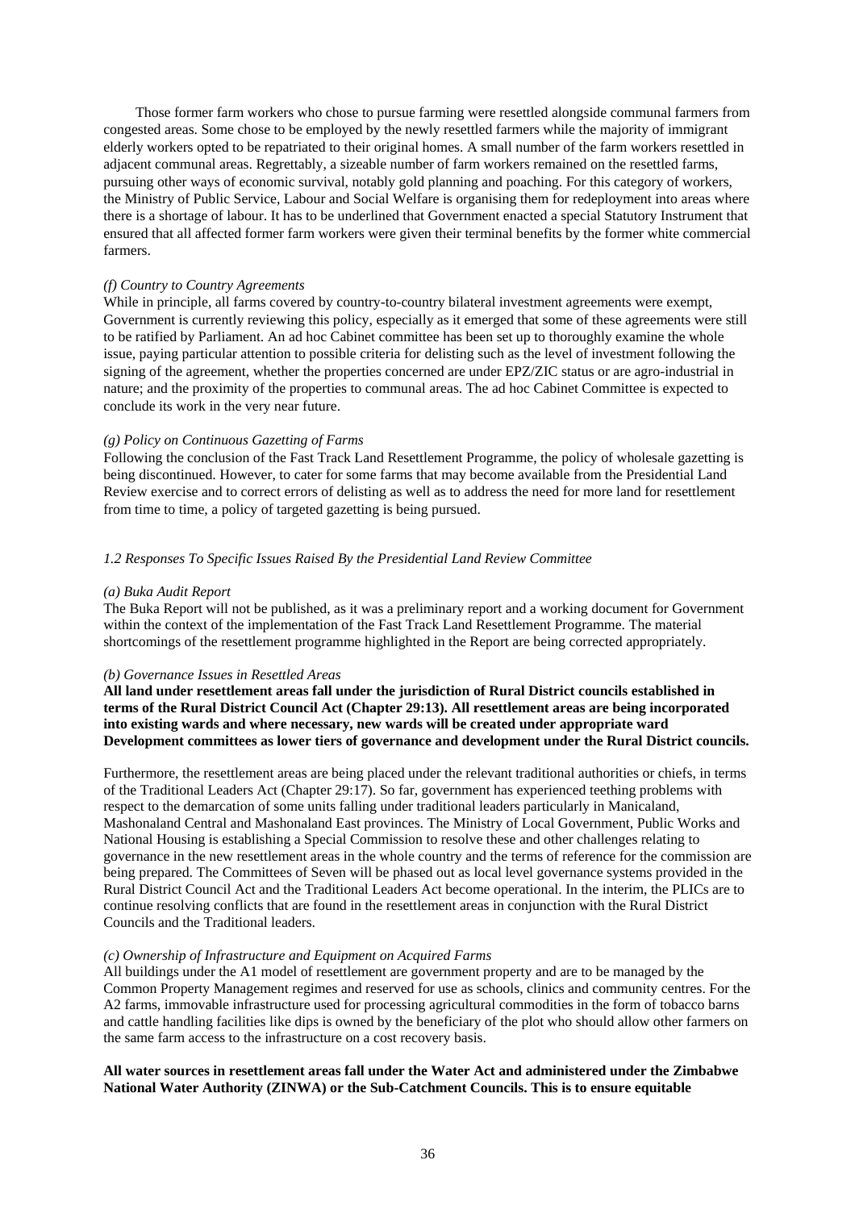Those former farm workers who chose to pursue farming were resettled alongside communal farmers from congested areas. Some chose to be employed by the newly resettled farmers while the majority of immigrant elderly workers opted to be repatriated to their original homes. A small number of the farm workers resettled in adjacent communal areas. Regrettably, a sizeable number of farm workers remained on the resettled farms, pursuing other ways of economic survival, notably gold planning and poaching. For this category of workers, the Ministry of Public Service, Labour and Social Welfare is organising them for redeployment into areas where there is a shortage of labour. It has to be underlined that Government enacted a special Statutory Instrument that ensured that all affected former farm workers were given their terminal benefits by the former white commercial farmers.

*(f) Country to Country Agreements*

While in principle, all farms covered by country-to-country bilateral investment agreements were exempt, Government is currently reviewing this policy, especially as it emerged that some of these agreements were still to be ratified by Parliament. An ad hoc Cabinet committee has been set up to thoroughly examine the whole issue, paying particular attention to possible criteria for delisting such as the level of investment following the signing of the agreement, whether the properties concerned are under EPZ/ZIC status or are agro-industrial in nature; and the proximity of the properties to communal areas. The ad hoc Cabinet Committee is expected to conclude its work in the very near future.

*(g) Policy on Continuous Gazetting of Farms*

Following the conclusion of the Fast Track Land Resettlement Programme, the policy of wholesale gazetting is being discontinued. However, to cater for some farms that may become available from the Presidential Land Review exercise and to correct errors of delisting as well as to address the need for more land for resettlement from time to time, a policy of targeted gazetting is being pursued.

*1.2 Responses To Specific Issues Raised By the Presidential Land Review Committee*

*(a) Buka Audit Report*

The Buka Report will not be published, as it was a preliminary report and a working document for Government within the context of the implementation of the Fast Track Land Resettlement Programme. The material shortcomings of the resettlement programme highlighted in the Report are being corrected appropriately.

*(b) Governance Issues in Resettled Areas*

**All land under resettlement areas fall under the jurisdiction of Rural District councils established in terms of the Rural District Council Act (Chapter 29:13). All resettlement areas are being incorporated into existing wards and where necessary, new wards will be created under appropriate ward Development committees as lower tiers of governance and development under the Rural District councils.**

Furthermore, the resettlement areas are being placed under the relevant traditional authorities or chiefs, in terms of the Traditional Leaders Act (Chapter 29:17). So far, government has experienced teething problems with respect to the demarcation of some units falling under traditional leaders particularly in Manicaland, Mashonaland Central and Mashonaland East provinces. The Ministry of Local Government, Public Works and National Housing is establishing a Special Commission to resolve these and other challenges relating to governance in the new resettlement areas in the whole country and the terms of reference for the commission are being prepared. The Committees of Seven will be phased out as local level governance systems provided in the Rural District Council Act and the Traditional Leaders Act become operational. In the interim, the PLICs are to continue resolving conflicts that are found in the resettlement areas in conjunction with the Rural District Councils and the Traditional leaders.

*(c) Ownership of Infrastructure and Equipment on Acquired Farms*

All buildings under the A1 model of resettlement are government property and are to be managed by the Common Property Management regimes and reserved for use as schools, clinics and community centres. For the A2 farms, immovable infrastructure used for processing agricultural commodities in the form of tobacco barns and cattle handling facilities like dips is owned by the beneficiary of the plot who should allow other farmers on the same farm access to the infrastructure on a cost recovery basis.

**All water sources in resettlement areas fall under the Water Act and administered under the Zimbabwe National Water Authority (ZINWA) or the Sub-Catchment Councils. This is to ensure equitable**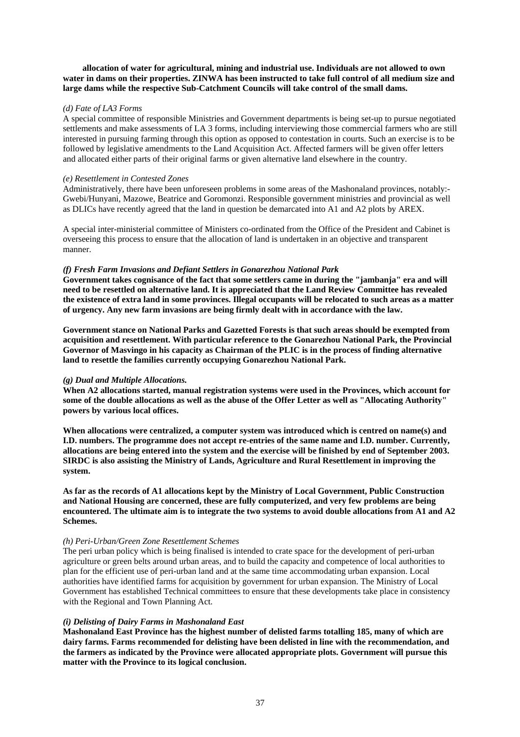**allocation of water for agricultural, mining and industrial use. Individuals are not allowed to own water in dams on their properties. ZINWA has been instructed to take full control of all medium size and large dams while the respective Sub-Catchment Councils will take control of the small dams.**

*(d) Fate of LA3 Forms*

A special committee of responsible Ministries and Government departments is being set-up to pursue negotiated settlements and make assessments of LA 3 forms, including interviewing those commercial farmers who are still interested in pursuing farming through this option as opposed to contestation in courts. Such an exercise is to be followed by legislative amendments to the Land Acquisition Act. Affected farmers will be given offer letters and allocated either parts of their original farms or given alternative land elsewhere in the country.

*(e) Resettlement in Contested Zones*

Administratively, there have been unforeseen problems in some areas of the Mashonaland provinces, notably:- Gwebi/Hunyani, Mazowe, Beatrice and Goromonzi. Responsible government ministries and provincial as well as DLICs have recently agreed that the land in question be demarcated into A1 and A2 plots by AREX.

A special inter-ministerial committee of Ministers co-ordinated from the Office of the President and Cabinet is overseeing this process to ensure that the allocation of land is undertaken in an objective and transparent manner.

***(f) Fresh Farm Invasions and Defiant Settlers in Gonarezhou National Park***

**Government takes cognisance of the fact that some settlers came in during the "jambanja" era and will need to be resettled on alternative land. It is appreciated that the Land Review Committee has revealed the existence of extra land in some provinces. Illegal occupants will be relocated to such areas as a matter of urgency. Any new farm invasions are being firmly dealt with in accordance with the law.**

**Government stance on National Parks and Gazetted Forests is that such areas should be exempted from acquisition and resettlement. With particular reference to the Gonarezhou National Park, the Provincial Governor of Masvingo in his capacity as Chairman of the PLIC is in the process of finding alternative land to resettle the families currently occupying Gonarezhou National Park.**

***(g) Dual and Multiple Allocations.***

**When A2 allocations started, manual registration systems were used in the Provinces, which account for some of the double allocations as well as the abuse of the Offer Letter as well as "Allocating Authority" powers by various local offices.**

**When allocations were centralized, a computer system was introduced which is centred on name(s) and I.D. numbers. The programme does not accept re-entries of the same name and I.D. number. Currently, allocations are being entered into the system and the exercise will be finished by end of September 2003. SIRDC is also assisting the Ministry of Lands, Agriculture and Rural Resettlement in improving the system.**

**As far as the records of A1 allocations kept by the Ministry of Local Government, Public Construction and National Housing are concerned, these are fully computerized, and very few problems are being encountered. The ultimate aim is to integrate the two systems to avoid double allocations from A1 and A2 Schemes.**

*(h) Peri-Urban/Green Zone Resettlement Schemes*

The peri urban policy which is being finalised is intended to crate space for the development of peri-urban agriculture or green belts around urban areas, and to build the capacity and competence of local authorities to plan for the efficient use of peri-urban land and at the same time accommodating urban expansion. Local authorities have identified farms for acquisition by government for urban expansion. The Ministry of Local Government has established Technical committees to ensure that these developments take place in consistency with the Regional and Town Planning Act.

***(i) Delisting of Dairy Farms in Mashonaland East***

**Mashonaland East Province has the highest number of delisted farms totalling 185, many of which are dairy farms. Farms recommended for delisting have been delisted in line with the recommendation, and the farmers as indicated by the Province were allocated appropriate plots. Government will pursue this matter with the Province to its logical conclusion.**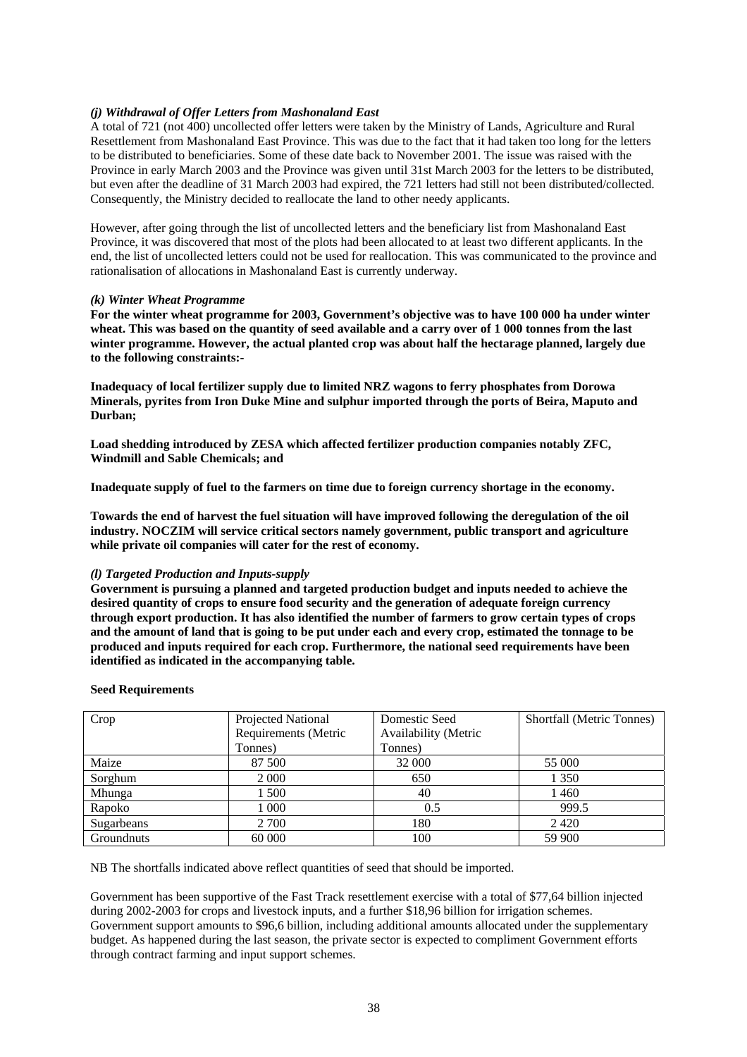#### *(j) Withdrawal of Offer Letters from Mashonaland East*

A total of 721 (not 400) uncollected offer letters were taken by the Ministry of Lands, Agriculture and Rural Resettlement from Mashonaland East Province. This was due to the fact that it had taken too long for the letters to be distributed to beneficiaries. Some of these date back to November 2001. The issue was raised with the Province in early March 2003 and the Province was given until 31st March 2003 for the letters to be distributed, but even after the deadline of 31 March 2003 had expired, the 721 letters had still not been distributed/collected. Consequently, the Ministry decided to reallocate the land to other needy applicants.

However, after going through the list of uncollected letters and the beneficiary list from Mashonaland East Province, it was discovered that most of the plots had been allocated to at least two different applicants. In the end, the list of uncollected letters could not be used for reallocation. This was communicated to the province and rationalisation of allocations in Mashonaland East is currently underway.

#### *(k) Winter Wheat Programme*

**For the winter wheat programme for 2003, Government's objective was to have 100 000 ha under winter wheat. This was based on the quantity of seed available and a carry over of 1 000 tonnes from the last winter programme. However, the actual planted crop was about half the hectarage planned, largely due to the following constraints:-**

**Inadequacy of local fertilizer supply due to limited NRZ wagons to ferry phosphates from Dorowa Minerals, pyrites from Iron Duke Mine and sulphur imported through the ports of Beira, Maputo and Durban;**

**Load shedding introduced by ZESA which affected fertilizer production companies notably ZFC, Windmill and Sable Chemicals; and**

**Inadequate supply of fuel to the farmers on time due to foreign currency shortage in the economy.**

**Towards the end of harvest the fuel situation will have improved following the deregulation of the oil industry. NOCZIM will service critical sectors namely government, public transport and agriculture while private oil companies will cater for the rest of economy.**

#### *(l) Targeted Production and Inputs-supply*

**Government is pursuing a planned and targeted production budget and inputs needed to achieve the desired quantity of crops to ensure food security and the generation of adequate foreign currency through export production. It has also identified the number of farmers to grow certain types of crops and the amount of land that is going to be put under each and every crop, estimated the tonnage to be produced and inputs required for each crop. Furthermore, the national seed requirements have been identified as indicated in the accompanying table.**

**Seed Requirements**

| Crop | Projected National Requirements (Metric Tonnes) | Domestic Seed Availability (Metric Tonnes) | Shortfall (Metric Tonnes) |
|---|---|---|---|
| Maize | 87 500 | 32 000 | 55 000 |
| Sorghum | 2 000 | 650 | 1 350 |
| Mhunga | 1 500 | 40 | 1 460 |
| Rapoko | 1 000 | 0.5 | 999.5 |
| Sugarbeans | 2 700 | 180 | 2 420 |
| Groundnuts | 60 000 | 100 | 59 900 |

NB The shortfalls indicated above reflect quantities of seed that should be imported.

Government has been supportive of the Fast Track resettlement exercise with a total of $77,64 billion injected during 2002-2003 for crops and livestock inputs, and a further $18,96 billion for irrigation schemes. Government support amounts to $96,6 billion, including additional amounts allocated under the supplementary budget. As happened during the last season, the private sector is expected to compliment Government efforts through contract farming and input support schemes.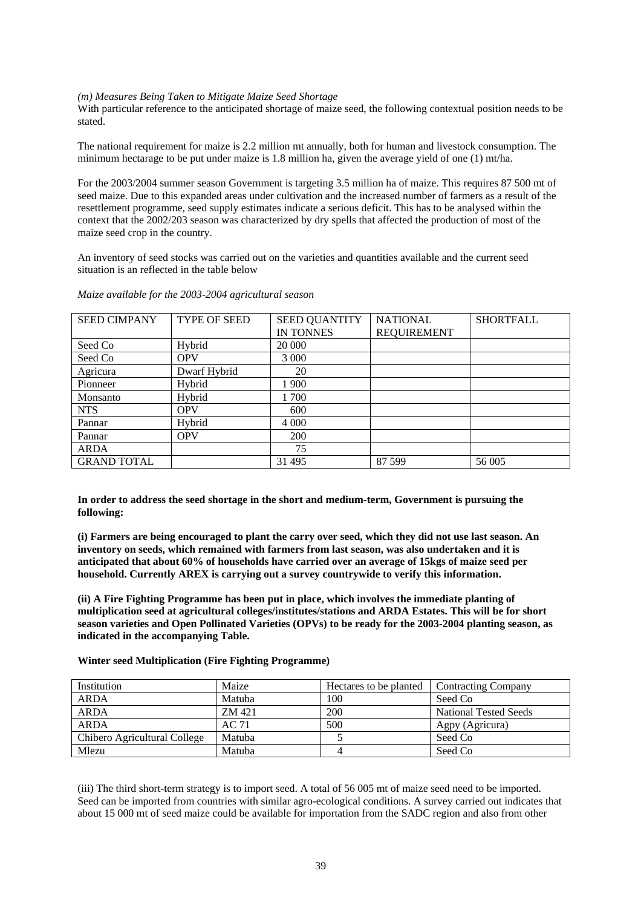*(m) Measures Being Taken to Mitigate Maize Seed Shortage*

With particular reference to the anticipated shortage of maize seed, the following contextual position needs to be stated.

The national requirement for maize is 2.2 million mt annually, both for human and livestock consumption. The minimum hectarage to be put under maize is 1.8 million ha, given the average yield of one (1) mt/ha.

For the 2003/2004 summer season Government is targeting 3.5 million ha of maize. This requires 87 500 mt of seed maize. Due to this expanded areas under cultivation and the increased number of farmers as a result of the resettlement programme, seed supply estimates indicate a serious deficit. This has to be analysed within the context that the 2002/203 season was characterized by dry spells that affected the production of most of the maize seed crop in the country.

An inventory of seed stocks was carried out on the varieties and quantities available and the current seed situation is an reflected in the table below

*Maize available for the 2003-2004 agricultural season*

| SEED CIMPANY | TYPE OF SEED | SEED QUANTITY IN TONNES | NATIONAL REQUIREMENT | SHORTFALL |
|---|---|---|---|---|
| Seed Co | Hybrid | 20 000 | | |
| Seed Co | OPV | 3 000 | | |
| Agricura | Dwarf Hybrid | 20 | | |
| Pionneer | Hybrid | 1 900 | | |
| Monsanto | Hybrid | 1 700 | | |
| NTS | OPV | 600 | | |
| Pannar | Hybrid | 4 000 | | |
| Pannar | OPV | 200 | | |
| ARDA | | 75 | | |
| GRAND TOTAL | | 31 495 | 87 599 | 56 005 |

**In order to address the seed shortage in the short and medium-term, Government is pursuing the following:**

**(i) Farmers are being encouraged to plant the carry over seed, which they did not use last season. An inventory on seeds, which remained with farmers from last season, was also undertaken and it is anticipated that about 60% of households have carried over an average of 15kgs of maize seed per household. Currently AREX is carrying out a survey countrywide to verify this information.**

**(ii) A Fire Fighting Programme has been put in place, which involves the immediate planting of multiplication seed at agricultural colleges/institutes/stations and ARDA Estates. This will be for short season varieties and Open Pollinated Varieties (OPVs) to be ready for the 2003-2004 planting season, as indicated in the accompanying Table.**

**Winter seed Multiplication (Fire Fighting Programme)**

| Institution | Maize | Hectares to be planted | Contracting Company |
|---|---|---|---|
| ARDA | Matuba | 100 | Seed Co |
| ARDA | ZM 421 | 200 | National Tested Seeds |
| ARDA | AC 71 | 500 | Agpy (Agricura) |
| Chibero Agricultural College | Matuba | 5 | Seed Co |
| Mlezu | Matuba | 4 | Seed Co |

(iii) The third short-term strategy is to import seed. A total of 56 005 mt of maize seed need to be imported. Seed can be imported from countries with similar agro-ecological conditions. A survey carried out indicates that about 15 000 mt of seed maize could be available for importation from the SADC region and also from other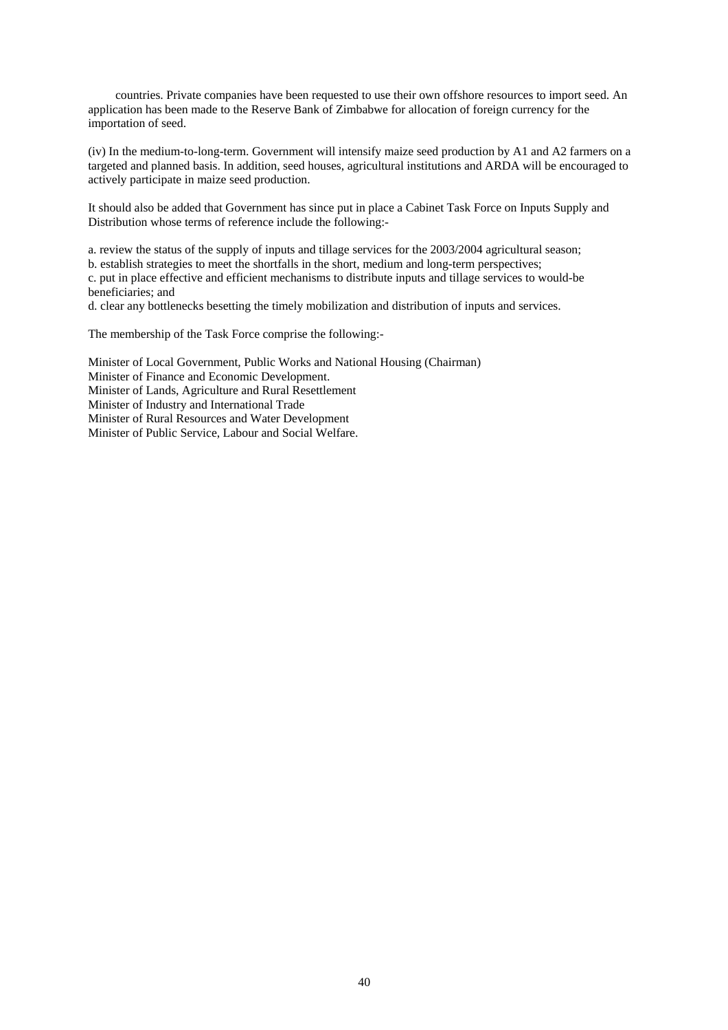countries. Private companies have been requested to use their own offshore resources to import seed. An application has been made to the Reserve Bank of Zimbabwe for allocation of foreign currency for the importation of seed.

(iv) In the medium-to-long-term. Government will intensify maize seed production by A1 and A2 farmers on a targeted and planned basis. In addition, seed houses, agricultural institutions and ARDA will be encouraged to actively participate in maize seed production.

It should also be added that Government has since put in place a Cabinet Task Force on Inputs Supply and Distribution whose terms of reference include the following:-

a. review the status of the supply of inputs and tillage services for the 2003/2004 agricultural season;
b. establish strategies to meet the shortfalls in the short, medium and long-term perspectives;
c. put in place effective and efficient mechanisms to distribute inputs and tillage services to would-be beneficiaries; and
d. clear any bottlenecks besetting the timely mobilization and distribution of inputs and services.

The membership of the Task Force comprise the following:-

Minister of Local Government, Public Works and National Housing (Chairman)
Minister of Finance and Economic Development.
Minister of Lands, Agriculture and Rural Resettlement
Minister of Industry and International Trade
Minister of Rural Resources and Water Development
Minister of Public Service, Labour and Social Welfare.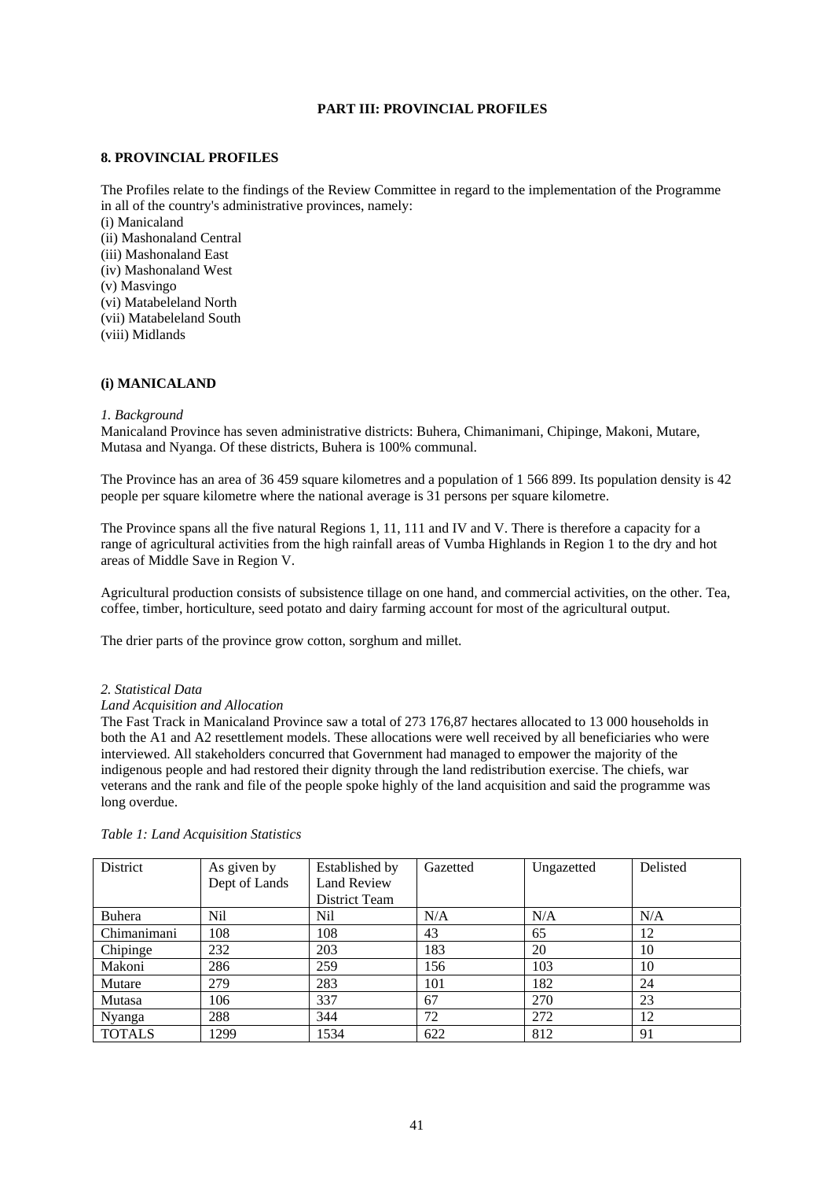# PART III: PROVINCIAL PROFILES

## 8. PROVINCIAL PROFILES

The Profiles relate to the findings of the Review Committee in regard to the implementation of the Programme in all of the country's administrative provinces, namely:

(i) Manicaland
(ii) Mashonaland Central
(iii) Mashonaland East
(iv) Mashonaland West
(v) Masvingo
(vi) Matabeleland North
(vii) Matabeleland South
(viii) Midlands

### (i) MANICALAND

*1. Background*

Manicaland Province has seven administrative districts: Buhera, Chimanimani, Chipinge, Makoni, Mutare, Mutasa and Nyanga. Of these districts, Buhera is 100% communal.

The Province has an area of 36 459 square kilometres and a population of 1 566 899. Its population density is 42 people per square kilometre where the national average is 31 persons per square kilometre.

The Province spans all the five natural Regions 1, 11, 111 and IV and V. There is therefore a capacity for a range of agricultural activities from the high rainfall areas of Vumba Highlands in Region 1 to the dry and hot areas of Middle Save in Region V.

Agricultural production consists of subsistence tillage on one hand, and commercial activities, on the other. Tea, coffee, timber, horticulture, seed potato and dairy farming account for most of the agricultural output.

The drier parts of the province grow cotton, sorghum and millet.

*2. Statistical Data*

*Land Acquisition and Allocation*

The Fast Track in Manicaland Province saw a total of 273 176,87 hectares allocated to 13 000 households in both the A1 and A2 resettlement models. These allocations were well received by all beneficiaries who were interviewed. All stakeholders concurred that Government had managed to empower the majority of the indigenous people and had restored their dignity through the land redistribution exercise. The chiefs, war veterans and the rank and file of the people spoke highly of the land acquisition and said the programme was long overdue.

*Table 1: Land Acquisition Statistics*

| District | As given by Dept of Lands | Established by Land Review District Team | Gazetted | Ungazetted | Delisted |
|---|---|---|---|---|---|
| Buhera | Nil | Nil | N/A | N/A | N/A |
| Chimanimani | 108 | 108 | 43 | 65 | 12 |
| Chipinge | 232 | 203 | 183 | 20 | 10 |
| Makoni | 286 | 259 | 156 | 103 | 10 |
| Mutare | 279 | 283 | 101 | 182 | 24 |
| Mutasa | 106 | 337 | 67 | 270 | 23 |
| Nyanga | 288 | 344 | 72 | 272 | 12 |
| TOTALS | 1299 | 1534 | 622 | 812 | 91 |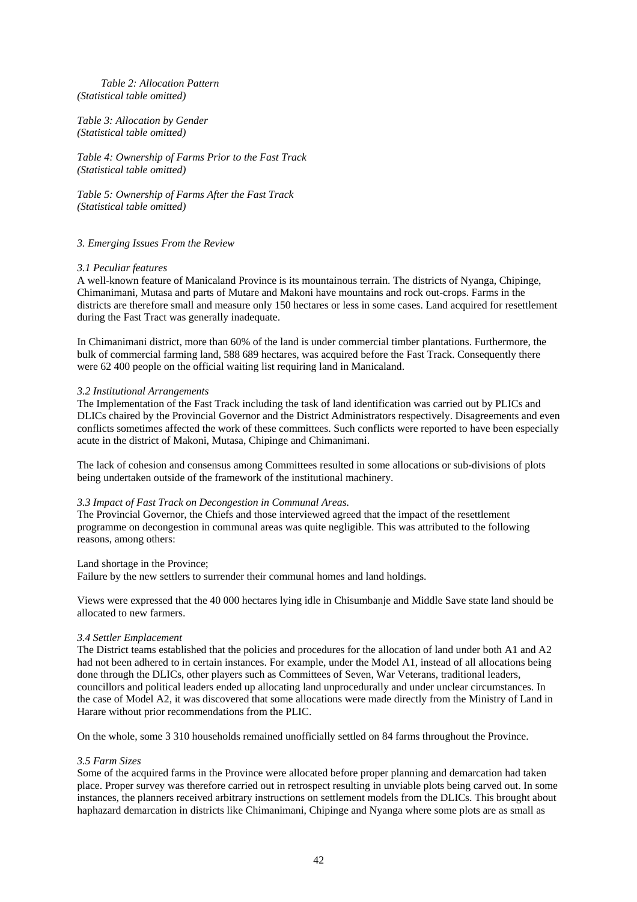*Table 2: Allocation Pattern*
*(Statistical table omitted)*

*Table 3: Allocation by Gender*
*(Statistical table omitted)*

*Table 4: Ownership of Farms Prior to the Fast Track*
*(Statistical table omitted)*

*Table 5: Ownership of Farms After the Fast Track*
*(Statistical table omitted)*

## *3. Emerging Issues From the Review*

### *3.1 Peculiar features*

A well-known feature of Manicaland Province is its mountainous terrain. The districts of Nyanga, Chipinge, Chimanimani, Mutasa and parts of Mutare and Makoni have mountains and rock out-crops. Farms in the districts are therefore small and measure only 150 hectares or less in some cases. Land acquired for resettlement during the Fast Tract was generally inadequate.

In Chimanimani district, more than 60% of the land is under commercial timber plantations. Furthermore, the bulk of commercial farming land, 588 689 hectares, was acquired before the Fast Track. Consequently there were 62 400 people on the official waiting list requiring land in Manicaland.

### *3.2 Institutional Arrangements*

The Implementation of the Fast Track including the task of land identification was carried out by PLICs and DLICs chaired by the Provincial Governor and the District Administrators respectively. Disagreements and even conflicts sometimes affected the work of these committees. Such conflicts were reported to have been especially acute in the district of Makoni, Mutasa, Chipinge and Chimanimani.

The lack of cohesion and consensus among Committees resulted in some allocations or sub-divisions of plots being undertaken outside of the framework of the institutional machinery.

### *3.3 Impact of Fast Track on Decongestion in Communal Areas.*

The Provincial Governor, the Chiefs and those interviewed agreed that the impact of the resettlement programme on decongestion in communal areas was quite negligible. This was attributed to the following reasons, among others:

Land shortage in the Province;
Failure by the new settlers to surrender their communal homes and land holdings.

Views were expressed that the 40 000 hectares lying idle in Chisumbanje and Middle Save state land should be allocated to new farmers.

### *3.4 Settler Emplacement*

The District teams established that the policies and procedures for the allocation of land under both A1 and A2 had not been adhered to in certain instances. For example, under the Model A1, instead of all allocations being done through the DLICs, other players such as Committees of Seven, War Veterans, traditional leaders, councillors and political leaders ended up allocating land unprocedurally and under unclear circumstances. In the case of Model A2, it was discovered that some allocations were made directly from the Ministry of Land in Harare without prior recommendations from the PLIC.

On the whole, some 3 310 households remained unofficially settled on 84 farms throughout the Province.

### *3.5 Farm Sizes*

Some of the acquired farms in the Province were allocated before proper planning and demarcation had taken place. Proper survey was therefore carried out in retrospect resulting in unviable plots being carved out. In some instances, the planners received arbitrary instructions on settlement models from the DLICs. This brought about haphazard demarcation in districts like Chimanimani, Chipinge and Nyanga where some plots are as small as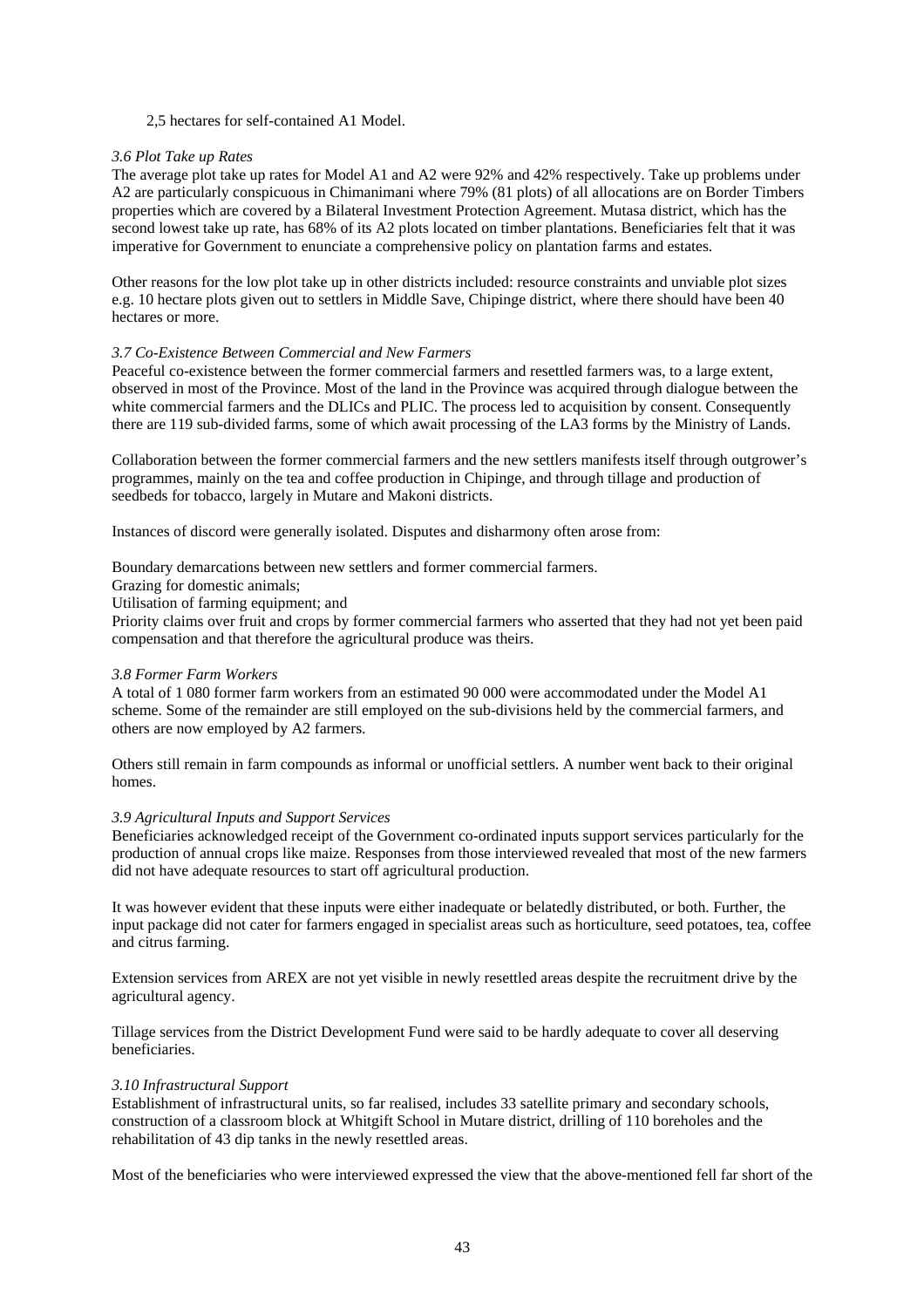2,5 hectares for self-contained A1 Model.

*3.6 Plot Take up Rates*

The average plot take up rates for Model A1 and A2 were 92% and 42% respectively. Take up problems under A2 are particularly conspicuous in Chimanimani where 79% (81 plots) of all allocations are on Border Timbers properties which are covered by a Bilateral Investment Protection Agreement. Mutasa district, which has the second lowest take up rate, has 68% of its A2 plots located on timber plantations. Beneficiaries felt that it was imperative for Government to enunciate a comprehensive policy on plantation farms and estates.

Other reasons for the low plot take up in other districts included: resource constraints and unviable plot sizes e.g. 10 hectare plots given out to settlers in Middle Save, Chipinge district, where there should have been 40 hectares or more.

*3.7 Co-Existence Between Commercial and New Farmers*

Peaceful co-existence between the former commercial farmers and resettled farmers was, to a large extent, observed in most of the Province. Most of the land in the Province was acquired through dialogue between the white commercial farmers and the DLICs and PLIC. The process led to acquisition by consent. Consequently there are 119 sub-divided farms, some of which await processing of the LA3 forms by the Ministry of Lands.

Collaboration between the former commercial farmers and the new settlers manifests itself through outgrower's programmes, mainly on the tea and coffee production in Chipinge, and through tillage and production of seedbeds for tobacco, largely in Mutare and Makoni districts.

Instances of discord were generally isolated. Disputes and disharmony often arose from:

Boundary demarcations between new settlers and former commercial farmers.
Grazing for domestic animals;
Utilisation of farming equipment; and
Priority claims over fruit and crops by former commercial farmers who asserted that they had not yet been paid compensation and that therefore the agricultural produce was theirs.

*3.8 Former Farm Workers*

A total of 1 080 former farm workers from an estimated 90 000 were accommodated under the Model A1 scheme. Some of the remainder are still employed on the sub-divisions held by the commercial farmers, and others are now employed by A2 farmers.

Others still remain in farm compounds as informal or unofficial settlers. A number went back to their original homes.

*3.9 Agricultural Inputs and Support Services*

Beneficiaries acknowledged receipt of the Government co-ordinated inputs support services particularly for the production of annual crops like maize. Responses from those interviewed revealed that most of the new farmers did not have adequate resources to start off agricultural production.

It was however evident that these inputs were either inadequate or belatedly distributed, or both. Further, the input package did not cater for farmers engaged in specialist areas such as horticulture, seed potatoes, tea, coffee and citrus farming.

Extension services from AREX are not yet visible in newly resettled areas despite the recruitment drive by the agricultural agency.

Tillage services from the District Development Fund were said to be hardly adequate to cover all deserving beneficiaries.

*3.10 Infrastructural Support*

Establishment of infrastructural units, so far realised, includes 33 satellite primary and secondary schools, construction of a classroom block at Whitgift School in Mutare district, drilling of 110 boreholes and the rehabilitation of 43 dip tanks in the newly resettled areas.

Most of the beneficiaries who were interviewed expressed the view that the above-mentioned fell far short of the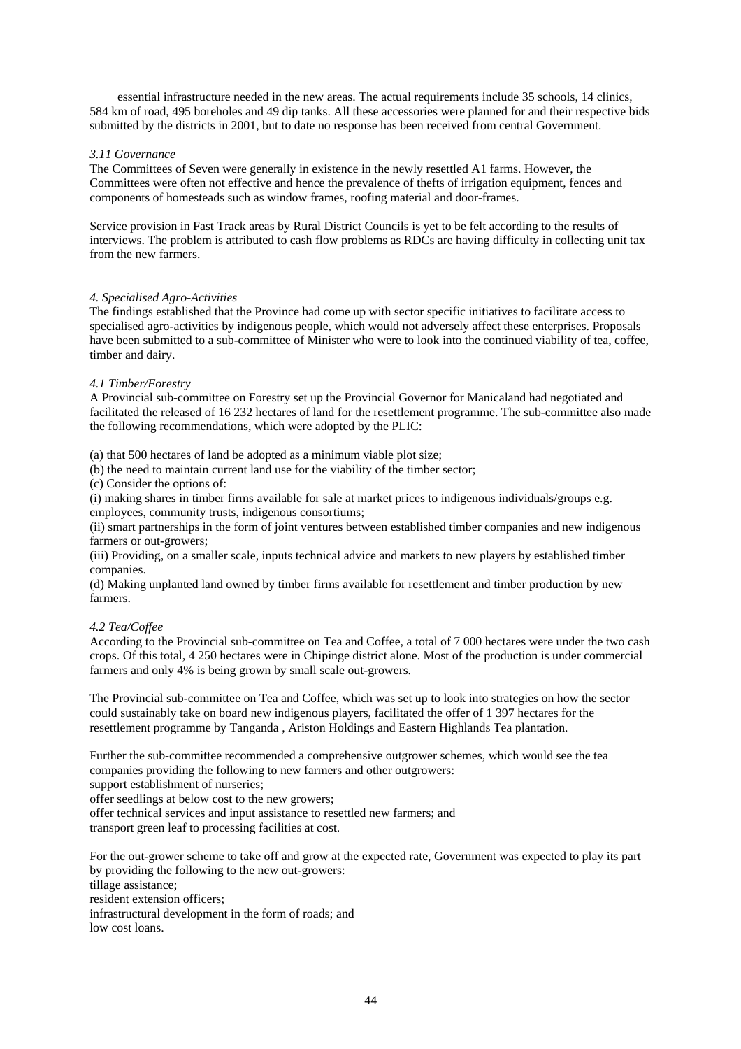essential infrastructure needed in the new areas. The actual requirements include 35 schools, 14 clinics, 584 km of road, 495 boreholes and 49 dip tanks. All these accessories were planned for and their respective bids submitted by the districts in 2001, but to date no response has been received from central Government.

*3.11 Governance*

The Committees of Seven were generally in existence in the newly resettled A1 farms. However, the Committees were often not effective and hence the prevalence of thefts of irrigation equipment, fences and components of homesteads such as window frames, roofing material and door-frames.

Service provision in Fast Track areas by Rural District Councils is yet to be felt according to the results of interviews. The problem is attributed to cash flow problems as RDCs are having difficulty in collecting unit tax from the new farmers.

*4. Specialised Agro-Activities*

The findings established that the Province had come up with sector specific initiatives to facilitate access to specialised agro-activities by indigenous people, which would not adversely affect these enterprises. Proposals have been submitted to a sub-committee of Minister who were to look into the continued viability of tea, coffee, timber and dairy.

*4.1 Timber/Forestry*

A Provincial sub-committee on Forestry set up the Provincial Governor for Manicaland had negotiated and facilitated the released of 16 232 hectares of land for the resettlement programme. The sub-committee also made the following recommendations, which were adopted by the PLIC:

(a) that 500 hectares of land be adopted as a minimum viable plot size;

(b) the need to maintain current land use for the viability of the timber sector;

(c) Consider the options of:

(i) making shares in timber firms available for sale at market prices to indigenous individuals/groups e.g. employees, community trusts, indigenous consortiums;

(ii) smart partnerships in the form of joint ventures between established timber companies and new indigenous farmers or out-growers;

(iii) Providing, on a smaller scale, inputs technical advice and markets to new players by established timber companies.

(d) Making unplanted land owned by timber firms available for resettlement and timber production by new farmers.

*4.2 Tea/Coffee*

According to the Provincial sub-committee on Tea and Coffee, a total of 7 000 hectares were under the two cash crops. Of this total, 4 250 hectares were in Chipinge district alone. Most of the production is under commercial farmers and only 4% is being grown by small scale out-growers.

The Provincial sub-committee on Tea and Coffee, which was set up to look into strategies on how the sector could sustainably take on board new indigenous players, facilitated the offer of 1 397 hectares for the resettlement programme by Tanganda , Ariston Holdings and Eastern Highlands Tea plantation.

Further the sub-committee recommended a comprehensive outgrower schemes, which would see the tea companies providing the following to new farmers and other outgrowers:

support establishment of nurseries;
offer seedlings at below cost to the new growers;
offer technical services and input assistance to resettled new farmers; and
transport green leaf to processing facilities at cost.

For the out-grower scheme to take off and grow at the expected rate, Government was expected to play its part by providing the following to the new out-growers:

tillage assistance;
resident extension officers;
infrastructural development in the form of roads; and
low cost loans.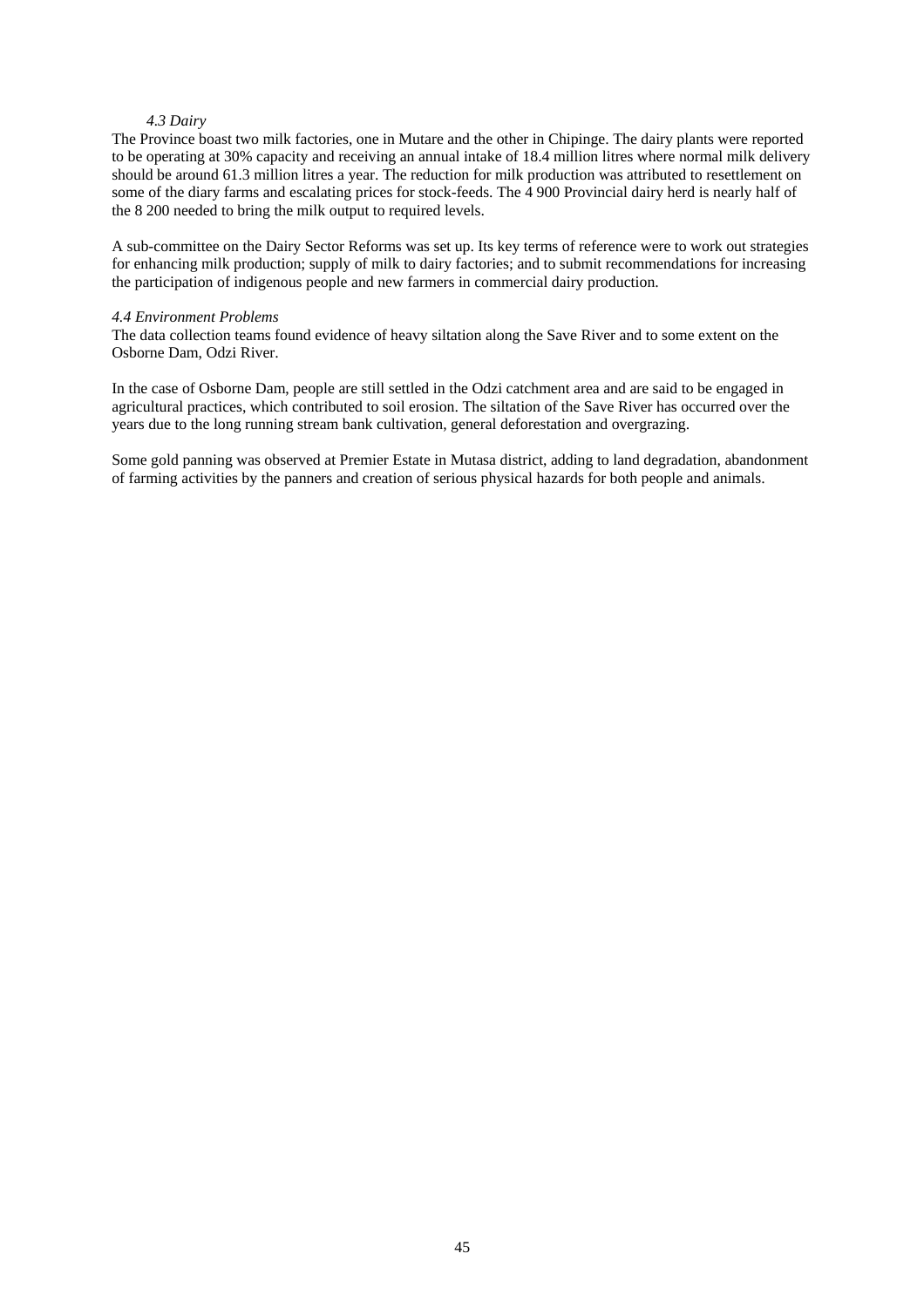### *4.3 Dairy*

The Province boast two milk factories, one in Mutare and the other in Chipinge. The dairy plants were reported to be operating at 30% capacity and receiving an annual intake of 18.4 million litres where normal milk delivery should be around 61.3 million litres a year. The reduction for milk production was attributed to resettlement on some of the diary farms and escalating prices for stock-feeds. The 4 900 Provincial dairy herd is nearly half of the 8 200 needed to bring the milk output to required levels.

A sub-committee on the Dairy Sector Reforms was set up. Its key terms of reference were to work out strategies for enhancing milk production; supply of milk to dairy factories; and to submit recommendations for increasing the participation of indigenous people and new farmers in commercial dairy production.

### *4.4 Environment Problems*

The data collection teams found evidence of heavy siltation along the Save River and to some extent on the Osborne Dam, Odzi River.

In the case of Osborne Dam, people are still settled in the Odzi catchment area and are said to be engaged in agricultural practices, which contributed to soil erosion. The siltation of the Save River has occurred over the years due to the long running stream bank cultivation, general deforestation and overgrazing.

Some gold panning was observed at Premier Estate in Mutasa district, adding to land degradation, abandonment of farming activities by the panners and creation of serious physical hazards for both people and animals.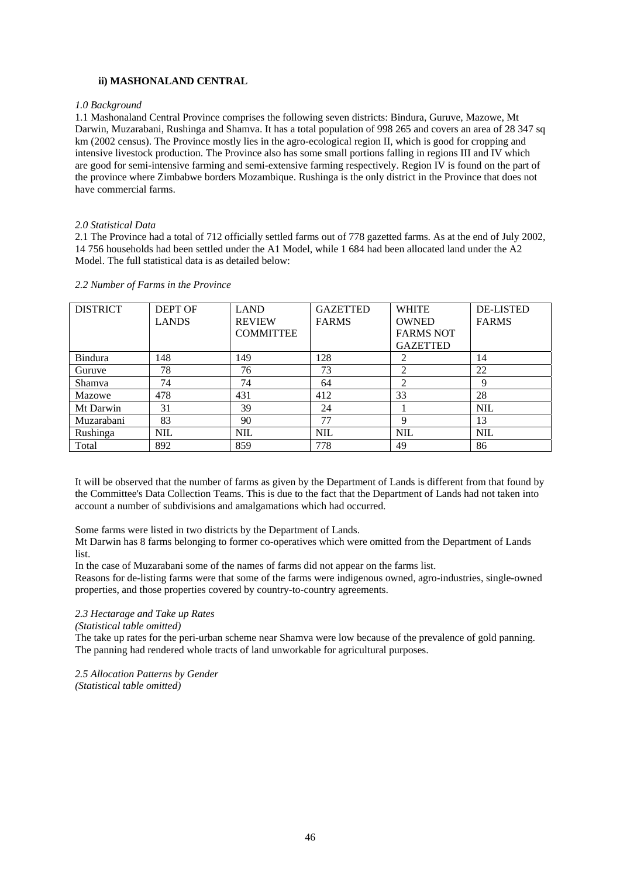### ii) MASHONALAND CENTRAL

*1.0 Background*

1.1 Mashonaland Central Province comprises the following seven districts: Bindura, Guruve, Mazowe, Mt Darwin, Muzarabani, Rushinga and Shamva. It has a total population of 998 265 and covers an area of 28 347 sq km (2002 census). The Province mostly lies in the agro-ecological region II, which is good for cropping and intensive livestock production. The Province also has some small portions falling in regions III and IV which are good for semi-intensive farming and semi-extensive farming respectively. Region IV is found on the part of the province where Zimbabwe borders Mozambique. Rushinga is the only district in the Province that does not have commercial farms.

*2.0 Statistical Data*

2.1 The Province had a total of 712 officially settled farms out of 778 gazetted farms. As at the end of July 2002, 14 756 households had been settled under the A1 Model, while 1 684 had been allocated land under the A2 Model. The full statistical data is as detailed below:

*2.2 Number of Farms in the Province*

| DISTRICT | DEPT OF LANDS | LAND REVIEW COMMITTEE | GAZETTED FARMS | WHITE OWNED FARMS NOT GAZETTED | DE-LISTED FARMS |
|---|---|---|---|---|---|
| Bindura | 148 | 149 | 128 | 2 | 14 |
| Guruve | 78 | 76 | 73 | 2 | 22 |
| Shamva | 74 | 74 | 64 | 2 | 9 |
| Mazowe | 478 | 431 | 412 | 33 | 28 |
| Mt Darwin | 31 | 39 | 24 | 1 | NIL |
| Muzarabani | 83 | 90 | 77 | 9 | 13 |
| Rushinga | NIL | NIL | NIL | NIL | NIL |
| Total | 892 | 859 | 778 | 49 | 86 |

It will be observed that the number of farms as given by the Department of Lands is different from that found by the Committee's Data Collection Teams. This is due to the fact that the Department of Lands had not taken into account a number of subdivisions and amalgamations which had occurred.

Some farms were listed in two districts by the Department of Lands.

Mt Darwin has 8 farms belonging to former co-operatives which were omitted from the Department of Lands list.

In the case of Muzarabani some of the names of farms did not appear on the farms list.

Reasons for de-listing farms were that some of the farms were indigenous owned, agro-industries, single-owned properties, and those properties covered by country-to-country agreements.

*2.3 Hectarage and Take up Rates*

*(Statistical table omitted)*

The take up rates for the peri-urban scheme near Shamva were low because of the prevalence of gold panning. The panning had rendered whole tracts of land unworkable for agricultural purposes.

*2.5 Allocation Patterns by Gender*

*(Statistical table omitted)*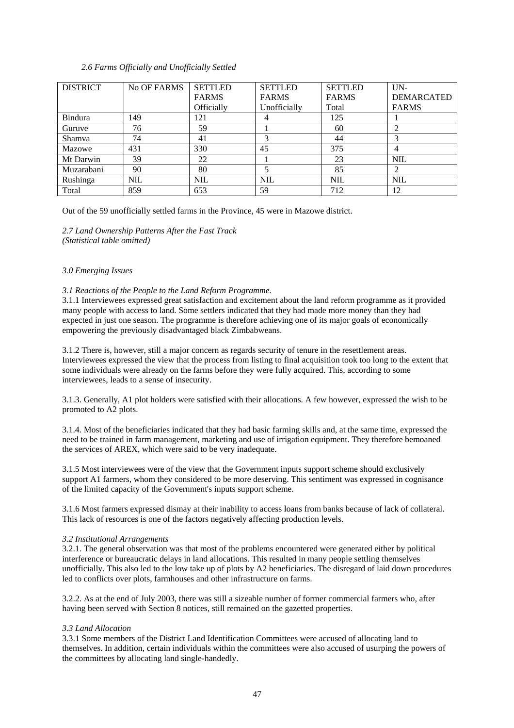*2.6 Farms Officially and Unofficially Settled*

| DISTRICT | No OF FARMS | SETTLED FARMS Officially | SETTLED FARMS Unofficially | SETTLED FARMS Total | UN-DEMARCATED FARMS |
|---|---|---|---|---|---|
| Bindura | 149 | 121 | 4 | 125 | 1 |
| Guruve | 76 | 59 | 1 | 60 | 2 |
| Shamva | 74 | 41 | 3 | 44 | 3 |
| Mazowe | 431 | 330 | 45 | 375 | 4 |
| Mt Darwin | 39 | 22 | 1 | 23 | NIL |
| Muzarabani | 90 | 80 | 5 | 85 | 2 |
| Rushinga | NIL | NIL | NIL | NIL | NIL |
| Total | 859 | 653 | 59 | 712 | 12 |

Out of the 59 unofficially settled farms in the Province, 45 were in Mazowe district.

*2.7 Land Ownership Patterns After the Fast Track*
*(Statistical table omitted)*

*3.0 Emerging Issues*

*3.1 Reactions of the People to the Land Reform Programme.*

3.1.1 Interviewees expressed great satisfaction and excitement about the land reform programme as it provided many people with access to land. Some settlers indicated that they had made more money than they had expected in just one season. The programme is therefore achieving one of its major goals of economically empowering the previously disadvantaged black Zimbabweans.

3.1.2 There is, however, still a major concern as regards security of tenure in the resettlement areas. Interviewees expressed the view that the process from listing to final acquisition took too long to the extent that some individuals were already on the farms before they were fully acquired. This, according to some interviewees, leads to a sense of insecurity.

3.1.3. Generally, A1 plot holders were satisfied with their allocations. A few however, expressed the wish to be promoted to A2 plots.

3.1.4. Most of the beneficiaries indicated that they had basic farming skills and, at the same time, expressed the need to be trained in farm management, marketing and use of irrigation equipment. They therefore bemoaned the services of AREX, which were said to be very inadequate.

3.1.5 Most interviewees were of the view that the Government inputs support scheme should exclusively support A1 farmers, whom they considered to be more deserving. This sentiment was expressed in cognisance of the limited capacity of the Government's inputs support scheme.

3.1.6 Most farmers expressed dismay at their inability to access loans from banks because of lack of collateral. This lack of resources is one of the factors negatively affecting production levels.

*3.2 Institutional Arrangements*

3.2.1. The general observation was that most of the problems encountered were generated either by political interference or bureaucratic delays in land allocations. This resulted in many people settling themselves unofficially. This also led to the low take up of plots by A2 beneficiaries. The disregard of laid down procedures led to conflicts over plots, farmhouses and other infrastructure on farms.

3.2.2. As at the end of July 2003, there was still a sizeable number of former commercial farmers who, after having been served with Section 8 notices, still remained on the gazetted properties.

*3.3 Land Allocation*

3.3.1 Some members of the District Land Identification Committees were accused of allocating land to themselves. In addition, certain individuals within the committees were also accused of usurping the powers of the committees by allocating land single-handedly.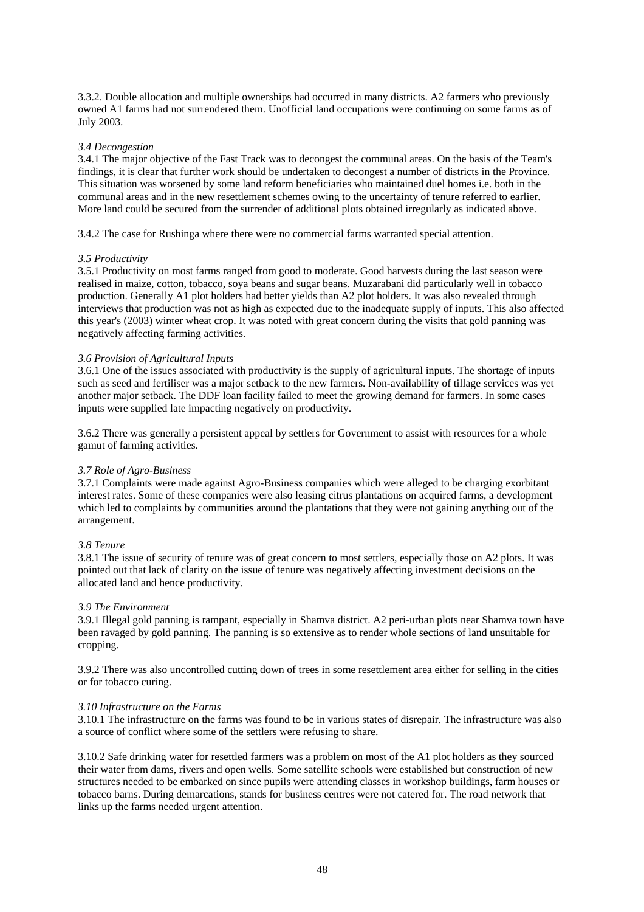3.3.2. Double allocation and multiple ownerships had occurred in many districts. A2 farmers who previously owned A1 farms had not surrendered them. Unofficial land occupations were continuing on some farms as of July 2003.

*3.4 Decongestion*

3.4.1 The major objective of the Fast Track was to decongest the communal areas. On the basis of the Team's findings, it is clear that further work should be undertaken to decongest a number of districts in the Province. This situation was worsened by some land reform beneficiaries who maintained duel homes i.e. both in the communal areas and in the new resettlement schemes owing to the uncertainty of tenure referred to earlier. More land could be secured from the surrender of additional plots obtained irregularly as indicated above.

3.4.2 The case for Rushinga where there were no commercial farms warranted special attention.

*3.5 Productivity*

3.5.1 Productivity on most farms ranged from good to moderate. Good harvests during the last season were realised in maize, cotton, tobacco, soya beans and sugar beans. Muzarabani did particularly well in tobacco production. Generally A1 plot holders had better yields than A2 plot holders. It was also revealed through interviews that production was not as high as expected due to the inadequate supply of inputs. This also affected this year's (2003) winter wheat crop. It was noted with great concern during the visits that gold panning was negatively affecting farming activities.

*3.6 Provision of Agricultural Inputs*

3.6.1 One of the issues associated with productivity is the supply of agricultural inputs. The shortage of inputs such as seed and fertiliser was a major setback to the new farmers. Non-availability of tillage services was yet another major setback. The DDF loan facility failed to meet the growing demand for farmers. In some cases inputs were supplied late impacting negatively on productivity.

3.6.2 There was generally a persistent appeal by settlers for Government to assist with resources for a whole gamut of farming activities.

*3.7 Role of Agro-Business*

3.7.1 Complaints were made against Agro-Business companies which were alleged to be charging exorbitant interest rates. Some of these companies were also leasing citrus plantations on acquired farms, a development which led to complaints by communities around the plantations that they were not gaining anything out of the arrangement.

*3.8 Tenure*

3.8.1 The issue of security of tenure was of great concern to most settlers, especially those on A2 plots. It was pointed out that lack of clarity on the issue of tenure was negatively affecting investment decisions on the allocated land and hence productivity.

*3.9 The Environment*

3.9.1 Illegal gold panning is rampant, especially in Shamva district. A2 peri-urban plots near Shamva town have been ravaged by gold panning. The panning is so extensive as to render whole sections of land unsuitable for cropping.

3.9.2 There was also uncontrolled cutting down of trees in some resettlement area either for selling in the cities or for tobacco curing.

*3.10 Infrastructure on the Farms*

3.10.1 The infrastructure on the farms was found to be in various states of disrepair. The infrastructure was also a source of conflict where some of the settlers were refusing to share.

3.10.2 Safe drinking water for resettled farmers was a problem on most of the A1 plot holders as they sourced their water from dams, rivers and open wells. Some satellite schools were established but construction of new structures needed to be embarked on since pupils were attending classes in workshop buildings, farm houses or tobacco barns. During demarcations, stands for business centres were not catered for. The road network that links up the farms needed urgent attention.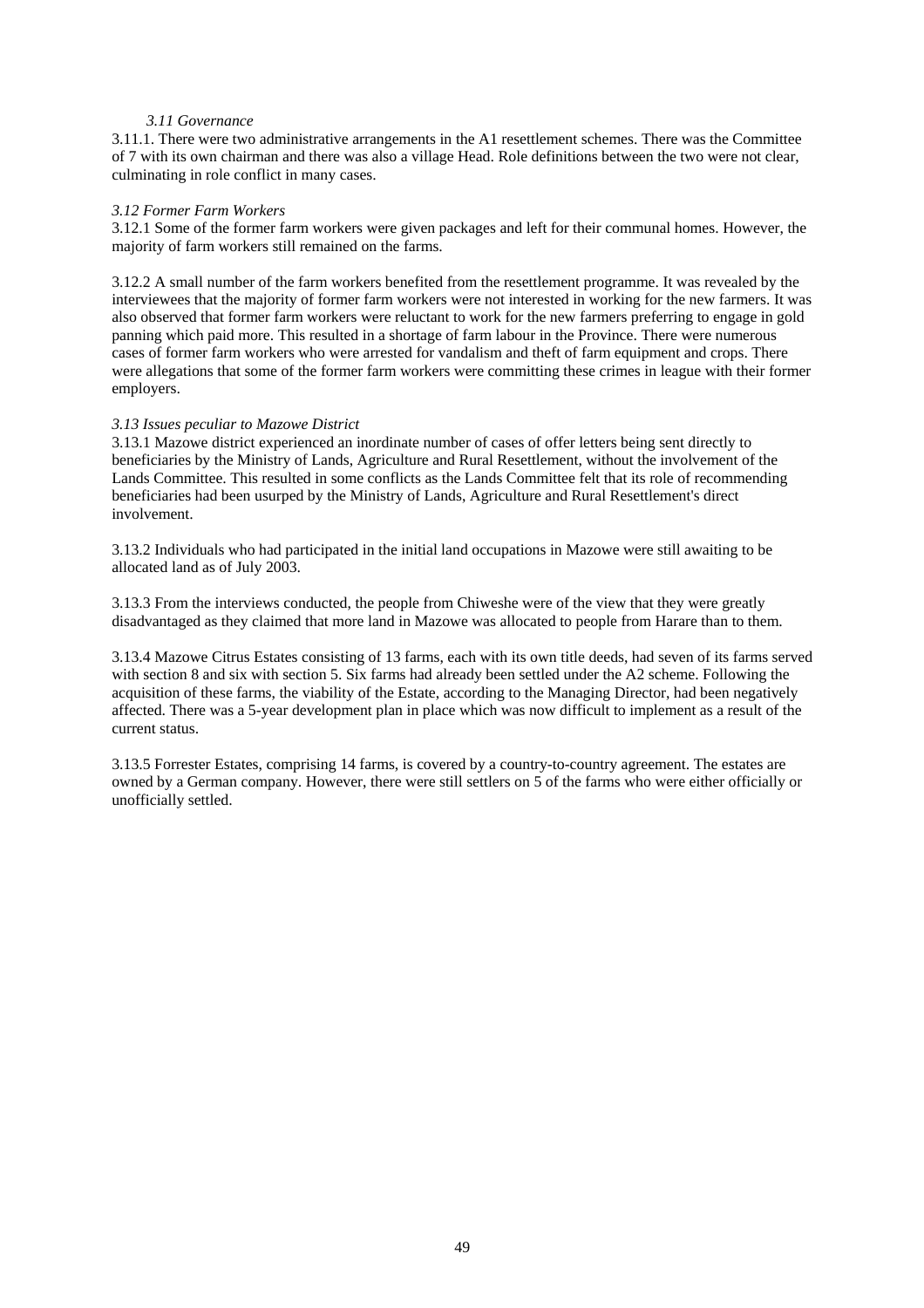### *3.11 Governance*

3.11.1. There were two administrative arrangements in the A1 resettlement schemes. There was the Committee of 7 with its own chairman and there was also a village Head. Role definitions between the two were not clear, culminating in role conflict in many cases.

### *3.12 Former Farm Workers*

3.12.1 Some of the former farm workers were given packages and left for their communal homes. However, the majority of farm workers still remained on the farms.

3.12.2 A small number of the farm workers benefited from the resettlement programme. It was revealed by the interviewees that the majority of former farm workers were not interested in working for the new farmers. It was also observed that former farm workers were reluctant to work for the new farmers preferring to engage in gold panning which paid more. This resulted in a shortage of farm labour in the Province. There were numerous cases of former farm workers who were arrested for vandalism and theft of farm equipment and crops. There were allegations that some of the former farm workers were committing these crimes in league with their former employers.

### *3.13 Issues peculiar to Mazowe District*

3.13.1 Mazowe district experienced an inordinate number of cases of offer letters being sent directly to beneficiaries by the Ministry of Lands, Agriculture and Rural Resettlement, without the involvement of the Lands Committee. This resulted in some conflicts as the Lands Committee felt that its role of recommending beneficiaries had been usurped by the Ministry of Lands, Agriculture and Rural Resettlement's direct involvement.

3.13.2 Individuals who had participated in the initial land occupations in Mazowe were still awaiting to be allocated land as of July 2003.

3.13.3 From the interviews conducted, the people from Chiweshe were of the view that they were greatly disadvantaged as they claimed that more land in Mazowe was allocated to people from Harare than to them.

3.13.4 Mazowe Citrus Estates consisting of 13 farms, each with its own title deeds, had seven of its farms served with section 8 and six with section 5. Six farms had already been settled under the A2 scheme. Following the acquisition of these farms, the viability of the Estate, according to the Managing Director, had been negatively affected. There was a 5-year development plan in place which was now difficult to implement as a result of the current status.

3.13.5 Forrester Estates, comprising 14 farms, is covered by a country-to-country agreement. The estates are owned by a German company. However, there were still settlers on 5 of the farms who were either officially or unofficially settled.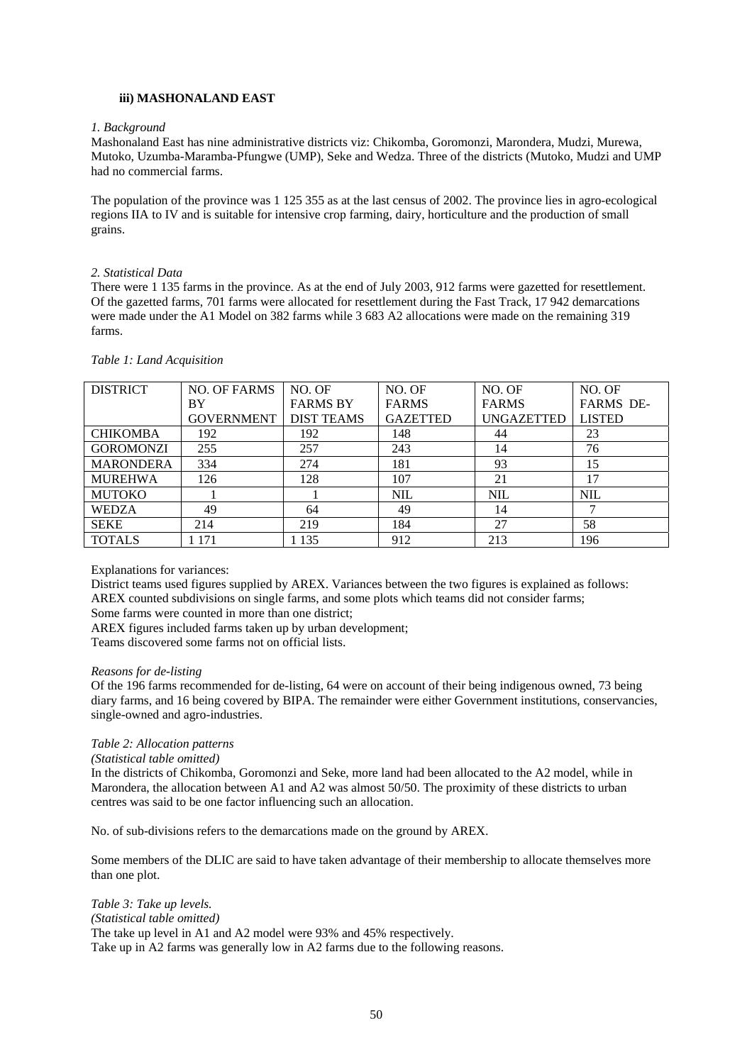### iii) MASHONALAND EAST

*1. Background*

Mashonaland East has nine administrative districts viz: Chikomba, Goromonzi, Marondera, Mudzi, Murewa, Mutoko, Uzumba-Maramba-Pfungwe (UMP), Seke and Wedza. Three of the districts (Mutoko, Mudzi and UMP had no commercial farms.

The population of the province was 1 125 355 as at the last census of 2002. The province lies in agro-ecological regions IIA to IV and is suitable for intensive crop farming, dairy, horticulture and the production of small grains.

*2. Statistical Data*

There were 1 135 farms in the province. As at the end of July 2003, 912 farms were gazetted for resettlement. Of the gazetted farms, 701 farms were allocated for resettlement during the Fast Track, 17 942 demarcations were made under the A1 Model on 382 farms while 3 683 A2 allocations were made on the remaining 319 farms.

*Table 1: Land Acquisition*

| DISTRICT | NO. OF FARMS BY GOVERNMENT | NO. OF FARMS BY DIST TEAMS | NO. OF FARMS GAZETTED | NO. OF FARMS UNGAZETTED | NO. OF FARMS DE-LISTED |
|---|---|---|---|---|---|
| CHIKOMBA | 192 | 192 | 148 | 44 | 23 |
| GOROMONZI | 255 | 257 | 243 | 14 | 76 |
| MARONDERA | 334 | 274 | 181 | 93 | 15 |
| MUREHWA | 126 | 128 | 107 | 21 | 17 |
| MUTOKO | 1 | 1 | NIL | NIL | NIL |
| WEDZA | 49 | 64 | 49 | 14 | 7 |
| SEKE | 214 | 219 | 184 | 27 | 58 |
| TOTALS | 1 171 | 1 135 | 912 | 213 | 196 |

Explanations for variances:

District teams used figures supplied by AREX. Variances between the two figures is explained as follows:
AREX counted subdivisions on single farms, and some plots which teams did not consider farms;
Some farms were counted in more than one district;
AREX figures included farms taken up by urban development;
Teams discovered some farms not on official lists.

*Reasons for de-listing*

Of the 196 farms recommended for de-listing, 64 were on account of their being indigenous owned, 73 being diary farms, and 16 being covered by BIPA. The remainder were either Government institutions, conservancies, single-owned and agro-industries.

*Table 2: Allocation patterns*

*(Statistical table omitted)*

In the districts of Chikomba, Goromonzi and Seke, more land had been allocated to the A2 model, while in Marondera, the allocation between A1 and A2 was almost 50/50. The proximity of these districts to urban centres was said to be one factor influencing such an allocation.

No. of sub-divisions refers to the demarcations made on the ground by AREX.

Some members of the DLIC are said to have taken advantage of their membership to allocate themselves more than one plot.

*Table 3: Take up levels.*

*(Statistical table omitted)*

The take up level in A1 and A2 model were 93% and 45% respectively.
Take up in A2 farms was generally low in A2 farms due to the following reasons.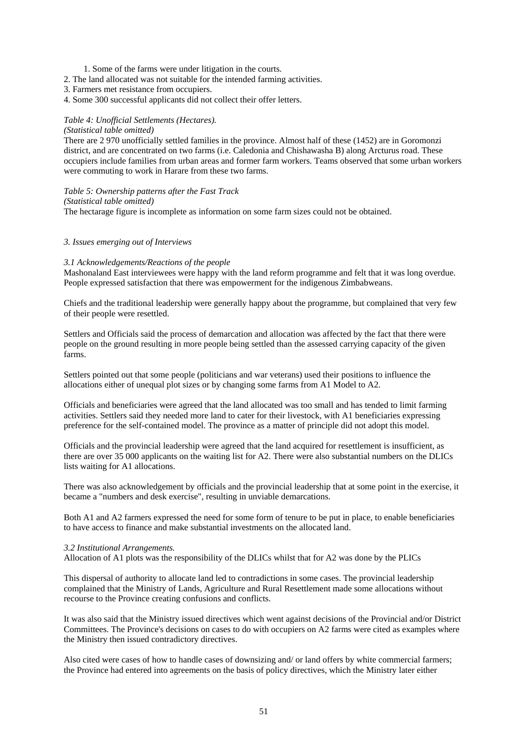1. Some of the farms were under litigation in the courts.
2. The land allocated was not suitable for the intended farming activities.
3. Farmers met resistance from occupiers.
4. Some 300 successful applicants did not collect their offer letters.

*Table 4: Unofficial Settlements (Hectares).*
*(Statistical table omitted)*

There are 2 970 unofficially settled families in the province. Almost half of these (1452) are in Goromonzi district, and are concentrated on two farms (i.e. Caledonia and Chishawasha B) along Arcturus road. These occupiers include families from urban areas and former farm workers. Teams observed that some urban workers were commuting to work in Harare from these two farms.

*Table 5: Ownership patterns after the Fast Track*
*(Statistical table omitted)*

The hectarage figure is incomplete as information on some farm sizes could not be obtained.

### *3. Issues emerging out of Interviews*

#### *3.1 Acknowledgements/Reactions of the people*

Mashonaland East interviewees were happy with the land reform programme and felt that it was long overdue. People expressed satisfaction that there was empowerment for the indigenous Zimbabweans.

Chiefs and the traditional leadership were generally happy about the programme, but complained that very few of their people were resettled.

Settlers and Officials said the process of demarcation and allocation was affected by the fact that there were people on the ground resulting in more people being settled than the assessed carrying capacity of the given farms.

Settlers pointed out that some people (politicians and war veterans) used their positions to influence the allocations either of unequal plot sizes or by changing some farms from A1 Model to A2.

Officials and beneficiaries were agreed that the land allocated was too small and has tended to limit farming activities. Settlers said they needed more land to cater for their livestock, with A1 beneficiaries expressing preference for the self-contained model. The province as a matter of principle did not adopt this model.

Officials and the provincial leadership were agreed that the land acquired for resettlement is insufficient, as there are over 35 000 applicants on the waiting list for A2. There were also substantial numbers on the DLICs lists waiting for A1 allocations.

There was also acknowledgement by officials and the provincial leadership that at some point in the exercise, it became a "numbers and desk exercise", resulting in unviable demarcations.

Both A1 and A2 farmers expressed the need for some form of tenure to be put in place, to enable beneficiaries to have access to finance and make substantial investments on the allocated land.

#### *3.2 Institutional Arrangements.*

Allocation of A1 plots was the responsibility of the DLICs whilst that for A2 was done by the PLICs

This dispersal of authority to allocate land led to contradictions in some cases. The provincial leadership complained that the Ministry of Lands, Agriculture and Rural Resettlement made some allocations without recourse to the Province creating confusions and conflicts.

It was also said that the Ministry issued directives which went against decisions of the Provincial and/or District Committees. The Province's decisions on cases to do with occupiers on A2 farms were cited as examples where the Ministry then issued contradictory directives.

Also cited were cases of how to handle cases of downsizing and/ or land offers by white commercial farmers; the Province had entered into agreements on the basis of policy directives, which the Ministry later either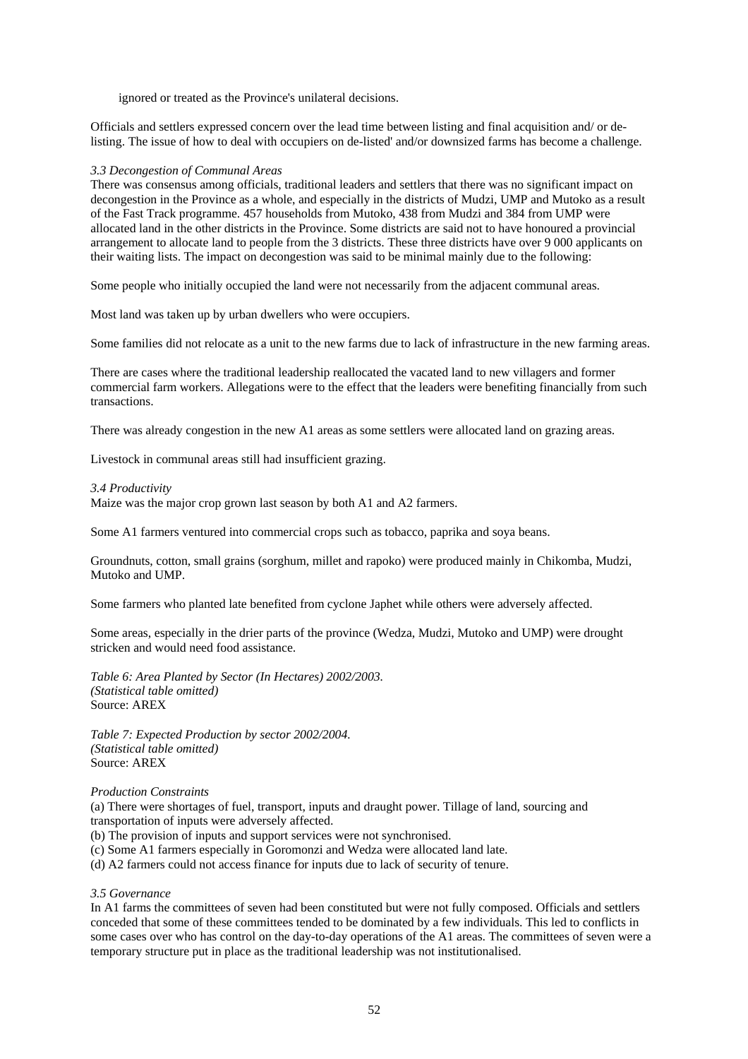ignored or treated as the Province's unilateral decisions.

Officials and settlers expressed concern over the lead time between listing and final acquisition and/ or de-listing. The issue of how to deal with occupiers on de-listed' and/or downsized farms has become a challenge.

*3.3 Decongestion of Communal Areas*

There was consensus among officials, traditional leaders and settlers that there was no significant impact on decongestion in the Province as a whole, and especially in the districts of Mudzi, UMP and Mutoko as a result of the Fast Track programme. 457 households from Mutoko, 438 from Mudzi and 384 from UMP were allocated land in the other districts in the Province. Some districts are said not to have honoured a provincial arrangement to allocate land to people from the 3 districts. These three districts have over 9 000 applicants on their waiting lists. The impact on decongestion was said to be minimal mainly due to the following:

Some people who initially occupied the land were not necessarily from the adjacent communal areas.

Most land was taken up by urban dwellers who were occupiers.

Some families did not relocate as a unit to the new farms due to lack of infrastructure in the new farming areas.

There are cases where the traditional leadership reallocated the vacated land to new villagers and former commercial farm workers. Allegations were to the effect that the leaders were benefiting financially from such transactions.

There was already congestion in the new A1 areas as some settlers were allocated land on grazing areas.

Livestock in communal areas still had insufficient grazing.

*3.4 Productivity*

Maize was the major crop grown last season by both A1 and A2 farmers.

Some A1 farmers ventured into commercial crops such as tobacco, paprika and soya beans.

Groundnuts, cotton, small grains (sorghum, millet and rapoko) were produced mainly in Chikomba, Mudzi, Mutoko and UMP.

Some farmers who planted late benefited from cyclone Japhet while others were adversely affected.

Some areas, especially in the drier parts of the province (Wedza, Mudzi, Mutoko and UMP) were drought stricken and would need food assistance.

*Table 6: Area Planted by Sector (In Hectares) 2002/2003.*
*(Statistical table omitted)*
Source: AREX

*Table 7: Expected Production by sector 2002/2004.*
*(Statistical table omitted)*
Source: AREX

*Production Constraints*

(a) There were shortages of fuel, transport, inputs and draught power. Tillage of land, sourcing and transportation of inputs were adversely affected.
(b) The provision of inputs and support services were not synchronised.
(c) Some A1 farmers especially in Goromonzi and Wedza were allocated land late.
(d) A2 farmers could not access finance for inputs due to lack of security of tenure.

*3.5 Governance*

In A1 farms the committees of seven had been constituted but were not fully composed. Officials and settlers conceded that some of these committees tended to be dominated by a few individuals. This led to conflicts in some cases over who has control on the day-to-day operations of the A1 areas. The committees of seven were a temporary structure put in place as the traditional leadership was not institutionalised.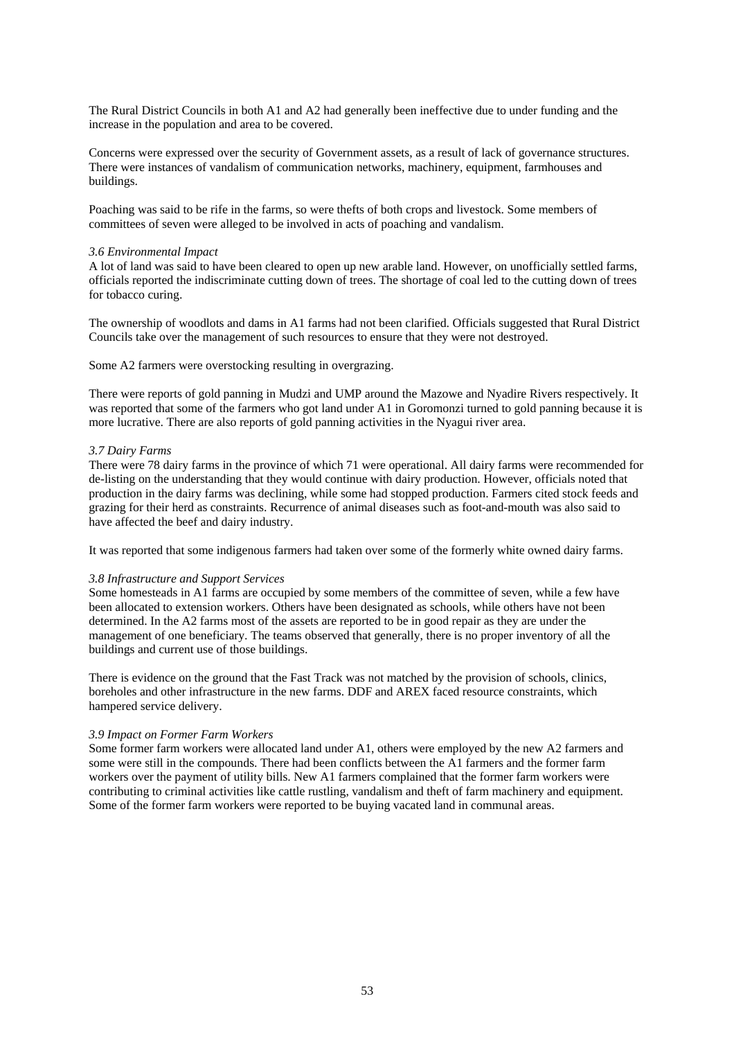The Rural District Councils in both A1 and A2 had generally been ineffective due to under funding and the increase in the population and area to be covered.

Concerns were expressed over the security of Government assets, as a result of lack of governance structures. There were instances of vandalism of communication networks, machinery, equipment, farmhouses and buildings.

Poaching was said to be rife in the farms, so were thefts of both crops and livestock. Some members of committees of seven were alleged to be involved in acts of poaching and vandalism.

### *3.6 Environmental Impact*

A lot of land was said to have been cleared to open up new arable land. However, on unofficially settled farms, officials reported the indiscriminate cutting down of trees. The shortage of coal led to the cutting down of trees for tobacco curing.

The ownership of woodlots and dams in A1 farms had not been clarified. Officials suggested that Rural District Councils take over the management of such resources to ensure that they were not destroyed.

Some A2 farmers were overstocking resulting in overgrazing.

There were reports of gold panning in Mudzi and UMP around the Mazowe and Nyadire Rivers respectively. It was reported that some of the farmers who got land under A1 in Goromonzi turned to gold panning because it is more lucrative. There are also reports of gold panning activities in the Nyagui river area.

### *3.7 Dairy Farms*

There were 78 dairy farms in the province of which 71 were operational. All dairy farms were recommended for de-listing on the understanding that they would continue with dairy production. However, officials noted that production in the dairy farms was declining, while some had stopped production. Farmers cited stock feeds and grazing for their herd as constraints. Recurrence of animal diseases such as foot-and-mouth was also said to have affected the beef and dairy industry.

It was reported that some indigenous farmers had taken over some of the formerly white owned dairy farms.

### *3.8 Infrastructure and Support Services*

Some homesteads in A1 farms are occupied by some members of the committee of seven, while a few have been allocated to extension workers. Others have been designated as schools, while others have not been determined. In the A2 farms most of the assets are reported to be in good repair as they are under the management of one beneficiary. The teams observed that generally, there is no proper inventory of all the buildings and current use of those buildings.

There is evidence on the ground that the Fast Track was not matched by the provision of schools, clinics, boreholes and other infrastructure in the new farms. DDF and AREX faced resource constraints, which hampered service delivery.

### *3.9 Impact on Former Farm Workers*

Some former farm workers were allocated land under A1, others were employed by the new A2 farmers and some were still in the compounds. There had been conflicts between the A1 farmers and the former farm workers over the payment of utility bills. New A1 farmers complained that the former farm workers were contributing to criminal activities like cattle rustling, vandalism and theft of farm machinery and equipment. Some of the former farm workers were reported to be buying vacated land in communal areas.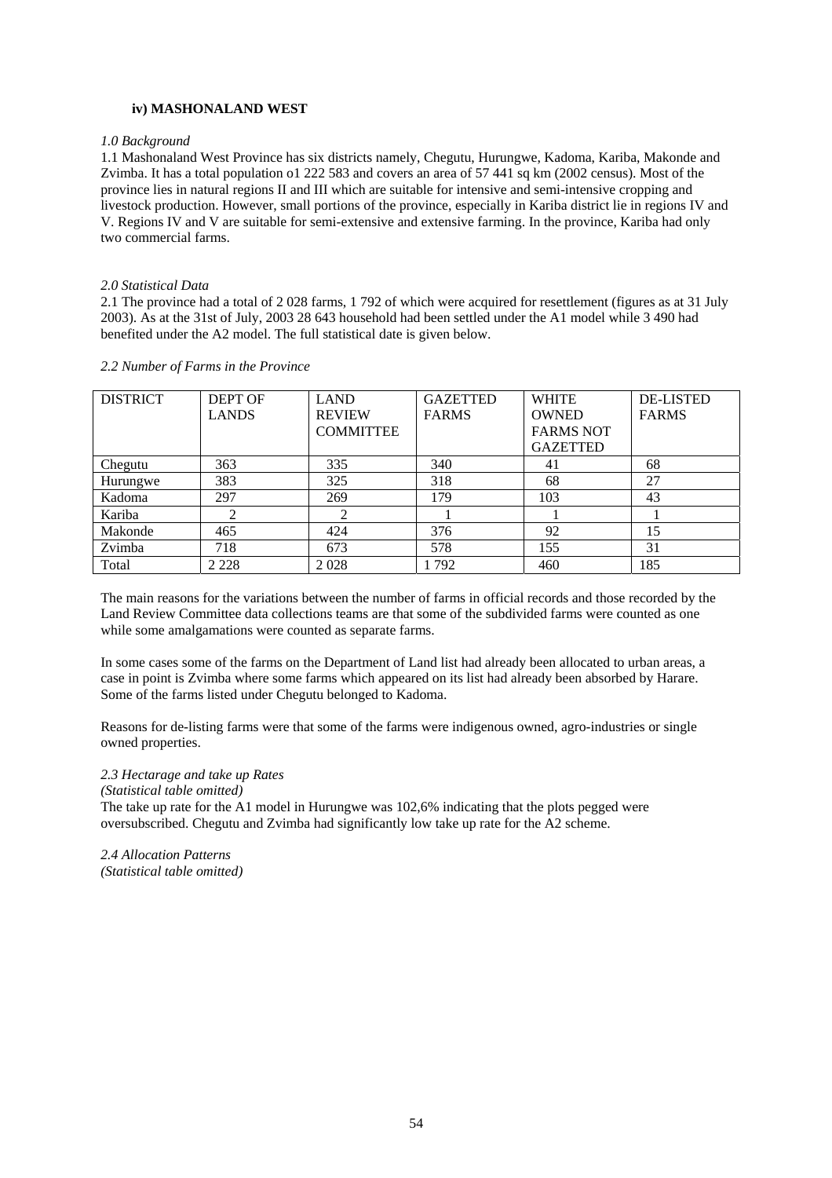### iv) MASHONALAND WEST

*1.0 Background*

1.1 Mashonaland West Province has six districts namely, Chegutu, Hurungwe, Kadoma, Kariba, Makonde and Zvimba. It has a total population o1 222 583 and covers an area of 57 441 sq km (2002 census). Most of the province lies in natural regions II and III which are suitable for intensive and semi-intensive cropping and livestock production. However, small portions of the province, especially in Kariba district lie in regions IV and V. Regions IV and V are suitable for semi-extensive and extensive farming. In the province, Kariba had only two commercial farms.

*2.0 Statistical Data*

2.1 The province had a total of 2 028 farms, 1 792 of which were acquired for resettlement (figures as at 31 July 2003). As at the 31st of July, 2003 28 643 household had been settled under the A1 model while 3 490 had benefited under the A2 model. The full statistical date is given below.

*2.2 Number of Farms in the Province*

| DISTRICT | DEPT OF LANDS | LAND REVIEW COMMITTEE | GAZETTED FARMS | WHITE OWNED FARMS NOT GAZETTED | DE-LISTED FARMS |
|---|---|---|---|---|---|
| Chegutu | 363 | 335 | 340 | 41 | 68 |
| Hurungwe | 383 | 325 | 318 | 68 | 27 |
| Kadoma | 297 | 269 | 179 | 103 | 43 |
| Kariba | 2 | 2 | 1 | 1 | 1 |
| Makonde | 465 | 424 | 376 | 92 | 15 |
| Zvimba | 718 | 673 | 578 | 155 | 31 |
| Total | 2 228 | 2 028 | 1 792 | 460 | 185 |

The main reasons for the variations between the number of farms in official records and those recorded by the Land Review Committee data collections teams are that some of the subdivided farms were counted as one while some amalgamations were counted as separate farms.

In some cases some of the farms on the Department of Land list had already been allocated to urban areas, a case in point is Zvimba where some farms which appeared on its list had already been absorbed by Harare. Some of the farms listed under Chegutu belonged to Kadoma.

Reasons for de-listing farms were that some of the farms were indigenous owned, agro-industries or single owned properties.

*2.3 Hectarage and take up Rates*

*(Statistical table omitted)*

The take up rate for the A1 model in Hurungwe was 102,6% indicating that the plots pegged were oversubscribed. Chegutu and Zvimba had significantly low take up rate for the A2 scheme.

*2.4 Allocation Patterns*

*(Statistical table omitted)*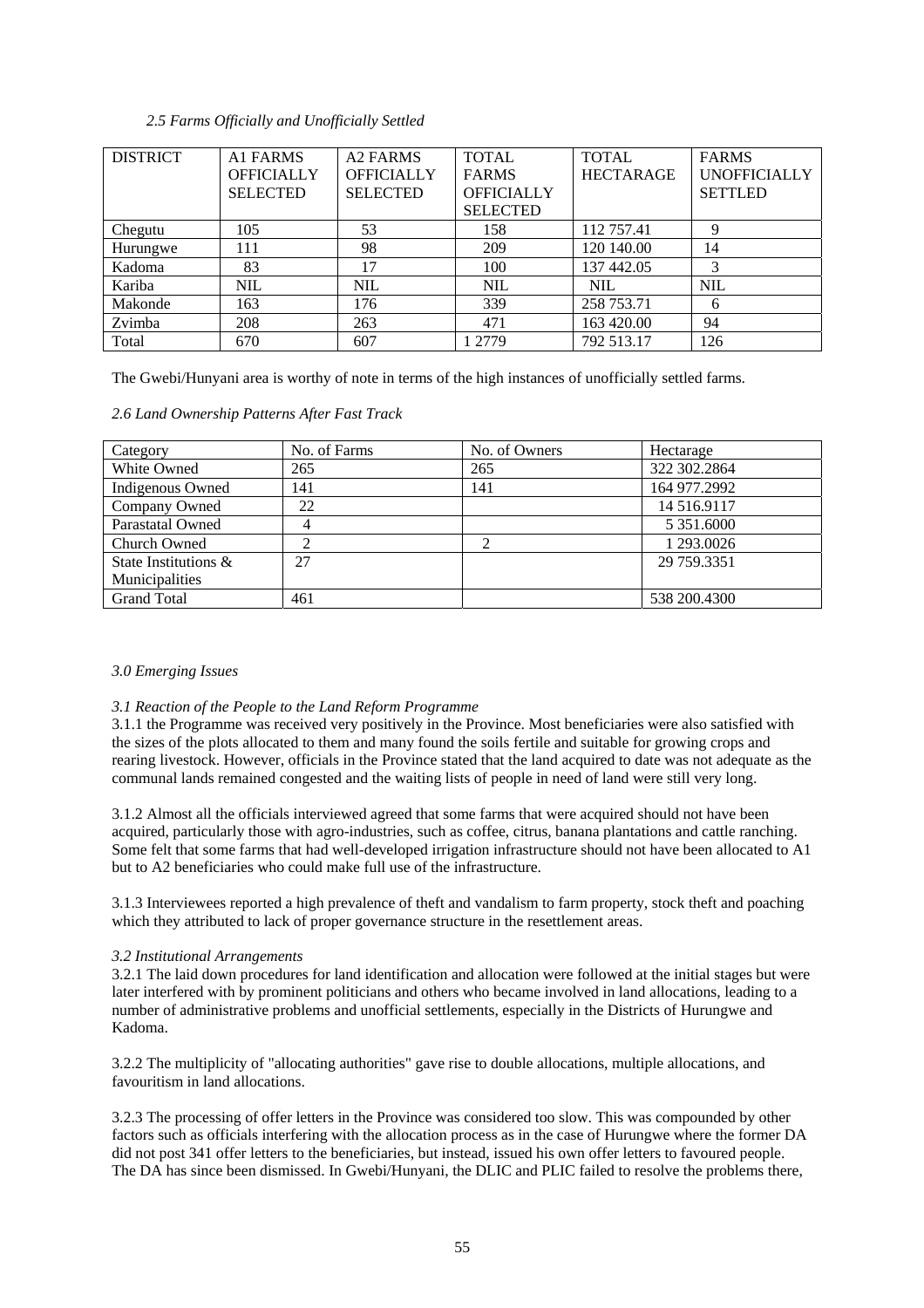*2.5 Farms Officially and Unofficially Settled*

| DISTRICT | A1 FARMS OFFICIALLY SELECTED | A2 FARMS OFFICIALLY SELECTED | TOTAL FARMS OFFICIALLY SELECTED | TOTAL HECTARAGE | FARMS UNOFFICIALLY SETTLED |
|---|---|---|---|---|---|
| Chegutu | 105 | 53 | 158 | 112 757.41 | 9 |
| Hurungwe | 111 | 98 | 209 | 120 140.00 | 14 |
| Kadoma | 83 | 17 | 100 | 137 442.05 | 3 |
| Kariba | NIL | NIL | NIL | NIL | NIL |
| Makonde | 163 | 176 | 339 | 258 753.71 | 6 |
| Zvimba | 208 | 263 | 471 | 163 420.00 | 94 |
| Total | 670 | 607 | 1 2779 | 792 513.17 | 126 |

The Gwebi/Hunyani area is worthy of note in terms of the high instances of unofficially settled farms.

*2.6 Land Ownership Patterns After Fast Track*

| Category | No. of Farms | No. of Owners | Hectarage |
|---|---|---|---|
| White Owned | 265 | 265 | 322 302.2864 |
| Indigenous Owned | 141 | 141 | 164 977.2992 |
| Company Owned | 22 | | 14 516.9117 |
| Parastatal Owned | 4 | | 5 351.6000 |
| Church Owned | 2 | 2 | 1 293.0026 |
| State Institutions & Municipalities | 27 | | 29 759.3351 |
| Grand Total | 461 | | 538 200.4300 |

*3.0 Emerging Issues*

*3.1 Reaction of the People to the Land Reform Programme*

3.1.1 the Programme was received very positively in the Province. Most beneficiaries were also satisfied with the sizes of the plots allocated to them and many found the soils fertile and suitable for growing crops and rearing livestock. However, officials in the Province stated that the land acquired to date was not adequate as the communal lands remained congested and the waiting lists of people in need of land were still very long.

3.1.2 Almost all the officials interviewed agreed that some farms that were acquired should not have been acquired, particularly those with agro-industries, such as coffee, citrus, banana plantations and cattle ranching. Some felt that some farms that had well-developed irrigation infrastructure should not have been allocated to A1 but to A2 beneficiaries who could make full use of the infrastructure.

3.1.3 Interviewees reported a high prevalence of theft and vandalism to farm property, stock theft and poaching which they attributed to lack of proper governance structure in the resettlement areas.

*3.2 Institutional Arrangements*

3.2.1 The laid down procedures for land identification and allocation were followed at the initial stages but were later interfered with by prominent politicians and others who became involved in land allocations, leading to a number of administrative problems and unofficial settlements, especially in the Districts of Hurungwe and Kadoma.

3.2.2 The multiplicity of "allocating authorities" gave rise to double allocations, multiple allocations, and favouritism in land allocations.

3.2.3 The processing of offer letters in the Province was considered too slow. This was compounded by other factors such as officials interfering with the allocation process as in the case of Hurungwe where the former DA did not post 341 offer letters to the beneficiaries, but instead, issued his own offer letters to favoured people. The DA has since been dismissed. In Gwebi/Hunyani, the DLIC and PLIC failed to resolve the problems there,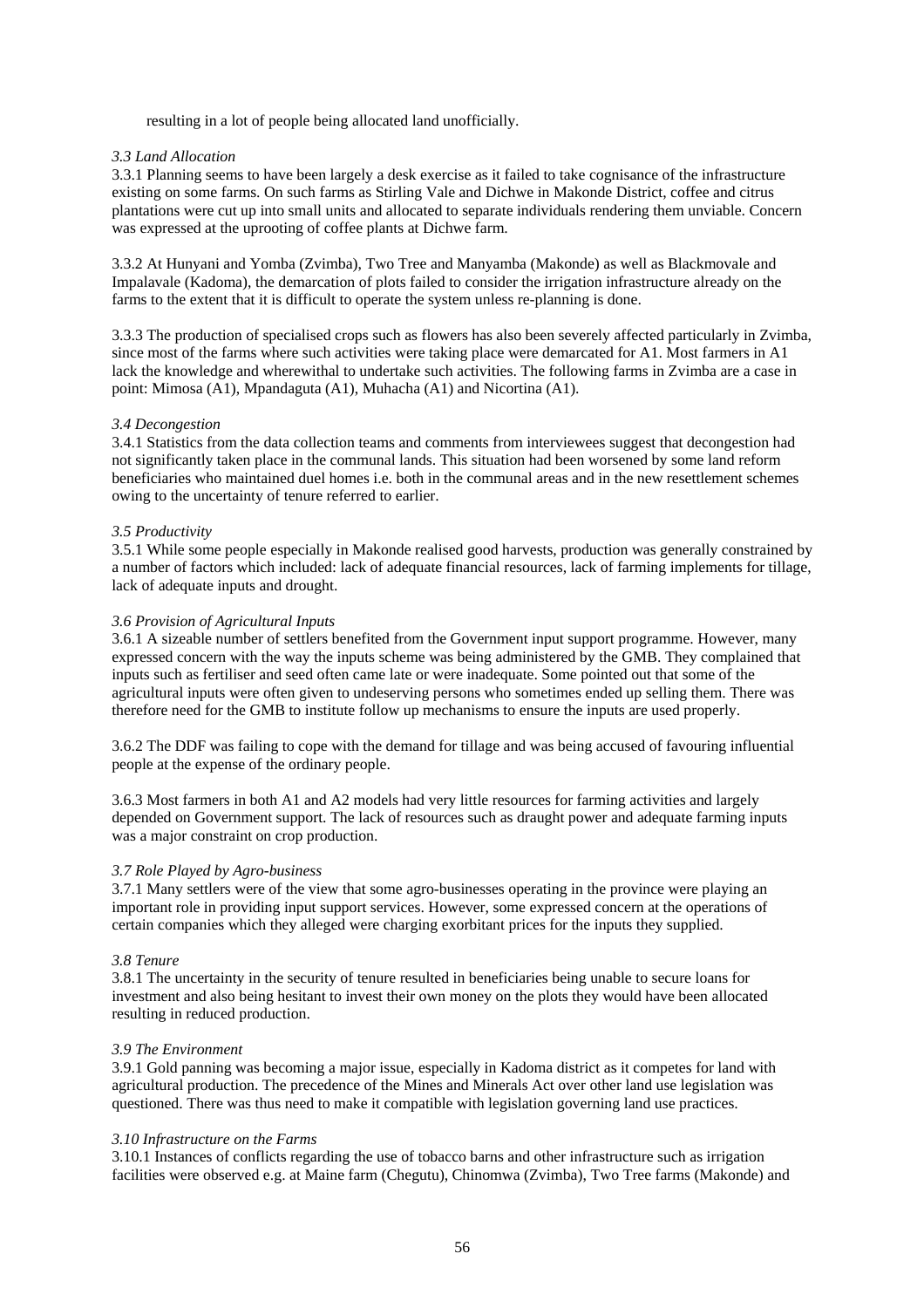resulting in a lot of people being allocated land unofficially.

*3.3 Land Allocation*

3.3.1 Planning seems to have been largely a desk exercise as it failed to take cognisance of the infrastructure existing on some farms. On such farms as Stirling Vale and Dichwe in Makonde District, coffee and citrus plantations were cut up into small units and allocated to separate individuals rendering them unviable. Concern was expressed at the uprooting of coffee plants at Dichwe farm.

3.3.2 At Hunyani and Yomba (Zvimba), Two Tree and Manyamba (Makonde) as well as Blackmovale and Impalavale (Kadoma), the demarcation of plots failed to consider the irrigation infrastructure already on the farms to the extent that it is difficult to operate the system unless re-planning is done.

3.3.3 The production of specialised crops such as flowers has also been severely affected particularly in Zvimba, since most of the farms where such activities were taking place were demarcated for A1. Most farmers in A1 lack the knowledge and wherewithal to undertake such activities. The following farms in Zvimba are a case in point: Mimosa (A1), Mpandaguta (A1), Muhacha (A1) and Nicortina (A1).

*3.4 Decongestion*

3.4.1 Statistics from the data collection teams and comments from interviewees suggest that decongestion had not significantly taken place in the communal lands. This situation had been worsened by some land reform beneficiaries who maintained duel homes i.e. both in the communal areas and in the new resettlement schemes owing to the uncertainty of tenure referred to earlier.

*3.5 Productivity*

3.5.1 While some people especially in Makonde realised good harvests, production was generally constrained by a number of factors which included: lack of adequate financial resources, lack of farming implements for tillage, lack of adequate inputs and drought.

*3.6 Provision of Agricultural Inputs*

3.6.1 A sizeable number of settlers benefited from the Government input support programme. However, many expressed concern with the way the inputs scheme was being administered by the GMB. They complained that inputs such as fertiliser and seed often came late or were inadequate. Some pointed out that some of the agricultural inputs were often given to undeserving persons who sometimes ended up selling them. There was therefore need for the GMB to institute follow up mechanisms to ensure the inputs are used properly.

3.6.2 The DDF was failing to cope with the demand for tillage and was being accused of favouring influential people at the expense of the ordinary people.

3.6.3 Most farmers in both A1 and A2 models had very little resources for farming activities and largely depended on Government support. The lack of resources such as draught power and adequate farming inputs was a major constraint on crop production.

*3.7 Role Played by Agro-business*

3.7.1 Many settlers were of the view that some agro-businesses operating in the province were playing an important role in providing input support services. However, some expressed concern at the operations of certain companies which they alleged were charging exorbitant prices for the inputs they supplied.

*3.8 Tenure*

3.8.1 The uncertainty in the security of tenure resulted in beneficiaries being unable to secure loans for investment and also being hesitant to invest their own money on the plots they would have been allocated resulting in reduced production.

*3.9 The Environment*

3.9.1 Gold panning was becoming a major issue, especially in Kadoma district as it competes for land with agricultural production. The precedence of the Mines and Minerals Act over other land use legislation was questioned. There was thus need to make it compatible with legislation governing land use practices.

*3.10 Infrastructure on the Farms*

3.10.1 Instances of conflicts regarding the use of tobacco barns and other infrastructure such as irrigation facilities were observed e.g. at Maine farm (Chegutu), Chinomwa (Zvimba), Two Tree farms (Makonde) and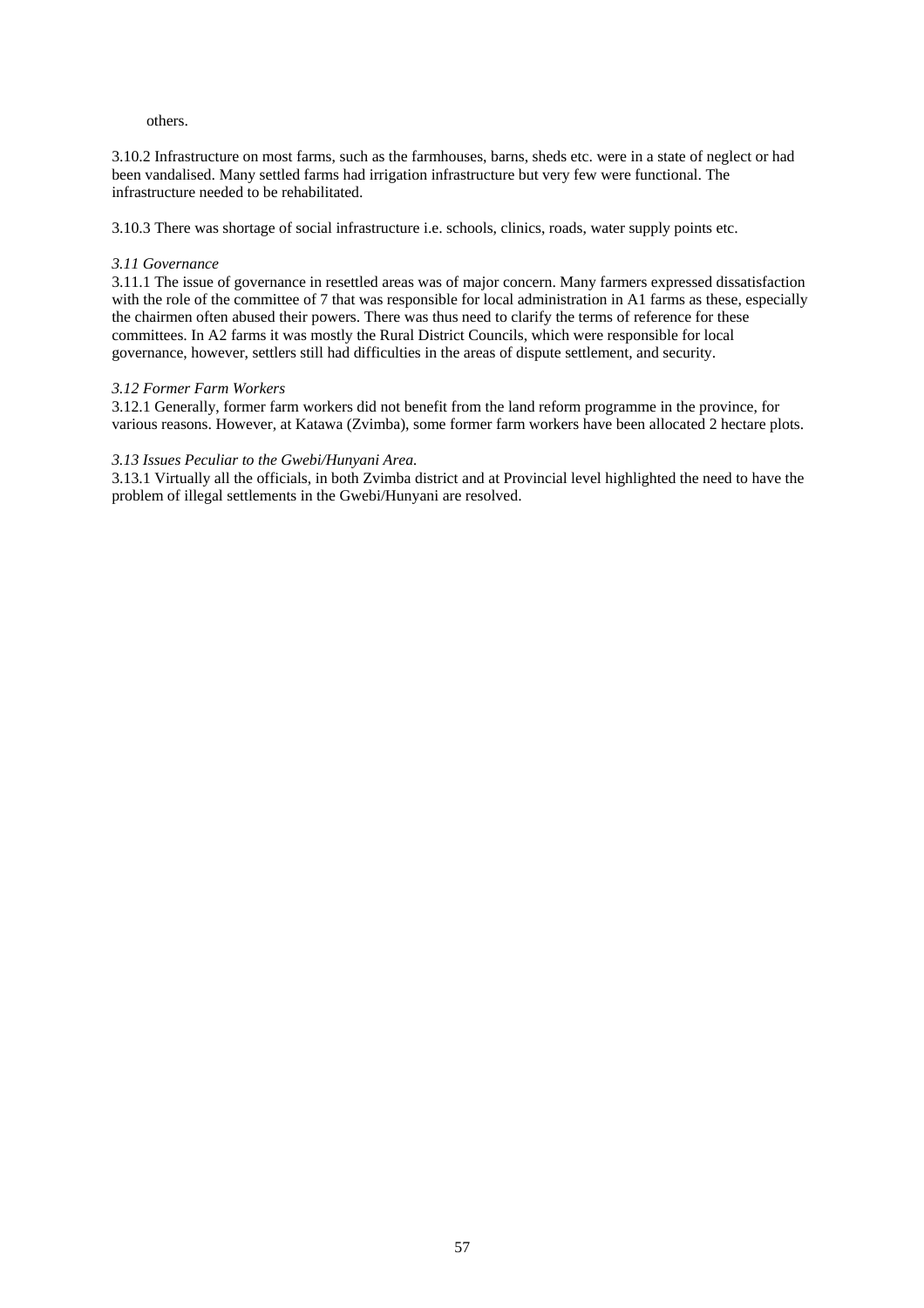others.

3.10.2 Infrastructure on most farms, such as the farmhouses, barns, sheds etc. were in a state of neglect or had been vandalised. Many settled farms had irrigation infrastructure but very few were functional. The infrastructure needed to be rehabilitated.

3.10.3 There was shortage of social infrastructure i.e. schools, clinics, roads, water supply points etc.

*3.11 Governance*

3.11.1 The issue of governance in resettled areas was of major concern. Many farmers expressed dissatisfaction with the role of the committee of 7 that was responsible for local administration in A1 farms as these, especially the chairmen often abused their powers. There was thus need to clarify the terms of reference for these committees. In A2 farms it was mostly the Rural District Councils, which were responsible for local governance, however, settlers still had difficulties in the areas of dispute settlement, and security.

*3.12 Former Farm Workers*

3.12.1 Generally, former farm workers did not benefit from the land reform programme in the province, for various reasons. However, at Katawa (Zvimba), some former farm workers have been allocated 2 hectare plots.

*3.13 Issues Peculiar to the Gwebi/Hunyani Area.*

3.13.1 Virtually all the officials, in both Zvimba district and at Provincial level highlighted the need to have the problem of illegal settlements in the Gwebi/Hunyani are resolved.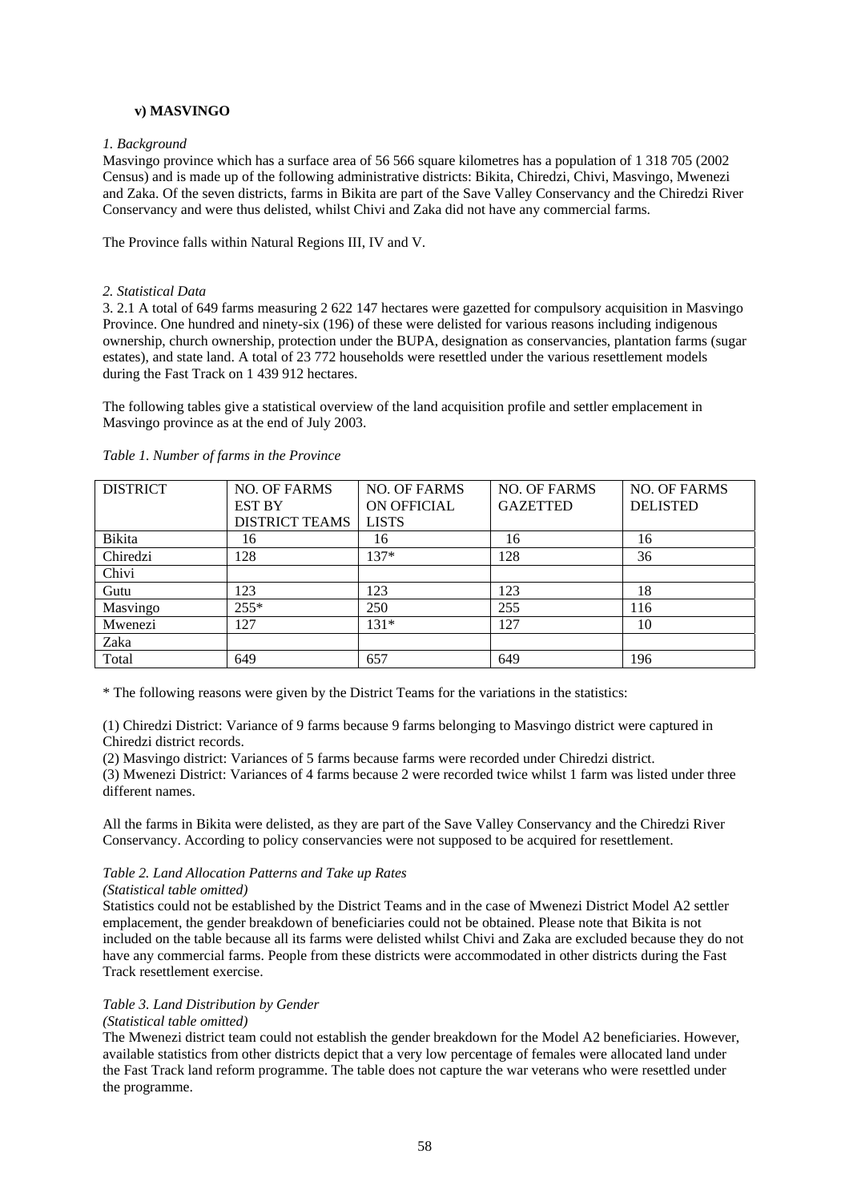### v) MASVINGO

*1. Background*

Masvingo province which has a surface area of 56 566 square kilometres has a population of 1 318 705 (2002 Census) and is made up of the following administrative districts: Bikita, Chiredzi, Chivi, Masvingo, Mwenezi and Zaka. Of the seven districts, farms in Bikita are part of the Save Valley Conservancy and the Chiredzi River Conservancy and were thus delisted, whilst Chivi and Zaka did not have any commercial farms.

The Province falls within Natural Regions III, IV and V.

*2. Statistical Data*

3. 2.1 A total of 649 farms measuring 2 622 147 hectares were gazetted for compulsory acquisition in Masvingo Province. One hundred and ninety-six (196) of these were delisted for various reasons including indigenous ownership, church ownership, protection under the BUPA, designation as conservancies, plantation farms (sugar estates), and state land. A total of 23 772 households were resettled under the various resettlement models during the Fast Track on 1 439 912 hectares.

The following tables give a statistical overview of the land acquisition profile and settler emplacement in Masvingo province as at the end of July 2003.

*Table 1. Number of farms in the Province*

| DISTRICT | NO. OF FARMS EST BY DISTRICT TEAMS | NO. OF FARMS ON OFFICIAL LISTS | NO. OF FARMS GAZETTED | NO. OF FARMS DELISTED |
|---|---|---|---|---|
| Bikita | 16 | 16 | 16 | 16 |
| Chiredzi | 128 | 137* | 128 | 36 |
| Chivi | | | | |
| Gutu | 123 | 123 | 123 | 18 |
| Masvingo | 255* | 250 | 255 | 116 |
| Mwenezi | 127 | 131* | 127 | 10 |
| Zaka | | | | |
| Total | 649 | 657 | 649 | 196 |

* The following reasons were given by the District Teams for the variations in the statistics:

(1) Chiredzi District: Variance of 9 farms because 9 farms belonging to Masvingo district were captured in Chiredzi district records.
(2) Masvingo district: Variances of 5 farms because farms were recorded under Chiredzi district.
(3) Mwenezi District: Variances of 4 farms because 2 were recorded twice whilst 1 farm was listed under three different names.

All the farms in Bikita were delisted, as they are part of the Save Valley Conservancy and the Chiredzi River Conservancy. According to policy conservancies were not supposed to be acquired for resettlement.

*Table 2. Land Allocation Patterns and Take up Rates*

*(Statistical table omitted)*

Statistics could not be established by the District Teams and in the case of Mwenezi District Model A2 settler emplacement, the gender breakdown of beneficiaries could not be obtained. Please note that Bikita is not included on the table because all its farms were delisted whilst Chivi and Zaka are excluded because they do not have any commercial farms. People from these districts were accommodated in other districts during the Fast Track resettlement exercise.

*Table 3. Land Distribution by Gender*

*(Statistical table omitted)*

The Mwenezi district team could not establish the gender breakdown for the Model A2 beneficiaries. However, available statistics from other districts depict that a very low percentage of females were allocated land under the Fast Track land reform programme. The table does not capture the war veterans who were resettled under the programme.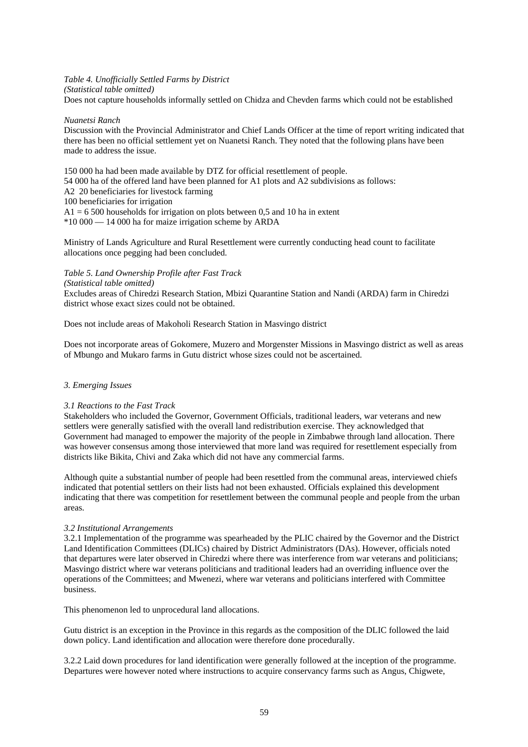*Table 4. Unofficially Settled Farms by District*
*(Statistical table omitted)*
Does not capture households informally settled on Chidza and Chevden farms which could not be established

*Nuanetsi Ranch*
Discussion with the Provincial Administrator and Chief Lands Officer at the time of report writing indicated that there has been no official settlement yet on Nuanetsi Ranch. They noted that the following plans have been made to address the issue.

150 000 ha had been made available by DTZ for official resettlement of people.
54 000 ha of the offered land have been planned for A1 plots and A2 subdivisions as follows:
A2 20 beneficiaries for livestock farming
100 beneficiaries for irrigation
A1 = 6 500 households for irrigation on plots between 0,5 and 10 ha in extent
*10 000 — 14 000 ha for maize irrigation scheme by ARDA

Ministry of Lands Agriculture and Rural Resettlement were currently conducting head count to facilitate allocations once pegging had been concluded.

*Table 5. Land Ownership Profile after Fast Track*
*(Statistical table omitted)*
Excludes areas of Chiredzi Research Station, Mbizi Quarantine Station and Nandi (ARDA) farm in Chiredzi district whose exact sizes could not be obtained.

Does not include areas of Makoholi Research Station in Masvingo district

Does not incorporate areas of Gokomere, Muzero and Morgenster Missions in Masvingo district as well as areas of Mbungo and Mukaro farms in Gutu district whose sizes could not be ascertained.

## *3. Emerging Issues*

### *3.1 Reactions to the Fast Track*
Stakeholders who included the Governor, Government Officials, traditional leaders, war veterans and new settlers were generally satisfied with the overall land redistribution exercise. They acknowledged that Government had managed to empower the majority of the people in Zimbabwe through land allocation. There was however consensus among those interviewed that more land was required for resettlement especially from districts like Bikita, Chivi and Zaka which did not have any commercial farms.

Although quite a substantial number of people had been resettled from the communal areas, interviewed chiefs indicated that potential settlers on their lists had not been exhausted. Officials explained this development indicating that there was competition for resettlement between the communal people and people from the urban areas.

### *3.2 Institutional Arrangements*
3.2.1 Implementation of the programme was spearheaded by the PLIC chaired by the Governor and the District Land Identification Committees (DLICs) chaired by District Administrators (DAs). However, officials noted that departures were later observed in Chiredzi where there was interference from war veterans and politicians; Masvingo district where war veterans politicians and traditional leaders had an overriding influence over the operations of the Committees; and Mwenezi, where war veterans and politicians interfered with Committee business.

This phenomenon led to unprocedural land allocations.

Gutu district is an exception in the Province in this regards as the composition of the DLIC followed the laid down policy. Land identification and allocation were therefore done procedurally.

3.2.2 Laid down procedures for land identification were generally followed at the inception of the programme. Departures were however noted where instructions to acquire conservancy farms such as Angus, Chigwete,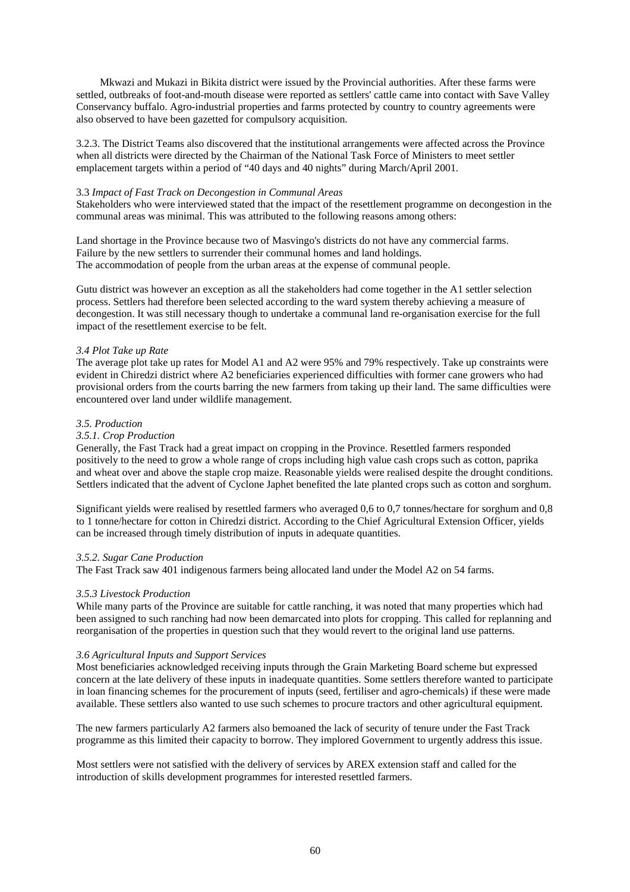Mkwazi and Mukazi in Bikita district were issued by the Provincial authorities. After these farms were settled, outbreaks of foot-and-mouth disease were reported as settlers' cattle came into contact with Save Valley Conservancy buffalo. Agro-industrial properties and farms protected by country to country agreements were also observed to have been gazetted for compulsory acquisition.

3.2.3. The District Teams also discovered that the institutional arrangements were affected across the Province when all districts were directed by the Chairman of the National Task Force of Ministers to meet settler emplacement targets within a period of "40 days and 40 nights" during March/April 2001.

### 3.3 *Impact of Fast Track on Decongestion in Communal Areas*

Stakeholders who were interviewed stated that the impact of the resettlement programme on decongestion in the communal areas was minimal. This was attributed to the following reasons among others:

Land shortage in the Province because two of Masvingo's districts do not have any commercial farms.
Failure by the new settlers to surrender their communal homes and land holdings.
The accommodation of people from the urban areas at the expense of communal people.

Gutu district was however an exception as all the stakeholders had come together in the A1 settler selection process. Settlers had therefore been selected according to the ward system thereby achieving a measure of decongestion. It was still necessary though to undertake a communal land re-organisation exercise for the full impact of the resettlement exercise to be felt.

### *3.4 Plot Take up Rate*

The average plot take up rates for Model A1 and A2 were 95% and 79% respectively. Take up constraints were evident in Chiredzi district where A2 beneficiaries experienced difficulties with former cane growers who had provisional orders from the courts barring the new farmers from taking up their land. The same difficulties were encountered over land under wildlife management.

### *3.5. Production*

#### *3.5.1. Crop Production*

Generally, the Fast Track had a great impact on cropping in the Province. Resettled farmers responded positively to the need to grow a whole range of crops including high value cash crops such as cotton, paprika and wheat over and above the staple crop maize. Reasonable yields were realised despite the drought conditions. Settlers indicated that the advent of Cyclone Japhet benefited the late planted crops such as cotton and sorghum.

Significant yields were realised by resettled farmers who averaged 0,6 to 0,7 tonnes/hectare for sorghum and 0,8 to 1 tonne/hectare for cotton in Chiredzi district. According to the Chief Agricultural Extension Officer, yields can be increased through timely distribution of inputs in adequate quantities.

#### *3.5.2. Sugar Cane Production*

The Fast Track saw 401 indigenous farmers being allocated land under the Model A2 on 54 farms.

#### *3.5.3 Livestock Production*

While many parts of the Province are suitable for cattle ranching, it was noted that many properties which had been assigned to such ranching had now been demarcated into plots for cropping. This called for replanning and reorganisation of the properties in question such that they would revert to the original land use patterns.

### *3.6 Agricultural Inputs and Support Services*

Most beneficiaries acknowledged receiving inputs through the Grain Marketing Board scheme but expressed concern at the late delivery of these inputs in inadequate quantities. Some settlers therefore wanted to participate in loan financing schemes for the procurement of inputs (seed, fertiliser and agro-chemicals) if these were made available. These settlers also wanted to use such schemes to procure tractors and other agricultural equipment.

The new farmers particularly A2 farmers also bemoaned the lack of security of tenure under the Fast Track programme as this limited their capacity to borrow. They implored Government to urgently address this issue.

Most settlers were not satisfied with the delivery of services by AREX extension staff and called for the introduction of skills development programmes for interested resettled farmers.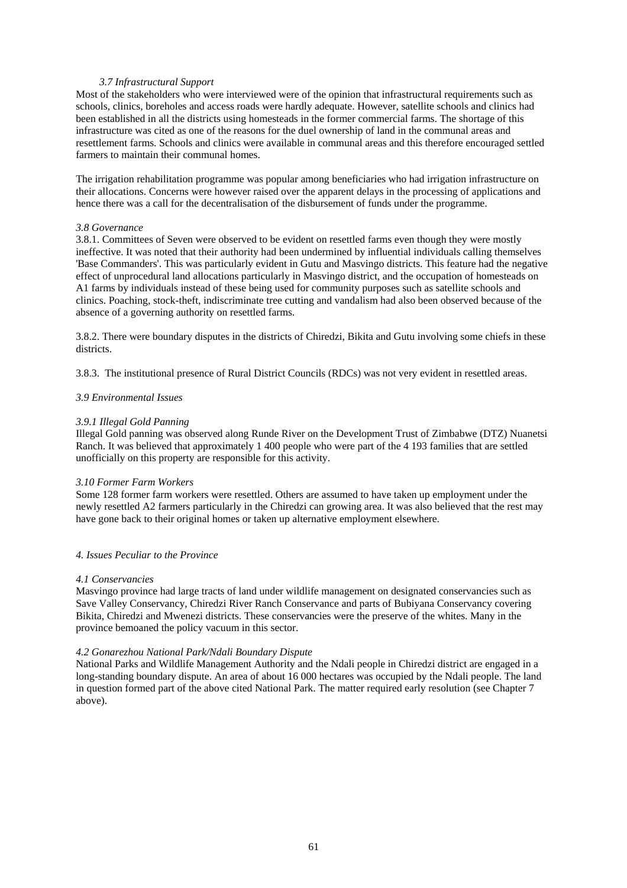### *3.7 Infrastructural Support*

Most of the stakeholders who were interviewed were of the opinion that infrastructural requirements such as schools, clinics, boreholes and access roads were hardly adequate. However, satellite schools and clinics had been established in all the districts using homesteads in the former commercial farms. The shortage of this infrastructure was cited as one of the reasons for the duel ownership of land in the communal areas and resettlement farms. Schools and clinics were available in communal areas and this therefore encouraged settled farmers to maintain their communal homes.

The irrigation rehabilitation programme was popular among beneficiaries who had irrigation infrastructure on their allocations. Concerns were however raised over the apparent delays in the processing of applications and hence there was a call for the decentralisation of the disbursement of funds under the programme.

### *3.8 Governance*

3.8.1. Committees of Seven were observed to be evident on resettled farms even though they were mostly ineffective. It was noted that their authority had been undermined by influential individuals calling themselves 'Base Commanders'. This was particularly evident in Gutu and Masvingo districts. This feature had the negative effect of unprocedural land allocations particularly in Masvingo district, and the occupation of homesteads on A1 farms by individuals instead of these being used for community purposes such as satellite schools and clinics. Poaching, stock-theft, indiscriminate tree cutting and vandalism had also been observed because of the absence of a governing authority on resettled farms.

3.8.2. There were boundary disputes in the districts of Chiredzi, Bikita and Gutu involving some chiefs in these districts.

3.8.3. The institutional presence of Rural District Councils (RDCs) was not very evident in resettled areas.

### *3.9 Environmental Issues*

#### *3.9.1 Illegal Gold Panning*

Illegal Gold panning was observed along Runde River on the Development Trust of Zimbabwe (DTZ) Nuanetsi Ranch. It was believed that approximately 1 400 people who were part of the 4 193 families that are settled unofficially on this property are responsible for this activity.

### *3.10 Former Farm Workers*

Some 128 former farm workers were resettled. Others are assumed to have taken up employment under the newly resettled A2 farmers particularly in the Chiredzi can growing area. It was also believed that the rest may have gone back to their original homes or taken up alternative employment elsewhere.

## *4. Issues Peculiar to the Province*

### *4.1 Conservancies*

Masvingo province had large tracts of land under wildlife management on designated conservancies such as Save Valley Conservancy, Chiredzi River Ranch Conservance and parts of Bubiyana Conservancy covering Bikita, Chiredzi and Mwenezi districts. These conservancies were the preserve of the whites. Many in the province bemoaned the policy vacuum in this sector.

### *4.2 Gonarezhou National Park/Ndali Boundary Dispute*

National Parks and Wildlife Management Authority and the Ndali people in Chiredzi district are engaged in a long-standing boundary dispute. An area of about 16 000 hectares was occupied by the Ndali people. The land in question formed part of the above cited National Park. The matter required early resolution (see Chapter 7 above).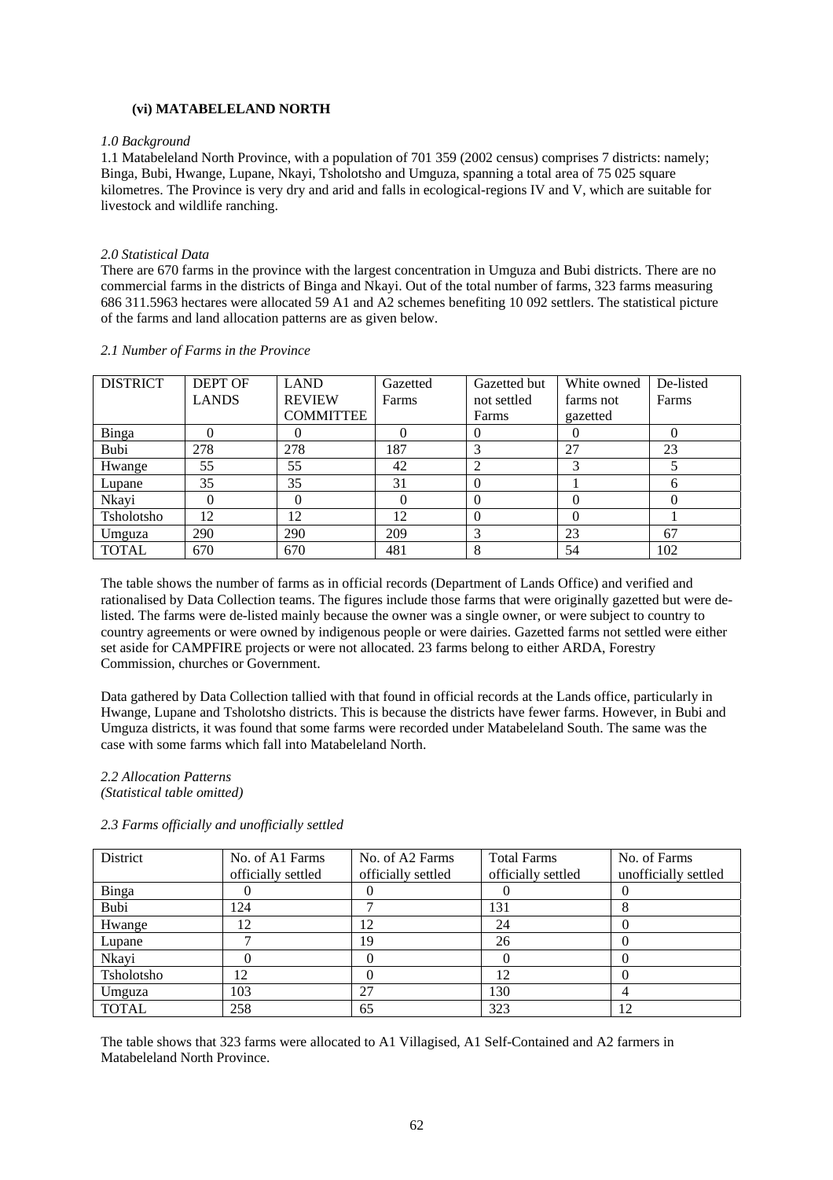#### (vi) MATABELELAND NORTH

*1.0 Background*

1.1 Matabeleland North Province, with a population of 701 359 (2002 census) comprises 7 districts: namely; Binga, Bubi, Hwange, Lupane, Nkayi, Tsholotsho and Umguza, spanning a total area of 75 025 square kilometres. The Province is very dry and arid and falls in ecological-regions IV and V, which are suitable for livestock and wildlife ranching.

*2.0 Statistical Data*

There are 670 farms in the province with the largest concentration in Umguza and Bubi districts. There are no commercial farms in the districts of Binga and Nkayi. Out of the total number of farms, 323 farms measuring 686 311.5963 hectares were allocated 59 A1 and A2 schemes benefiting 10 092 settlers. The statistical picture of the farms and land allocation patterns are as given below.

*2.1 Number of Farms in the Province*

| DISTRICT | DEPT OF LANDS | LAND REVIEW COMMITTEE | Gazetted Farms | Gazetted but not settled Farms | White owned farms not gazetted | De-listed Farms |
|---|---|---|---|---|---|---|
| Binga | 0 | 0 | 0 | 0 | 0 | 0 |
| Bubi | 278 | 278 | 187 | 3 | 27 | 23 |
| Hwange | 55 | 55 | 42 | 2 | 3 | 5 |
| Lupane | 35 | 35 | 31 | 0 | 1 | 6 |
| Nkayi | 0 | 0 | 0 | 0 | 0 | 0 |
| Tsholotsho | 12 | 12 | 12 | 0 | 0 | 1 |
| Umguza | 290 | 290 | 209 | 3 | 23 | 67 |
| TOTAL | 670 | 670 | 481 | 8 | 54 | 102 |

The table shows the number of farms as in official records (Department of Lands Office) and verified and rationalised by Data Collection teams. The figures include those farms that were originally gazetted but were de-listed. The farms were de-listed mainly because the owner was a single owner, or were subject to country to country agreements or were owned by indigenous people or were dairies. Gazetted farms not settled were either set aside for CAMPFIRE projects or were not allocated. 23 farms belong to either ARDA, Forestry Commission, churches or Government.

Data gathered by Data Collection tallied with that found in official records at the Lands office, particularly in Hwange, Lupane and Tsholotsho districts. This is because the districts have fewer farms. However, in Bubi and Umguza districts, it was found that some farms were recorded under Matabeleland South. The same was the case with some farms which fall into Matabeleland North.

*2.2 Allocation Patterns*
*(Statistical table omitted)*

*2.3 Farms officially and unofficially settled*

| District | No. of A1 Farms officially settled | No. of A2 Farms officially settled | Total Farms officially settled | No. of Farms unofficially settled |
|---|---|---|---|---|
| Binga | 0 | 0 | 0 | 0 |
| Bubi | 124 | 7 | 131 | 8 |
| Hwange | 12 | 12 | 24 | 0 |
| Lupane | 7 | 19 | 26 | 0 |
| Nkayi | 0 | 0 | 0 | 0 |
| Tsholotsho | 12 | 0 | 12 | 0 |
| Umguza | 103 | 27 | 130 | 4 |
| TOTAL | 258 | 65 | 323 | 12 |

The table shows that 323 farms were allocated to A1 Villagised, A1 Self-Contained and A2 farmers in Matabeleland North Province.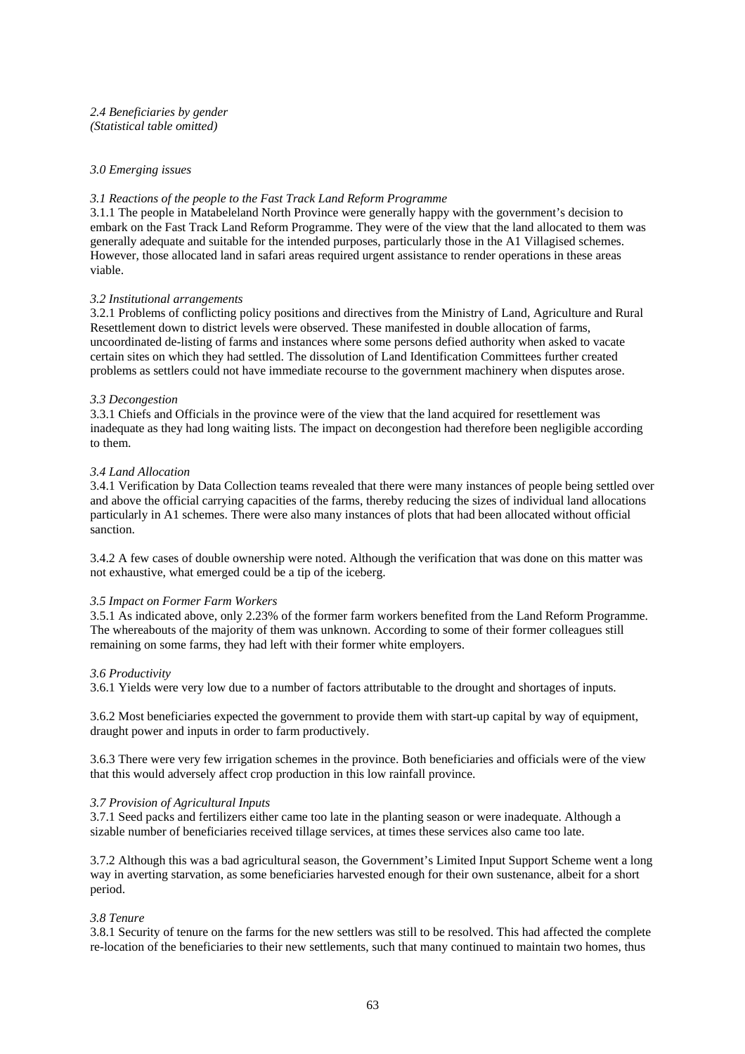*2.4 Beneficiaries by gender*
*(Statistical table omitted)*

*3.0 Emerging issues*

*3.1 Reactions of the people to the Fast Track Land Reform Programme*

3.1.1 The people in Matabeleland North Province were generally happy with the government's decision to embark on the Fast Track Land Reform Programme. They were of the view that the land allocated to them was generally adequate and suitable for the intended purposes, particularly those in the A1 Villagised schemes. However, those allocated land in safari areas required urgent assistance to render operations in these areas viable.

*3.2 Institutional arrangements*

3.2.1 Problems of conflicting policy positions and directives from the Ministry of Land, Agriculture and Rural Resettlement down to district levels were observed. These manifested in double allocation of farms, uncoordinated de-listing of farms and instances where some persons defied authority when asked to vacate certain sites on which they had settled. The dissolution of Land Identification Committees further created problems as settlers could not have immediate recourse to the government machinery when disputes arose.

*3.3 Decongestion*

3.3.1 Chiefs and Officials in the province were of the view that the land acquired for resettlement was inadequate as they had long waiting lists. The impact on decongestion had therefore been negligible according to them.

*3.4 Land Allocation*

3.4.1 Verification by Data Collection teams revealed that there were many instances of people being settled over and above the official carrying capacities of the farms, thereby reducing the sizes of individual land allocations particularly in A1 schemes. There were also many instances of plots that had been allocated without official sanction.

3.4.2 A few cases of double ownership were noted. Although the verification that was done on this matter was not exhaustive, what emerged could be a tip of the iceberg.

*3.5 Impact on Former Farm Workers*

3.5.1 As indicated above, only 2.23% of the former farm workers benefited from the Land Reform Programme. The whereabouts of the majority of them was unknown. According to some of their former colleagues still remaining on some farms, they had left with their former white employers.

*3.6 Productivity*

3.6.1 Yields were very low due to a number of factors attributable to the drought and shortages of inputs.

3.6.2 Most beneficiaries expected the government to provide them with start-up capital by way of equipment, draught power and inputs in order to farm productively.

3.6.3 There were very few irrigation schemes in the province. Both beneficiaries and officials were of the view that this would adversely affect crop production in this low rainfall province.

*3.7 Provision of Agricultural Inputs*

3.7.1 Seed packs and fertilizers either came too late in the planting season or were inadequate. Although a sizable number of beneficiaries received tillage services, at times these services also came too late.

3.7.2 Although this was a bad agricultural season, the Government's Limited Input Support Scheme went a long way in averting starvation, as some beneficiaries harvested enough for their own sustenance, albeit for a short period.

*3.8 Tenure*

3.8.1 Security of tenure on the farms for the new settlers was still to be resolved. This had affected the complete re-location of the beneficiaries to their new settlements, such that many continued to maintain two homes, thus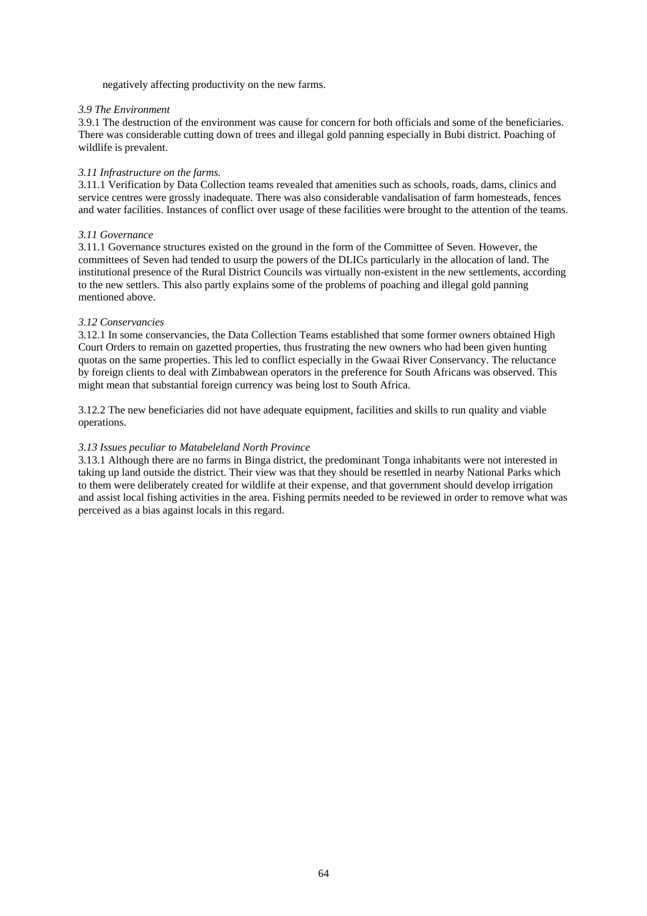negatively affecting productivity on the new farms.

*3.9 The Environment*

3.9.1 The destruction of the environment was cause for concern for both officials and some of the beneficiaries. There was considerable cutting down of trees and illegal gold panning especially in Bubi district. Poaching of wildlife is prevalent.

*3.11 Infrastructure on the farms.*

3.11.1 Verification by Data Collection teams revealed that amenities such as schools, roads, dams, clinics and service centres were grossly inadequate. There was also considerable vandalisation of farm homesteads, fences and water facilities. Instances of conflict over usage of these facilities were brought to the attention of the teams.

*3.11 Governance*

3.11.1 Governance structures existed on the ground in the form of the Committee of Seven. However, the committees of Seven had tended to usurp the powers of the DLICs particularly in the allocation of land. The institutional presence of the Rural District Councils was virtually non-existent in the new settlements, according to the new settlers. This also partly explains some of the problems of poaching and illegal gold panning mentioned above.

*3.12 Conservancies*

3.12.1 In some conservancies, the Data Collection Teams established that some former owners obtained High Court Orders to remain on gazetted properties, thus frustrating the new owners who had been given hunting quotas on the same properties. This led to conflict especially in the Gwaai River Conservancy. The reluctance by foreign clients to deal with Zimbabwean operators in the preference for South Africans was observed. This might mean that substantial foreign currency was being lost to South Africa.

3.12.2 The new beneficiaries did not have adequate equipment, facilities and skills to run quality and viable operations.

*3.13 Issues peculiar to Matabeleland North Province*

3.13.1 Although there are no farms in Binga district, the predominant Tonga inhabitants were not interested in taking up land outside the district. Their view was that they should be resettled in nearby National Parks which to them were deliberately created for wildlife at their expense, and that government should develop irrigation and assist local fishing activities in the area. Fishing permits needed to be reviewed in order to remove what was perceived as a bias against locals in this regard.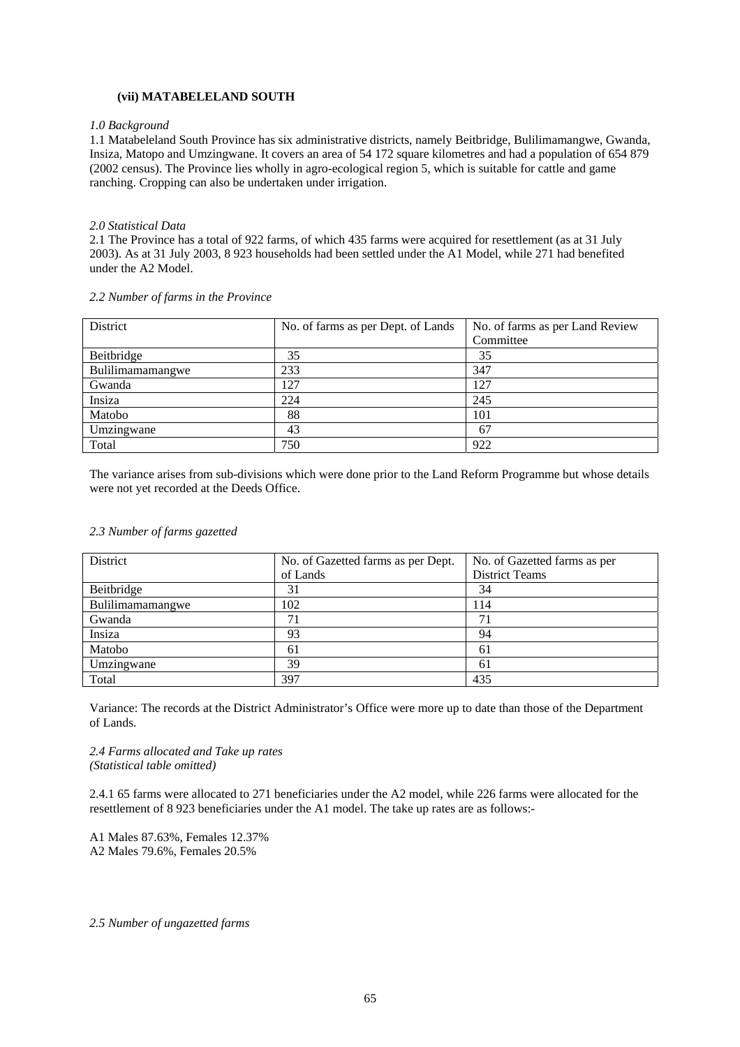### (vii) MATABELELAND SOUTH

*1.0 Background*

1.1 Matabeleland South Province has six administrative districts, namely Beitbridge, Bulilimamangwe, Gwanda, Insiza, Matopo and Umzingwane. It covers an area of 54 172 square kilometres and had a population of 654 879 (2002 census). The Province lies wholly in agro-ecological region 5, which is suitable for cattle and game ranching. Cropping can also be undertaken under irrigation.

*2.0 Statistical Data*

2.1 The Province has a total of 922 farms, of which 435 farms were acquired for resettlement (as at 31 July 2003). As at 31 July 2003, 8 923 households had been settled under the A1 Model, while 271 had benefited under the A2 Model.

*2.2 Number of farms in the Province*

| District | No. of farms as per Dept. of Lands | No. of farms as per Land Review Committee |
|---|---|---|
| Beitbridge | 35 | 35 |
| Bulilimamamangwe | 233 | 347 |
| Gwanda | 127 | 127 |
| Insiza | 224 | 245 |
| Matobo | 88 | 101 |
| Umzingwane | 43 | 67 |
| Total | 750 | 922 |

The variance arises from sub-divisions which were done prior to the Land Reform Programme but whose details were not yet recorded at the Deeds Office.

*2.3 Number of farms gazetted*

| District | No. of Gazetted farms as per Dept. of Lands | No. of Gazetted farms as per District Teams |
|---|---|---|
| Beitbridge | 31 | 34 |
| Bulilimamamangwe | 102 | 114 |
| Gwanda | 71 | 71 |
| Insiza | 93 | 94 |
| Matobo | 61 | 61 |
| Umzingwane | 39 | 61 |
| Total | 397 | 435 |

Variance: The records at the District Administrator's Office were more up to date than those of the Department of Lands.

*2.4 Farms allocated and Take up rates*
*(Statistical table omitted)*

2.4.1 65 farms were allocated to 271 beneficiaries under the A2 model, while 226 farms were allocated for the resettlement of 8 923 beneficiaries under the A1 model. The take up rates are as follows:-

A1 Males 87.63%, Females 12.37%
A2 Males 79.6%, Females 20.5%

*2.5 Number of ungazetted farms*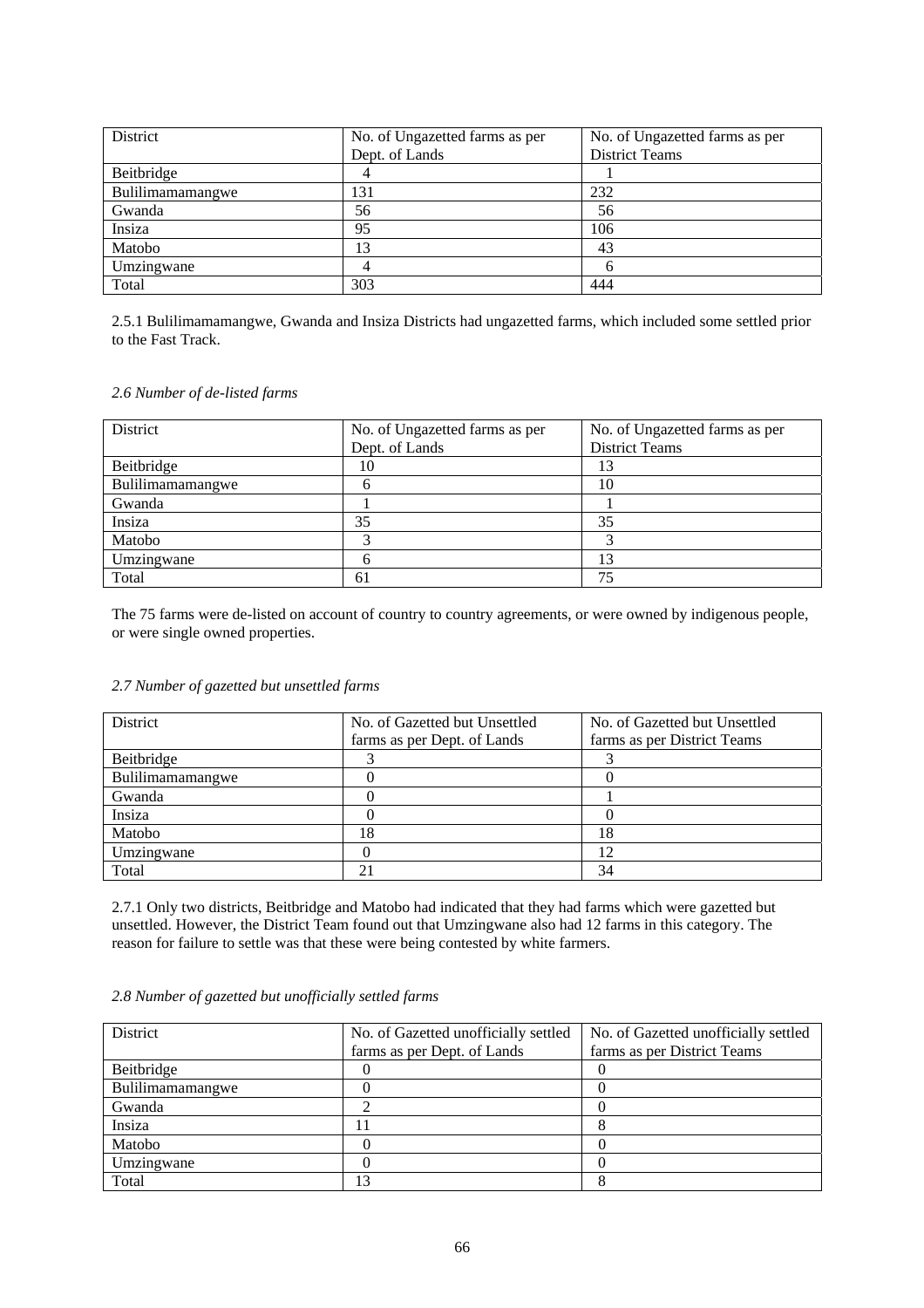| District | No. of Ungazetted farms as per Dept. of Lands | No. of Ungazetted farms as per District Teams |
|---|---|---|
| Beitbridge | 4 | 1 |
| Bulilimamamangwe | 131 | 232 |
| Gwanda | 56 | 56 |
| Insiza | 95 | 106 |
| Matobo | 13 | 43 |
| Umzingwane | 4 | 6 |
| Total | 303 | 444 |

2.5.1 Bulilimamamangwe, Gwanda and Insiza Districts had ungazetted farms, which included some settled prior to the Fast Track.

*2.6 Number of de-listed farms*

| District | No. of Ungazetted farms as per Dept. of Lands | No. of Ungazetted farms as per District Teams |
|---|---|---|
| Beitbridge | 10 | 13 |
| Bulilimamamangwe | 6 | 10 |
| Gwanda | 1 | 1 |
| Insiza | 35 | 35 |
| Matobo | 3 | 3 |
| Umzingwane | 6 | 13 |
| Total | 61 | 75 |

The 75 farms were de-listed on account of country to country agreements, or were owned by indigenous people, or were single owned properties.

*2.7 Number of gazetted but unsettled farms*

| District | No. of Gazetted but Unsettled farms as per Dept. of Lands | No. of Gazetted but Unsettled farms as per District Teams |
|---|---|---|
| Beitbridge | 3 | 3 |
| Bulilimamamangwe | 0 | 0 |
| Gwanda | 0 | 1 |
| Insiza | 0 | 0 |
| Matobo | 18 | 18 |
| Umzingwane | 0 | 12 |
| Total | 21 | 34 |

2.7.1 Only two districts, Beitbridge and Matobo had indicated that they had farms which were gazetted but unsettled. However, the District Team found out that Umzingwane also had 12 farms in this category. The reason for failure to settle was that these were being contested by white farmers.

*2.8 Number of gazetted but unofficially settled farms*

| District | No. of Gazetted unofficially settled farms as per Dept. of Lands | No. of Gazetted unofficially settled farms as per District Teams |
|---|---|---|
| Beitbridge | 0 | 0 |
| Bulilimamamangwe | 0 | 0 |
| Gwanda | 2 | 0 |
| Insiza | 11 | 8 |
| Matobo | 0 | 0 |
| Umzingwane | 0 | 0 |
| Total | 13 | 8 |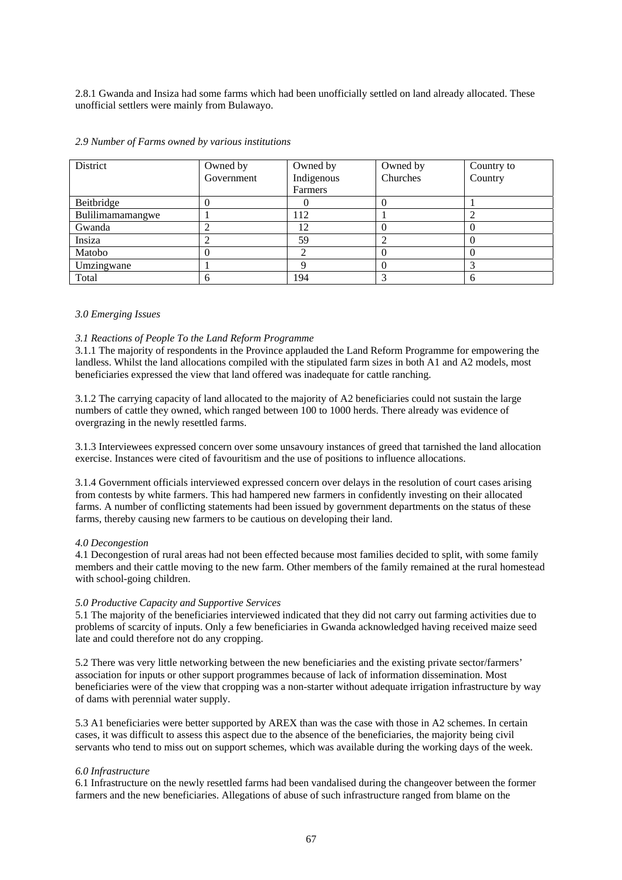2.8.1 Gwanda and Insiza had some farms which had been unofficially settled on land already allocated. These unofficial settlers were mainly from Bulawayo.

*2.9 Number of Farms owned by various institutions*

| District | Owned by Government | Owned by Indigenous Farmers | Owned by Churches | Country to Country |
|---|---|---|---|---|
| Beitbridge | 0 | 0 | 0 | 1 |
| Bulilimamamangwe | 1 | 112 | 1 | 2 |
| Gwanda | 2 | 12 | 0 | 0 |
| Insiza | 2 | 59 | 2 | 0 |
| Matobo | 0 | 2 | 0 | 0 |
| Umzingwane | 1 | 9 | 0 | 3 |
| Total | 6 | 194 | 3 | 6 |

*3.0 Emerging Issues*

*3.1 Reactions of People To the Land Reform Programme*

3.1.1 The majority of respondents in the Province applauded the Land Reform Programme for empowering the landless. Whilst the land allocations compiled with the stipulated farm sizes in both A1 and A2 models, most beneficiaries expressed the view that land offered was inadequate for cattle ranching.

3.1.2 The carrying capacity of land allocated to the majority of A2 beneficiaries could not sustain the large numbers of cattle they owned, which ranged between 100 to 1000 herds. There already was evidence of overgrazing in the newly resettled farms.

3.1.3 Interviewees expressed concern over some unsavoury instances of greed that tarnished the land allocation exercise. Instances were cited of favouritism and the use of positions to influence allocations.

3.1.4 Government officials interviewed expressed concern over delays in the resolution of court cases arising from contests by white farmers. This had hampered new farmers in confidently investing on their allocated farms. A number of conflicting statements had been issued by government departments on the status of these farms, thereby causing new farmers to be cautious on developing their land.

*4.0 Decongestion*

4.1 Decongestion of rural areas had not been effected because most families decided to split, with some family members and their cattle moving to the new farm. Other members of the family remained at the rural homestead with school-going children.

*5.0 Productive Capacity and Supportive Services*

5.1 The majority of the beneficiaries interviewed indicated that they did not carry out farming activities due to problems of scarcity of inputs. Only a few beneficiaries in Gwanda acknowledged having received maize seed late and could therefore not do any cropping.

5.2 There was very little networking between the new beneficiaries and the existing private sector/farmers' association for inputs or other support programmes because of lack of information dissemination. Most beneficiaries were of the view that cropping was a non-starter without adequate irrigation infrastructure by way of dams with perennial water supply.

5.3 A1 beneficiaries were better supported by AREX than was the case with those in A2 schemes. In certain cases, it was difficult to assess this aspect due to the absence of the beneficiaries, the majority being civil servants who tend to miss out on support schemes, which was available during the working days of the week.

*6.0 Infrastructure*

6.1 Infrastructure on the newly resettled farms had been vandalised during the changeover between the former farmers and the new beneficiaries. Allegations of abuse of such infrastructure ranged from blame on the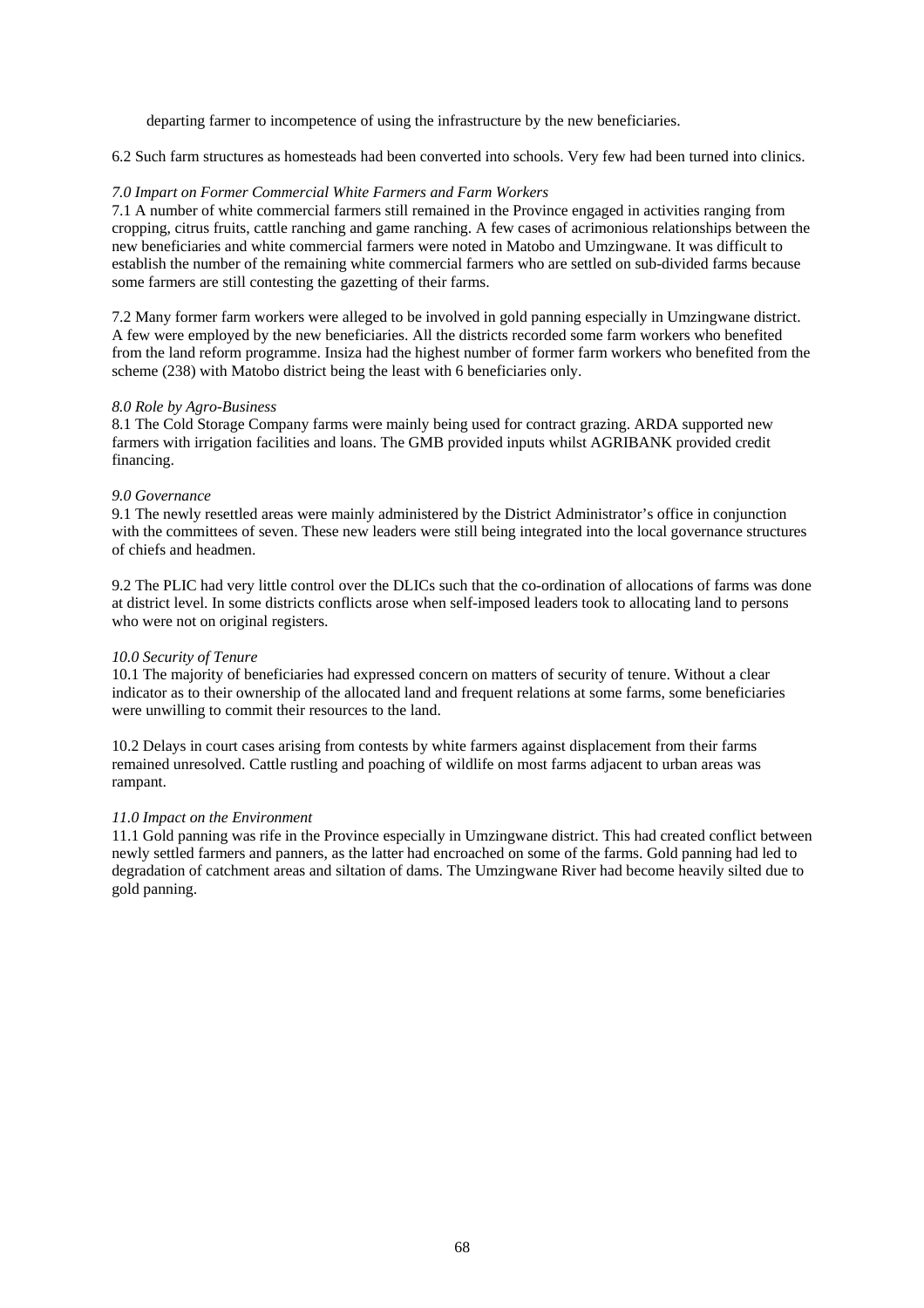departing farmer to incompetence of using the infrastructure by the new beneficiaries.

6.2 Such farm structures as homesteads had been converted into schools. Very few had been turned into clinics.

*7.0 Impart on Former Commercial White Farmers and Farm Workers*

7.1 A number of white commercial farmers still remained in the Province engaged in activities ranging from cropping, citrus fruits, cattle ranching and game ranching. A few cases of acrimonious relationships between the new beneficiaries and white commercial farmers were noted in Matobo and Umzingwane. It was difficult to establish the number of the remaining white commercial farmers who are settled on sub-divided farms because some farmers are still contesting the gazetting of their farms.

7.2 Many former farm workers were alleged to be involved in gold panning especially in Umzingwane district. A few were employed by the new beneficiaries. All the districts recorded some farm workers who benefited from the land reform programme. Insiza had the highest number of former farm workers who benefited from the scheme (238) with Matobo district being the least with 6 beneficiaries only.

*8.0 Role by Agro-Business*

8.1 The Cold Storage Company farms were mainly being used for contract grazing. ARDA supported new farmers with irrigation facilities and loans. The GMB provided inputs whilst AGRIBANK provided credit financing.

*9.0 Governance*

9.1 The newly resettled areas were mainly administered by the District Administrator's office in conjunction with the committees of seven. These new leaders were still being integrated into the local governance structures of chiefs and headmen.

9.2 The PLIC had very little control over the DLICs such that the co-ordination of allocations of farms was done at district level. In some districts conflicts arose when self-imposed leaders took to allocating land to persons who were not on original registers.

*10.0 Security of Tenure*

10.1 The majority of beneficiaries had expressed concern on matters of security of tenure. Without a clear indicator as to their ownership of the allocated land and frequent relations at some farms, some beneficiaries were unwilling to commit their resources to the land.

10.2 Delays in court cases arising from contests by white farmers against displacement from their farms remained unresolved. Cattle rustling and poaching of wildlife on most farms adjacent to urban areas was rampant.

*11.0 Impact on the Environment*

11.1 Gold panning was rife in the Province especially in Umzingwane district. This had created conflict between newly settled farmers and panners, as the latter had encroached on some of the farms. Gold panning had led to degradation of catchment areas and siltation of dams. The Umzingwane River had become heavily silted due to gold panning.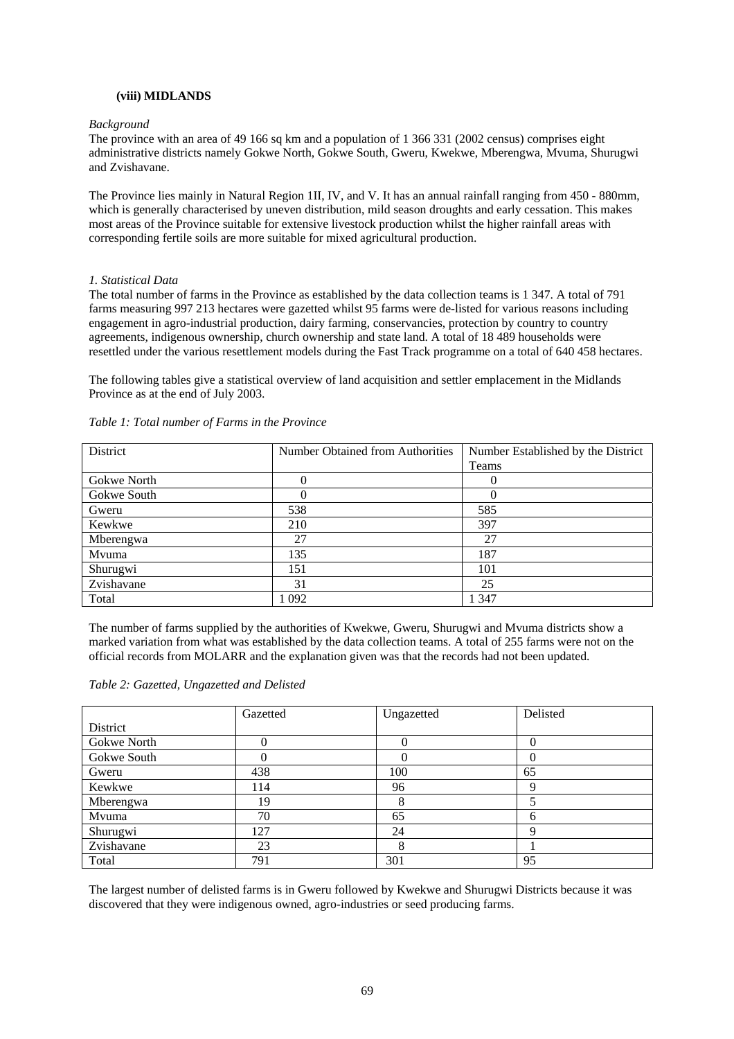### (viii) MIDLANDS

*Background*

The province with an area of 49 166 sq km and a population of 1 366 331 (2002 census) comprises eight administrative districts namely Gokwe North, Gokwe South, Gweru, Kwekwe, Mberengwa, Mvuma, Shurugwi and Zvishavane.

The Province lies mainly in Natural Region 1II, IV, and V. It has an annual rainfall ranging from 450 - 880mm, which is generally characterised by uneven distribution, mild season droughts and early cessation. This makes most areas of the Province suitable for extensive livestock production whilst the higher rainfall areas with corresponding fertile soils are more suitable for mixed agricultural production.

*1. Statistical Data*

The total number of farms in the Province as established by the data collection teams is 1 347. A total of 791 farms measuring 997 213 hectares were gazetted whilst 95 farms were de-listed for various reasons including engagement in agro-industrial production, dairy farming, conservancies, protection by country to country agreements, indigenous ownership, church ownership and state land. A total of 18 489 households were resettled under the various resettlement models during the Fast Track programme on a total of 640 458 hectares.

The following tables give a statistical overview of land acquisition and settler emplacement in the Midlands Province as at the end of July 2003.

*Table 1: Total number of Farms in the Province*

| District | Number Obtained from Authorities | Number Established by the District Teams |
|---|---|---|
| Gokwe North | 0 | 0 |
| Gokwe South | 0 | 0 |
| Gweru | 538 | 585 |
| Kewkwe | 210 | 397 |
| Mberengwa | 27 | 27 |
| Mvuma | 135 | 187 |
| Shurugwi | 151 | 101 |
| Zvishavane | 31 | 25 |
| Total | 1 092 | 1 347 |

The number of farms supplied by the authorities of Kwekwe, Gweru, Shurugwi and Mvuma districts show a marked variation from what was established by the data collection teams. A total of 255 farms were not on the official records from MOLARR and the explanation given was that the records had not been updated.

*Table 2: Gazetted, Ungazetted and Delisted*

| District | Gazetted | Ungazetted | Delisted |
|---|---|---|---|
| Gokwe North | 0 | 0 | 0 |
| Gokwe South | 0 | 0 | 0 |
| Gweru | 438 | 100 | 65 |
| Kewkwe | 114 | 96 | 9 |
| Mberengwa | 19 | 8 | 5 |
| Mvuma | 70 | 65 | 6 |
| Shurugwi | 127 | 24 | 9 |
| Zvishavane | 23 | 8 | 1 |
| Total | 791 | 301 | 95 |

The largest number of delisted farms is in Gweru followed by Kwekwe and Shurugwi Districts because it was discovered that they were indigenous owned, agro-industries or seed producing farms.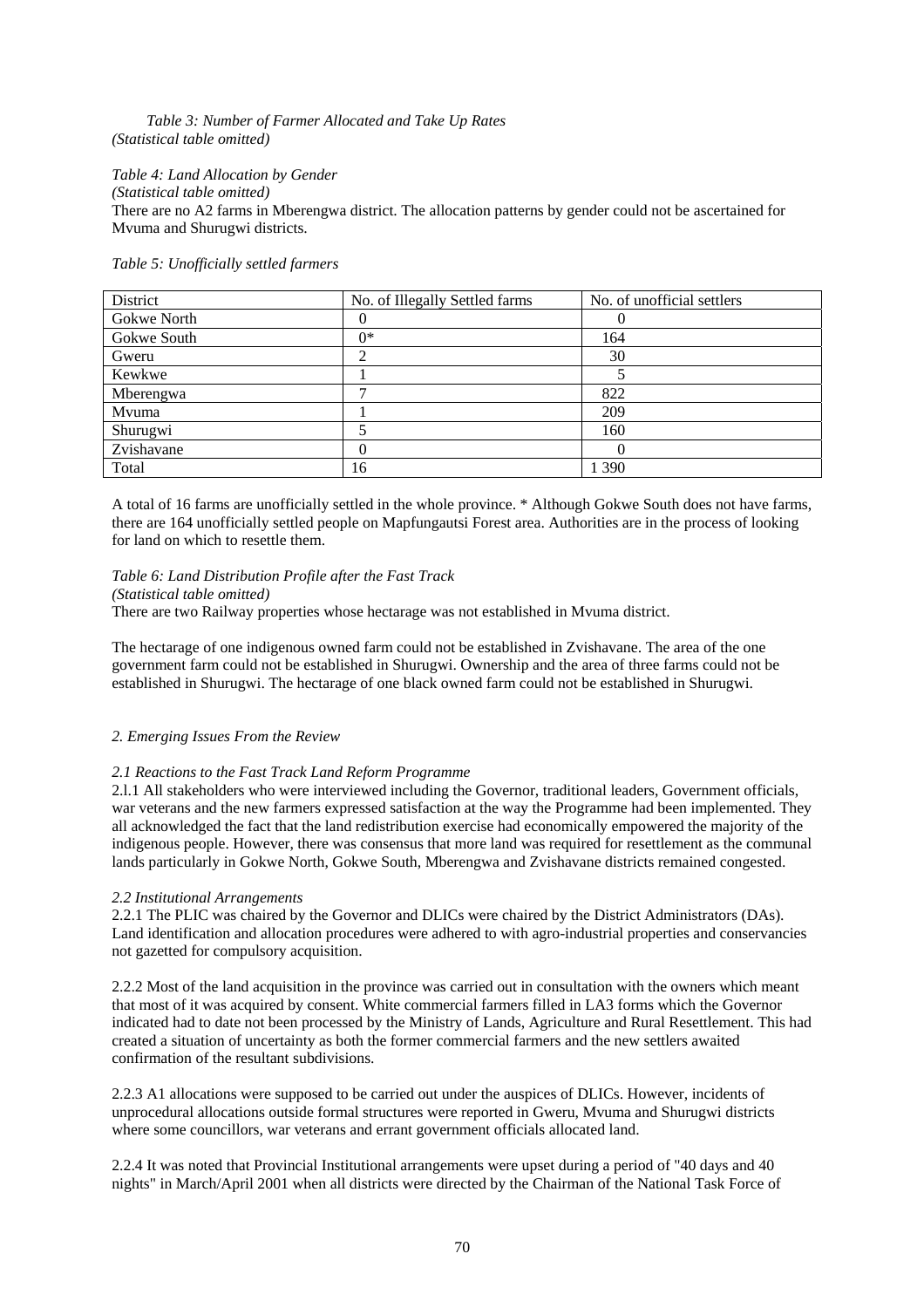*Table 3: Number of Farmer Allocated and Take Up Rates*
*(Statistical table omitted)*

*Table 4: Land Allocation by Gender*
*(Statistical table omitted)*
There are no A2 farms in Mberengwa district. The allocation patterns by gender could not be ascertained for Mvuma and Shurugwi districts.

*Table 5: Unofficially settled farmers*

| District | No. of Illegally Settled farms | No. of unofficial settlers |
|---|---|---|
| Gokwe North | 0 | 0 |
| Gokwe South | 0* | 164 |
| Gweru | 2 | 30 |
| Kewkwe | 1 | 5 |
| Mberengwa | 7 | 822 |
| Mvuma | 1 | 209 |
| Shurugwi | 5 | 160 |
| Zvishavane | 0 | 0 |
| Total | 16 | 1 390 |

A total of 16 farms are unofficially settled in the whole province. * Although Gokwe South does not have farms, there are 164 unofficially settled people on Mapfungautsi Forest area. Authorities are in the process of looking for land on which to resettle them.

*Table 6: Land Distribution Profile after the Fast Track*
*(Statistical table omitted)*
There are two Railway properties whose hectarage was not established in Mvuma district.

The hectarage of one indigenous owned farm could not be established in Zvishavane. The area of the one government farm could not be established in Shurugwi. Ownership and the area of three farms could not be established in Shurugwi. The hectarage of one black owned farm could not be established in Shurugwi.

## *2. Emerging Issues From the Review*

### *2.1 Reactions to the Fast Track Land Reform Programme*

2.l.1 All stakeholders who were interviewed including the Governor, traditional leaders, Government officials, war veterans and the new farmers expressed satisfaction at the way the Programme had been implemented. They all acknowledged the fact that the land redistribution exercise had economically empowered the majority of the indigenous people. However, there was consensus that more land was required for resettlement as the communal lands particularly in Gokwe North, Gokwe South, Mberengwa and Zvishavane districts remained congested.

### *2.2 Institutional Arrangements*

2.2.1 The PLIC was chaired by the Governor and DLICs were chaired by the District Administrators (DAs). Land identification and allocation procedures were adhered to with agro-industrial properties and conservancies not gazetted for compulsory acquisition.

2.2.2 Most of the land acquisition in the province was carried out in consultation with the owners which meant that most of it was acquired by consent. White commercial farmers filled in LA3 forms which the Governor indicated had to date not been processed by the Ministry of Lands, Agriculture and Rural Resettlement. This had created a situation of uncertainty as both the former commercial farmers and the new settlers awaited confirmation of the resultant subdivisions.

2.2.3 A1 allocations were supposed to be carried out under the auspices of DLICs. However, incidents of unprocedural allocations outside formal structures were reported in Gweru, Mvuma and Shurugwi districts where some councillors, war veterans and errant government officials allocated land.

2.2.4 It was noted that Provincial Institutional arrangements were upset during a period of "40 days and 40 nights" in March/April 2001 when all districts were directed by the Chairman of the National Task Force of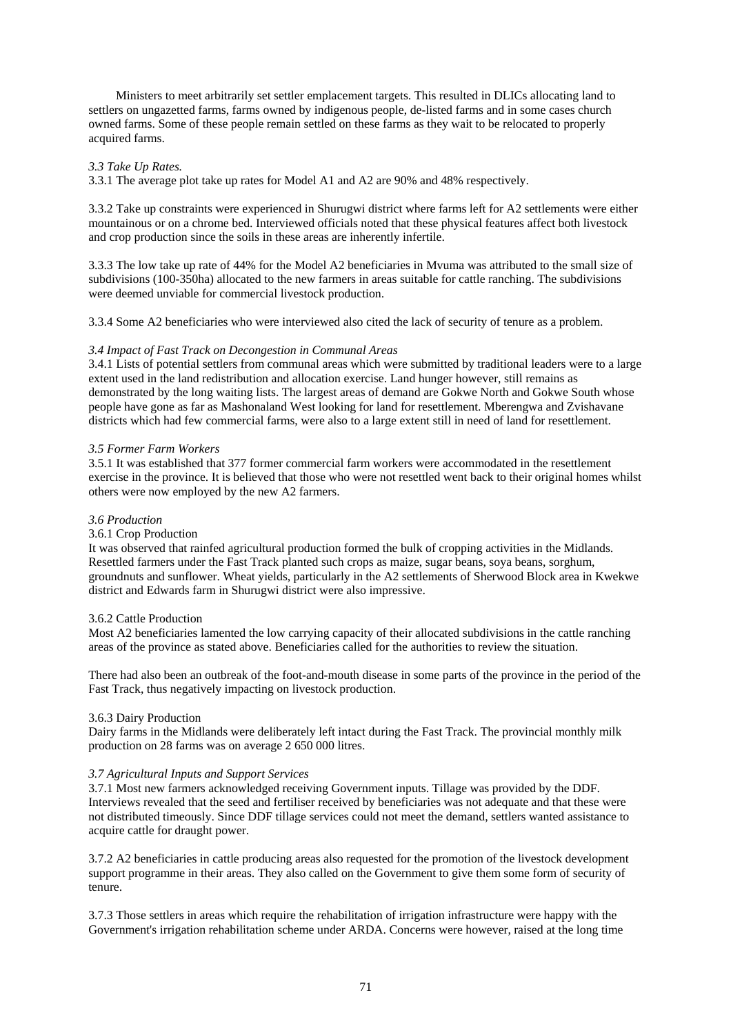Ministers to meet arbitrarily set settler emplacement targets. This resulted in DLICs allocating land to settlers on ungazetted farms, farms owned by indigenous people, de-listed farms and in some cases church owned farms. Some of these people remain settled on these farms as they wait to be relocated to properly acquired farms.

*3.3 Take Up Rates.*

3.3.1 The average plot take up rates for Model A1 and A2 are 90% and 48% respectively.

3.3.2 Take up constraints were experienced in Shurugwi district where farms left for A2 settlements were either mountainous or on a chrome bed. Interviewed officials noted that these physical features affect both livestock and crop production since the soils in these areas are inherently infertile.

3.3.3 The low take up rate of 44% for the Model A2 beneficiaries in Mvuma was attributed to the small size of subdivisions (100-350ha) allocated to the new farmers in areas suitable for cattle ranching. The subdivisions were deemed unviable for commercial livestock production.

3.3.4 Some A2 beneficiaries who were interviewed also cited the lack of security of tenure as a problem.

*3.4 Impact of Fast Track on Decongestion in Communal Areas*

3.4.1 Lists of potential settlers from communal areas which were submitted by traditional leaders were to a large extent used in the land redistribution and allocation exercise. Land hunger however, still remains as demonstrated by the long waiting lists. The largest areas of demand are Gokwe North and Gokwe South whose people have gone as far as Mashonaland West looking for land for resettlement. Mberengwa and Zvishavane districts which had few commercial farms, were also to a large extent still in need of land for resettlement.

*3.5 Former Farm Workers*

3.5.1 It was established that 377 former commercial farm workers were accommodated in the resettlement exercise in the province. It is believed that those who were not resettled went back to their original homes whilst others were now employed by the new A2 farmers.

*3.6 Production*

3.6.1 Crop Production

It was observed that rainfed agricultural production formed the bulk of cropping activities in the Midlands. Resettled farmers under the Fast Track planted such crops as maize, sugar beans, soya beans, sorghum, groundnuts and sunflower. Wheat yields, particularly in the A2 settlements of Sherwood Block area in Kwekwe district and Edwards farm in Shurugwi district were also impressive.

3.6.2 Cattle Production

Most A2 beneficiaries lamented the low carrying capacity of their allocated subdivisions in the cattle ranching areas of the province as stated above. Beneficiaries called for the authorities to review the situation.

There had also been an outbreak of the foot-and-mouth disease in some parts of the province in the period of the Fast Track, thus negatively impacting on livestock production.

3.6.3 Dairy Production

Dairy farms in the Midlands were deliberately left intact during the Fast Track. The provincial monthly milk production on 28 farms was on average 2 650 000 litres.

*3.7 Agricultural Inputs and Support Services*

3.7.1 Most new farmers acknowledged receiving Government inputs. Tillage was provided by the DDF. Interviews revealed that the seed and fertiliser received by beneficiaries was not adequate and that these were not distributed timeously. Since DDF tillage services could not meet the demand, settlers wanted assistance to acquire cattle for draught power.

3.7.2 A2 beneficiaries in cattle producing areas also requested for the promotion of the livestock development support programme in their areas. They also called on the Government to give them some form of security of tenure.

3.7.3 Those settlers in areas which require the rehabilitation of irrigation infrastructure were happy with the Government's irrigation rehabilitation scheme under ARDA. Concerns were however, raised at the long time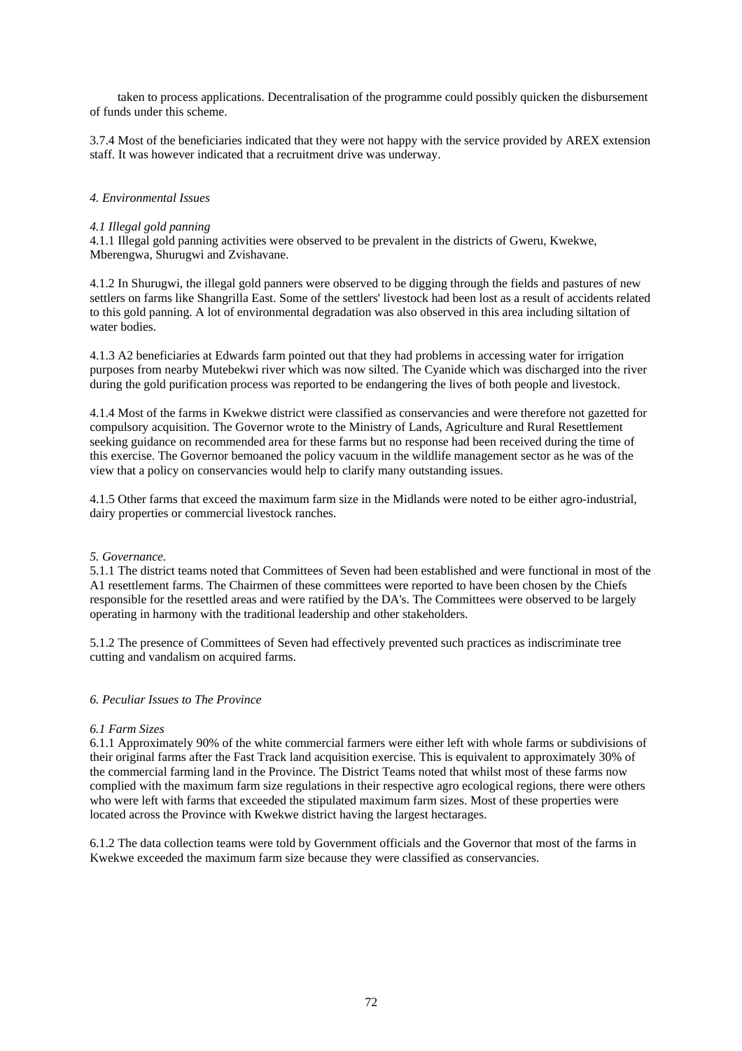taken to process applications. Decentralisation of the programme could possibly quicken the disbursement of funds under this scheme.

3.7.4 Most of the beneficiaries indicated that they were not happy with the service provided by AREX extension staff. It was however indicated that a recruitment drive was underway.

*4. Environmental Issues*

*4.1 Illegal gold panning*

4.1.1 Illegal gold panning activities were observed to be prevalent in the districts of Gweru, Kwekwe, Mberengwa, Shurugwi and Zvishavane.

4.1.2 In Shurugwi, the illegal gold panners were observed to be digging through the fields and pastures of new settlers on farms like Shangrilla East. Some of the settlers' livestock had been lost as a result of accidents related to this gold panning. A lot of environmental degradation was also observed in this area including siltation of water bodies.

4.1.3 A2 beneficiaries at Edwards farm pointed out that they had problems in accessing water for irrigation purposes from nearby Mutebekwi river which was now silted. The Cyanide which was discharged into the river during the gold purification process was reported to be endangering the lives of both people and livestock.

4.1.4 Most of the farms in Kwekwe district were classified as conservancies and were therefore not gazetted for compulsory acquisition. The Governor wrote to the Ministry of Lands, Agriculture and Rural Resettlement seeking guidance on recommended area for these farms but no response had been received during the time of this exercise. The Governor bemoaned the policy vacuum in the wildlife management sector as he was of the view that a policy on conservancies would help to clarify many outstanding issues.

4.1.5 Other farms that exceed the maximum farm size in the Midlands were noted to be either agro-industrial, dairy properties or commercial livestock ranches.

*5. Governance.*

5.1.1 The district teams noted that Committees of Seven had been established and were functional in most of the A1 resettlement farms. The Chairmen of these committees were reported to have been chosen by the Chiefs responsible for the resettled areas and were ratified by the DA's. The Committees were observed to be largely operating in harmony with the traditional leadership and other stakeholders.

5.1.2 The presence of Committees of Seven had effectively prevented such practices as indiscriminate tree cutting and vandalism on acquired farms.

*6. Peculiar Issues to The Province*

*6.1 Farm Sizes*

6.1.1 Approximately 90% of the white commercial farmers were either left with whole farms or subdivisions of their original farms after the Fast Track land acquisition exercise. This is equivalent to approximately 30% of the commercial farming land in the Province. The District Teams noted that whilst most of these farms now complied with the maximum farm size regulations in their respective agro ecological regions, there were others who were left with farms that exceeded the stipulated maximum farm sizes. Most of these properties were located across the Province with Kwekwe district having the largest hectarages.

6.1.2 The data collection teams were told by Government officials and the Governor that most of the farms in Kwekwe exceeded the maximum farm size because they were classified as conservancies.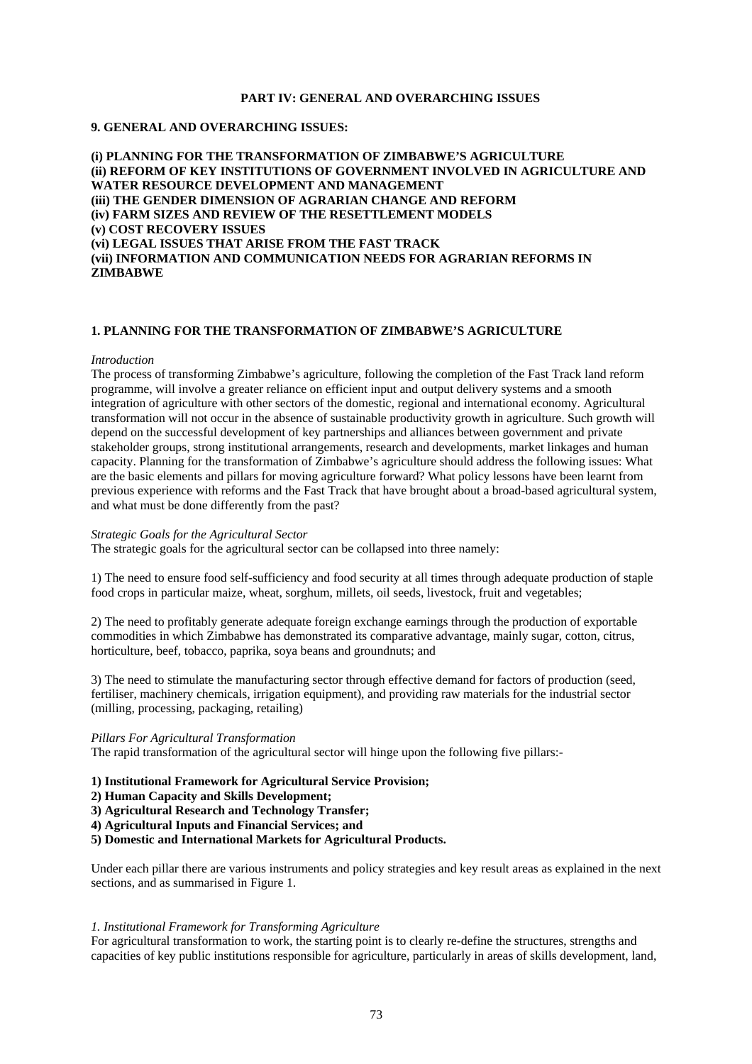# PART IV: GENERAL AND OVERARCHING ISSUES

## 9. GENERAL AND OVERARCHING ISSUES:

**(i) PLANNING FOR THE TRANSFORMATION OF ZIMBABWE'S AGRICULTURE**
**(ii) REFORM OF KEY INSTITUTIONS OF GOVERNMENT INVOLVED IN AGRICULTURE AND WATER RESOURCE DEVELOPMENT AND MANAGEMENT**
**(iii) THE GENDER DIMENSION OF AGRARIAN CHANGE AND REFORM**
**(iv) FARM SIZES AND REVIEW OF THE RESETTLEMENT MODELS**
**(v) COST RECOVERY ISSUES**
**(vi) LEGAL ISSUES THAT ARISE FROM THE FAST TRACK**
**(vii) INFORMATION AND COMMUNICATION NEEDS FOR AGRARIAN REFORMS IN ZIMBABWE**

## 1. PLANNING FOR THE TRANSFORMATION OF ZIMBABWE'S AGRICULTURE

*Introduction*

The process of transforming Zimbabwe's agriculture, following the completion of the Fast Track land reform programme, will involve a greater reliance on efficient input and output delivery systems and a smooth integration of agriculture with other sectors of the domestic, regional and international economy. Agricultural transformation will not occur in the absence of sustainable productivity growth in agriculture. Such growth will depend on the successful development of key partnerships and alliances between government and private stakeholder groups, strong institutional arrangements, research and developments, market linkages and human capacity. Planning for the transformation of Zimbabwe's agriculture should address the following issues: What are the basic elements and pillars for moving agriculture forward? What policy lessons have been learnt from previous experience with reforms and the Fast Track that have brought about a broad-based agricultural system, and what must be done differently from the past?

*Strategic Goals for the Agricultural Sector*

The strategic goals for the agricultural sector can be collapsed into three namely:

1) The need to ensure food self-sufficiency and food security at all times through adequate production of staple food crops in particular maize, wheat, sorghum, millets, oil seeds, livestock, fruit and vegetables;

2) The need to profitably generate adequate foreign exchange earnings through the production of exportable commodities in which Zimbabwe has demonstrated its comparative advantage, mainly sugar, cotton, citrus, horticulture, beef, tobacco, paprika, soya beans and groundnuts; and

3) The need to stimulate the manufacturing sector through effective demand for factors of production (seed, fertiliser, machinery chemicals, irrigation equipment), and providing raw materials for the industrial sector (milling, processing, packaging, retailing)

*Pillars For Agricultural Transformation*

The rapid transformation of the agricultural sector will hinge upon the following five pillars:-

**1) Institutional Framework for Agricultural Service Provision;**
**2) Human Capacity and Skills Development;**
**3) Agricultural Research and Technology Transfer;**
**4) Agricultural Inputs and Financial Services; and**
**5) Domestic and International Markets for Agricultural Products.**

Under each pillar there are various instruments and policy strategies and key result areas as explained in the next sections, and as summarised in Figure 1.

*1. Institutional Framework for Transforming Agriculture*

For agricultural transformation to work, the starting point is to clearly re-define the structures, strengths and capacities of key public institutions responsible for agriculture, particularly in areas of skills development, land,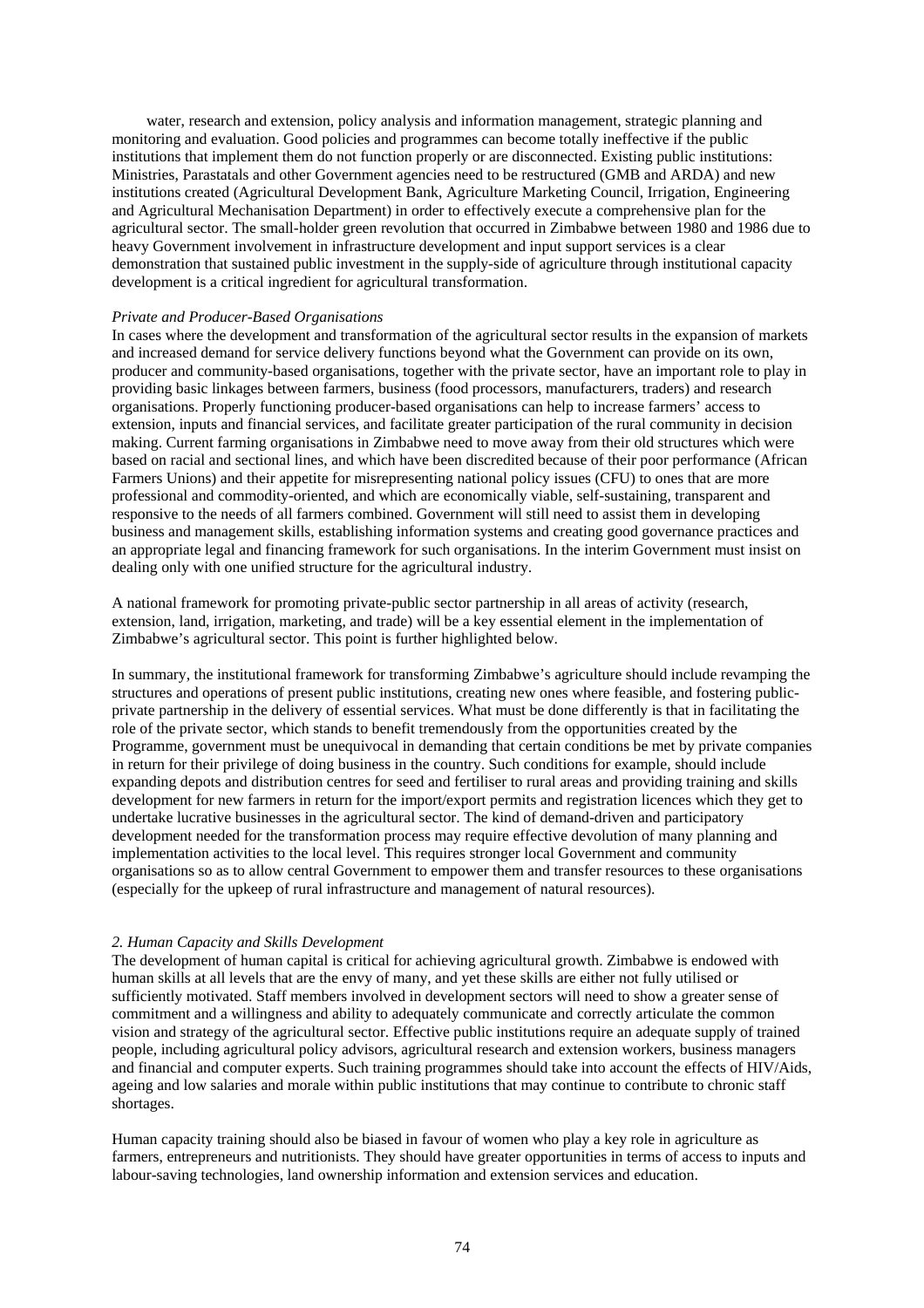water, research and extension, policy analysis and information management, strategic planning and monitoring and evaluation. Good policies and programmes can become totally ineffective if the public institutions that implement them do not function properly or are disconnected. Existing public institutions: Ministries, Parastatals and other Government agencies need to be restructured (GMB and ARDA) and new institutions created (Agricultural Development Bank, Agriculture Marketing Council, Irrigation, Engineering and Agricultural Mechanisation Department) in order to effectively execute a comprehensive plan for the agricultural sector. The small-holder green revolution that occurred in Zimbabwe between 1980 and 1986 due to heavy Government involvement in infrastructure development and input support services is a clear demonstration that sustained public investment in the supply-side of agriculture through institutional capacity development is a critical ingredient for agricultural transformation.

*Private and Producer-Based Organisations*

In cases where the development and transformation of the agricultural sector results in the expansion of markets and increased demand for service delivery functions beyond what the Government can provide on its own, producer and community-based organisations, together with the private sector, have an important role to play in providing basic linkages between farmers, business (food processors, manufacturers, traders) and research organisations. Properly functioning producer-based organisations can help to increase farmers' access to extension, inputs and financial services, and facilitate greater participation of the rural community in decision making. Current farming organisations in Zimbabwe need to move away from their old structures which were based on racial and sectional lines, and which have been discredited because of their poor performance (African Farmers Unions) and their appetite for misrepresenting national policy issues (CFU) to ones that are more professional and commodity-oriented, and which are economically viable, self-sustaining, transparent and responsive to the needs of all farmers combined. Government will still need to assist them in developing business and management skills, establishing information systems and creating good governance practices and an appropriate legal and financing framework for such organisations. In the interim Government must insist on dealing only with one unified structure for the agricultural industry.

A national framework for promoting private-public sector partnership in all areas of activity (research, extension, land, irrigation, marketing, and trade) will be a key essential element in the implementation of Zimbabwe's agricultural sector. This point is further highlighted below.

In summary, the institutional framework for transforming Zimbabwe's agriculture should include revamping the structures and operations of present public institutions, creating new ones where feasible, and fostering public-private partnership in the delivery of essential services. What must be done differently is that in facilitating the role of the private sector, which stands to benefit tremendously from the opportunities created by the Programme, government must be unequivocal in demanding that certain conditions be met by private companies in return for their privilege of doing business in the country. Such conditions for example, should include expanding depots and distribution centres for seed and fertiliser to rural areas and providing training and skills development for new farmers in return for the import/export permits and registration licences which they get to undertake lucrative businesses in the agricultural sector. The kind of demand-driven and participatory development needed for the transformation process may require effective devolution of many planning and implementation activities to the local level. This requires stronger local Government and community organisations so as to allow central Government to empower them and transfer resources to these organisations (especially for the upkeep of rural infrastructure and management of natural resources).

*2. Human Capacity and Skills Development*

The development of human capital is critical for achieving agricultural growth. Zimbabwe is endowed with human skills at all levels that are the envy of many, and yet these skills are either not fully utilised or sufficiently motivated. Staff members involved in development sectors will need to show a greater sense of commitment and a willingness and ability to adequately communicate and correctly articulate the common vision and strategy of the agricultural sector. Effective public institutions require an adequate supply of trained people, including agricultural policy advisors, agricultural research and extension workers, business managers and financial and computer experts. Such training programmes should take into account the effects of HIV/Aids, ageing and low salaries and morale within public institutions that may continue to contribute to chronic staff shortages.

Human capacity training should also be biased in favour of women who play a key role in agriculture as farmers, entrepreneurs and nutritionists. They should have greater opportunities in terms of access to inputs and labour-saving technologies, land ownership information and extension services and education.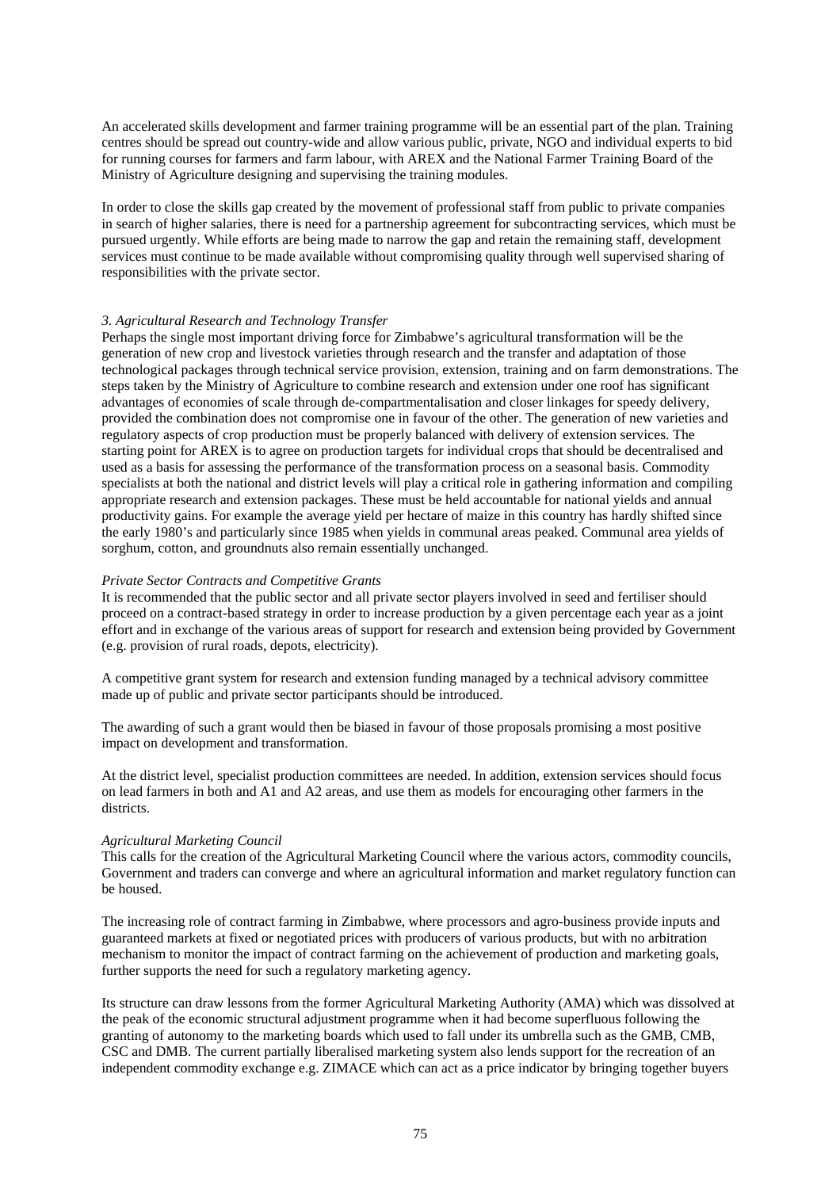An accelerated skills development and farmer training programme will be an essential part of the plan. Training centres should be spread out country-wide and allow various public, private, NGO and individual experts to bid for running courses for farmers and farm labour, with AREX and the National Farmer Training Board of the Ministry of Agriculture designing and supervising the training modules.

In order to close the skills gap created by the movement of professional staff from public to private companies in search of higher salaries, there is need for a partnership agreement for subcontracting services, which must be pursued urgently. While efforts are being made to narrow the gap and retain the remaining staff, development services must continue to be made available without compromising quality through well supervised sharing of responsibilities with the private sector.

### *3. Agricultural Research and Technology Transfer*

Perhaps the single most important driving force for Zimbabwe's agricultural transformation will be the generation of new crop and livestock varieties through research and the transfer and adaptation of those technological packages through technical service provision, extension, training and on farm demonstrations. The steps taken by the Ministry of Agriculture to combine research and extension under one roof has significant advantages of economies of scale through de-compartmentalisation and closer linkages for speedy delivery, provided the combination does not compromise one in favour of the other. The generation of new varieties and regulatory aspects of crop production must be properly balanced with delivery of extension services. The starting point for AREX is to agree on production targets for individual crops that should be decentralised and used as a basis for assessing the performance of the transformation process on a seasonal basis. Commodity specialists at both the national and district levels will play a critical role in gathering information and compiling appropriate research and extension packages. These must be held accountable for national yields and annual productivity gains. For example the average yield per hectare of maize in this country has hardly shifted since the early 1980's and particularly since 1985 when yields in communal areas peaked. Communal area yields of sorghum, cotton, and groundnuts also remain essentially unchanged.

#### *Private Sector Contracts and Competitive Grants*

It is recommended that the public sector and all private sector players involved in seed and fertiliser should proceed on a contract-based strategy in order to increase production by a given percentage each year as a joint effort and in exchange of the various areas of support for research and extension being provided by Government (e.g. provision of rural roads, depots, electricity).

A competitive grant system for research and extension funding managed by a technical advisory committee made up of public and private sector participants should be introduced.

The awarding of such a grant would then be biased in favour of those proposals promising a most positive impact on development and transformation.

At the district level, specialist production committees are needed. In addition, extension services should focus on lead farmers in both and A1 and A2 areas, and use them as models for encouraging other farmers in the districts.

#### *Agricultural Marketing Council*

This calls for the creation of the Agricultural Marketing Council where the various actors, commodity councils, Government and traders can converge and where an agricultural information and market regulatory function can be housed.

The increasing role of contract farming in Zimbabwe, where processors and agro-business provide inputs and guaranteed markets at fixed or negotiated prices with producers of various products, but with no arbitration mechanism to monitor the impact of contract farming on the achievement of production and marketing goals, further supports the need for such a regulatory marketing agency.

Its structure can draw lessons from the former Agricultural Marketing Authority (AMA) which was dissolved at the peak of the economic structural adjustment programme when it had become superfluous following the granting of autonomy to the marketing boards which used to fall under its umbrella such as the GMB, CMB, CSC and DMB. The current partially liberalised marketing system also lends support for the recreation of an independent commodity exchange e.g. ZIMACE which can act as a price indicator by bringing together buyers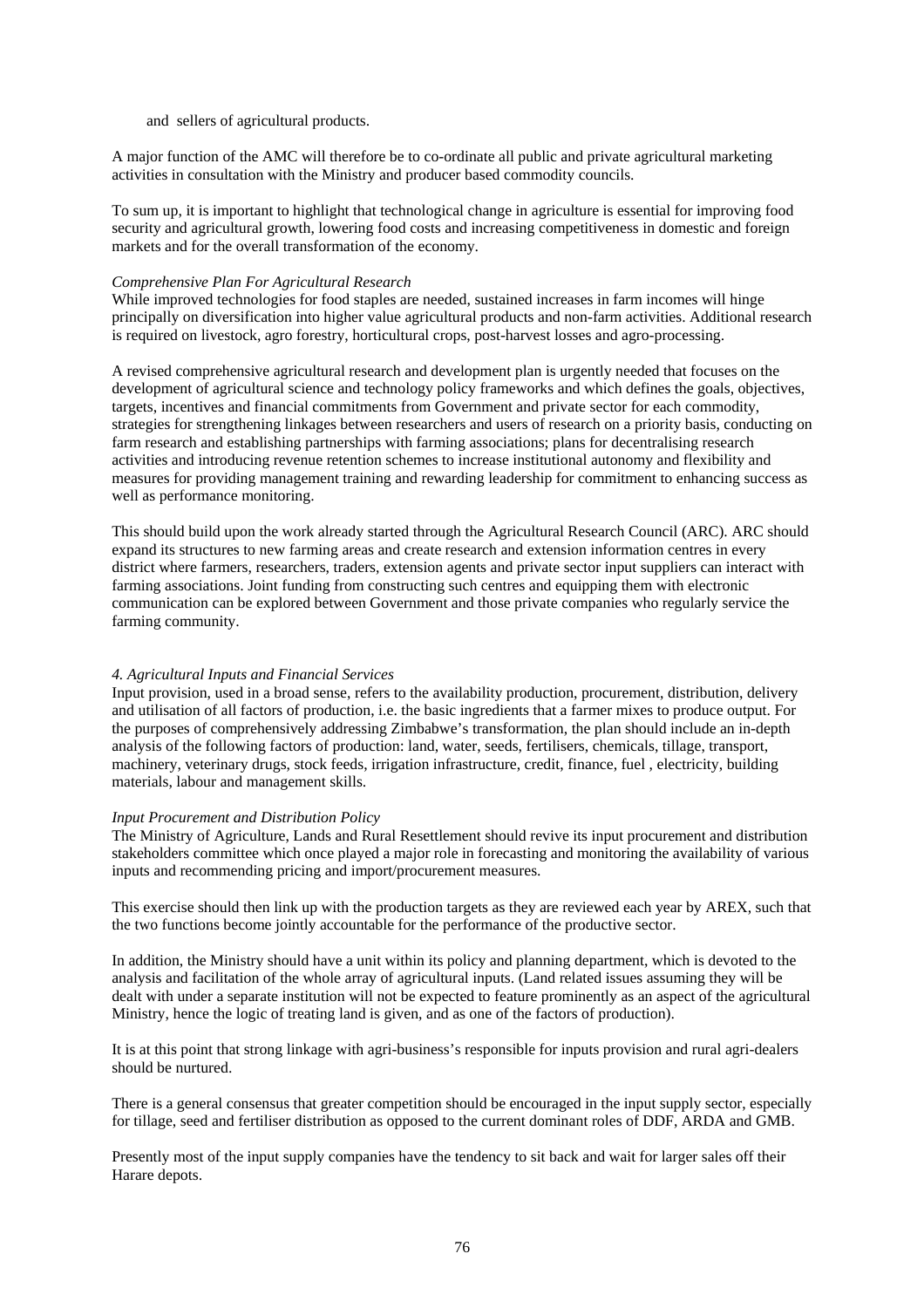and sellers of agricultural products.

A major function of the AMC will therefore be to co-ordinate all public and private agricultural marketing activities in consultation with the Ministry and producer based commodity councils.

To sum up, it is important to highlight that technological change in agriculture is essential for improving food security and agricultural growth, lowering food costs and increasing competitiveness in domestic and foreign markets and for the overall transformation of the economy.

*Comprehensive Plan For Agricultural Research*

While improved technologies for food staples are needed, sustained increases in farm incomes will hinge principally on diversification into higher value agricultural products and non-farm activities. Additional research is required on livestock, agro forestry, horticultural crops, post-harvest losses and agro-processing.

A revised comprehensive agricultural research and development plan is urgently needed that focuses on the development of agricultural science and technology policy frameworks and which defines the goals, objectives, targets, incentives and financial commitments from Government and private sector for each commodity, strategies for strengthening linkages between researchers and users of research on a priority basis, conducting on farm research and establishing partnerships with farming associations; plans for decentralising research activities and introducing revenue retention schemes to increase institutional autonomy and flexibility and measures for providing management training and rewarding leadership for commitment to enhancing success as well as performance monitoring.

This should build upon the work already started through the Agricultural Research Council (ARC). ARC should expand its structures to new farming areas and create research and extension information centres in every district where farmers, researchers, traders, extension agents and private sector input suppliers can interact with farming associations. Joint funding from constructing such centres and equipping them with electronic communication can be explored between Government and those private companies who regularly service the farming community.

*4. Agricultural Inputs and Financial Services*

Input provision, used in a broad sense, refers to the availability production, procurement, distribution, delivery and utilisation of all factors of production, i.e. the basic ingredients that a farmer mixes to produce output. For the purposes of comprehensively addressing Zimbabwe's transformation, the plan should include an in-depth analysis of the following factors of production: land, water, seeds, fertilisers, chemicals, tillage, transport, machinery, veterinary drugs, stock feeds, irrigation infrastructure, credit, finance, fuel , electricity, building materials, labour and management skills.

*Input Procurement and Distribution Policy*

The Ministry of Agriculture, Lands and Rural Resettlement should revive its input procurement and distribution stakeholders committee which once played a major role in forecasting and monitoring the availability of various inputs and recommending pricing and import/procurement measures.

This exercise should then link up with the production targets as they are reviewed each year by AREX, such that the two functions become jointly accountable for the performance of the productive sector.

In addition, the Ministry should have a unit within its policy and planning department, which is devoted to the analysis and facilitation of the whole array of agricultural inputs. (Land related issues assuming they will be dealt with under a separate institution will not be expected to feature prominently as an aspect of the agricultural Ministry, hence the logic of treating land is given, and as one of the factors of production).

It is at this point that strong linkage with agri-business's responsible for inputs provision and rural agri-dealers should be nurtured.

There is a general consensus that greater competition should be encouraged in the input supply sector, especially for tillage, seed and fertiliser distribution as opposed to the current dominant roles of DDF, ARDA and GMB.

Presently most of the input supply companies have the tendency to sit back and wait for larger sales off their Harare depots.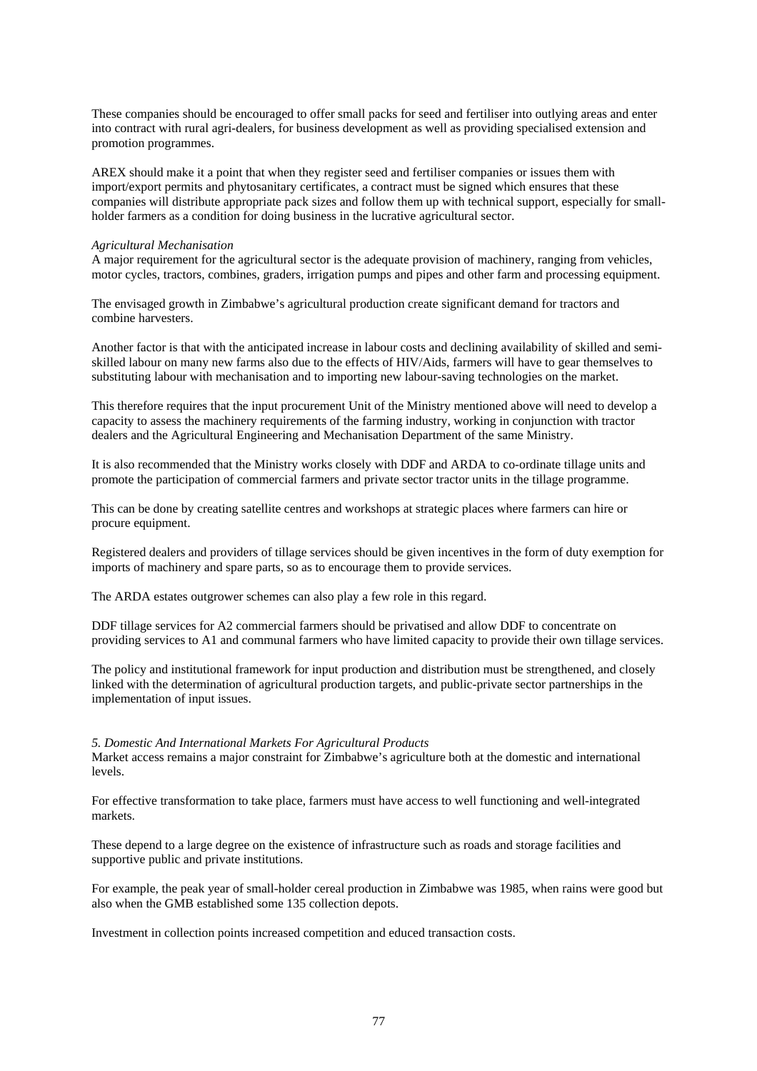These companies should be encouraged to offer small packs for seed and fertiliser into outlying areas and enter into contract with rural agri-dealers, for business development as well as providing specialised extension and promotion programmes.

AREX should make it a point that when they register seed and fertiliser companies or issues them with import/export permits and phytosanitary certificates, a contract must be signed which ensures that these companies will distribute appropriate pack sizes and follow them up with technical support, especially for small-holder farmers as a condition for doing business in the lucrative agricultural sector.

*Agricultural Mechanisation*

A major requirement for the agricultural sector is the adequate provision of machinery, ranging from vehicles, motor cycles, tractors, combines, graders, irrigation pumps and pipes and other farm and processing equipment.

The envisaged growth in Zimbabwe's agricultural production create significant demand for tractors and combine harvesters.

Another factor is that with the anticipated increase in labour costs and declining availability of skilled and semi-skilled labour on many new farms also due to the effects of HIV/Aids, farmers will have to gear themselves to substituting labour with mechanisation and to importing new labour-saving technologies on the market.

This therefore requires that the input procurement Unit of the Ministry mentioned above will need to develop a capacity to assess the machinery requirements of the farming industry, working in conjunction with tractor dealers and the Agricultural Engineering and Mechanisation Department of the same Ministry.

It is also recommended that the Ministry works closely with DDF and ARDA to co-ordinate tillage units and promote the participation of commercial farmers and private sector tractor units in the tillage programme.

This can be done by creating satellite centres and workshops at strategic places where farmers can hire or procure equipment.

Registered dealers and providers of tillage services should be given incentives in the form of duty exemption for imports of machinery and spare parts, so as to encourage them to provide services.

The ARDA estates outgrower schemes can also play a few role in this regard.

DDF tillage services for A2 commercial farmers should be privatised and allow DDF to concentrate on providing services to A1 and communal farmers who have limited capacity to provide their own tillage services.

The policy and institutional framework for input production and distribution must be strengthened, and closely linked with the determination of agricultural production targets, and public-private sector partnerships in the implementation of input issues.

*5. Domestic And International Markets For Agricultural Products*

Market access remains a major constraint for Zimbabwe's agriculture both at the domestic and international levels.

For effective transformation to take place, farmers must have access to well functioning and well-integrated markets.

These depend to a large degree on the existence of infrastructure such as roads and storage facilities and supportive public and private institutions.

For example, the peak year of small-holder cereal production in Zimbabwe was 1985, when rains were good but also when the GMB established some 135 collection depots.

Investment in collection points increased competition and educed transaction costs.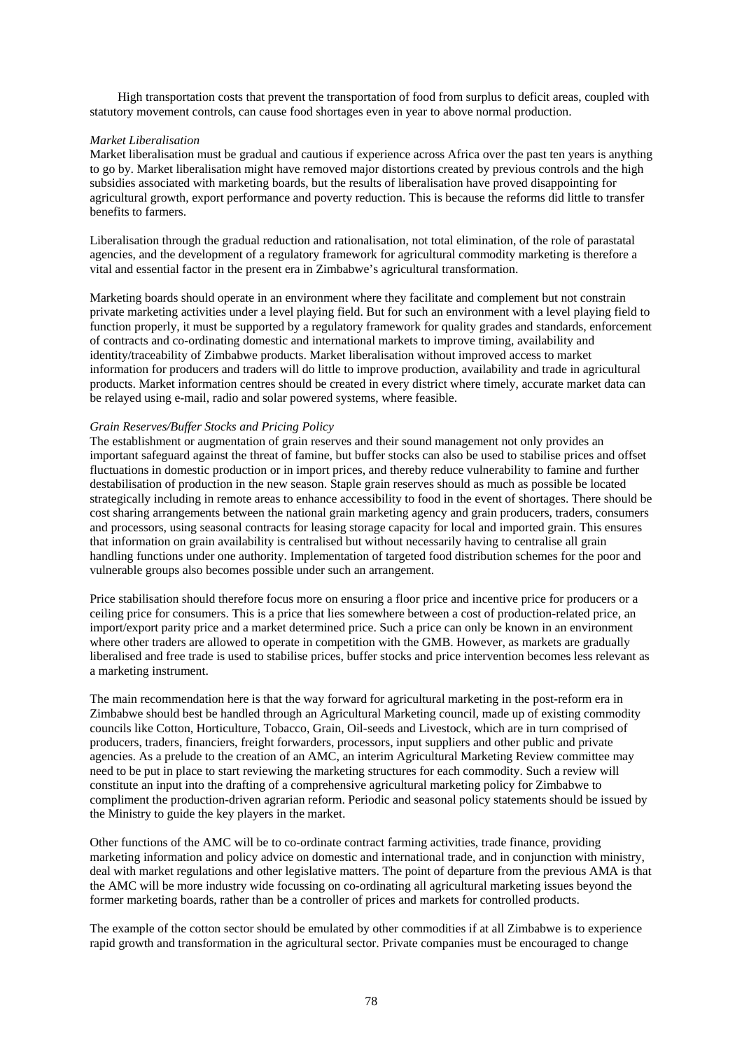High transportation costs that prevent the transportation of food from surplus to deficit areas, coupled with statutory movement controls, can cause food shortages even in year to above normal production.

*Market Liberalisation*

Market liberalisation must be gradual and cautious if experience across Africa over the past ten years is anything to go by. Market liberalisation might have removed major distortions created by previous controls and the high subsidies associated with marketing boards, but the results of liberalisation have proved disappointing for agricultural growth, export performance and poverty reduction. This is because the reforms did little to transfer benefits to farmers.

Liberalisation through the gradual reduction and rationalisation, not total elimination, of the role of parastatal agencies, and the development of a regulatory framework for agricultural commodity marketing is therefore a vital and essential factor in the present era in Zimbabwe's agricultural transformation.

Marketing boards should operate in an environment where they facilitate and complement but not constrain private marketing activities under a level playing field. But for such an environment with a level playing field to function properly, it must be supported by a regulatory framework for quality grades and standards, enforcement of contracts and co-ordinating domestic and international markets to improve timing, availability and identity/traceability of Zimbabwe products. Market liberalisation without improved access to market information for producers and traders will do little to improve production, availability and trade in agricultural products. Market information centres should be created in every district where timely, accurate market data can be relayed using e-mail, radio and solar powered systems, where feasible.

*Grain Reserves/Buffer Stocks and Pricing Policy*

The establishment or augmentation of grain reserves and their sound management not only provides an important safeguard against the threat of famine, but buffer stocks can also be used to stabilise prices and offset fluctuations in domestic production or in import prices, and thereby reduce vulnerability to famine and further destabilisation of production in the new season. Staple grain reserves should as much as possible be located strategically including in remote areas to enhance accessibility to food in the event of shortages. There should be cost sharing arrangements between the national grain marketing agency and grain producers, traders, consumers and processors, using seasonal contracts for leasing storage capacity for local and imported grain. This ensures that information on grain availability is centralised but without necessarily having to centralise all grain handling functions under one authority. Implementation of targeted food distribution schemes for the poor and vulnerable groups also becomes possible under such an arrangement.

Price stabilisation should therefore focus more on ensuring a floor price and incentive price for producers or a ceiling price for consumers. This is a price that lies somewhere between a cost of production-related price, an import/export parity price and a market determined price. Such a price can only be known in an environment where other traders are allowed to operate in competition with the GMB. However, as markets are gradually liberalised and free trade is used to stabilise prices, buffer stocks and price intervention becomes less relevant as a marketing instrument.

The main recommendation here is that the way forward for agricultural marketing in the post-reform era in Zimbabwe should best be handled through an Agricultural Marketing council, made up of existing commodity councils like Cotton, Horticulture, Tobacco, Grain, Oil-seeds and Livestock, which are in turn comprised of producers, traders, financiers, freight forwarders, processors, input suppliers and other public and private agencies. As a prelude to the creation of an AMC, an interim Agricultural Marketing Review committee may need to be put in place to start reviewing the marketing structures for each commodity. Such a review will constitute an input into the drafting of a comprehensive agricultural marketing policy for Zimbabwe to compliment the production-driven agrarian reform. Periodic and seasonal policy statements should be issued by the Ministry to guide the key players in the market.

Other functions of the AMC will be to co-ordinate contract farming activities, trade finance, providing marketing information and policy advice on domestic and international trade, and in conjunction with ministry, deal with market regulations and other legislative matters. The point of departure from the previous AMA is that the AMC will be more industry wide focussing on co-ordinating all agricultural marketing issues beyond the former marketing boards, rather than be a controller of prices and markets for controlled products.

The example of the cotton sector should be emulated by other commodities if at all Zimbabwe is to experience rapid growth and transformation in the agricultural sector. Private companies must be encouraged to change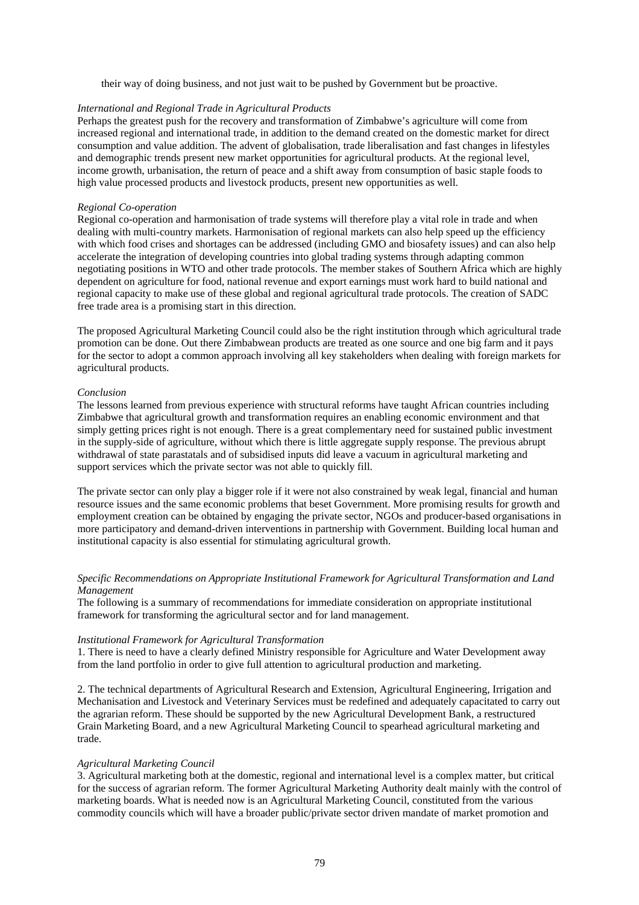their way of doing business, and not just wait to be pushed by Government but be proactive.

*International and Regional Trade in Agricultural Products*

Perhaps the greatest push for the recovery and transformation of Zimbabwe's agriculture will come from increased regional and international trade, in addition to the demand created on the domestic market for direct consumption and value addition. The advent of globalisation, trade liberalisation and fast changes in lifestyles and demographic trends present new market opportunities for agricultural products. At the regional level, income growth, urbanisation, the return of peace and a shift away from consumption of basic staple foods to high value processed products and livestock products, present new opportunities as well.

*Regional Co-operation*

Regional co-operation and harmonisation of trade systems will therefore play a vital role in trade and when dealing with multi-country markets. Harmonisation of regional markets can also help speed up the efficiency with which food crises and shortages can be addressed (including GMO and biosafety issues) and can also help accelerate the integration of developing countries into global trading systems through adapting common negotiating positions in WTO and other trade protocols. The member stakes of Southern Africa which are highly dependent on agriculture for food, national revenue and export earnings must work hard to build national and regional capacity to make use of these global and regional agricultural trade protocols. The creation of SADC free trade area is a promising start in this direction.

The proposed Agricultural Marketing Council could also be the right institution through which agricultural trade promotion can be done. Out there Zimbabwean products are treated as one source and one big farm and it pays for the sector to adopt a common approach involving all key stakeholders when dealing with foreign markets for agricultural products.

*Conclusion*

The lessons learned from previous experience with structural reforms have taught African countries including Zimbabwe that agricultural growth and transformation requires an enabling economic environment and that simply getting prices right is not enough. There is a great complementary need for sustained public investment in the supply-side of agriculture, without which there is little aggregate supply response. The previous abrupt withdrawal of state parastatals and of subsidised inputs did leave a vacuum in agricultural marketing and support services which the private sector was not able to quickly fill.

The private sector can only play a bigger role if it were not also constrained by weak legal, financial and human resource issues and the same economic problems that beset Government. More promising results for growth and employment creation can be obtained by engaging the private sector, NGOs and producer-based organisations in more participatory and demand-driven interventions in partnership with Government. Building local human and institutional capacity is also essential for stimulating agricultural growth.

*Specific Recommendations on Appropriate Institutional Framework for Agricultural Transformation and Land Management*

The following is a summary of recommendations for immediate consideration on appropriate institutional framework for transforming the agricultural sector and for land management.

*Institutional Framework for Agricultural Transformation*

1. There is need to have a clearly defined Ministry responsible for Agriculture and Water Development away from the land portfolio in order to give full attention to agricultural production and marketing.

2. The technical departments of Agricultural Research and Extension, Agricultural Engineering, Irrigation and Mechanisation and Livestock and Veterinary Services must be redefined and adequately capacitated to carry out the agrarian reform. These should be supported by the new Agricultural Development Bank, a restructured Grain Marketing Board, and a new Agricultural Marketing Council to spearhead agricultural marketing and trade.

*Agricultural Marketing Council*

3. Agricultural marketing both at the domestic, regional and international level is a complex matter, but critical for the success of agrarian reform. The former Agricultural Marketing Authority dealt mainly with the control of marketing boards. What is needed now is an Agricultural Marketing Council, constituted from the various commodity councils which will have a broader public/private sector driven mandate of market promotion and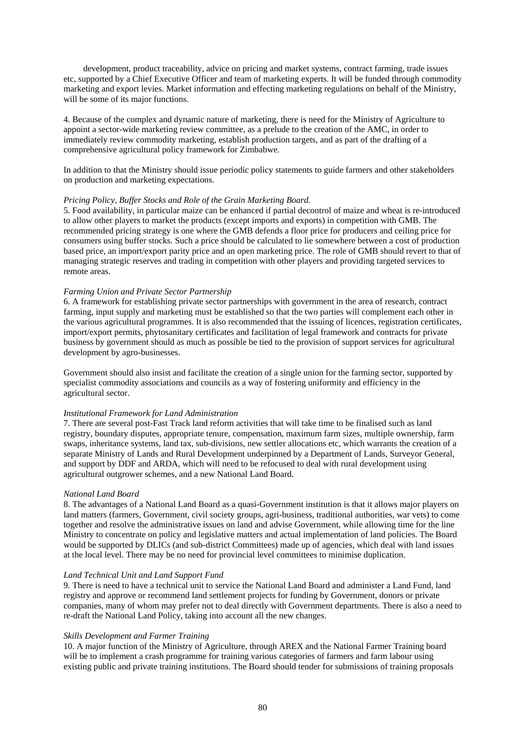development, product traceability, advice on pricing and market systems, contract farming, trade issues etc, supported by a Chief Executive Officer and team of marketing experts. It will be funded through commodity marketing and export levies. Market information and effecting marketing regulations on behalf of the Ministry, will be some of its major functions.

4. Because of the complex and dynamic nature of marketing, there is need for the Ministry of Agriculture to appoint a sector-wide marketing review committee, as a prelude to the creation of the AMC, in order to immediately review commodity marketing, establish production targets, and as part of the drafting of a comprehensive agricultural policy framework for Zimbabwe.

In addition to that the Ministry should issue periodic policy statements to guide farmers and other stakeholders on production and marketing expectations.

*Pricing Policy, Buffer Stocks and Role of the Grain Marketing Board.*

5. Food availability, in particular maize can be enhanced if partial decontrol of maize and wheat is re-introduced to allow other players to market the products (except imports and exports) in competition with GMB. The recommended pricing strategy is one where the GMB defends a floor price for producers and ceiling price for consumers using buffer stocks. Such a price should be calculated to lie somewhere between a cost of production based price, an import/export parity price and an open marketing price. The role of GMB should revert to that of managing strategic reserves and trading in competition with other players and providing targeted services to remote areas.

*Farming Union and Private Sector Partnership*

6. A framework for establishing private sector partnerships with government in the area of research, contract farming, input supply and marketing must be established so that the two parties will complement each other in the various agricultural programmes. It is also recommended that the issuing of licences, registration certificates, import/export permits, phytosanitary certificates and facilitation of legal framework and contracts for private business by government should as much as possible be tied to the provision of support services for agricultural development by agro-businesses.

Government should also insist and facilitate the creation of a single union for the farming sector, supported by specialist commodity associations and councils as a way of fostering uniformity and efficiency in the agricultural sector.

*Institutional Framework for Land Administration*

7. There are several post-Fast Track land reform activities that will take time to be finalised such as land registry, boundary disputes, appropriate tenure, compensation, maximum farm sizes, multiple ownership, farm swaps, inheritance systems, land tax, sub-divisions, new settler allocations etc, which warrants the creation of a separate Ministry of Lands and Rural Development underpinned by a Department of Lands, Surveyor General, and support by DDF and ARDA, which will need to be refocused to deal with rural development using agricultural outgrower schemes, and a new National Land Board.

*National Land Board*

8. The advantages of a National Land Board as a quasi-Government institution is that it allows major players on land matters (farmers, Government, civil society groups, agri-business, traditional authorities, war vets) to come together and resolve the administrative issues on land and advise Government, while allowing time for the line Ministry to concentrate on policy and legislative matters and actual implementation of land policies. The Board would be supported by DLICs (and sub-district Committees) made up of agencies, which deal with land issues at the local level. There may be no need for provincial level committees to minimise duplication.

*Land Technical Unit and Land Support Fund*

9. There is need to have a technical unit to service the National Land Board and administer a Land Fund, land registry and approve or recommend land settlement projects for funding by Government, donors or private companies, many of whom may prefer not to deal directly with Government departments. There is also a need to re-draft the National Land Policy, taking into account all the new changes.

*Skills Development and Farmer Training*

10. A major function of the Ministry of Agriculture, through AREX and the National Farmer Training board will be to implement a crash programme for training various categories of farmers and farm labour using existing public and private training institutions. The Board should tender for submissions of training proposals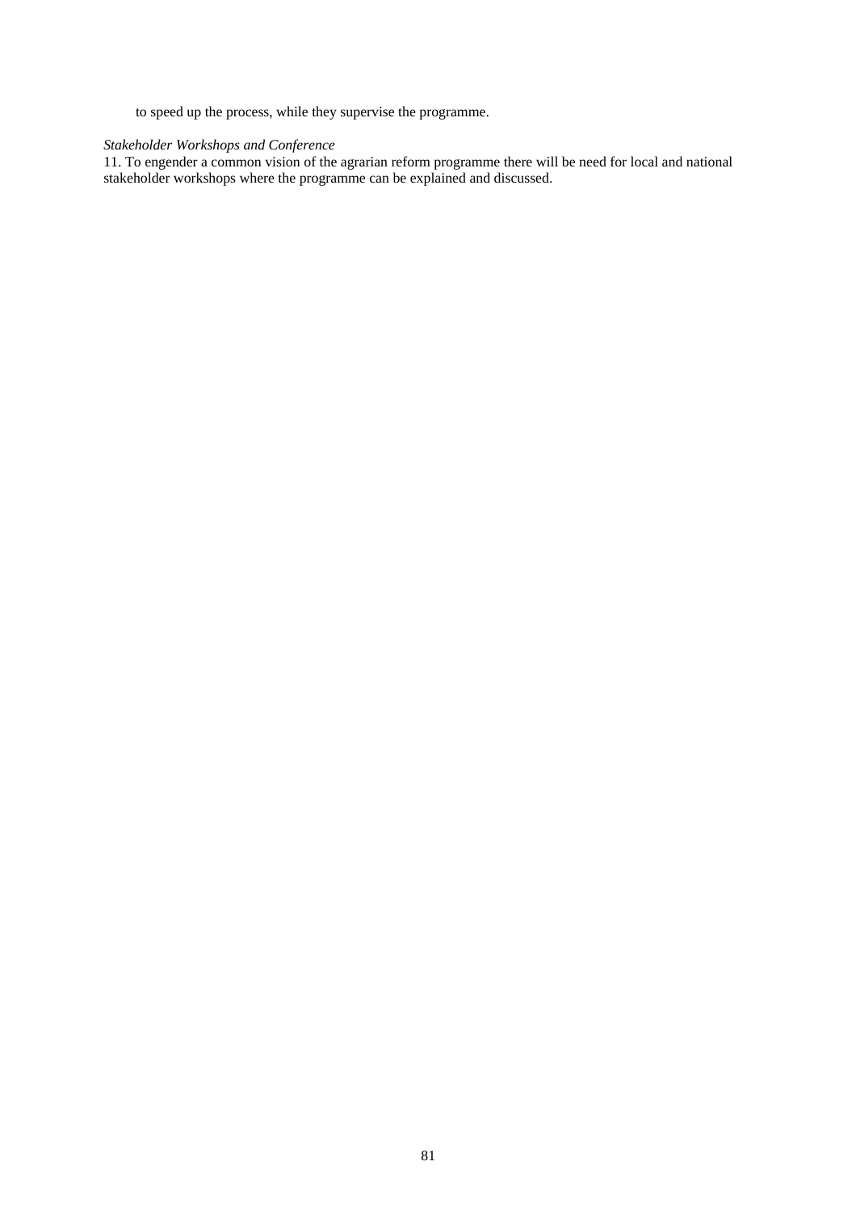to speed up the process, while they supervise the programme.

*Stakeholder Workshops and Conference*

11. To engender a common vision of the agrarian reform programme there will be need for local and national stakeholder workshops where the programme can be explained and discussed.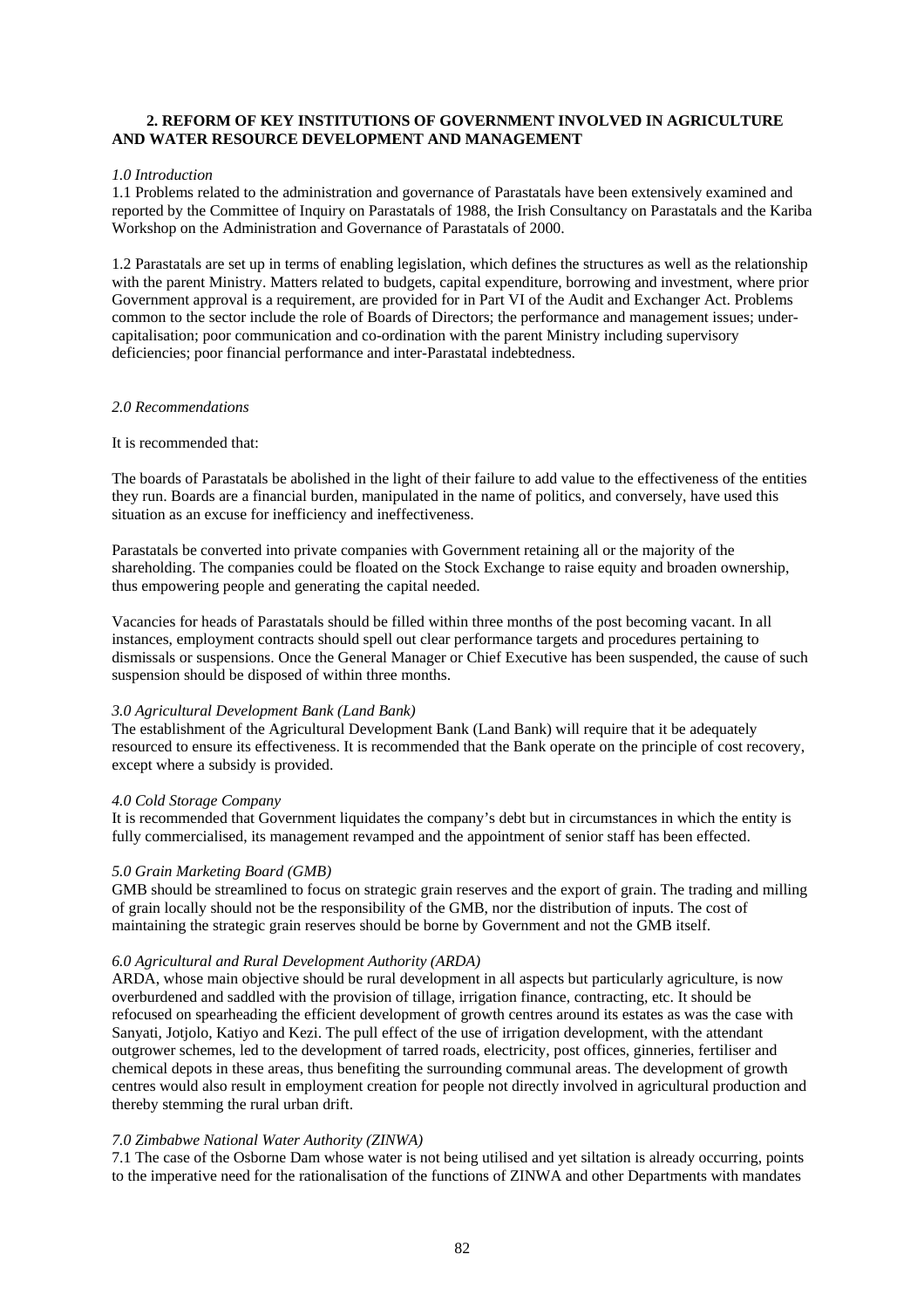## 2. REFORM OF KEY INSTITUTIONS OF GOVERNMENT INVOLVED IN AGRICULTURE AND WATER RESOURCE DEVELOPMENT AND MANAGEMENT

*1.0 Introduction*

1.1 Problems related to the administration and governance of Parastatals have been extensively examined and reported by the Committee of Inquiry on Parastatals of 1988, the Irish Consultancy on Parastatals and the Kariba Workshop on the Administration and Governance of Parastatals of 2000.

1.2 Parastatals are set up in terms of enabling legislation, which defines the structures as well as the relationship with the parent Ministry. Matters related to budgets, capital expenditure, borrowing and investment, where prior Government approval is a requirement, are provided for in Part VI of the Audit and Exchanger Act. Problems common to the sector include the role of Boards of Directors; the performance and management issues; under-capitalisation; poor communication and co-ordination with the parent Ministry including supervisory deficiencies; poor financial performance and inter-Parastatal indebtedness.

*2.0 Recommendations*

It is recommended that:

The boards of Parastatals be abolished in the light of their failure to add value to the effectiveness of the entities they run. Boards are a financial burden, manipulated in the name of politics, and conversely, have used this situation as an excuse for inefficiency and ineffectiveness.

Parastatals be converted into private companies with Government retaining all or the majority of the shareholding. The companies could be floated on the Stock Exchange to raise equity and broaden ownership, thus empowering people and generating the capital needed.

Vacancies for heads of Parastatals should be filled within three months of the post becoming vacant. In all instances, employment contracts should spell out clear performance targets and procedures pertaining to dismissals or suspensions. Once the General Manager or Chief Executive has been suspended, the cause of such suspension should be disposed of within three months.

*3.0 Agricultural Development Bank (Land Bank)*

The establishment of the Agricultural Development Bank (Land Bank) will require that it be adequately resourced to ensure its effectiveness. It is recommended that the Bank operate on the principle of cost recovery, except where a subsidy is provided.

*4.0 Cold Storage Company*

It is recommended that Government liquidates the company's debt but in circumstances in which the entity is fully commercialised, its management revamped and the appointment of senior staff has been effected.

*5.0 Grain Marketing Board (GMB)*

GMB should be streamlined to focus on strategic grain reserves and the export of grain. The trading and milling of grain locally should not be the responsibility of the GMB, nor the distribution of inputs. The cost of maintaining the strategic grain reserves should be borne by Government and not the GMB itself.

*6.0 Agricultural and Rural Development Authority (ARDA)*

ARDA, whose main objective should be rural development in all aspects but particularly agriculture, is now overburdened and saddled with the provision of tillage, irrigation finance, contracting, etc. It should be refocused on spearheading the efficient development of growth centres around its estates as was the case with Sanyati, Jotjolo, Katiyo and Kezi. The pull effect of the use of irrigation development, with the attendant outgrower schemes, led to the development of tarred roads, electricity, post offices, ginneries, fertiliser and chemical depots in these areas, thus benefiting the surrounding communal areas. The development of growth centres would also result in employment creation for people not directly involved in agricultural production and thereby stemming the rural urban drift.

*7.0 Zimbabwe National Water Authority (ZINWA)*

7.1 The case of the Osborne Dam whose water is not being utilised and yet siltation is already occurring, points to the imperative need for the rationalisation of the functions of ZINWA and other Departments with mandates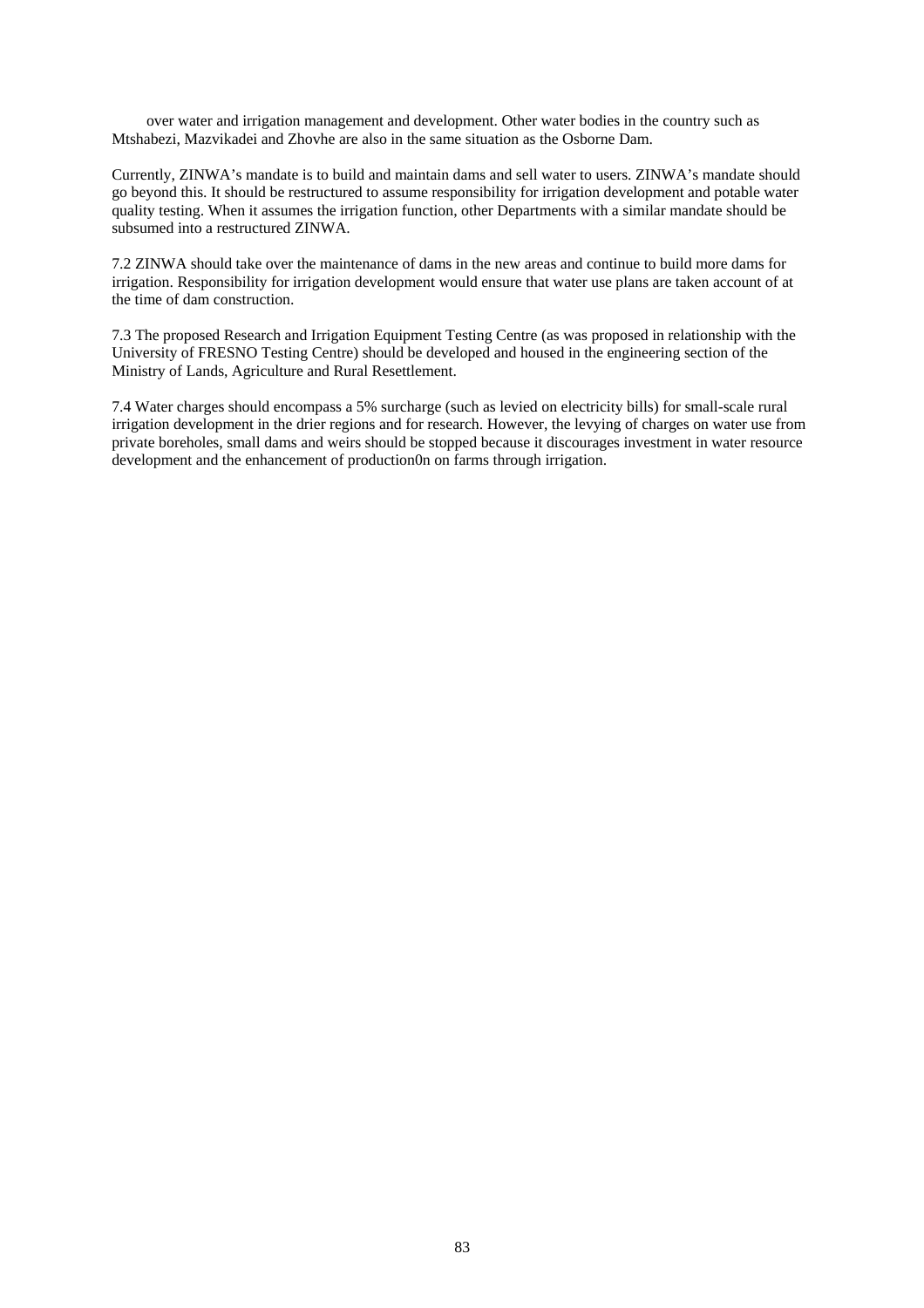over water and irrigation management and development. Other water bodies in the country such as Mtshabezi, Mazvikadei and Zhovhe are also in the same situation as the Osborne Dam.

Currently, ZINWA's mandate is to build and maintain dams and sell water to users. ZINWA's mandate should go beyond this. It should be restructured to assume responsibility for irrigation development and potable water quality testing. When it assumes the irrigation function, other Departments with a similar mandate should be subsumed into a restructured ZINWA.

7.2 ZINWA should take over the maintenance of dams in the new areas and continue to build more dams for irrigation. Responsibility for irrigation development would ensure that water use plans are taken account of at the time of dam construction.

7.3 The proposed Research and Irrigation Equipment Testing Centre (as was proposed in relationship with the University of FRESNO Testing Centre) should be developed and housed in the engineering section of the Ministry of Lands, Agriculture and Rural Resettlement.

7.4 Water charges should encompass a 5% surcharge (such as levied on electricity bills) for small-scale rural irrigation development in the drier regions and for research. However, the levying of charges on water use from private boreholes, small dams and weirs should be stopped because it discourages investment in water resource development and the enhancement of production0n on farms through irrigation.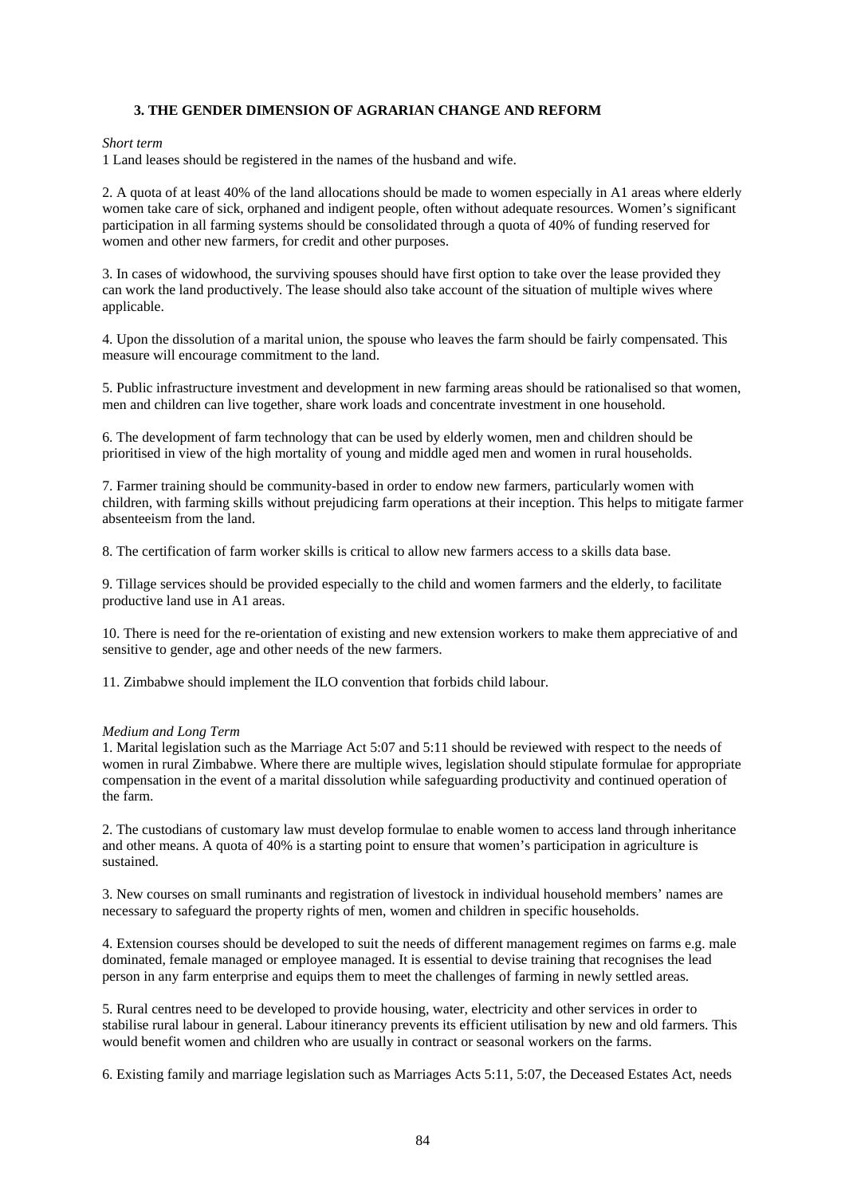### 3. THE GENDER DIMENSION OF AGRARIAN CHANGE AND REFORM

*Short term*

1 Land leases should be registered in the names of the husband and wife.

2. A quota of at least 40% of the land allocations should be made to women especially in A1 areas where elderly women take care of sick, orphaned and indigent people, often without adequate resources. Women's significant participation in all farming systems should be consolidated through a quota of 40% of funding reserved for women and other new farmers, for credit and other purposes.

3. In cases of widowhood, the surviving spouses should have first option to take over the lease provided they can work the land productively. The lease should also take account of the situation of multiple wives where applicable.

4. Upon the dissolution of a marital union, the spouse who leaves the farm should be fairly compensated. This measure will encourage commitment to the land.

5. Public infrastructure investment and development in new farming areas should be rationalised so that women, men and children can live together, share work loads and concentrate investment in one household.

6. The development of farm technology that can be used by elderly women, men and children should be prioritised in view of the high mortality of young and middle aged men and women in rural households.

7. Farmer training should be community-based in order to endow new farmers, particularly women with children, with farming skills without prejudicing farm operations at their inception. This helps to mitigate farmer absenteeism from the land.

8. The certification of farm worker skills is critical to allow new farmers access to a skills data base.

9. Tillage services should be provided especially to the child and women farmers and the elderly, to facilitate productive land use in A1 areas.

10. There is need for the re-orientation of existing and new extension workers to make them appreciative of and sensitive to gender, age and other needs of the new farmers.

11. Zimbabwe should implement the ILO convention that forbids child labour.

*Medium and Long Term*

1. Marital legislation such as the Marriage Act 5:07 and 5:11 should be reviewed with respect to the needs of women in rural Zimbabwe. Where there are multiple wives, legislation should stipulate formulae for appropriate compensation in the event of a marital dissolution while safeguarding productivity and continued operation of the farm.

2. The custodians of customary law must develop formulae to enable women to access land through inheritance and other means. A quota of 40% is a starting point to ensure that women's participation in agriculture is sustained.

3. New courses on small ruminants and registration of livestock in individual household members' names are necessary to safeguard the property rights of men, women and children in specific households.

4. Extension courses should be developed to suit the needs of different management regimes on farms e.g. male dominated, female managed or employee managed. It is essential to devise training that recognises the lead person in any farm enterprise and equips them to meet the challenges of farming in newly settled areas.

5. Rural centres need to be developed to provide housing, water, electricity and other services in order to stabilise rural labour in general. Labour itinerancy prevents its efficient utilisation by new and old farmers. This would benefit women and children who are usually in contract or seasonal workers on the farms.

6. Existing family and marriage legislation such as Marriages Acts 5:11, 5:07, the Deceased Estates Act, needs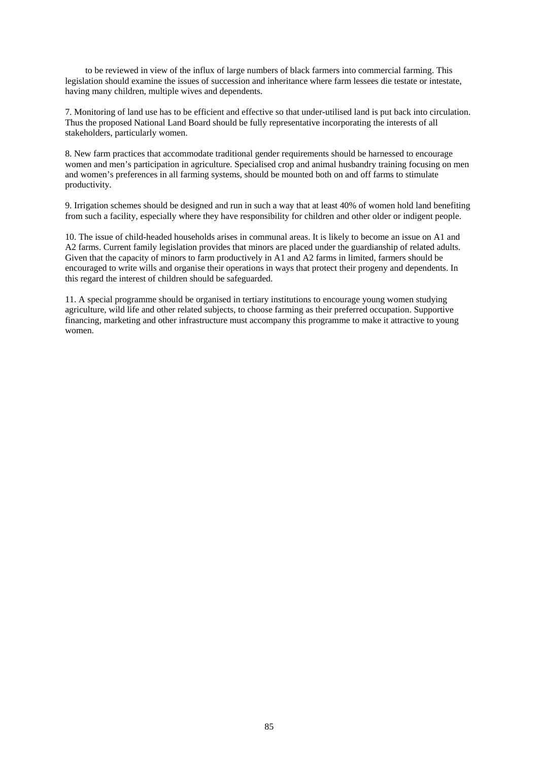to be reviewed in view of the influx of large numbers of black farmers into commercial farming. This legislation should examine the issues of succession and inheritance where farm lessees die testate or intestate, having many children, multiple wives and dependents.

7. Monitoring of land use has to be efficient and effective so that under-utilised land is put back into circulation. Thus the proposed National Land Board should be fully representative incorporating the interests of all stakeholders, particularly women.

8. New farm practices that accommodate traditional gender requirements should be harnessed to encourage women and men's participation in agriculture. Specialised crop and animal husbandry training focusing on men and women's preferences in all farming systems, should be mounted both on and off farms to stimulate productivity.

9. Irrigation schemes should be designed and run in such a way that at least 40% of women hold land benefiting from such a facility, especially where they have responsibility for children and other older or indigent people.

10. The issue of child-headed households arises in communal areas. It is likely to become an issue on A1 and A2 farms. Current family legislation provides that minors are placed under the guardianship of related adults. Given that the capacity of minors to farm productively in A1 and A2 farms in limited, farmers should be encouraged to write wills and organise their operations in ways that protect their progeny and dependents. In this regard the interest of children should be safeguarded.

11. A special programme should be organised in tertiary institutions to encourage young women studying agriculture, wild life and other related subjects, to choose farming as their preferred occupation. Supportive financing, marketing and other infrastructure must accompany this programme to make it attractive to young women.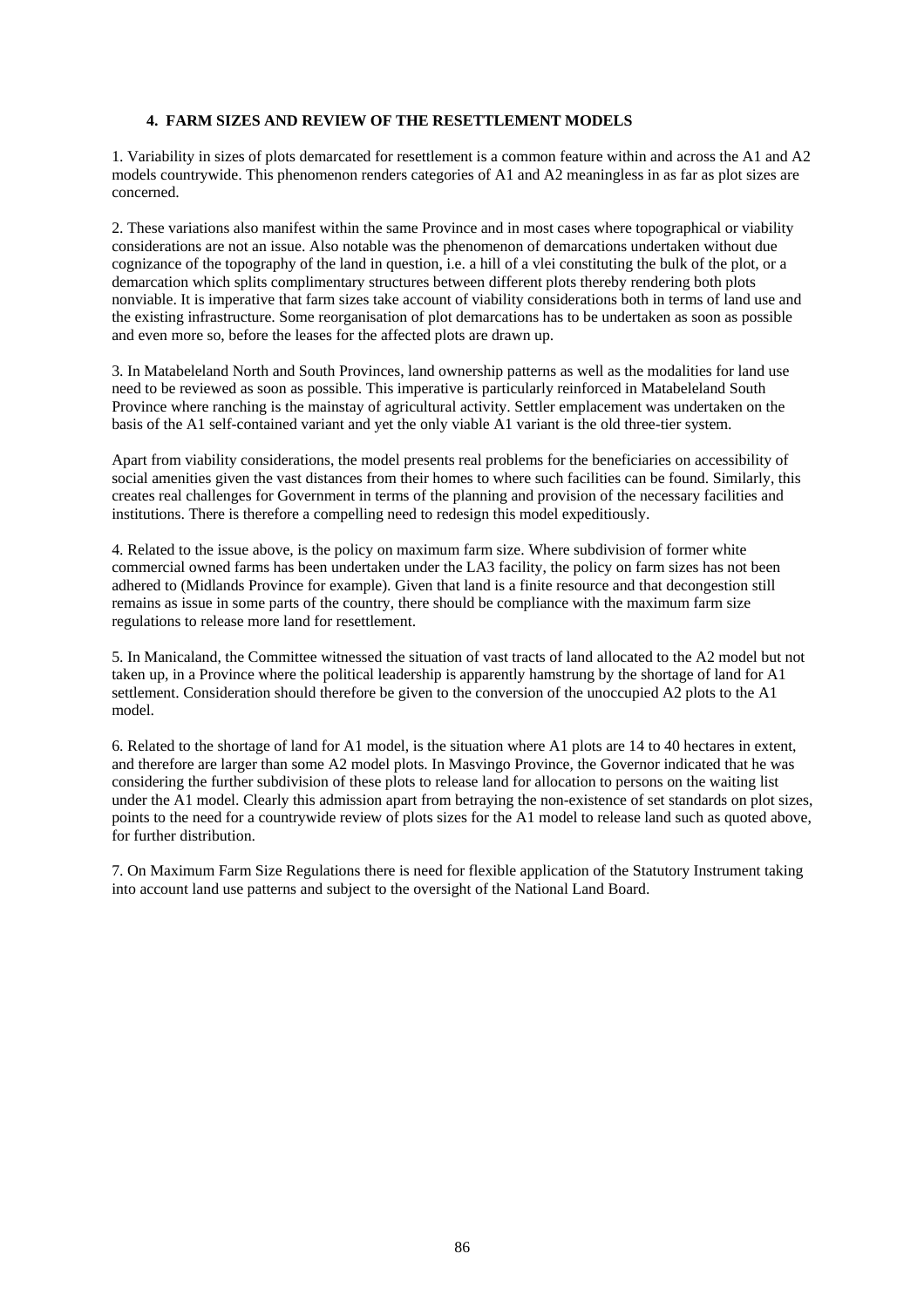## 4. FARM SIZES AND REVIEW OF THE RESETTLEMENT MODELS

1. Variability in sizes of plots demarcated for resettlement is a common feature within and across the A1 and A2 models countrywide. This phenomenon renders categories of A1 and A2 meaningless in as far as plot sizes are concerned.

2. These variations also manifest within the same Province and in most cases where topographical or viability considerations are not an issue. Also notable was the phenomenon of demarcations undertaken without due cognizance of the topography of the land in question, i.e. a hill of a vlei constituting the bulk of the plot, or a demarcation which splits complimentary structures between different plots thereby rendering both plots nonviable. It is imperative that farm sizes take account of viability considerations both in terms of land use and the existing infrastructure. Some reorganisation of plot demarcations has to be undertaken as soon as possible and even more so, before the leases for the affected plots are drawn up.

3. In Matabeleland North and South Provinces, land ownership patterns as well as the modalities for land use need to be reviewed as soon as possible. This imperative is particularly reinforced in Matabeleland South Province where ranching is the mainstay of agricultural activity. Settler emplacement was undertaken on the basis of the A1 self-contained variant and yet the only viable A1 variant is the old three-tier system.

Apart from viability considerations, the model presents real problems for the beneficiaries on accessibility of social amenities given the vast distances from their homes to where such facilities can be found. Similarly, this creates real challenges for Government in terms of the planning and provision of the necessary facilities and institutions. There is therefore a compelling need to redesign this model expeditiously.

4. Related to the issue above, is the policy on maximum farm size. Where subdivision of former white commercial owned farms has been undertaken under the LA3 facility, the policy on farm sizes has not been adhered to (Midlands Province for example). Given that land is a finite resource and that decongestion still remains as issue in some parts of the country, there should be compliance with the maximum farm size regulations to release more land for resettlement.

5. In Manicaland, the Committee witnessed the situation of vast tracts of land allocated to the A2 model but not taken up, in a Province where the political leadership is apparently hamstrung by the shortage of land for A1 settlement. Consideration should therefore be given to the conversion of the unoccupied A2 plots to the A1 model.

6. Related to the shortage of land for A1 model, is the situation where A1 plots are 14 to 40 hectares in extent, and therefore are larger than some A2 model plots. In Masvingo Province, the Governor indicated that he was considering the further subdivision of these plots to release land for allocation to persons on the waiting list under the A1 model. Clearly this admission apart from betraying the non-existence of set standards on plot sizes, points to the need for a countrywide review of plots sizes for the A1 model to release land such as quoted above, for further distribution.

7. On Maximum Farm Size Regulations there is need for flexible application of the Statutory Instrument taking into account land use patterns and subject to the oversight of the National Land Board.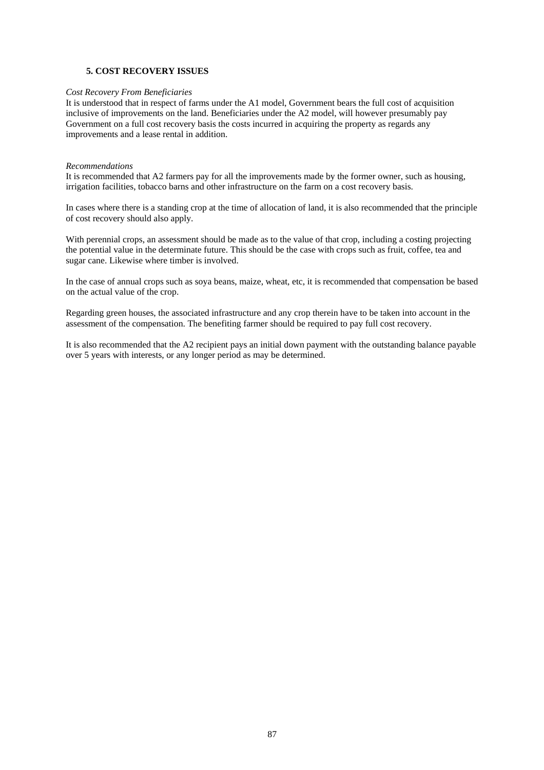## 5. COST RECOVERY ISSUES

*Cost Recovery From Beneficiaries*

It is understood that in respect of farms under the A1 model, Government bears the full cost of acquisition inclusive of improvements on the land. Beneficiaries under the A2 model, will however presumably pay Government on a full cost recovery basis the costs incurred in acquiring the property as regards any improvements and a lease rental in addition.

*Recommendations*

It is recommended that A2 farmers pay for all the improvements made by the former owner, such as housing, irrigation facilities, tobacco barns and other infrastructure on the farm on a cost recovery basis.

In cases where there is a standing crop at the time of allocation of land, it is also recommended that the principle of cost recovery should also apply.

With perennial crops, an assessment should be made as to the value of that crop, including a costing projecting the potential value in the determinate future. This should be the case with crops such as fruit, coffee, tea and sugar cane. Likewise where timber is involved.

In the case of annual crops such as soya beans, maize, wheat, etc, it is recommended that compensation be based on the actual value of the crop.

Regarding green houses, the associated infrastructure and any crop therein have to be taken into account in the assessment of the compensation. The benefiting farmer should be required to pay full cost recovery.

It is also recommended that the A2 recipient pays an initial down payment with the outstanding balance payable over 5 years with interests, or any longer period as may be determined.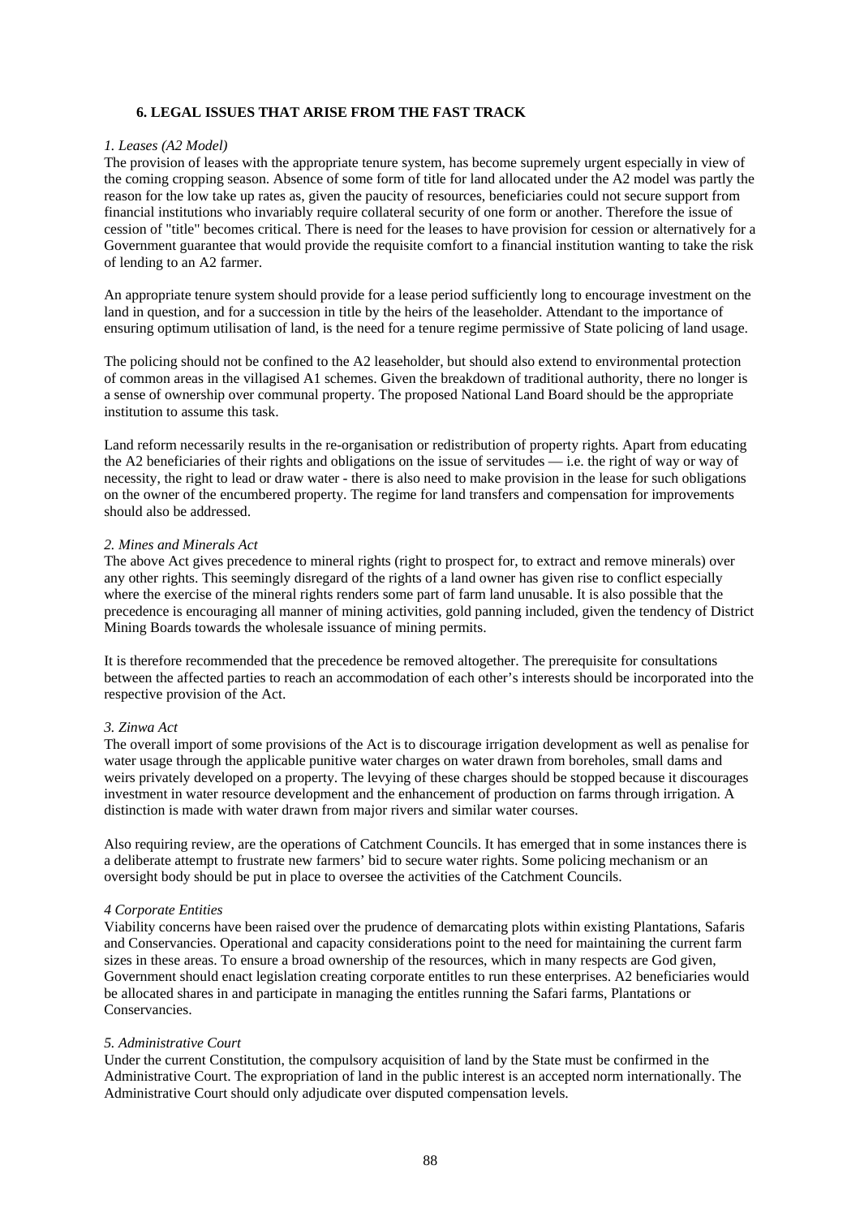## 6. LEGAL ISSUES THAT ARISE FROM THE FAST TRACK

*1. Leases (A2 Model)*

The provision of leases with the appropriate tenure system, has become supremely urgent especially in view of the coming cropping season. Absence of some form of title for land allocated under the A2 model was partly the reason for the low take up rates as, given the paucity of resources, beneficiaries could not secure support from financial institutions who invariably require collateral security of one form or another. Therefore the issue of cession of "title" becomes critical. There is need for the leases to have provision for cession or alternatively for a Government guarantee that would provide the requisite comfort to a financial institution wanting to take the risk of lending to an A2 farmer.

An appropriate tenure system should provide for a lease period sufficiently long to encourage investment on the land in question, and for a succession in title by the heirs of the leaseholder. Attendant to the importance of ensuring optimum utilisation of land, is the need for a tenure regime permissive of State policing of land usage.

The policing should not be confined to the A2 leaseholder, but should also extend to environmental protection of common areas in the villagised A1 schemes. Given the breakdown of traditional authority, there no longer is a sense of ownership over communal property. The proposed National Land Board should be the appropriate institution to assume this task.

Land reform necessarily results in the re-organisation or redistribution of property rights. Apart from educating the A2 beneficiaries of their rights and obligations on the issue of servitudes — i.e. the right of way or way of necessity, the right to lead or draw water - there is also need to make provision in the lease for such obligations on the owner of the encumbered property. The regime for land transfers and compensation for improvements should also be addressed.

*2. Mines and Minerals Act*

The above Act gives precedence to mineral rights (right to prospect for, to extract and remove minerals) over any other rights. This seemingly disregard of the rights of a land owner has given rise to conflict especially where the exercise of the mineral rights renders some part of farm land unusable. It is also possible that the precedence is encouraging all manner of mining activities, gold panning included, given the tendency of District Mining Boards towards the wholesale issuance of mining permits.

It is therefore recommended that the precedence be removed altogether. The prerequisite for consultations between the affected parties to reach an accommodation of each other's interests should be incorporated into the respective provision of the Act.

*3. Zinwa Act*

The overall import of some provisions of the Act is to discourage irrigation development as well as penalise for water usage through the applicable punitive water charges on water drawn from boreholes, small dams and weirs privately developed on a property. The levying of these charges should be stopped because it discourages investment in water resource development and the enhancement of production on farms through irrigation. A distinction is made with water drawn from major rivers and similar water courses.

Also requiring review, are the operations of Catchment Councils. It has emerged that in some instances there is a deliberate attempt to frustrate new farmers' bid to secure water rights. Some policing mechanism or an oversight body should be put in place to oversee the activities of the Catchment Councils.

*4 Corporate Entities*

Viability concerns have been raised over the prudence of demarcating plots within existing Plantations, Safaris and Conservancies. Operational and capacity considerations point to the need for maintaining the current farm sizes in these areas. To ensure a broad ownership of the resources, which in many respects are God given, Government should enact legislation creating corporate entitles to run these enterprises. A2 beneficiaries would be allocated shares in and participate in managing the entitles running the Safari farms, Plantations or Conservancies.

*5. Administrative Court*

Under the current Constitution, the compulsory acquisition of land by the State must be confirmed in the Administrative Court. The expropriation of land in the public interest is an accepted norm internationally. The Administrative Court should only adjudicate over disputed compensation levels.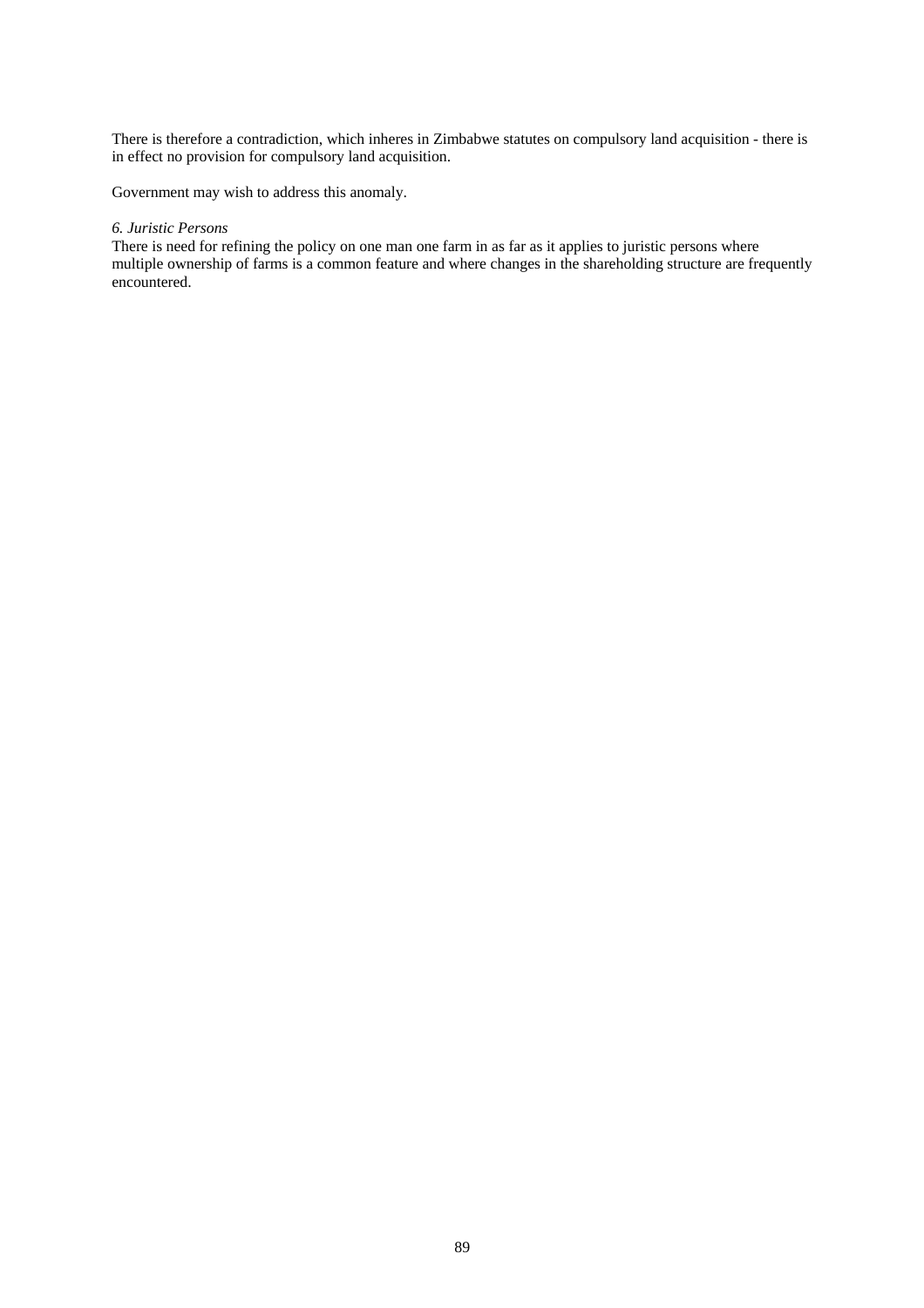There is therefore a contradiction, which inheres in Zimbabwe statutes on compulsory land acquisition - there is in effect no provision for compulsory land acquisition.

Government may wish to address this anomaly.

*6. Juristic Persons*

There is need for refining the policy on one man one farm in as far as it applies to juristic persons where multiple ownership of farms is a common feature and where changes in the shareholding structure are frequently encountered.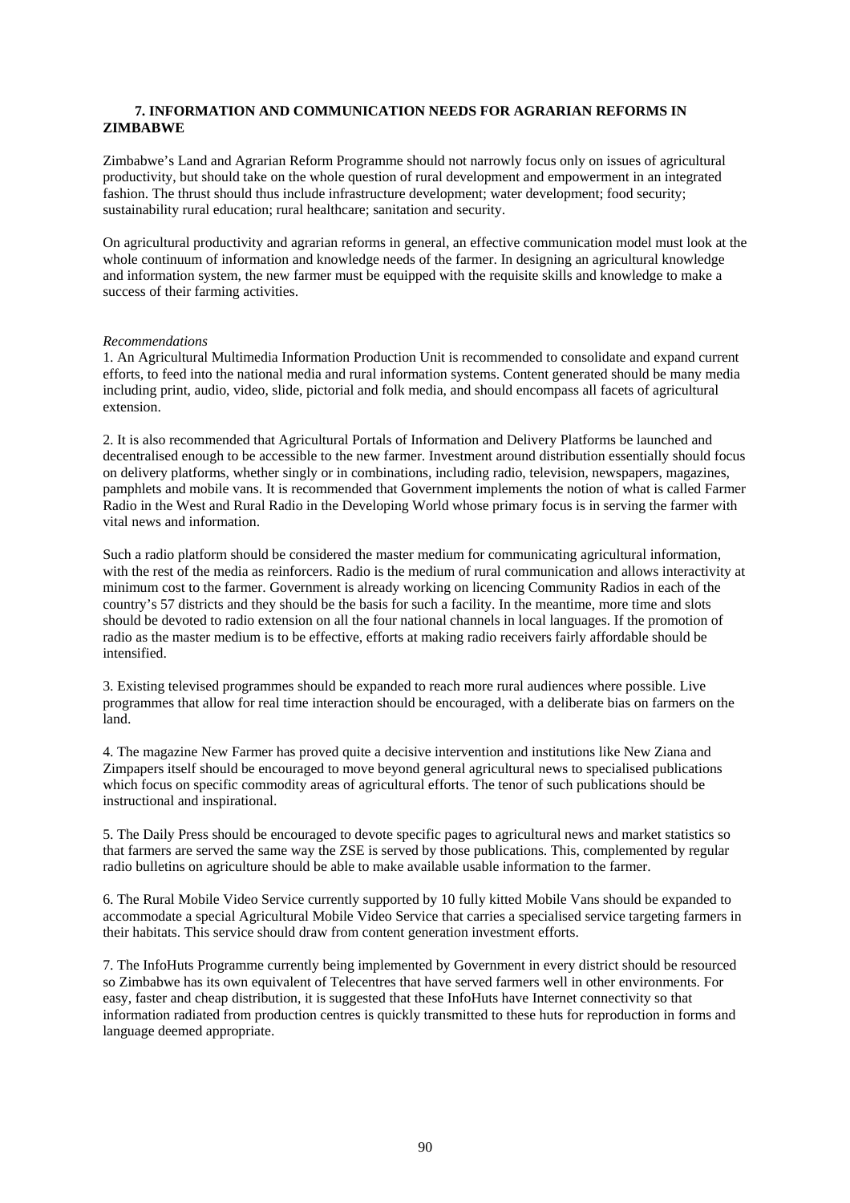## 7. INFORMATION AND COMMUNICATION NEEDS FOR AGRARIAN REFORMS IN ZIMBABWE

Zimbabwe's Land and Agrarian Reform Programme should not narrowly focus only on issues of agricultural productivity, but should take on the whole question of rural development and empowerment in an integrated fashion. The thrust should thus include infrastructure development; water development; food security; sustainability rural education; rural healthcare; sanitation and security.

On agricultural productivity and agrarian reforms in general, an effective communication model must look at the whole continuum of information and knowledge needs of the farmer. In designing an agricultural knowledge and information system, the new farmer must be equipped with the requisite skills and knowledge to make a success of their farming activities.

*Recommendations*

1. An Agricultural Multimedia Information Production Unit is recommended to consolidate and expand current efforts, to feed into the national media and rural information systems. Content generated should be many media including print, audio, video, slide, pictorial and folk media, and should encompass all facets of agricultural extension.

2. It is also recommended that Agricultural Portals of Information and Delivery Platforms be launched and decentralised enough to be accessible to the new farmer. Investment around distribution essentially should focus on delivery platforms, whether singly or in combinations, including radio, television, newspapers, magazines, pamphlets and mobile vans. It is recommended that Government implements the notion of what is called Farmer Radio in the West and Rural Radio in the Developing World whose primary focus is in serving the farmer with vital news and information.

Such a radio platform should be considered the master medium for communicating agricultural information, with the rest of the media as reinforcers. Radio is the medium of rural communication and allows interactivity at minimum cost to the farmer. Government is already working on licencing Community Radios in each of the country's 57 districts and they should be the basis for such a facility. In the meantime, more time and slots should be devoted to radio extension on all the four national channels in local languages. If the promotion of radio as the master medium is to be effective, efforts at making radio receivers fairly affordable should be intensified.

3. Existing televised programmes should be expanded to reach more rural audiences where possible. Live programmes that allow for real time interaction should be encouraged, with a deliberate bias on farmers on the land.

4. The magazine New Farmer has proved quite a decisive intervention and institutions like New Ziana and Zimpapers itself should be encouraged to move beyond general agricultural news to specialised publications which focus on specific commodity areas of agricultural efforts. The tenor of such publications should be instructional and inspirational.

5. The Daily Press should be encouraged to devote specific pages to agricultural news and market statistics so that farmers are served the same way the ZSE is served by those publications. This, complemented by regular radio bulletins on agriculture should be able to make available usable information to the farmer.

6. The Rural Mobile Video Service currently supported by 10 fully kitted Mobile Vans should be expanded to accommodate a special Agricultural Mobile Video Service that carries a specialised service targeting farmers in their habitats. This service should draw from content generation investment efforts.

7. The InfoHuts Programme currently being implemented by Government in every district should be resourced so Zimbabwe has its own equivalent of Telecentres that have served farmers well in other environments. For easy, faster and cheap distribution, it is suggested that these InfoHuts have Internet connectivity so that information radiated from production centres is quickly transmitted to these huts for reproduction in forms and language deemed appropriate.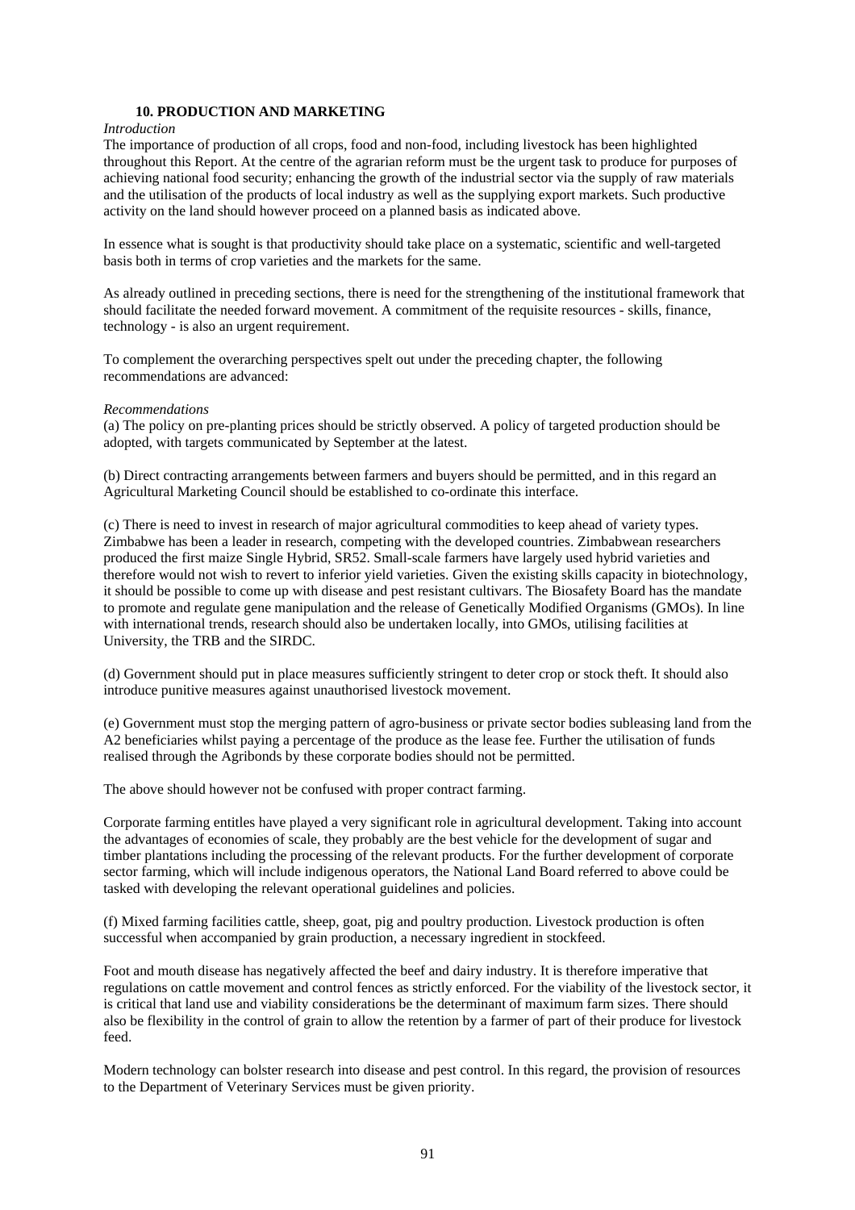## 10. PRODUCTION AND MARKETING

*Introduction*

The importance of production of all crops, food and non-food, including livestock has been highlighted throughout this Report. At the centre of the agrarian reform must be the urgent task to produce for purposes of achieving national food security; enhancing the growth of the industrial sector via the supply of raw materials and the utilisation of the products of local industry as well as the supplying export markets. Such productive activity on the land should however proceed on a planned basis as indicated above.

In essence what is sought is that productivity should take place on a systematic, scientific and well-targeted basis both in terms of crop varieties and the markets for the same.

As already outlined in preceding sections, there is need for the strengthening of the institutional framework that should facilitate the needed forward movement. A commitment of the requisite resources - skills, finance, technology - is also an urgent requirement.

To complement the overarching perspectives spelt out under the preceding chapter, the following recommendations are advanced:

*Recommendations*

(a) The policy on pre-planting prices should be strictly observed. A policy of targeted production should be adopted, with targets communicated by September at the latest.

(b) Direct contracting arrangements between farmers and buyers should be permitted, and in this regard an Agricultural Marketing Council should be established to co-ordinate this interface.

(c) There is need to invest in research of major agricultural commodities to keep ahead of variety types. Zimbabwe has been a leader in research, competing with the developed countries. Zimbabwean researchers produced the first maize Single Hybrid, SR52. Small-scale farmers have largely used hybrid varieties and therefore would not wish to revert to inferior yield varieties. Given the existing skills capacity in biotechnology, it should be possible to come up with disease and pest resistant cultivars. The Biosafety Board has the mandate to promote and regulate gene manipulation and the release of Genetically Modified Organisms (GMOs). In line with international trends, research should also be undertaken locally, into GMOs, utilising facilities at University, the TRB and the SIRDC.

(d) Government should put in place measures sufficiently stringent to deter crop or stock theft. It should also introduce punitive measures against unauthorised livestock movement.

(e) Government must stop the merging pattern of agro-business or private sector bodies subleasing land from the A2 beneficiaries whilst paying a percentage of the produce as the lease fee. Further the utilisation of funds realised through the Agribonds by these corporate bodies should not be permitted.

The above should however not be confused with proper contract farming.

Corporate farming entitles have played a very significant role in agricultural development. Taking into account the advantages of economies of scale, they probably are the best vehicle for the development of sugar and timber plantations including the processing of the relevant products. For the further development of corporate sector farming, which will include indigenous operators, the National Land Board referred to above could be tasked with developing the relevant operational guidelines and policies.

(f) Mixed farming facilities cattle, sheep, goat, pig and poultry production. Livestock production is often successful when accompanied by grain production, a necessary ingredient in stockfeed.

Foot and mouth disease has negatively affected the beef and dairy industry. It is therefore imperative that regulations on cattle movement and control fences as strictly enforced. For the viability of the livestock sector, it is critical that land use and viability considerations be the determinant of maximum farm sizes. There should also be flexibility in the control of grain to allow the retention by a farmer of part of their produce for livestock feed.

Modern technology can bolster research into disease and pest control. In this regard, the provision of resources to the Department of Veterinary Services must be given priority.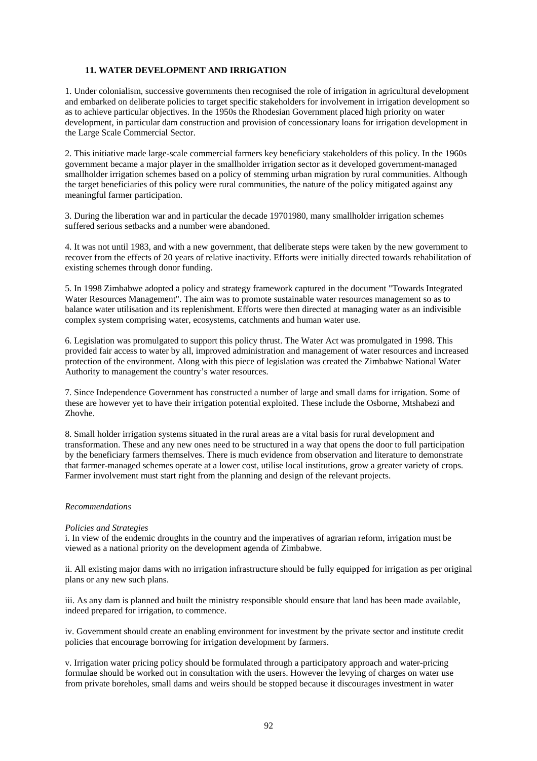### 11. WATER DEVELOPMENT AND IRRIGATION

1. Under colonialism, successive governments then recognised the role of irrigation in agricultural development and embarked on deliberate policies to target specific stakeholders for involvement in irrigation development so as to achieve particular objectives. In the 1950s the Rhodesian Government placed high priority on water development, in particular dam construction and provision of concessionary loans for irrigation development in the Large Scale Commercial Sector.

2. This initiative made large-scale commercial farmers key beneficiary stakeholders of this policy. In the 1960s government became a major player in the smallholder irrigation sector as it developed government-managed smallholder irrigation schemes based on a policy of stemming urban migration by rural communities. Although the target beneficiaries of this policy were rural communities, the nature of the policy mitigated against any meaningful farmer participation.

3. During the liberation war and in particular the decade 19701980, many smallholder irrigation schemes suffered serious setbacks and a number were abandoned.

4. It was not until 1983, and with a new government, that deliberate steps were taken by the new government to recover from the effects of 20 years of relative inactivity. Efforts were initially directed towards rehabilitation of existing schemes through donor funding.

5. In 1998 Zimbabwe adopted a policy and strategy framework captured in the document "Towards Integrated Water Resources Management". The aim was to promote sustainable water resources management so as to balance water utilisation and its replenishment. Efforts were then directed at managing water as an indivisible complex system comprising water, ecosystems, catchments and human water use.

6. Legislation was promulgated to support this policy thrust. The Water Act was promulgated in 1998. This provided fair access to water by all, improved administration and management of water resources and increased protection of the environment. Along with this piece of legislation was created the Zimbabwe National Water Authority to management the country's water resources.

7. Since Independence Government has constructed a number of large and small dams for irrigation. Some of these are however yet to have their irrigation potential exploited. These include the Osborne, Mtshabezi and Zhovhe.

8. Small holder irrigation systems situated in the rural areas are a vital basis for rural development and transformation. These and any new ones need to be structured in a way that opens the door to full participation by the beneficiary farmers themselves. There is much evidence from observation and literature to demonstrate that farmer-managed schemes operate at a lower cost, utilise local institutions, grow a greater variety of crops. Farmer involvement must start right from the planning and design of the relevant projects.

*Recommendations*

*Policies and Strategies*

i. In view of the endemic droughts in the country and the imperatives of agrarian reform, irrigation must be viewed as a national priority on the development agenda of Zimbabwe.

ii. All existing major dams with no irrigation infrastructure should be fully equipped for irrigation as per original plans or any new such plans.

iii. As any dam is planned and built the ministry responsible should ensure that land has been made available, indeed prepared for irrigation, to commence.

iv. Government should create an enabling environment for investment by the private sector and institute credit policies that encourage borrowing for irrigation development by farmers.

v. Irrigation water pricing policy should be formulated through a participatory approach and water-pricing formulae should be worked out in consultation with the users. However the levying of charges on water use from private boreholes, small dams and weirs should be stopped because it discourages investment in water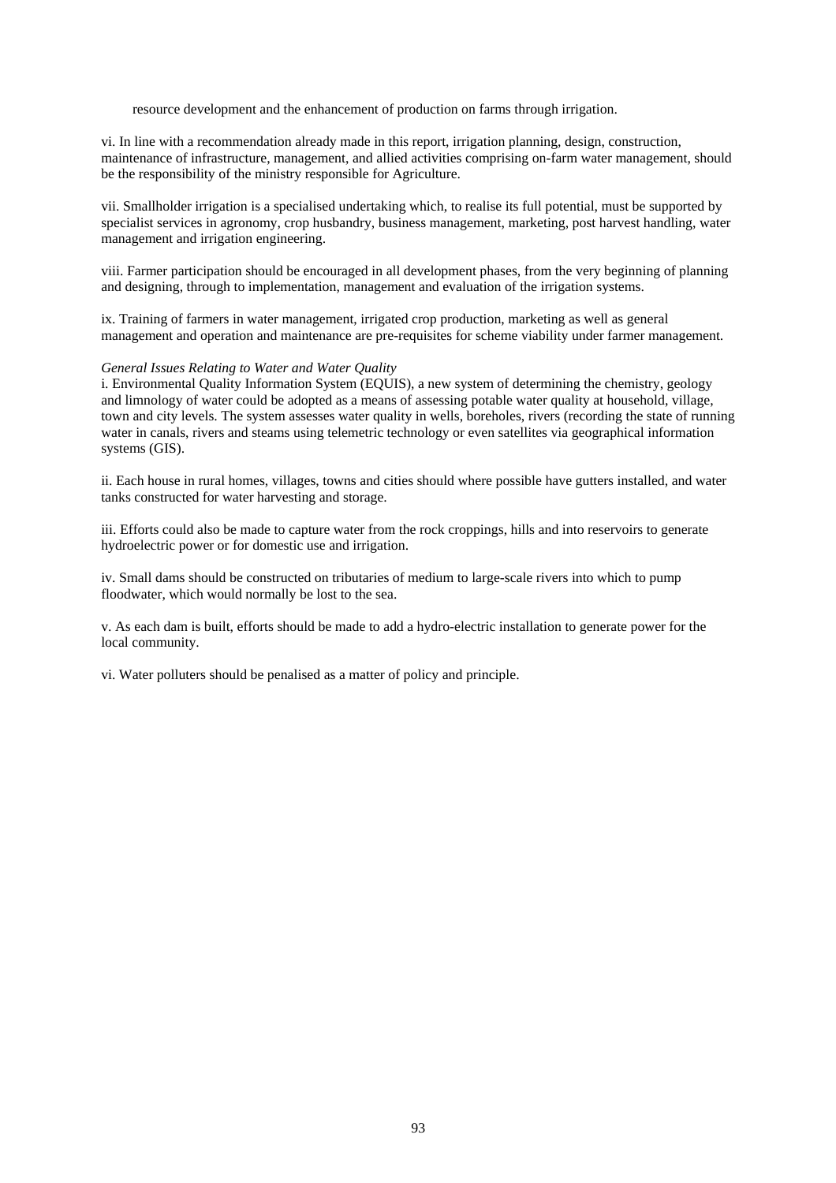resource development and the enhancement of production on farms through irrigation.

vi. In line with a recommendation already made in this report, irrigation planning, design, construction, maintenance of infrastructure, management, and allied activities comprising on-farm water management, should be the responsibility of the ministry responsible for Agriculture.

vii. Smallholder irrigation is a specialised undertaking which, to realise its full potential, must be supported by specialist services in agronomy, crop husbandry, business management, marketing, post harvest handling, water management and irrigation engineering.

viii. Farmer participation should be encouraged in all development phases, from the very beginning of planning and designing, through to implementation, management and evaluation of the irrigation systems.

ix. Training of farmers in water management, irrigated crop production, marketing as well as general management and operation and maintenance are pre-requisites for scheme viability under farmer management.

*General Issues Relating to Water and Water Quality*

i. Environmental Quality Information System (EQUIS), a new system of determining the chemistry, geology and limnology of water could be adopted as a means of assessing potable water quality at household, village, town and city levels. The system assesses water quality in wells, boreholes, rivers (recording the state of running water in canals, rivers and steams using telemetric technology or even satellites via geographical information systems (GIS).

ii. Each house in rural homes, villages, towns and cities should where possible have gutters installed, and water tanks constructed for water harvesting and storage.

iii. Efforts could also be made to capture water from the rock croppings, hills and into reservoirs to generate hydroelectric power or for domestic use and irrigation.

iv. Small dams should be constructed on tributaries of medium to large-scale rivers into which to pump floodwater, which would normally be lost to the sea.

v. As each dam is built, efforts should be made to add a hydro-electric installation to generate power for the local community.

vi. Water polluters should be penalised as a matter of policy and principle.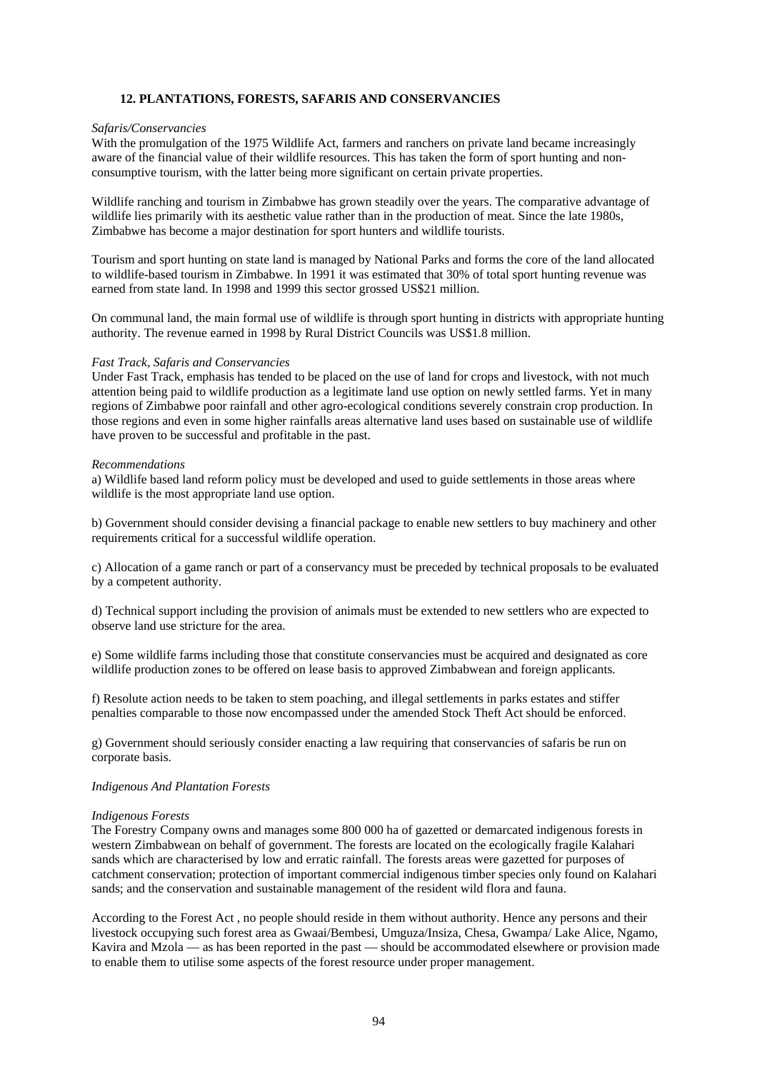## 12. PLANTATIONS, FORESTS, SAFARIS AND CONSERVANCIES

*Safaris/Conservancies*

With the promulgation of the 1975 Wildlife Act, farmers and ranchers on private land became increasingly aware of the financial value of their wildlife resources. This has taken the form of sport hunting and non-consumptive tourism, with the latter being more significant on certain private properties.

Wildlife ranching and tourism in Zimbabwe has grown steadily over the years. The comparative advantage of wildlife lies primarily with its aesthetic value rather than in the production of meat. Since the late 1980s, Zimbabwe has become a major destination for sport hunters and wildlife tourists.

Tourism and sport hunting on state land is managed by National Parks and forms the core of the land allocated to wildlife-based tourism in Zimbabwe. In 1991 it was estimated that 30% of total sport hunting revenue was earned from state land. In 1998 and 1999 this sector grossed US$21 million.

On communal land, the main formal use of wildlife is through sport hunting in districts with appropriate hunting authority. The revenue earned in 1998 by Rural District Councils was US$1.8 million.

*Fast Track, Safaris and Conservancies*

Under Fast Track, emphasis has tended to be placed on the use of land for crops and livestock, with not much attention being paid to wildlife production as a legitimate land use option on newly settled farms. Yet in many regions of Zimbabwe poor rainfall and other agro-ecological conditions severely constrain crop production. In those regions and even in some higher rainfalls areas alternative land uses based on sustainable use of wildlife have proven to be successful and profitable in the past.

*Recommendations*

a) Wildlife based land reform policy must be developed and used to guide settlements in those areas where wildlife is the most appropriate land use option.

b) Government should consider devising a financial package to enable new settlers to buy machinery and other requirements critical for a successful wildlife operation.

c) Allocation of a game ranch or part of a conservancy must be preceded by technical proposals to be evaluated by a competent authority.

d) Technical support including the provision of animals must be extended to new settlers who are expected to observe land use stricture for the area.

e) Some wildlife farms including those that constitute conservancies must be acquired and designated as core wildlife production zones to be offered on lease basis to approved Zimbabwean and foreign applicants.

f) Resolute action needs to be taken to stem poaching, and illegal settlements in parks estates and stiffer penalties comparable to those now encompassed under the amended Stock Theft Act should be enforced.

g) Government should seriously consider enacting a law requiring that conservancies of safaris be run on corporate basis.

*Indigenous And Plantation Forests*

*Indigenous Forests*

The Forestry Company owns and manages some 800 000 ha of gazetted or demarcated indigenous forests in western Zimbabwean on behalf of government. The forests are located on the ecologically fragile Kalahari sands which are characterised by low and erratic rainfall. The forests areas were gazetted for purposes of catchment conservation; protection of important commercial indigenous timber species only found on Kalahari sands; and the conservation and sustainable management of the resident wild flora and fauna.

According to the Forest Act , no people should reside in them without authority. Hence any persons and their livestock occupying such forest area as Gwaai/Bembesi, Umguza/Insiza, Chesa, Gwampa/ Lake Alice, Ngamo, Kavira and Mzola — as has been reported in the past — should be accommodated elsewhere or provision made to enable them to utilise some aspects of the forest resource under proper management.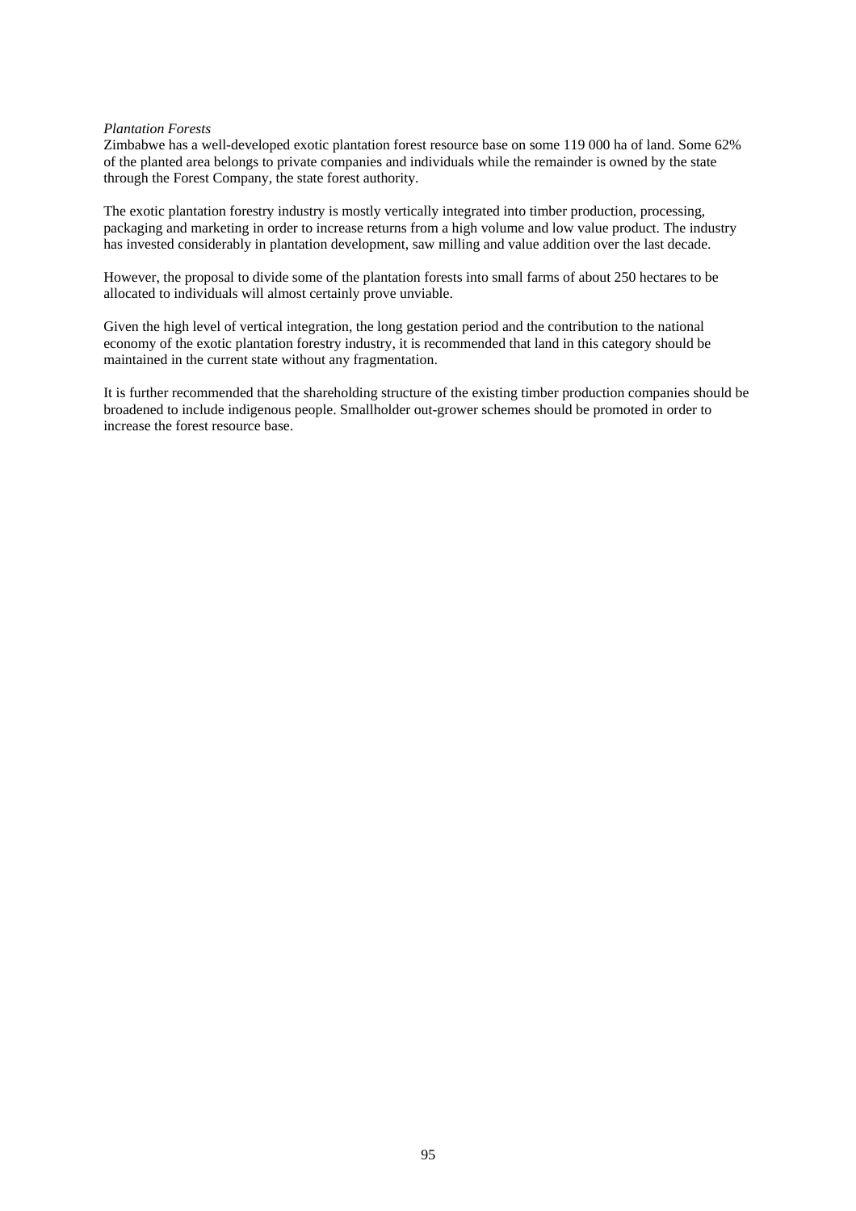*Plantation Forests*

Zimbabwe has a well-developed exotic plantation forest resource base on some 119 000 ha of land. Some 62% of the planted area belongs to private companies and individuals while the remainder is owned by the state through the Forest Company, the state forest authority.

The exotic plantation forestry industry is mostly vertically integrated into timber production, processing, packaging and marketing in order to increase returns from a high volume and low value product. The industry has invested considerably in plantation development, saw milling and value addition over the last decade.

However, the proposal to divide some of the plantation forests into small farms of about 250 hectares to be allocated to individuals will almost certainly prove unviable.

Given the high level of vertical integration, the long gestation period and the contribution to the national economy of the exotic plantation forestry industry, it is recommended that land in this category should be maintained in the current state without any fragmentation.

It is further recommended that the shareholding structure of the existing timber production companies should be broadened to include indigenous people. Smallholder out-grower schemes should be promoted in order to increase the forest resource base.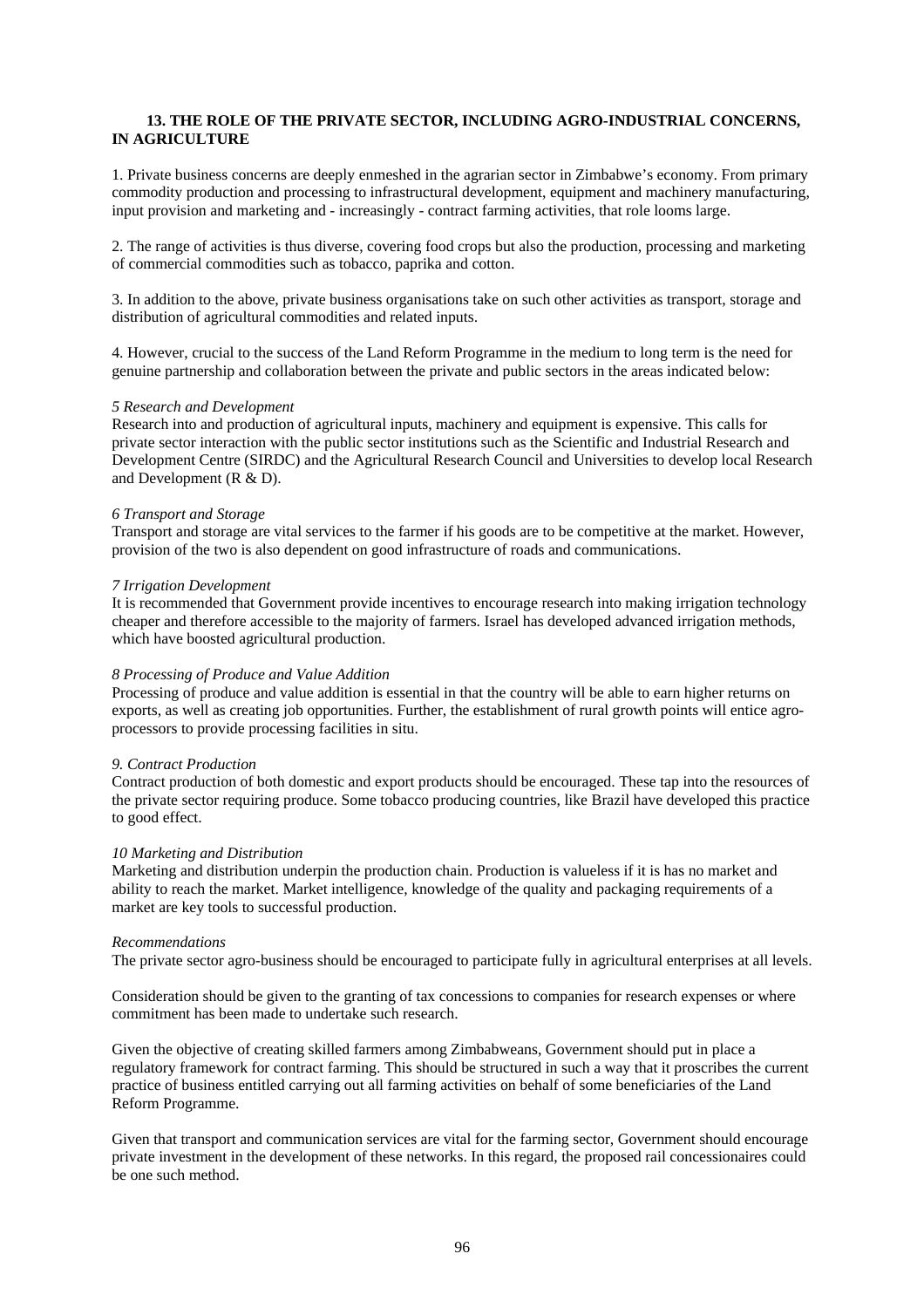## 13. THE ROLE OF THE PRIVATE SECTOR, INCLUDING AGRO-INDUSTRIAL CONCERNS, IN AGRICULTURE

1. Private business concerns are deeply enmeshed in the agrarian sector in Zimbabwe's economy. From primary commodity production and processing to infrastructural development, equipment and machinery manufacturing, input provision and marketing and - increasingly - contract farming activities, that role looms large.

2. The range of activities is thus diverse, covering food crops but also the production, processing and marketing of commercial commodities such as tobacco, paprika and cotton.

3. In addition to the above, private business organisations take on such other activities as transport, storage and distribution of agricultural commodities and related inputs.

4. However, crucial to the success of the Land Reform Programme in the medium to long term is the need for genuine partnership and collaboration between the private and public sectors in the areas indicated below:

*5 Research and Development*

Research into and production of agricultural inputs, machinery and equipment is expensive. This calls for private sector interaction with the public sector institutions such as the Scientific and Industrial Research and Development Centre (SIRDC) and the Agricultural Research Council and Universities to develop local Research and Development (R & D).

*6 Transport and Storage*

Transport and storage are vital services to the farmer if his goods are to be competitive at the market. However, provision of the two is also dependent on good infrastructure of roads and communications.

*7 Irrigation Development*

It is recommended that Government provide incentives to encourage research into making irrigation technology cheaper and therefore accessible to the majority of farmers. Israel has developed advanced irrigation methods, which have boosted agricultural production.

*8 Processing of Produce and Value Addition*

Processing of produce and value addition is essential in that the country will be able to earn higher returns on exports, as well as creating job opportunities. Further, the establishment of rural growth points will entice agro-processors to provide processing facilities in situ.

*9. Contract Production*

Contract production of both domestic and export products should be encouraged. These tap into the resources of the private sector requiring produce. Some tobacco producing countries, like Brazil have developed this practice to good effect.

*10 Marketing and Distribution*

Marketing and distribution underpin the production chain. Production is valueless if it is has no market and ability to reach the market. Market intelligence, knowledge of the quality and packaging requirements of a market are key tools to successful production.

*Recommendations*

The private sector agro-business should be encouraged to participate fully in agricultural enterprises at all levels.

Consideration should be given to the granting of tax concessions to companies for research expenses or where commitment has been made to undertake such research.

Given the objective of creating skilled farmers among Zimbabweans, Government should put in place a regulatory framework for contract farming. This should be structured in such a way that it proscribes the current practice of business entitled carrying out all farming activities on behalf of some beneficiaries of the Land Reform Programme.

Given that transport and communication services are vital for the farming sector, Government should encourage private investment in the development of these networks. In this regard, the proposed rail concessionaires could be one such method.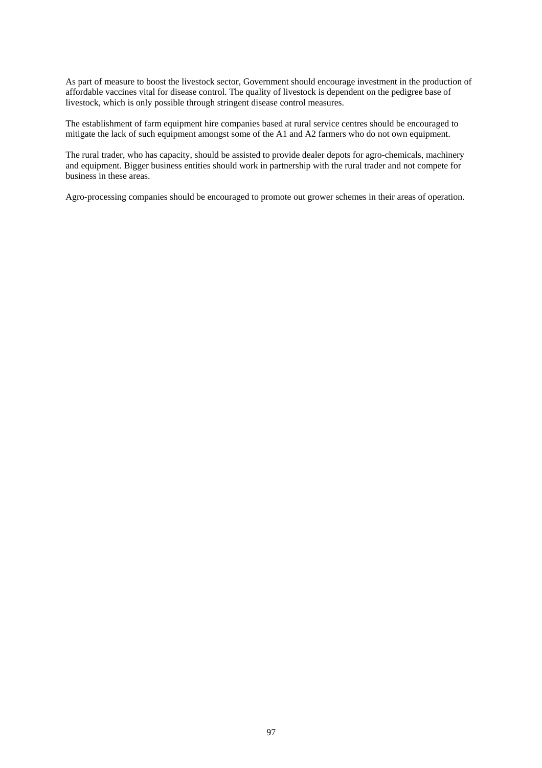As part of measure to boost the livestock sector, Government should encourage investment in the production of affordable vaccines vital for disease control. The quality of livestock is dependent on the pedigree base of livestock, which is only possible through stringent disease control measures.

The establishment of farm equipment hire companies based at rural service centres should be encouraged to mitigate the lack of such equipment amongst some of the A1 and A2 farmers who do not own equipment.

The rural trader, who has capacity, should be assisted to provide dealer depots for agro-chemicals, machinery and equipment. Bigger business entities should work in partnership with the rural trader and not compete for business in these areas.

Agro-processing companies should be encouraged to promote out grower schemes in their areas of operation.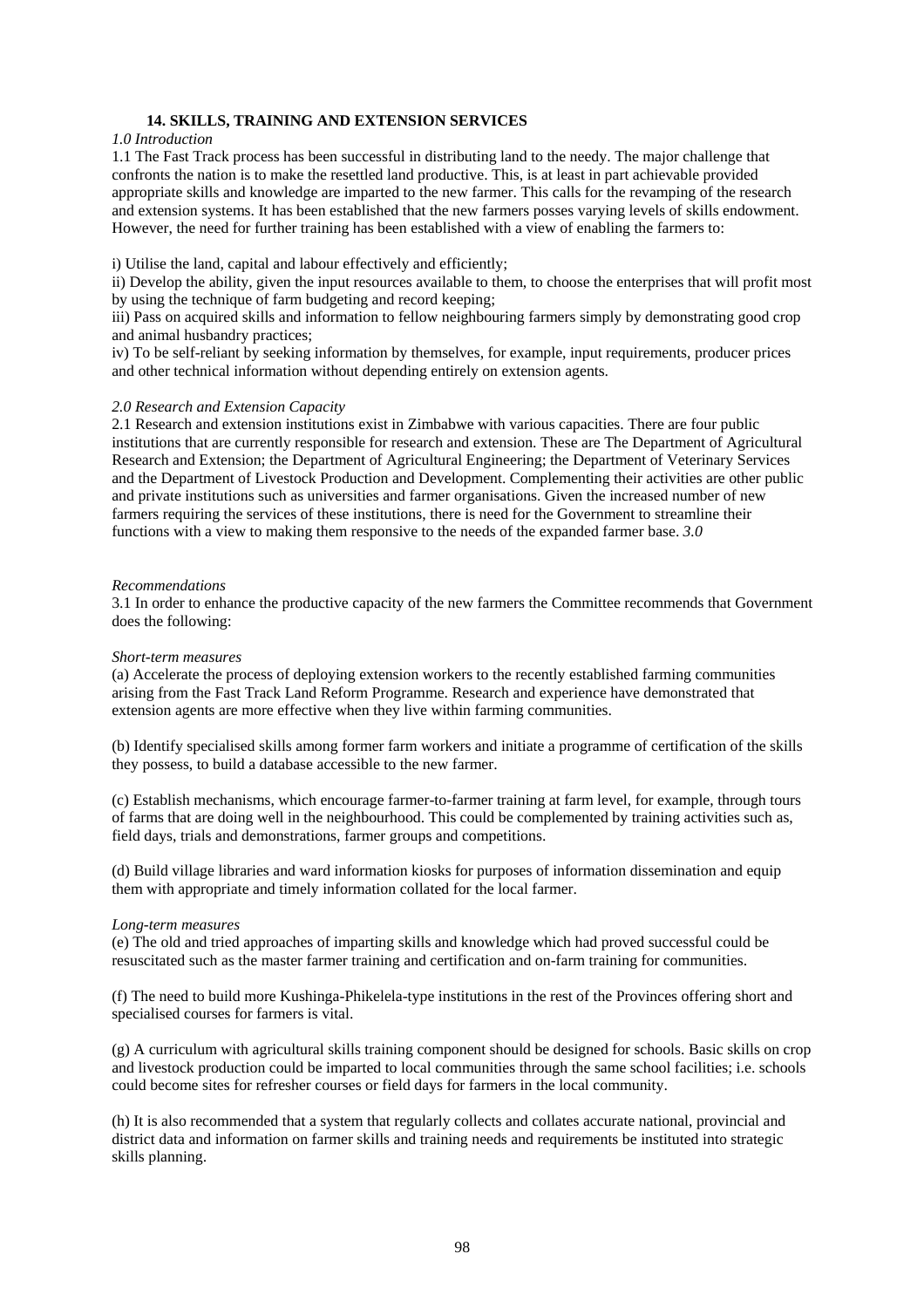## 14. SKILLS, TRAINING AND EXTENSION SERVICES

*1.0 Introduction*

1.1 The Fast Track process has been successful in distributing land to the needy. The major challenge that confronts the nation is to make the resettled land productive. This, is at least in part achievable provided appropriate skills and knowledge are imparted to the new farmer. This calls for the revamping of the research and extension systems. It has been established that the new farmers posses varying levels of skills endowment. However, the need for further training has been established with a view of enabling the farmers to:

i) Utilise the land, capital and labour effectively and efficiently;

ii) Develop the ability, given the input resources available to them, to choose the enterprises that will profit most by using the technique of farm budgeting and record keeping;

iii) Pass on acquired skills and information to fellow neighbouring farmers simply by demonstrating good crop and animal husbandry practices;

iv) To be self-reliant by seeking information by themselves, for example, input requirements, producer prices and other technical information without depending entirely on extension agents.

*2.0 Research and Extension Capacity*

2.1 Research and extension institutions exist in Zimbabwe with various capacities. There are four public institutions that are currently responsible for research and extension. These are The Department of Agricultural Research and Extension; the Department of Agricultural Engineering; the Department of Veterinary Services and the Department of Livestock Production and Development. Complementing their activities are other public and private institutions such as universities and farmer organisations. Given the increased number of new farmers requiring the services of these institutions, there is need for the Government to streamline their functions with a view to making them responsive to the needs of the expanded farmer base. *3.0*

*Recommendations*

3.1 In order to enhance the productive capacity of the new farmers the Committee recommends that Government does the following:

*Short-term measures*

(a) Accelerate the process of deploying extension workers to the recently established farming communities arising from the Fast Track Land Reform Programme. Research and experience have demonstrated that extension agents are more effective when they live within farming communities.

(b) Identify specialised skills among former farm workers and initiate a programme of certification of the skills they possess, to build a database accessible to the new farmer.

(c) Establish mechanisms, which encourage farmer-to-farmer training at farm level, for example, through tours of farms that are doing well in the neighbourhood. This could be complemented by training activities such as, field days, trials and demonstrations, farmer groups and competitions.

(d) Build village libraries and ward information kiosks for purposes of information dissemination and equip them with appropriate and timely information collated for the local farmer.

*Long-term measures*

(e) The old and tried approaches of imparting skills and knowledge which had proved successful could be resuscitated such as the master farmer training and certification and on-farm training for communities.

(f) The need to build more Kushinga-Phikelela-type institutions in the rest of the Provinces offering short and specialised courses for farmers is vital.

(g) A curriculum with agricultural skills training component should be designed for schools. Basic skills on crop and livestock production could be imparted to local communities through the same school facilities; i.e. schools could become sites for refresher courses or field days for farmers in the local community.

(h) It is also recommended that a system that regularly collects and collates accurate national, provincial and district data and information on farmer skills and training needs and requirements be instituted into strategic skills planning.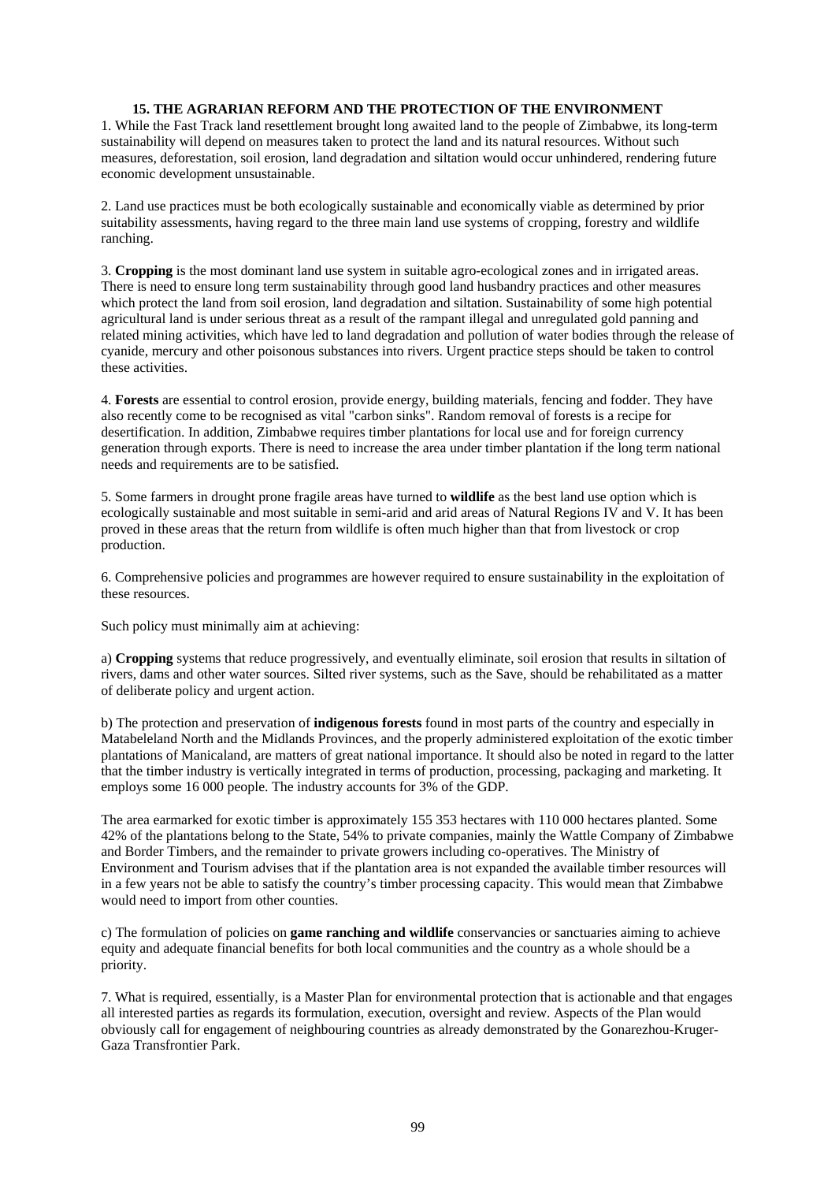## 15. THE AGRARIAN REFORM AND THE PROTECTION OF THE ENVIRONMENT

1. While the Fast Track land resettlement brought long awaited land to the people of Zimbabwe, its long-term sustainability will depend on measures taken to protect the land and its natural resources. Without such measures, deforestation, soil erosion, land degradation and siltation would occur unhindered, rendering future economic development unsustainable.

2. Land use practices must be both ecologically sustainable and economically viable as determined by prior suitability assessments, having regard to the three main land use systems of cropping, forestry and wildlife ranching.

3. **Cropping** is the most dominant land use system in suitable agro-ecological zones and in irrigated areas. There is need to ensure long term sustainability through good land husbandry practices and other measures which protect the land from soil erosion, land degradation and siltation. Sustainability of some high potential agricultural land is under serious threat as a result of the rampant illegal and unregulated gold panning and related mining activities, which have led to land degradation and pollution of water bodies through the release of cyanide, mercury and other poisonous substances into rivers. Urgent practice steps should be taken to control these activities.

4. **Forests** are essential to control erosion, provide energy, building materials, fencing and fodder. They have also recently come to be recognised as vital "carbon sinks". Random removal of forests is a recipe for desertification. In addition, Zimbabwe requires timber plantations for local use and for foreign currency generation through exports. There is need to increase the area under timber plantation if the long term national needs and requirements are to be satisfied.

5. Some farmers in drought prone fragile areas have turned to **wildlife** as the best land use option which is ecologically sustainable and most suitable in semi-arid and arid areas of Natural Regions IV and V. It has been proved in these areas that the return from wildlife is often much higher than that from livestock or crop production.

6. Comprehensive policies and programmes are however required to ensure sustainability in the exploitation of these resources.

Such policy must minimally aim at achieving:

a) **Cropping** systems that reduce progressively, and eventually eliminate, soil erosion that results in siltation of rivers, dams and other water sources. Silted river systems, such as the Save, should be rehabilitated as a matter of deliberate policy and urgent action.

b) The protection and preservation of **indigenous forests** found in most parts of the country and especially in Matabeleland North and the Midlands Provinces, and the properly administered exploitation of the exotic timber plantations of Manicaland, are matters of great national importance. It should also be noted in regard to the latter that the timber industry is vertically integrated in terms of production, processing, packaging and marketing. It employs some 16 000 people. The industry accounts for 3% of the GDP.

The area earmarked for exotic timber is approximately 155 353 hectares with 110 000 hectares planted. Some 42% of the plantations belong to the State, 54% to private companies, mainly the Wattle Company of Zimbabwe and Border Timbers, and the remainder to private growers including co-operatives. The Ministry of Environment and Tourism advises that if the plantation area is not expanded the available timber resources will in a few years not be able to satisfy the country's timber processing capacity. This would mean that Zimbabwe would need to import from other counties.

c) The formulation of policies on **game ranching and wildlife** conservancies or sanctuaries aiming to achieve equity and adequate financial benefits for both local communities and the country as a whole should be a priority.

7. What is required, essentially, is a Master Plan for environmental protection that is actionable and that engages all interested parties as regards its formulation, execution, oversight and review. Aspects of the Plan would obviously call for engagement of neighbouring countries as already demonstrated by the Gonarezhou-Kruger-Gaza Transfrontier Park.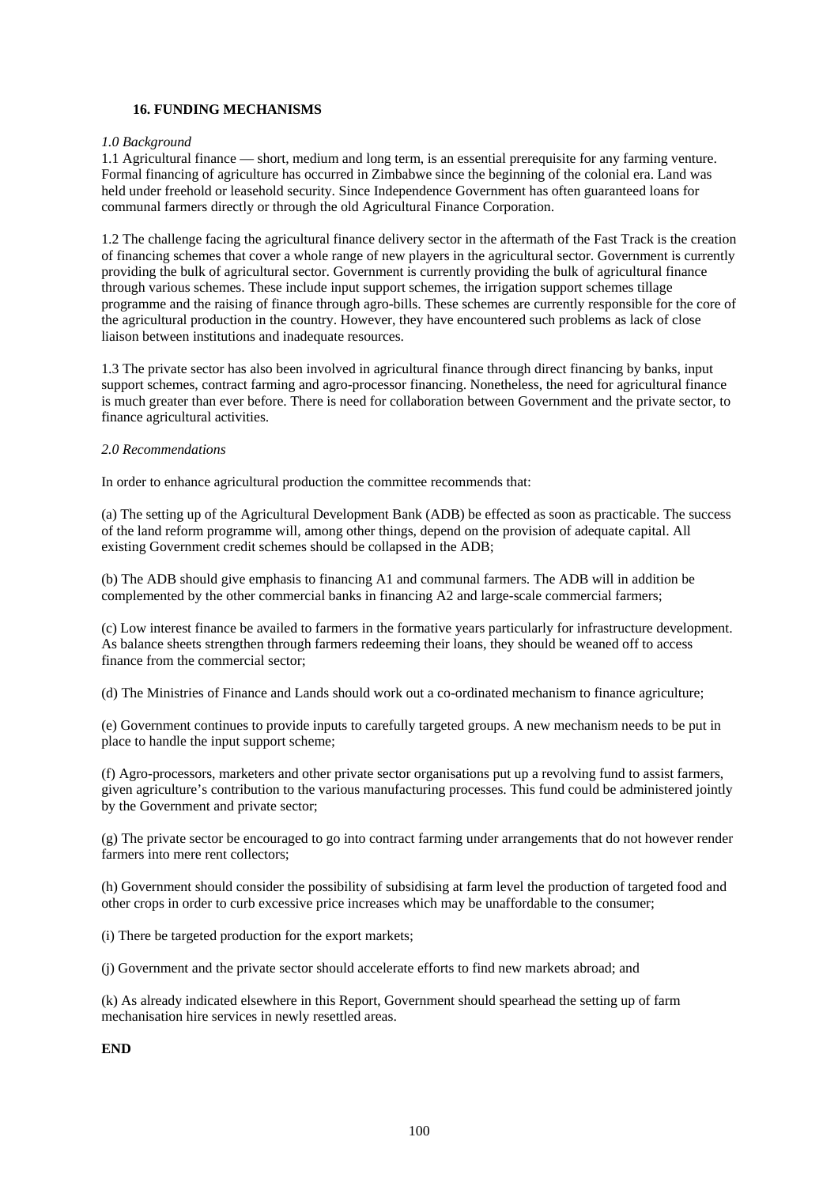## 16. FUNDING MECHANISMS

*1.0 Background*

1.1 Agricultural finance — short, medium and long term, is an essential prerequisite for any farming venture. Formal financing of agriculture has occurred in Zimbabwe since the beginning of the colonial era. Land was held under freehold or leasehold security. Since Independence Government has often guaranteed loans for communal farmers directly or through the old Agricultural Finance Corporation.

1.2 The challenge facing the agricultural finance delivery sector in the aftermath of the Fast Track is the creation of financing schemes that cover a whole range of new players in the agricultural sector. Government is currently providing the bulk of agricultural sector. Government is currently providing the bulk of agricultural finance through various schemes. These include input support schemes, the irrigation support schemes tillage programme and the raising of finance through agro-bills. These schemes are currently responsible for the core of the agricultural production in the country. However, they have encountered such problems as lack of close liaison between institutions and inadequate resources.

1.3 The private sector has also been involved in agricultural finance through direct financing by banks, input support schemes, contract farming and agro-processor financing. Nonetheless, the need for agricultural finance is much greater than ever before. There is need for collaboration between Government and the private sector, to finance agricultural activities.

*2.0 Recommendations*

In order to enhance agricultural production the committee recommends that:

(a) The setting up of the Agricultural Development Bank (ADB) be effected as soon as practicable. The success of the land reform programme will, among other things, depend on the provision of adequate capital. All existing Government credit schemes should be collapsed in the ADB;

(b) The ADB should give emphasis to financing A1 and communal farmers. The ADB will in addition be complemented by the other commercial banks in financing A2 and large-scale commercial farmers;

(c) Low interest finance be availed to farmers in the formative years particularly for infrastructure development. As balance sheets strengthen through farmers redeeming their loans, they should be weaned off to access finance from the commercial sector;

(d) The Ministries of Finance and Lands should work out a co-ordinated mechanism to finance agriculture;

(e) Government continues to provide inputs to carefully targeted groups. A new mechanism needs to be put in place to handle the input support scheme;

(f) Agro-processors, marketers and other private sector organisations put up a revolving fund to assist farmers, given agriculture's contribution to the various manufacturing processes. This fund could be administered jointly by the Government and private sector;

(g) The private sector be encouraged to go into contract farming under arrangements that do not however render farmers into mere rent collectors;

(h) Government should consider the possibility of subsidising at farm level the production of targeted food and other crops in order to curb excessive price increases which may be unaffordable to the consumer;

(i) There be targeted production for the export markets;

(j) Government and the private sector should accelerate efforts to find new markets abroad; and

(k) As already indicated elsewhere in this Report, Government should spearhead the setting up of farm mechanisation hire services in newly resettled areas.

**END**